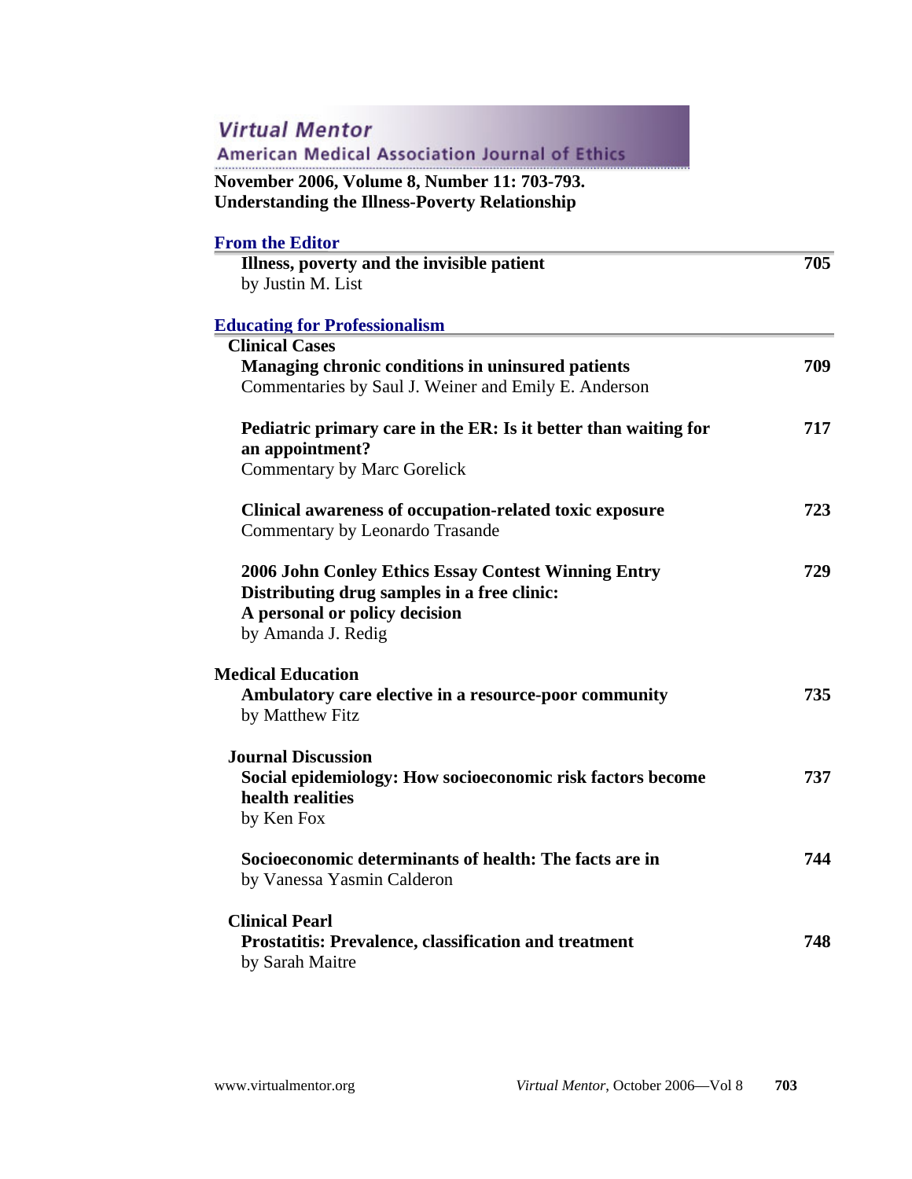# Virtual Mentor

## American Medical Association Journal of Ethics

**November 2006, Volume 8, Number 11: 703-793.**
**Understanding the Illness-Poverty Relationship**

### From the Editor

**Illness, poverty and the invisible patient** — 705
by Justin M. List

### Educating for Professionalism

#### Clinical Cases

**Managing chronic conditions in uninsured patients** — 709
Commentaries by Saul J. Weiner and Emily E. Anderson

**Pediatric primary care in the ER: Is it better than waiting for an appointment?** — 717
Commentary by Marc Gorelick

**Clinical awareness of occupation-related toxic exposure** — 723
Commentary by Leonardo Trasande

**2006 John Conley Ethics Essay Contest Winning Entry**
**Distributing drug samples in a free clinic: A personal or policy decision** — 729
by Amanda J. Redig

#### Medical Education

**Ambulatory care elective in a resource-poor community** — 735
by Matthew Fitz

#### Journal Discussion

**Social epidemiology: How socioeconomic risk factors become health realities** — 737
by Ken Fox

**Socioeconomic determinants of health: The facts are in** — 744
by Vanessa Yasmin Calderon

#### Clinical Pearl

**Prostatitis: Prevalence, classification and treatment** — 748
by Sarah Maitre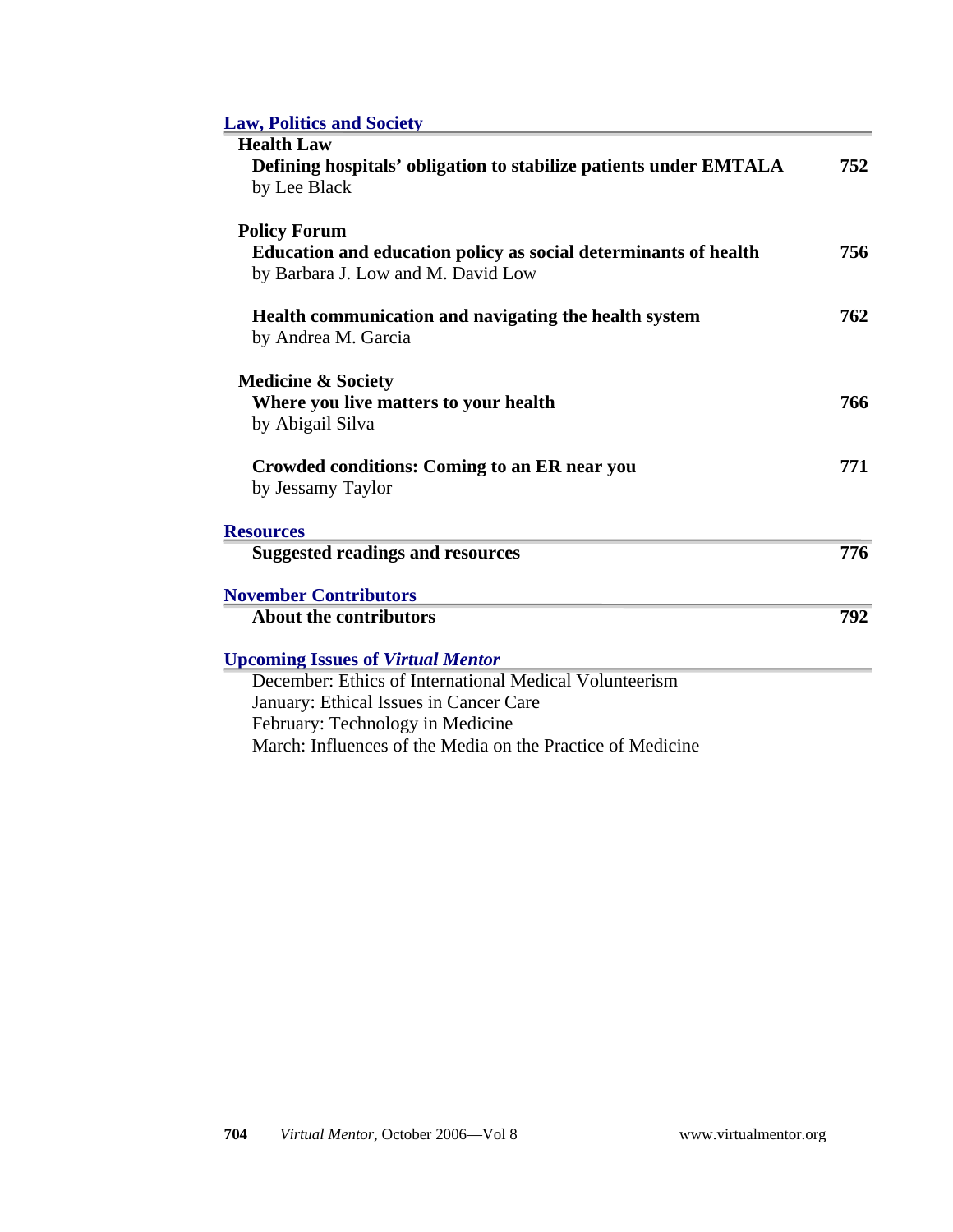## Law, Politics and Society

### Health Law

**Defining hospitals' obligation to stabilize patients under EMTALA** — **752**
by Lee Black

### Policy Forum

**Education and education policy as social determinants of health** — **756**
by Barbara J. Low and M. David Low

**Health communication and navigating the health system** — **762**
by Andrea M. Garcia

### Medicine & Society

**Where you live matters to your health** — **766**
by Abigail Silva

**Crowded conditions: Coming to an ER near you** — **771**
by Jessamy Taylor

## Resources

**Suggested readings and resources** — **776**

## November Contributors

**About the contributors** — **792**

## Upcoming Issues of *Virtual Mentor*

December: Ethics of International Medical Volunteerism
January: Ethical Issues in Cancer Care
February: Technology in Medicine
March: Influences of the Media on the Practice of Medicine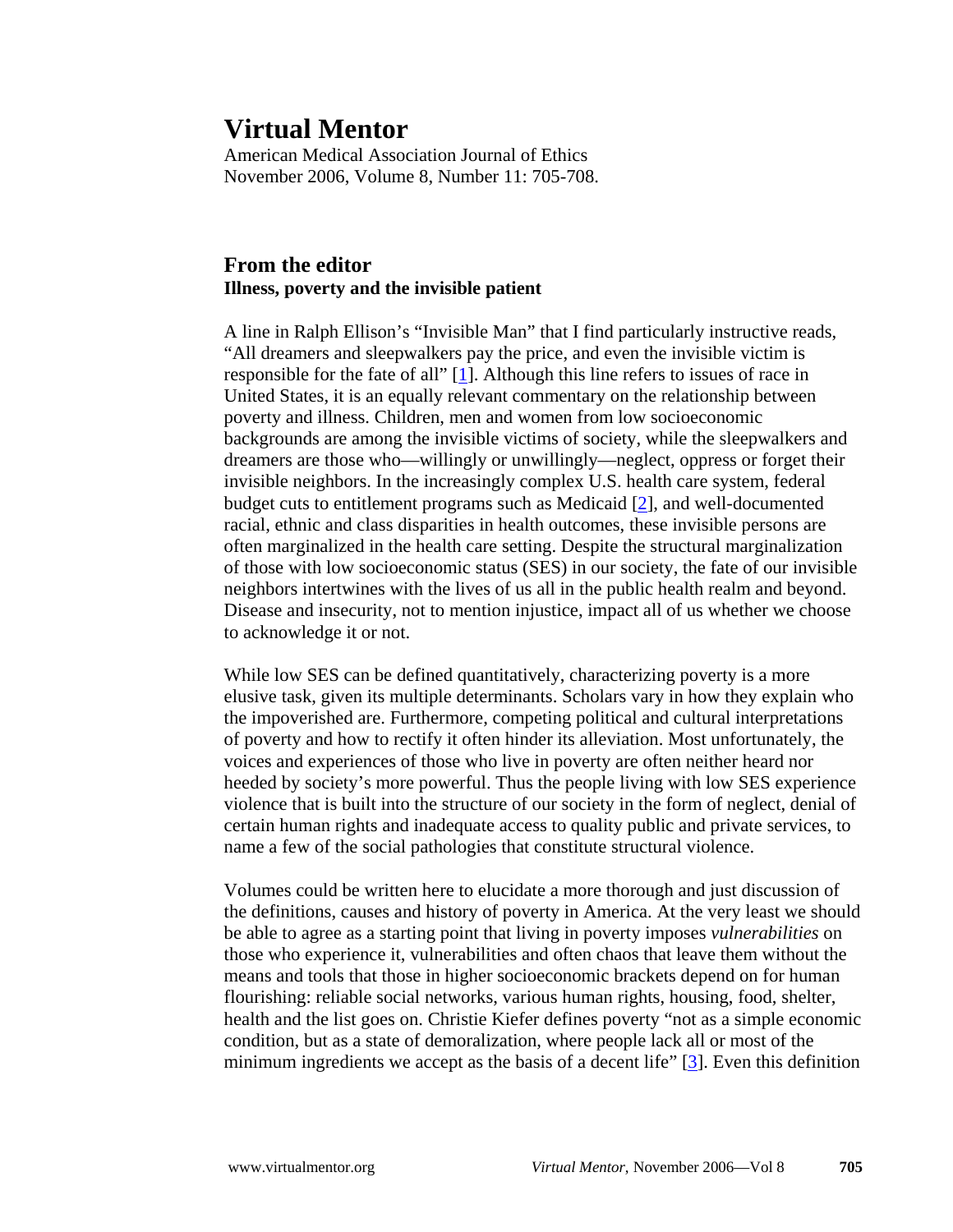# Virtual Mentor

American Medical Association Journal of Ethics
November 2006, Volume 8, Number 11: 705-708.

## From the editor

### Illness, poverty and the invisible patient

A line in Ralph Ellison's "Invisible Man" that I find particularly instructive reads, "All dreamers and sleepwalkers pay the price, and even the invisible victim is responsible for the fate of all" [1]. Although this line refers to issues of race in United States, it is an equally relevant commentary on the relationship between poverty and illness. Children, men and women from low socioeconomic backgrounds are among the invisible victims of society, while the sleepwalkers and dreamers are those who—willingly or unwillingly—neglect, oppress or forget their invisible neighbors. In the increasingly complex U.S. health care system, federal budget cuts to entitlement programs such as Medicaid [2], and well-documented racial, ethnic and class disparities in health outcomes, these invisible persons are often marginalized in the health care setting. Despite the structural marginalization of those with low socioeconomic status (SES) in our society, the fate of our invisible neighbors intertwines with the lives of us all in the public health realm and beyond. Disease and insecurity, not to mention injustice, impact all of us whether we choose to acknowledge it or not.

While low SES can be defined quantitatively, characterizing poverty is a more elusive task, given its multiple determinants. Scholars vary in how they explain who the impoverished are. Furthermore, competing political and cultural interpretations of poverty and how to rectify it often hinder its alleviation. Most unfortunately, the voices and experiences of those who live in poverty are often neither heard nor heeded by society's more powerful. Thus the people living with low SES experience violence that is built into the structure of our society in the form of neglect, denial of certain human rights and inadequate access to quality public and private services, to name a few of the social pathologies that constitute structural violence.

Volumes could be written here to elucidate a more thorough and just discussion of the definitions, causes and history of poverty in America. At the very least we should be able to agree as a starting point that living in poverty imposes *vulnerabilities* on those who experience it, vulnerabilities and often chaos that leave them without the means and tools that those in higher socioeconomic brackets depend on for human flourishing: reliable social networks, various human rights, housing, food, shelter, health and the list goes on. Christie Kiefer defines poverty "not as a simple economic condition, but as a state of demoralization, where people lack all or most of the minimum ingredients we accept as the basis of a decent life" [3]. Even this definition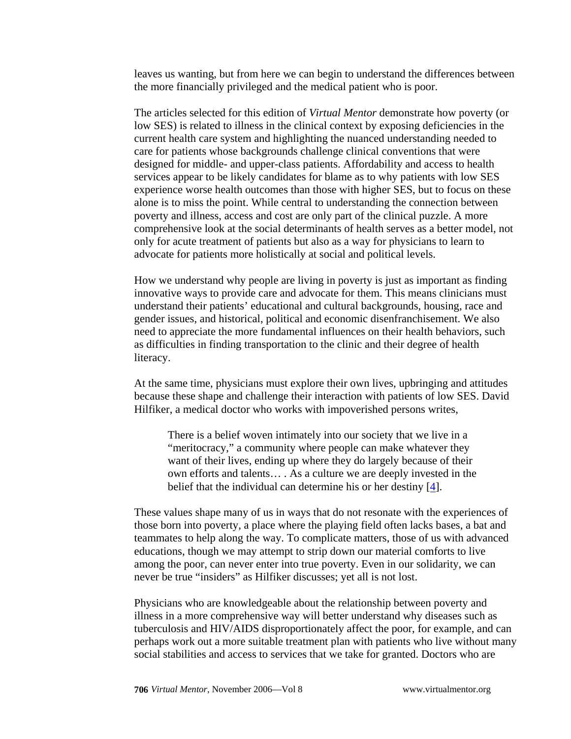leaves us wanting, but from here we can begin to understand the differences between the more financially privileged and the medical patient who is poor.

The articles selected for this edition of *Virtual Mentor* demonstrate how poverty (or low SES) is related to illness in the clinical context by exposing deficiencies in the current health care system and highlighting the nuanced understanding needed to care for patients whose backgrounds challenge clinical conventions that were designed for middle- and upper-class patients. Affordability and access to health services appear to be likely candidates for blame as to why patients with low SES experience worse health outcomes than those with higher SES, but to focus on these alone is to miss the point. While central to understanding the connection between poverty and illness, access and cost are only part of the clinical puzzle. A more comprehensive look at the social determinants of health serves as a better model, not only for acute treatment of patients but also as a way for physicians to learn to advocate for patients more holistically at social and political levels.

How we understand why people are living in poverty is just as important as finding innovative ways to provide care and advocate for them. This means clinicians must understand their patients' educational and cultural backgrounds, housing, race and gender issues, and historical, political and economic disenfranchisement. We also need to appreciate the more fundamental influences on their health behaviors, such as difficulties in finding transportation to the clinic and their degree of health literacy.

At the same time, physicians must explore their own lives, upbringing and attitudes because these shape and challenge their interaction with patients of low SES. David Hilfiker, a medical doctor who works with impoverished persons writes,

> There is a belief woven intimately into our society that we live in a "meritocracy," a community where people can make whatever they want of their lives, ending up where they do largely because of their own efforts and talents… . As a culture we are deeply invested in the belief that the individual can determine his or her destiny [4].

These values shape many of us in ways that do not resonate with the experiences of those born into poverty, a place where the playing field often lacks bases, a bat and teammates to help along the way. To complicate matters, those of us with advanced educations, though we may attempt to strip down our material comforts to live among the poor, can never enter into true poverty. Even in our solidarity, we can never be true "insiders" as Hilfiker discusses; yet all is not lost.

Physicians who are knowledgeable about the relationship between poverty and illness in a more comprehensive way will better understand why diseases such as tuberculosis and HIV/AIDS disproportionately affect the poor, for example, and can perhaps work out a more suitable treatment plan with patients who live without many social stabilities and access to services that we take for granted. Doctors who are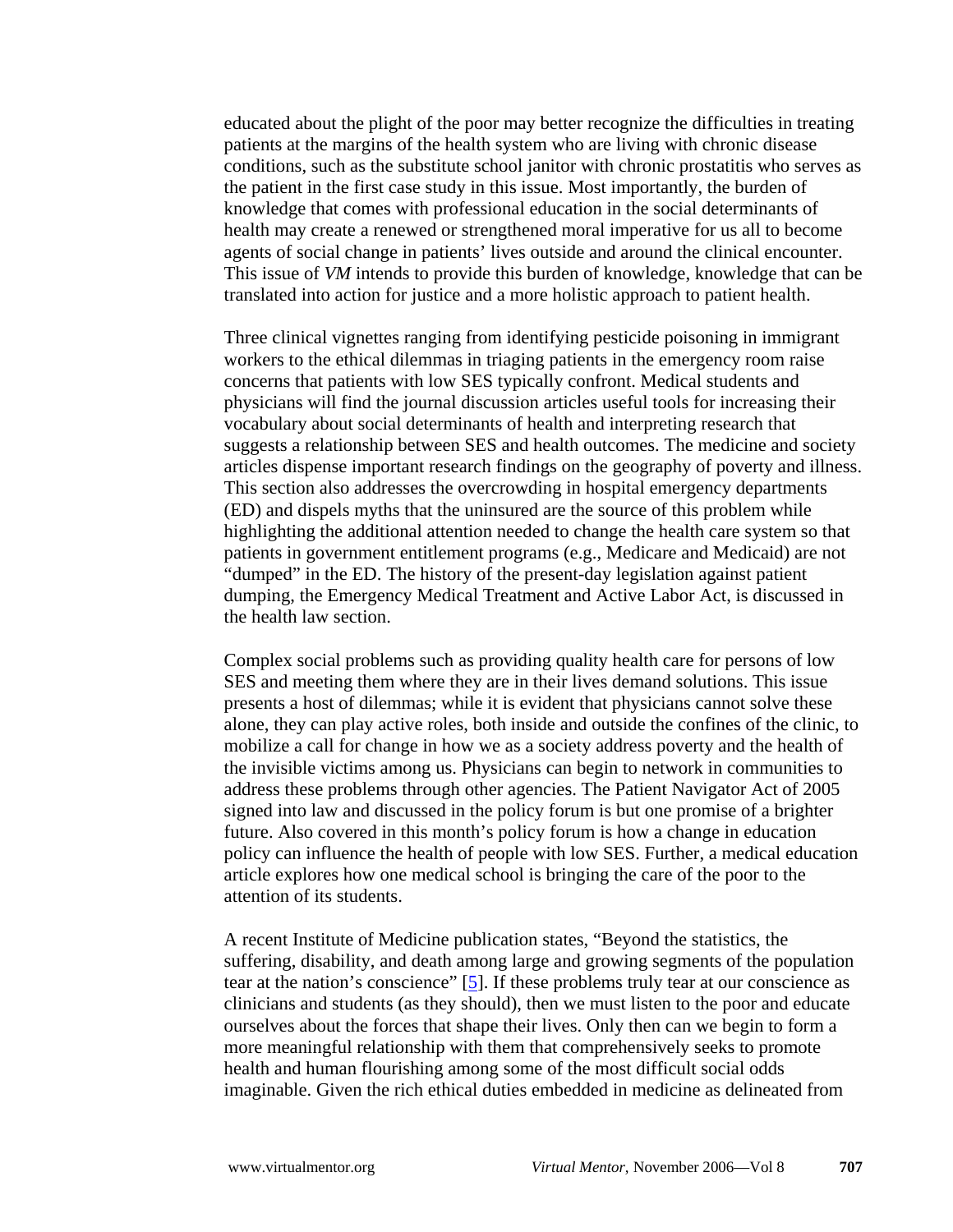educated about the plight of the poor may better recognize the difficulties in treating patients at the margins of the health system who are living with chronic disease conditions, such as the substitute school janitor with chronic prostatitis who serves as the patient in the first case study in this issue. Most importantly, the burden of knowledge that comes with professional education in the social determinants of health may create a renewed or strengthened moral imperative for us all to become agents of social change in patients' lives outside and around the clinical encounter. This issue of *VM* intends to provide this burden of knowledge, knowledge that can be translated into action for justice and a more holistic approach to patient health.

Three clinical vignettes ranging from identifying pesticide poisoning in immigrant workers to the ethical dilemmas in triaging patients in the emergency room raise concerns that patients with low SES typically confront. Medical students and physicians will find the journal discussion articles useful tools for increasing their vocabulary about social determinants of health and interpreting research that suggests a relationship between SES and health outcomes. The medicine and society articles dispense important research findings on the geography of poverty and illness. This section also addresses the overcrowding in hospital emergency departments (ED) and dispels myths that the uninsured are the source of this problem while highlighting the additional attention needed to change the health care system so that patients in government entitlement programs (e.g., Medicare and Medicaid) are not "dumped" in the ED. The history of the present-day legislation against patient dumping, the Emergency Medical Treatment and Active Labor Act, is discussed in the health law section.

Complex social problems such as providing quality health care for persons of low SES and meeting them where they are in their lives demand solutions. This issue presents a host of dilemmas; while it is evident that physicians cannot solve these alone, they can play active roles, both inside and outside the confines of the clinic, to mobilize a call for change in how we as a society address poverty and the health of the invisible victims among us. Physicians can begin to network in communities to address these problems through other agencies. The Patient Navigator Act of 2005 signed into law and discussed in the policy forum is but one promise of a brighter future. Also covered in this month's policy forum is how a change in education policy can influence the health of people with low SES. Further, a medical education article explores how one medical school is bringing the care of the poor to the attention of its students.

A recent Institute of Medicine publication states, "Beyond the statistics, the suffering, disability, and death among large and growing segments of the population tear at the nation's conscience" [5]. If these problems truly tear at our conscience as clinicians and students (as they should), then we must listen to the poor and educate ourselves about the forces that shape their lives. Only then can we begin to form a more meaningful relationship with them that comprehensively seeks to promote health and human flourishing among some of the most difficult social odds imaginable. Given the rich ethical duties embedded in medicine as delineated from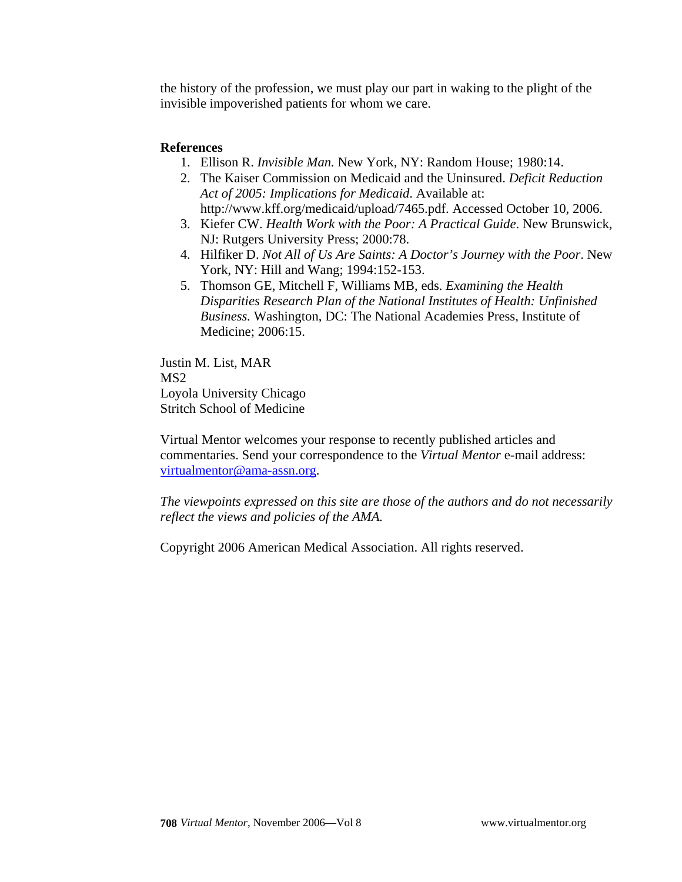the history of the profession, we must play our part in waking to the plight of the invisible impoverished patients for whom we care.

**References**

1. Ellison R. *Invisible Man.* New York, NY: Random House; 1980:14.
2. The Kaiser Commission on Medicaid and the Uninsured. *Deficit Reduction Act of 2005: Implications for Medicaid*. Available at: http://www.kff.org/medicaid/upload/7465.pdf. Accessed October 10, 2006.
3. Kiefer CW. *Health Work with the Poor: A Practical Guide*. New Brunswick, NJ: Rutgers University Press; 2000:78.
4. Hilfiker D. *Not All of Us Are Saints: A Doctor's Journey with the Poor*. New York, NY: Hill and Wang; 1994:152-153.
5. Thomson GE, Mitchell F, Williams MB, eds. *Examining the Health Disparities Research Plan of the National Institutes of Health: Unfinished Business.* Washington, DC: The National Academies Press, Institute of Medicine; 2006:15.

Justin M. List, MAR
MS2
Loyola University Chicago
Stritch School of Medicine

Virtual Mentor welcomes your response to recently published articles and commentaries. Send your correspondence to the *Virtual Mentor* e-mail address: virtualmentor@ama-assn.org.

*The viewpoints expressed on this site are those of the authors and do not necessarily reflect the views and policies of the AMA.*

Copyright 2006 American Medical Association. All rights reserved.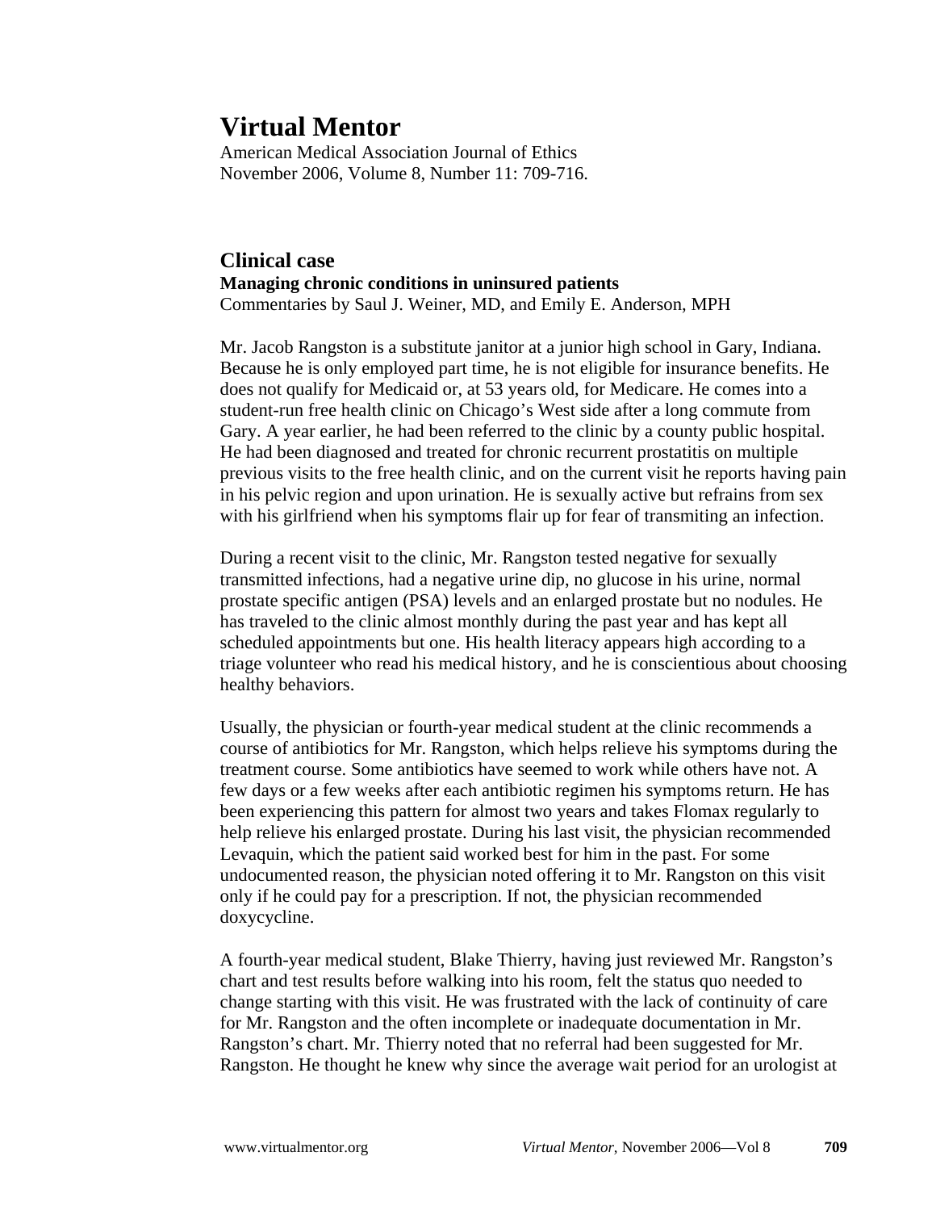# Virtual Mentor

American Medical Association Journal of Ethics
November 2006, Volume 8, Number 11: 709-716.

## Clinical case

**Managing chronic conditions in uninsured patients**
Commentaries by Saul J. Weiner, MD, and Emily E. Anderson, MPH

Mr. Jacob Rangston is a substitute janitor at a junior high school in Gary, Indiana. Because he is only employed part time, he is not eligible for insurance benefits. He does not qualify for Medicaid or, at 53 years old, for Medicare. He comes into a student-run free health clinic on Chicago's West side after a long commute from Gary. A year earlier, he had been referred to the clinic by a county public hospital. He had been diagnosed and treated for chronic recurrent prostatitis on multiple previous visits to the free health clinic, and on the current visit he reports having pain in his pelvic region and upon urination. He is sexually active but refrains from sex with his girlfriend when his symptoms flair up for fear of transmiting an infection.

During a recent visit to the clinic, Mr. Rangston tested negative for sexually transmitted infections, had a negative urine dip, no glucose in his urine, normal prostate specific antigen (PSA) levels and an enlarged prostate but no nodules. He has traveled to the clinic almost monthly during the past year and has kept all scheduled appointments but one. His health literacy appears high according to a triage volunteer who read his medical history, and he is conscientious about choosing healthy behaviors.

Usually, the physician or fourth-year medical student at the clinic recommends a course of antibiotics for Mr. Rangston, which helps relieve his symptoms during the treatment course. Some antibiotics have seemed to work while others have not. A few days or a few weeks after each antibiotic regimen his symptoms return. He has been experiencing this pattern for almost two years and takes Flomax regularly to help relieve his enlarged prostate. During his last visit, the physician recommended Levaquin, which the patient said worked best for him in the past. For some undocumented reason, the physician noted offering it to Mr. Rangston on this visit only if he could pay for a prescription. If not, the physician recommended doxycycline.

A fourth-year medical student, Blake Thierry, having just reviewed Mr. Rangston's chart and test results before walking into his room, felt the status quo needed to change starting with this visit. He was frustrated with the lack of continuity of care for Mr. Rangston and the often incomplete or inadequate documentation in Mr. Rangston's chart. Mr. Thierry noted that no referral had been suggested for Mr. Rangston. He thought he knew why since the average wait period for an urologist at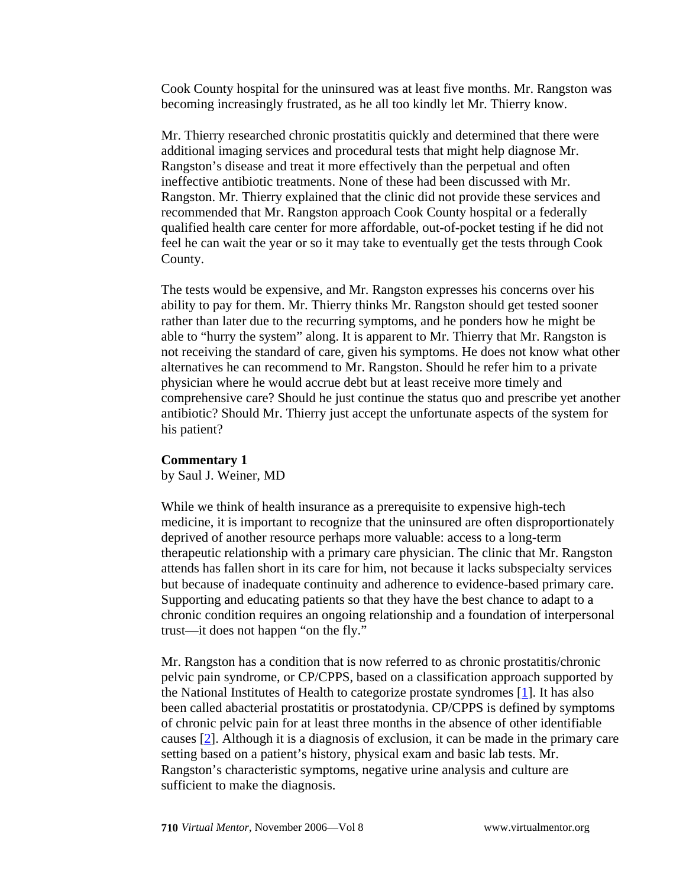Cook County hospital for the uninsured was at least five months. Mr. Rangston was becoming increasingly frustrated, as he all too kindly let Mr. Thierry know.

Mr. Thierry researched chronic prostatitis quickly and determined that there were additional imaging services and procedural tests that might help diagnose Mr. Rangston's disease and treat it more effectively than the perpetual and often ineffective antibiotic treatments. None of these had been discussed with Mr. Rangston. Mr. Thierry explained that the clinic did not provide these services and recommended that Mr. Rangston approach Cook County hospital or a federally qualified health care center for more affordable, out-of-pocket testing if he did not feel he can wait the year or so it may take to eventually get the tests through Cook County.

The tests would be expensive, and Mr. Rangston expresses his concerns over his ability to pay for them. Mr. Thierry thinks Mr. Rangston should get tested sooner rather than later due to the recurring symptoms, and he ponders how he might be able to "hurry the system" along. It is apparent to Mr. Thierry that Mr. Rangston is not receiving the standard of care, given his symptoms. He does not know what other alternatives he can recommend to Mr. Rangston. Should he refer him to a private physician where he would accrue debt but at least receive more timely and comprehensive care? Should he just continue the status quo and prescribe yet another antibiotic? Should Mr. Thierry just accept the unfortunate aspects of the system for his patient?

**Commentary 1**
by Saul J. Weiner, MD

While we think of health insurance as a prerequisite to expensive high-tech medicine, it is important to recognize that the uninsured are often disproportionately deprived of another resource perhaps more valuable: access to a long-term therapeutic relationship with a primary care physician. The clinic that Mr. Rangston attends has fallen short in its care for him, not because it lacks subspecialty services but because of inadequate continuity and adherence to evidence-based primary care. Supporting and educating patients so that they have the best chance to adapt to a chronic condition requires an ongoing relationship and a foundation of interpersonal trust—it does not happen "on the fly."

Mr. Rangston has a condition that is now referred to as chronic prostatitis/chronic pelvic pain syndrome, or CP/CPPS, based on a classification approach supported by the National Institutes of Health to categorize prostate syndromes [1]. It has also been called abacterial prostatitis or prostatodynia. CP/CPPS is defined by symptoms of chronic pelvic pain for at least three months in the absence of other identifiable causes [2]. Although it is a diagnosis of exclusion, it can be made in the primary care setting based on a patient's history, physical exam and basic lab tests. Mr. Rangston's characteristic symptoms, negative urine analysis and culture are sufficient to make the diagnosis.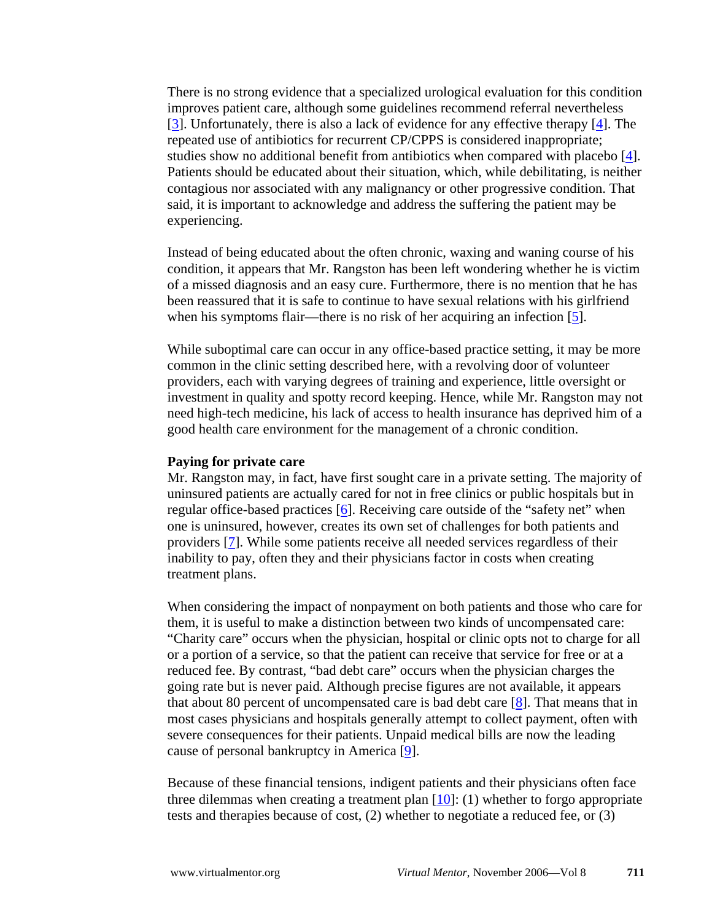There is no strong evidence that a specialized urological evaluation for this condition improves patient care, although some guidelines recommend referral nevertheless [3]. Unfortunately, there is also a lack of evidence for any effective therapy [4]. The repeated use of antibiotics for recurrent CP/CPPS is considered inappropriate; studies show no additional benefit from antibiotics when compared with placebo [4]. Patients should be educated about their situation, which, while debilitating, is neither contagious nor associated with any malignancy or other progressive condition. That said, it is important to acknowledge and address the suffering the patient may be experiencing.

Instead of being educated about the often chronic, waxing and waning course of his condition, it appears that Mr. Rangston has been left wondering whether he is victim of a missed diagnosis and an easy cure. Furthermore, there is no mention that he has been reassured that it is safe to continue to have sexual relations with his girlfriend when his symptoms flair—there is no risk of her acquiring an infection [5].

While suboptimal care can occur in any office-based practice setting, it may be more common in the clinic setting described here, with a revolving door of volunteer providers, each with varying degrees of training and experience, little oversight or investment in quality and spotty record keeping. Hence, while Mr. Rangston may not need high-tech medicine, his lack of access to health insurance has deprived him of a good health care environment for the management of a chronic condition.

**Paying for private care**

Mr. Rangston may, in fact, have first sought care in a private setting. The majority of uninsured patients are actually cared for not in free clinics or public hospitals but in regular office-based practices [6]. Receiving care outside of the "safety net" when one is uninsured, however, creates its own set of challenges for both patients and providers [7]. While some patients receive all needed services regardless of their inability to pay, often they and their physicians factor in costs when creating treatment plans.

When considering the impact of nonpayment on both patients and those who care for them, it is useful to make a distinction between two kinds of uncompensated care: "Charity care" occurs when the physician, hospital or clinic opts not to charge for all or a portion of a service, so that the patient can receive that service for free or at a reduced fee. By contrast, "bad debt care" occurs when the physician charges the going rate but is never paid. Although precise figures are not available, it appears that about 80 percent of uncompensated care is bad debt care [8]. That means that in most cases physicians and hospitals generally attempt to collect payment, often with severe consequences for their patients. Unpaid medical bills are now the leading cause of personal bankruptcy in America [9].

Because of these financial tensions, indigent patients and their physicians often face three dilemmas when creating a treatment plan [10]: (1) whether to forgo appropriate tests and therapies because of cost, (2) whether to negotiate a reduced fee, or (3)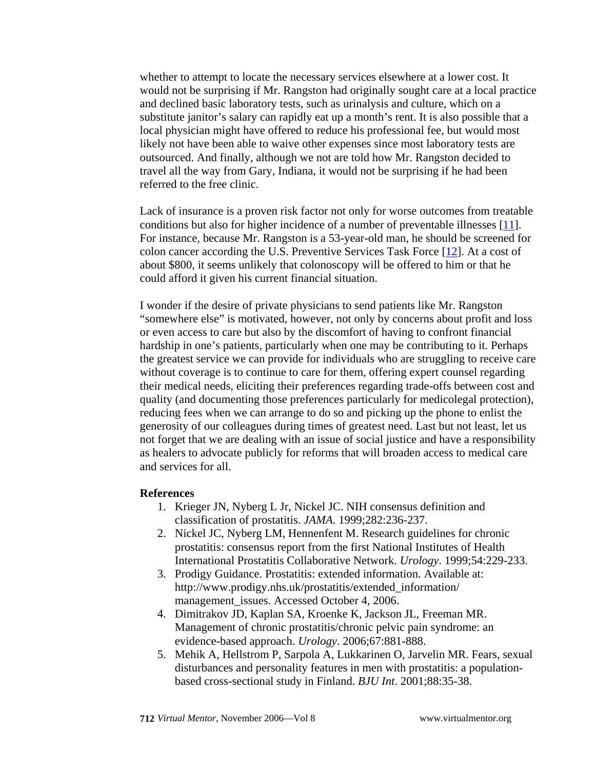whether to attempt to locate the necessary services elsewhere at a lower cost. It would not be surprising if Mr. Rangston had originally sought care at a local practice and declined basic laboratory tests, such as urinalysis and culture, which on a substitute janitor's salary can rapidly eat up a month's rent. It is also possible that a local physician might have offered to reduce his professional fee, but would most likely not have been able to waive other expenses since most laboratory tests are outsourced. And finally, although we not are told how Mr. Rangston decided to travel all the way from Gary, Indiana, it would not be surprising if he had been referred to the free clinic.

Lack of insurance is a proven risk factor not only for worse outcomes from treatable conditions but also for higher incidence of a number of preventable illnesses [11]. For instance, because Mr. Rangston is a 53-year-old man, he should be screened for colon cancer according the U.S. Preventive Services Task Force [12]. At a cost of about $800, it seems unlikely that colonoscopy will be offered to him or that he could afford it given his current financial situation.

I wonder if the desire of private physicians to send patients like Mr. Rangston "somewhere else" is motivated, however, not only by concerns about profit and loss or even access to care but also by the discomfort of having to confront financial hardship in one's patients, particularly when one may be contributing to it. Perhaps the greatest service we can provide for individuals who are struggling to receive care without coverage is to continue to care for them, offering expert counsel regarding their medical needs, eliciting their preferences regarding trade-offs between cost and quality (and documenting those preferences particularly for medicolegal protection), reducing fees when we can arrange to do so and picking up the phone to enlist the generosity of our colleagues during times of greatest need. Last but not least, let us not forget that we are dealing with an issue of social justice and have a responsibility as healers to advocate publicly for reforms that will broaden access to medical care and services for all.

**References**

1. Krieger JN, Nyberg L Jr, Nickel JC. NIH consensus definition and classification of prostatitis. *JAMA*. 1999;282:236-237.
2. Nickel JC, Nyberg LM, Hennenfent M. Research guidelines for chronic prostatitis: consensus report from the first National Institutes of Health International Prostatitis Collaborative Network. *Urology*. 1999;54:229-233.
3. Prodigy Guidance. Prostatitis: extended information. Available at: http://www.prodigy.nhs.uk/prostatitis/extended_information/management_issues. Accessed October 4, 2006.
4. Dimitrakov JD, Kaplan SA, Kroenke K, Jackson JL, Freeman MR. Management of chronic prostatitis/chronic pelvic pain syndrome: an evidence-based approach. *Urology*. 2006;67:881-888.
5. Mehik A, Hellstrom P, Sarpola A, Lukkarinen O, Jarvelin MR. Fears, sexual disturbances and personality features in men with prostatitis: a population-based cross-sectional study in Finland. *BJU Int*. 2001;88:35-38.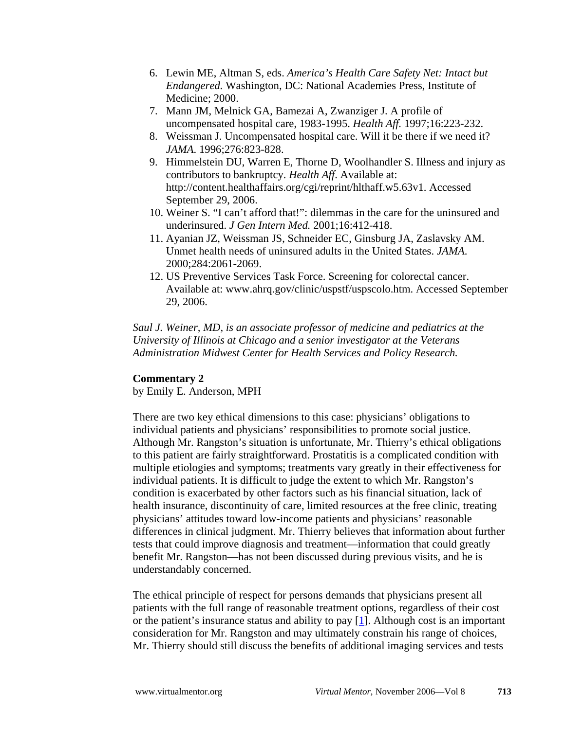6. Lewin ME, Altman S, eds. *America's Health Care Safety Net: Intact but Endangered.* Washington, DC: National Academies Press, Institute of Medicine; 2000.
7. Mann JM, Melnick GA, Bamezai A, Zwanziger J. A profile of uncompensated hospital care, 1983-1995. *Health Aff.* 1997;16:223-232.
8. Weissman J. Uncompensated hospital care. Will it be there if we need it? *JAMA.* 1996;276:823-828.
9. Himmelstein DU, Warren E, Thorne D, Woolhandler S. Illness and injury as contributors to bankruptcy. *Health Aff.* Available at: http://content.healthaffairs.org/cgi/reprint/hlthaff.w5.63v1. Accessed September 29, 2006.
10. Weiner S. "I can't afford that!": dilemmas in the care for the uninsured and underinsured. *J Gen Intern Med.* 2001;16:412-418.
11. Ayanian JZ, Weissman JS, Schneider EC, Ginsburg JA, Zaslavsky AM. Unmet health needs of uninsured adults in the United States. *JAMA.* 2000;284:2061-2069.
12. US Preventive Services Task Force. Screening for colorectal cancer. Available at: www.ahrq.gov/clinic/uspstf/uspscolo.htm. Accessed September 29, 2006.

*Saul J. Weiner, MD, is an associate professor of medicine and pediatrics at the University of Illinois at Chicago and a senior investigator at the Veterans Administration Midwest Center for Health Services and Policy Research.*

**Commentary 2**
by Emily E. Anderson, MPH

There are two key ethical dimensions to this case: physicians' obligations to individual patients and physicians' responsibilities to promote social justice. Although Mr. Rangston's situation is unfortunate, Mr. Thierry's ethical obligations to this patient are fairly straightforward. Prostatitis is a complicated condition with multiple etiologies and symptoms; treatments vary greatly in their effectiveness for individual patients. It is difficult to judge the extent to which Mr. Rangston's condition is exacerbated by other factors such as his financial situation, lack of health insurance, discontinuity of care, limited resources at the free clinic, treating physicians' attitudes toward low-income patients and physicians' reasonable differences in clinical judgment. Mr. Thierry believes that information about further tests that could improve diagnosis and treatment—information that could greatly benefit Mr. Rangston—has not been discussed during previous visits, and he is understandably concerned.

The ethical principle of respect for persons demands that physicians present all patients with the full range of reasonable treatment options, regardless of their cost or the patient's insurance status and ability to pay [1]. Although cost is an important consideration for Mr. Rangston and may ultimately constrain his range of choices, Mr. Thierry should still discuss the benefits of additional imaging services and tests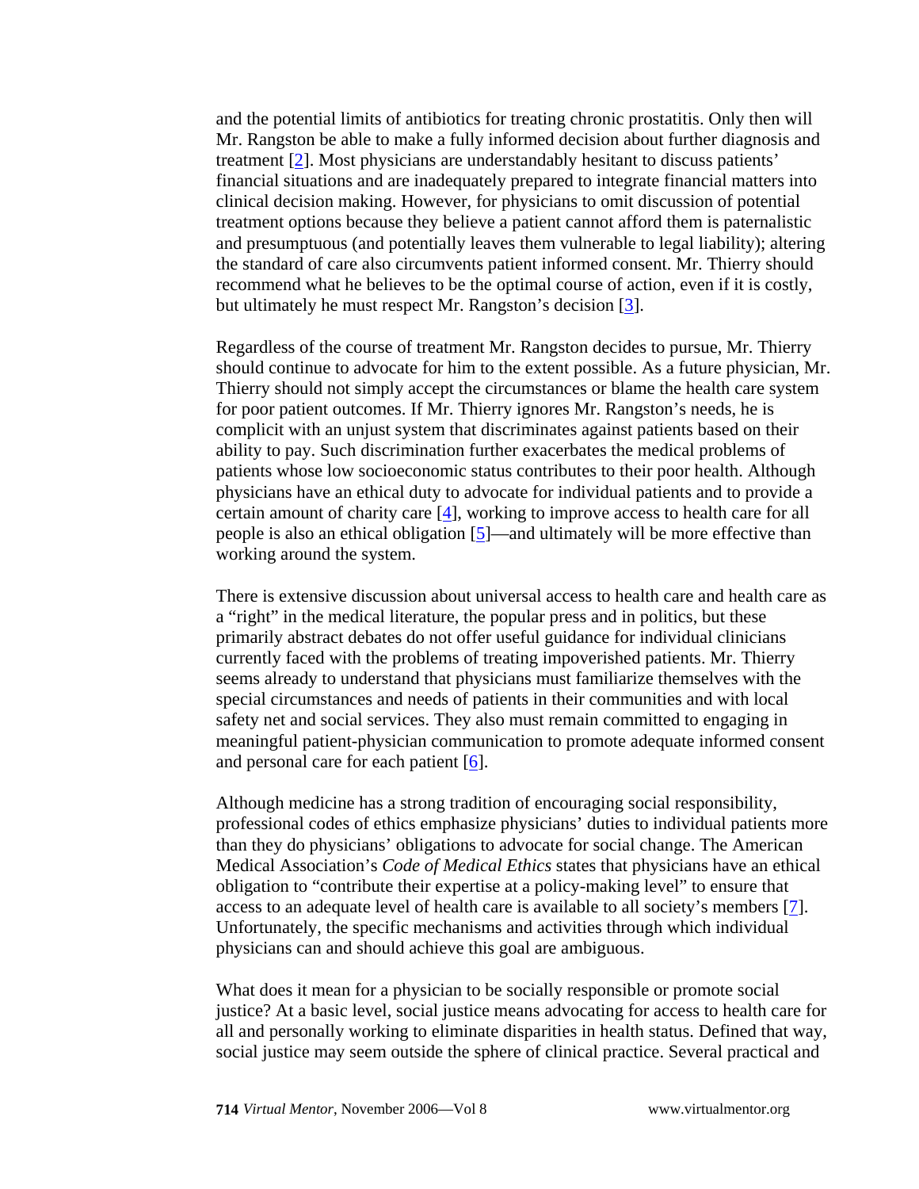and the potential limits of antibiotics for treating chronic prostatitis. Only then will Mr. Rangston be able to make a fully informed decision about further diagnosis and treatment [2]. Most physicians are understandably hesitant to discuss patients' financial situations and are inadequately prepared to integrate financial matters into clinical decision making. However, for physicians to omit discussion of potential treatment options because they believe a patient cannot afford them is paternalistic and presumptuous (and potentially leaves them vulnerable to legal liability); altering the standard of care also circumvents patient informed consent. Mr. Thierry should recommend what he believes to be the optimal course of action, even if it is costly, but ultimately he must respect Mr. Rangston's decision [3].

Regardless of the course of treatment Mr. Rangston decides to pursue, Mr. Thierry should continue to advocate for him to the extent possible. As a future physician, Mr. Thierry should not simply accept the circumstances or blame the health care system for poor patient outcomes. If Mr. Thierry ignores Mr. Rangston's needs, he is complicit with an unjust system that discriminates against patients based on their ability to pay. Such discrimination further exacerbates the medical problems of patients whose low socioeconomic status contributes to their poor health. Although physicians have an ethical duty to advocate for individual patients and to provide a certain amount of charity care [4], working to improve access to health care for all people is also an ethical obligation [5]—and ultimately will be more effective than working around the system.

There is extensive discussion about universal access to health care and health care as a "right" in the medical literature, the popular press and in politics, but these primarily abstract debates do not offer useful guidance for individual clinicians currently faced with the problems of treating impoverished patients. Mr. Thierry seems already to understand that physicians must familiarize themselves with the special circumstances and needs of patients in their communities and with local safety net and social services. They also must remain committed to engaging in meaningful patient-physician communication to promote adequate informed consent and personal care for each patient [6].

Although medicine has a strong tradition of encouraging social responsibility, professional codes of ethics emphasize physicians' duties to individual patients more than they do physicians' obligations to advocate for social change. The American Medical Association's *Code of Medical Ethics* states that physicians have an ethical obligation to "contribute their expertise at a policy-making level" to ensure that access to an adequate level of health care is available to all society's members [7]. Unfortunately, the specific mechanisms and activities through which individual physicians can and should achieve this goal are ambiguous.

What does it mean for a physician to be socially responsible or promote social justice? At a basic level, social justice means advocating for access to health care for all and personally working to eliminate disparities in health status. Defined that way, social justice may seem outside the sphere of clinical practice. Several practical and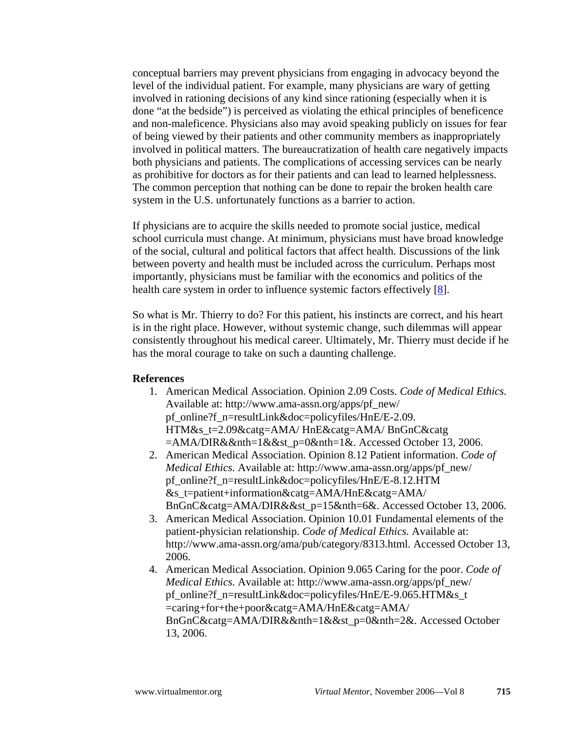conceptual barriers may prevent physicians from engaging in advocacy beyond the level of the individual patient. For example, many physicians are wary of getting involved in rationing decisions of any kind since rationing (especially when it is done "at the bedside") is perceived as violating the ethical principles of beneficence and non-maleficence. Physicians also may avoid speaking publicly on issues for fear of being viewed by their patients and other community members as inappropriately involved in political matters. The bureaucratization of health care negatively impacts both physicians and patients. The complications of accessing services can be nearly as prohibitive for doctors as for their patients and can lead to learned helplessness. The common perception that nothing can be done to repair the broken health care system in the U.S. unfortunately functions as a barrier to action.

If physicians are to acquire the skills needed to promote social justice, medical school curricula must change. At minimum, physicians must have broad knowledge of the social, cultural and political factors that affect health. Discussions of the link between poverty and health must be included across the curriculum. Perhaps most importantly, physicians must be familiar with the economics and politics of the health care system in order to influence systemic factors effectively [8].

So what is Mr. Thierry to do? For this patient, his instincts are correct, and his heart is in the right place. However, without systemic change, such dilemmas will appear consistently throughout his medical career. Ultimately, Mr. Thierry must decide if he has the moral courage to take on such a daunting challenge.

**References**

1. American Medical Association. Opinion 2.09 Costs. *Code of Medical Ethics.* Available at: http://www.ama-assn.org/apps/pf_new/pf_online?f_n=resultLink&doc=policyfiles/HnE/E-2.09.HTM&s_t=2.09&catg=AMA/ HnE&catg=AMA/ BnGnC&catg=AMA/DIR&&nth=1&&st_p=0&nth=1&. Accessed October 13, 2006.
2. American Medical Association. Opinion 8.12 Patient information. *Code of Medical Ethics.* Available at: http://www.ama-assn.org/apps/pf_new/pf_online?f_n=resultLink&doc=policyfiles/HnE/E-8.12.HTM&s_t=patient+information&catg=AMA/HnE&catg=AMA/BnGnC&catg=AMA/DIR&&st_p=15&nth=6&. Accessed October 13, 2006.
3. American Medical Association. Opinion 10.01 Fundamental elements of the patient-physician relationship. *Code of Medical Ethics.* Available at: http://www.ama-assn.org/ama/pub/category/8313.html. Accessed October 13, 2006.
4. American Medical Association. Opinion 9.065 Caring for the poor. *Code of Medical Ethics.* Available at: http://www.ama-assn.org/apps/pf_new/pf_online?f_n=resultLink&doc=policyfiles/HnE/E-9.065.HTM&s_t=caring+for+the+poor&catg=AMA/HnE&catg=AMA/BnGnC&catg=AMA/DIR&&nth=1&&st_p=0&nth=2&. Accessed October 13, 2006.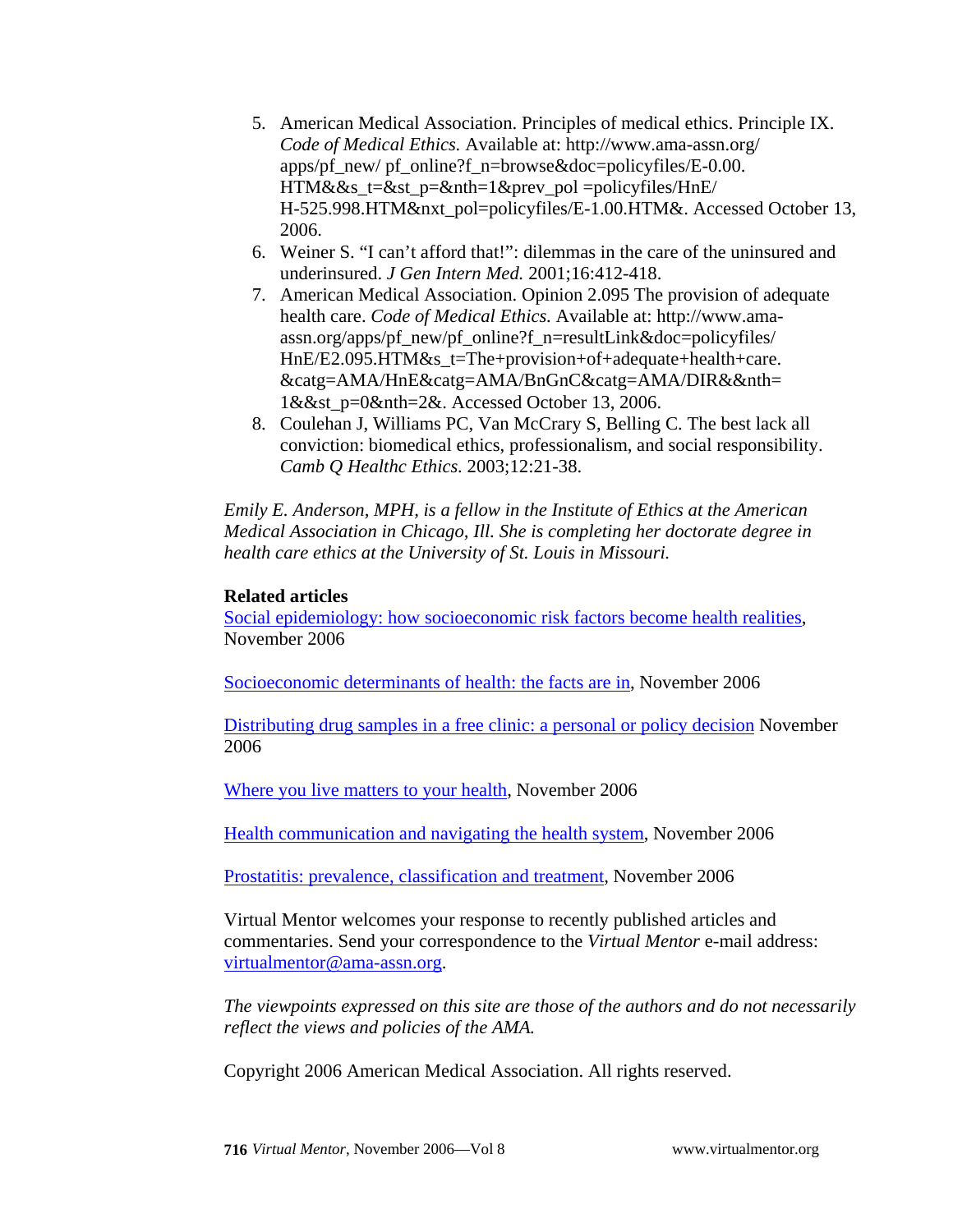5. American Medical Association. Principles of medical ethics. Principle IX. *Code of Medical Ethics.* Available at: http://www.ama-assn.org/ apps/pf_new/ pf_online?f_n=browse&doc=policyfiles/E-0.00. HTM&&s_t=&st_p=&nth=1&prev_pol =policyfiles/HnE/ H-525.998.HTM&nxt_pol=policyfiles/E-1.00.HTM&. Accessed October 13, 2006.
6. Weiner S. "I can't afford that!": dilemmas in the care of the uninsured and underinsured. *J Gen Intern Med.* 2001;16:412-418.
7. American Medical Association. Opinion 2.095 The provision of adequate health care. *Code of Medical Ethics.* Available at: http://www.ama-assn.org/apps/pf_new/pf_online?f_n=resultLink&doc=policyfiles/ HnE/E2.095.HTM&s_t=The+provision+of+adequate+health+care. &catg=AMA/HnE&catg=AMA/BnGnC&catg=AMA/DIR&&nth= 1&&st_p=0&nth=2&. Accessed October 13, 2006.
8. Coulehan J, Williams PC, Van McCrary S, Belling C. The best lack all conviction: biomedical ethics, professionalism, and social responsibility. *Camb Q Healthc Ethics.* 2003;12:21-38.

*Emily E. Anderson, MPH, is a fellow in the Institute of Ethics at the American Medical Association in Chicago, Ill. She is completing her doctorate degree in health care ethics at the University of St. Louis in Missouri.*

**Related articles**

Social epidemiology: how socioeconomic risk factors become health realities, November 2006

Socioeconomic determinants of health: the facts are in, November 2006

Distributing drug samples in a free clinic: a personal or policy decision November 2006

Where you live matters to your health, November 2006

Health communication and navigating the health system, November 2006

Prostatitis: prevalence, classification and treatment, November 2006

Virtual Mentor welcomes your response to recently published articles and commentaries. Send your correspondence to the *Virtual Mentor* e-mail address: virtualmentor@ama-assn.org.

*The viewpoints expressed on this site are those of the authors and do not necessarily reflect the views and policies of the AMA.*

Copyright 2006 American Medical Association. All rights reserved.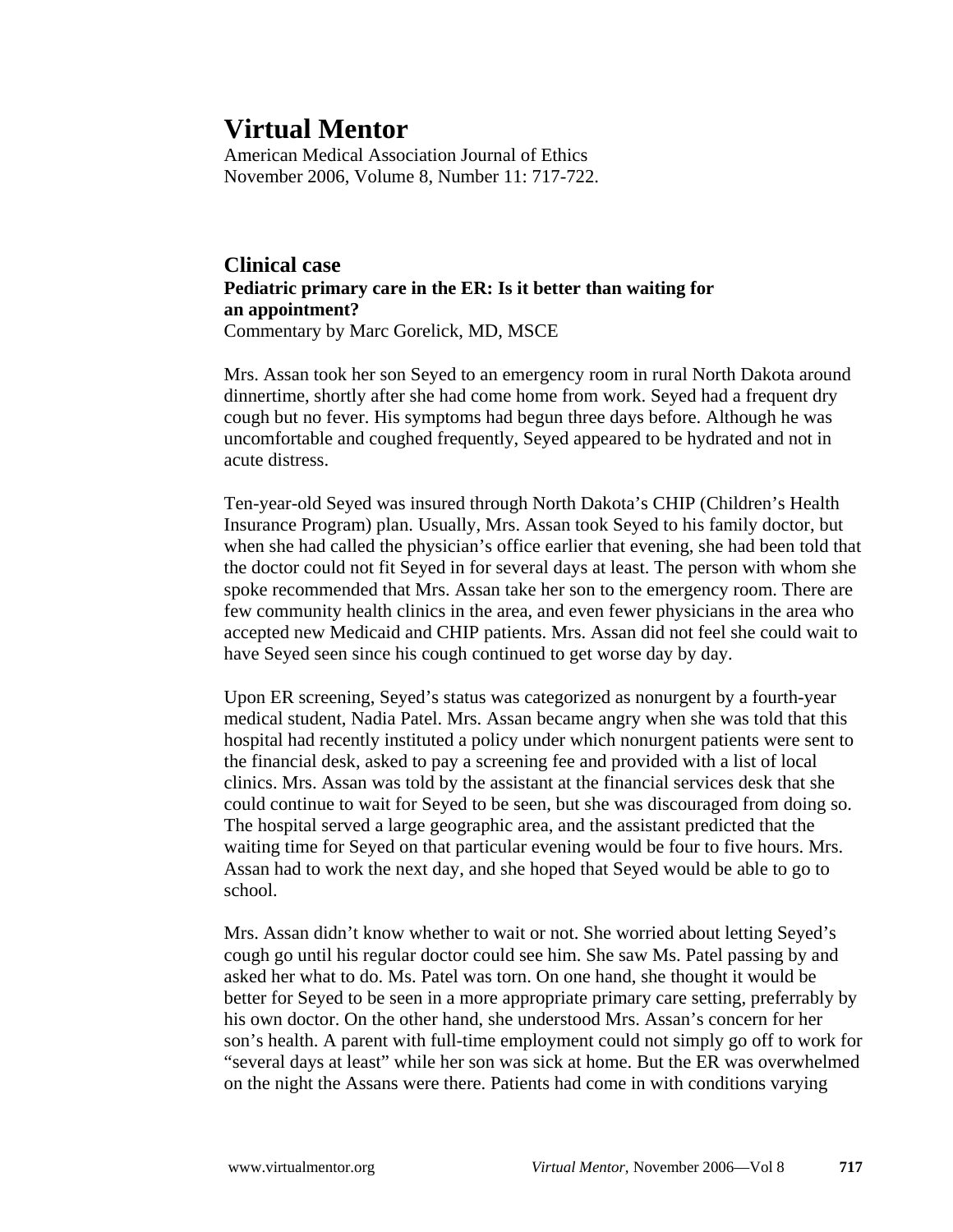# Virtual Mentor

American Medical Association Journal of Ethics
November 2006, Volume 8, Number 11: 717-722.

## Clinical case

**Pediatric primary care in the ER: Is it better than waiting for an appointment?**

Commentary by Marc Gorelick, MD, MSCE

Mrs. Assan took her son Seyed to an emergency room in rural North Dakota around dinnertime, shortly after she had come home from work. Seyed had a frequent dry cough but no fever. His symptoms had begun three days before. Although he was uncomfortable and coughed frequently, Seyed appeared to be hydrated and not in acute distress.

Ten-year-old Seyed was insured through North Dakota's CHIP (Children's Health Insurance Program) plan. Usually, Mrs. Assan took Seyed to his family doctor, but when she had called the physician's office earlier that evening, she had been told that the doctor could not fit Seyed in for several days at least. The person with whom she spoke recommended that Mrs. Assan take her son to the emergency room. There are few community health clinics in the area, and even fewer physicians in the area who accepted new Medicaid and CHIP patients. Mrs. Assan did not feel she could wait to have Seyed seen since his cough continued to get worse day by day.

Upon ER screening, Seyed's status was categorized as nonurgent by a fourth-year medical student, Nadia Patel. Mrs. Assan became angry when she was told that this hospital had recently instituted a policy under which nonurgent patients were sent to the financial desk, asked to pay a screening fee and provided with a list of local clinics. Mrs. Assan was told by the assistant at the financial services desk that she could continue to wait for Seyed to be seen, but she was discouraged from doing so. The hospital served a large geographic area, and the assistant predicted that the waiting time for Seyed on that particular evening would be four to five hours. Mrs. Assan had to work the next day, and she hoped that Seyed would be able to go to school.

Mrs. Assan didn't know whether to wait or not. She worried about letting Seyed's cough go until his regular doctor could see him. She saw Ms. Patel passing by and asked her what to do. Ms. Patel was torn. On one hand, she thought it would be better for Seyed to be seen in a more appropriate primary care setting, preferrably by his own doctor. On the other hand, she understood Mrs. Assan's concern for her son's health. A parent with full-time employment could not simply go off to work for "several days at least" while her son was sick at home. But the ER was overwhelmed on the night the Assans were there. Patients had come in with conditions varying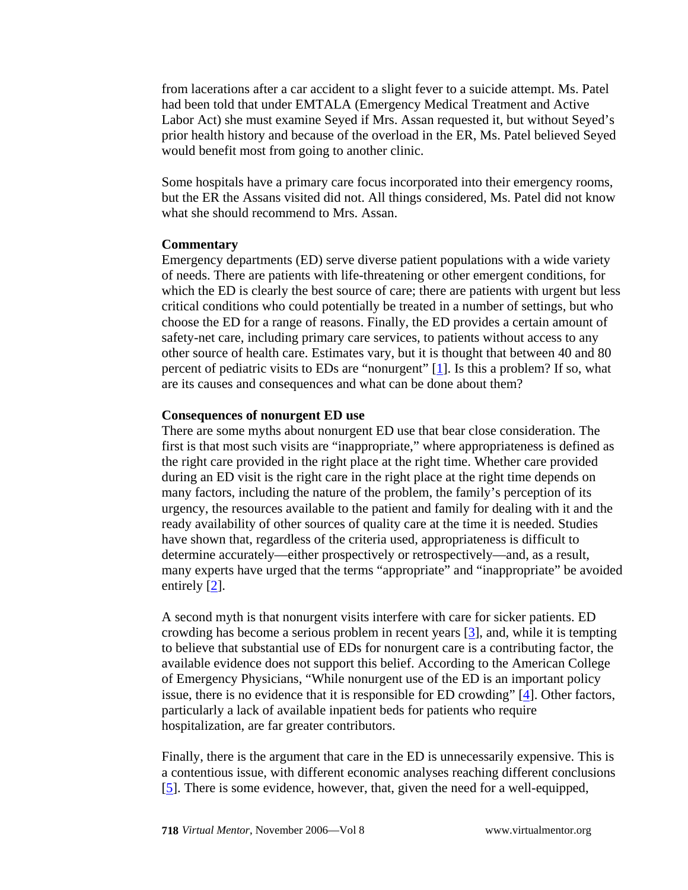from lacerations after a car accident to a slight fever to a suicide attempt. Ms. Patel had been told that under EMTALA (Emergency Medical Treatment and Active Labor Act) she must examine Seyed if Mrs. Assan requested it, but without Seyed's prior health history and because of the overload in the ER, Ms. Patel believed Seyed would benefit most from going to another clinic.

Some hospitals have a primary care focus incorporated into their emergency rooms, but the ER the Assans visited did not. All things considered, Ms. Patel did not know what she should recommend to Mrs. Assan.

**Commentary**

Emergency departments (ED) serve diverse patient populations with a wide variety of needs. There are patients with life-threatening or other emergent conditions, for which the ED is clearly the best source of care; there are patients with urgent but less critical conditions who could potentially be treated in a number of settings, but who choose the ED for a range of reasons. Finally, the ED provides a certain amount of safety-net care, including primary care services, to patients without access to any other source of health care. Estimates vary, but it is thought that between 40 and 80 percent of pediatric visits to EDs are "nonurgent" [1]. Is this a problem? If so, what are its causes and consequences and what can be done about them?

**Consequences of nonurgent ED use**

There are some myths about nonurgent ED use that bear close consideration. The first is that most such visits are "inappropriate," where appropriateness is defined as the right care provided in the right place at the right time. Whether care provided during an ED visit is the right care in the right place at the right time depends on many factors, including the nature of the problem, the family's perception of its urgency, the resources available to the patient and family for dealing with it and the ready availability of other sources of quality care at the time it is needed. Studies have shown that, regardless of the criteria used, appropriateness is difficult to determine accurately—either prospectively or retrospectively—and, as a result, many experts have urged that the terms "appropriate" and "inappropriate" be avoided entirely [2].

A second myth is that nonurgent visits interfere with care for sicker patients. ED crowding has become a serious problem in recent years [3], and, while it is tempting to believe that substantial use of EDs for nonurgent care is a contributing factor, the available evidence does not support this belief. According to the American College of Emergency Physicians, "While nonurgent use of the ED is an important policy issue, there is no evidence that it is responsible for ED crowding" [4]. Other factors, particularly a lack of available inpatient beds for patients who require hospitalization, are far greater contributors.

Finally, there is the argument that care in the ED is unnecessarily expensive. This is a contentious issue, with different economic analyses reaching different conclusions [5]. There is some evidence, however, that, given the need for a well-equipped,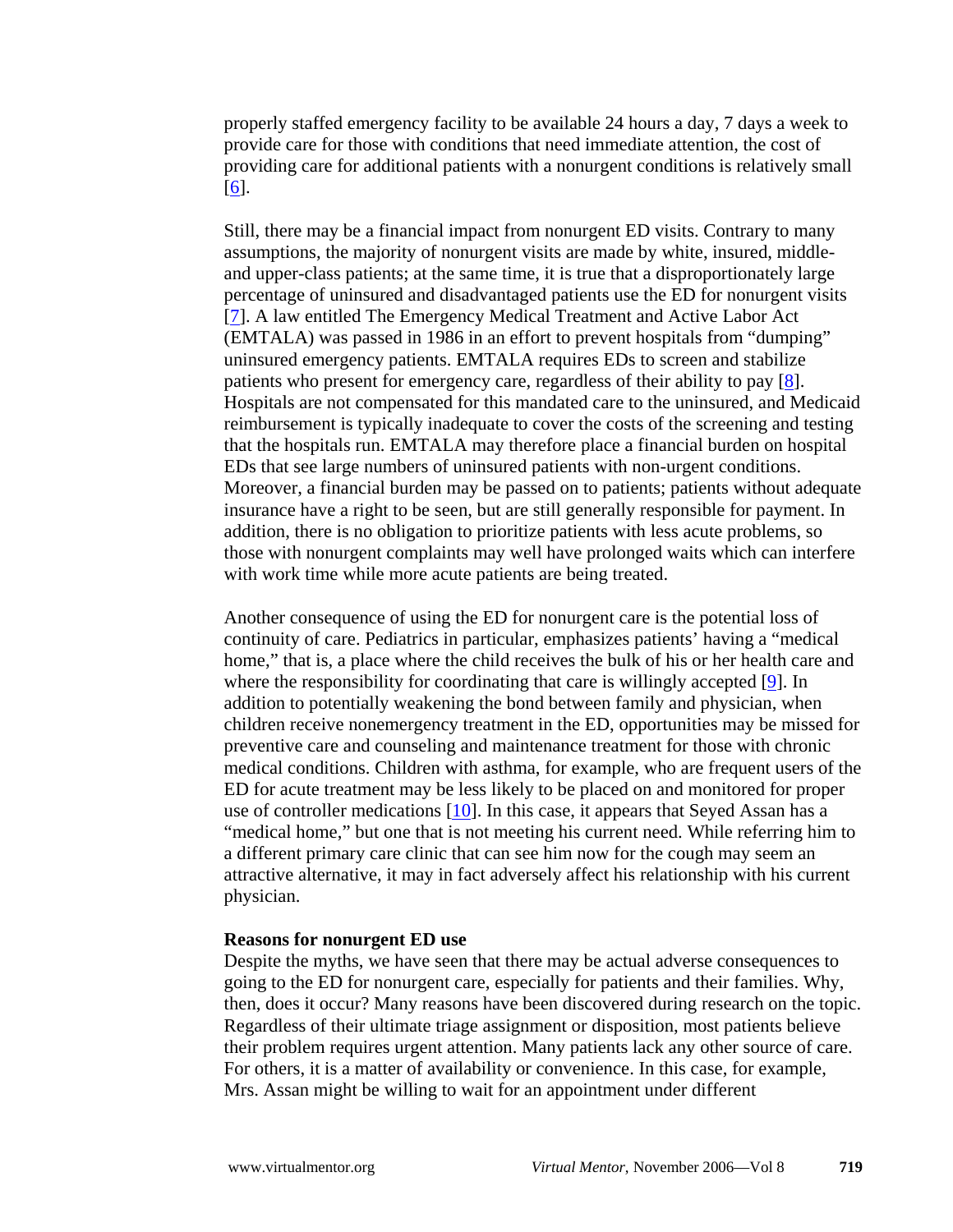properly staffed emergency facility to be available 24 hours a day, 7 days a week to provide care for those with conditions that need immediate attention, the cost of providing care for additional patients with a nonurgent conditions is relatively small [6].

Still, there may be a financial impact from nonurgent ED visits. Contrary to many assumptions, the majority of nonurgent visits are made by white, insured, middle- and upper-class patients; at the same time, it is true that a disproportionately large percentage of uninsured and disadvantaged patients use the ED for nonurgent visits [7]. A law entitled The Emergency Medical Treatment and Active Labor Act (EMTALA) was passed in 1986 in an effort to prevent hospitals from "dumping" uninsured emergency patients. EMTALA requires EDs to screen and stabilize patients who present for emergency care, regardless of their ability to pay [8]. Hospitals are not compensated for this mandated care to the uninsured, and Medicaid reimbursement is typically inadequate to cover the costs of the screening and testing that the hospitals run. EMTALA may therefore place a financial burden on hospital EDs that see large numbers of uninsured patients with non-urgent conditions. Moreover, a financial burden may be passed on to patients; patients without adequate insurance have a right to be seen, but are still generally responsible for payment. In addition, there is no obligation to prioritize patients with less acute problems, so those with nonurgent complaints may well have prolonged waits which can interfere with work time while more acute patients are being treated.

Another consequence of using the ED for nonurgent care is the potential loss of continuity of care. Pediatrics in particular, emphasizes patients' having a "medical home," that is, a place where the child receives the bulk of his or her health care and where the responsibility for coordinating that care is willingly accepted [9]. In addition to potentially weakening the bond between family and physician, when children receive nonemergency treatment in the ED, opportunities may be missed for preventive care and counseling and maintenance treatment for those with chronic medical conditions. Children with asthma, for example, who are frequent users of the ED for acute treatment may be less likely to be placed on and monitored for proper use of controller medications [10]. In this case, it appears that Seyed Assan has a "medical home," but one that is not meeting his current need. While referring him to a different primary care clinic that can see him now for the cough may seem an attractive alternative, it may in fact adversely affect his relationship with his current physician.

**Reasons for nonurgent ED use**

Despite the myths, we have seen that there may be actual adverse consequences to going to the ED for nonurgent care, especially for patients and their families. Why, then, does it occur? Many reasons have been discovered during research on the topic. Regardless of their ultimate triage assignment or disposition, most patients believe their problem requires urgent attention. Many patients lack any other source of care. For others, it is a matter of availability or convenience. In this case, for example, Mrs. Assan might be willing to wait for an appointment under different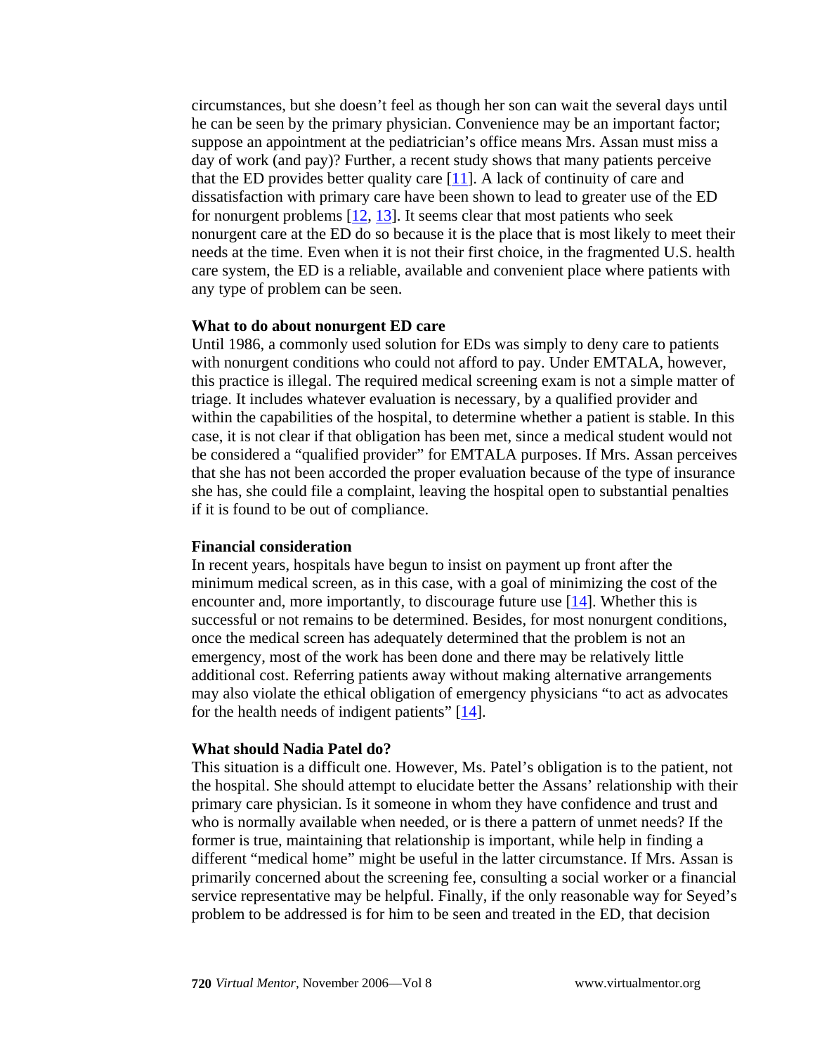circumstances, but she doesn't feel as though her son can wait the several days until he can be seen by the primary physician. Convenience may be an important factor; suppose an appointment at the pediatrician's office means Mrs. Assan must miss a day of work (and pay)? Further, a recent study shows that many patients perceive that the ED provides better quality care [11]. A lack of continuity of care and dissatisfaction with primary care have been shown to lead to greater use of the ED for nonurgent problems [12, 13]. It seems clear that most patients who seek nonurgent care at the ED do so because it is the place that is most likely to meet their needs at the time. Even when it is not their first choice, in the fragmented U.S. health care system, the ED is a reliable, available and convenient place where patients with any type of problem can be seen.

**What to do about nonurgent ED care**

Until 1986, a commonly used solution for EDs was simply to deny care to patients with nonurgent conditions who could not afford to pay. Under EMTALA, however, this practice is illegal. The required medical screening exam is not a simple matter of triage. It includes whatever evaluation is necessary, by a qualified provider and within the capabilities of the hospital, to determine whether a patient is stable. In this case, it is not clear if that obligation has been met, since a medical student would not be considered a "qualified provider" for EMTALA purposes. If Mrs. Assan perceives that she has not been accorded the proper evaluation because of the type of insurance she has, she could file a complaint, leaving the hospital open to substantial penalties if it is found to be out of compliance.

**Financial consideration**

In recent years, hospitals have begun to insist on payment up front after the minimum medical screen, as in this case, with a goal of minimizing the cost of the encounter and, more importantly, to discourage future use [14]. Whether this is successful or not remains to be determined. Besides, for most nonurgent conditions, once the medical screen has adequately determined that the problem is not an emergency, most of the work has been done and there may be relatively little additional cost. Referring patients away without making alternative arrangements may also violate the ethical obligation of emergency physicians "to act as advocates for the health needs of indigent patients" [14].

**What should Nadia Patel do?**

This situation is a difficult one. However, Ms. Patel's obligation is to the patient, not the hospital. She should attempt to elucidate better the Assans' relationship with their primary care physician. Is it someone in whom they have confidence and trust and who is normally available when needed, or is there a pattern of unmet needs? If the former is true, maintaining that relationship is important, while help in finding a different "medical home" might be useful in the latter circumstance. If Mrs. Assan is primarily concerned about the screening fee, consulting a social worker or a financial service representative may be helpful. Finally, if the only reasonable way for Seyed's problem to be addressed is for him to be seen and treated in the ED, that decision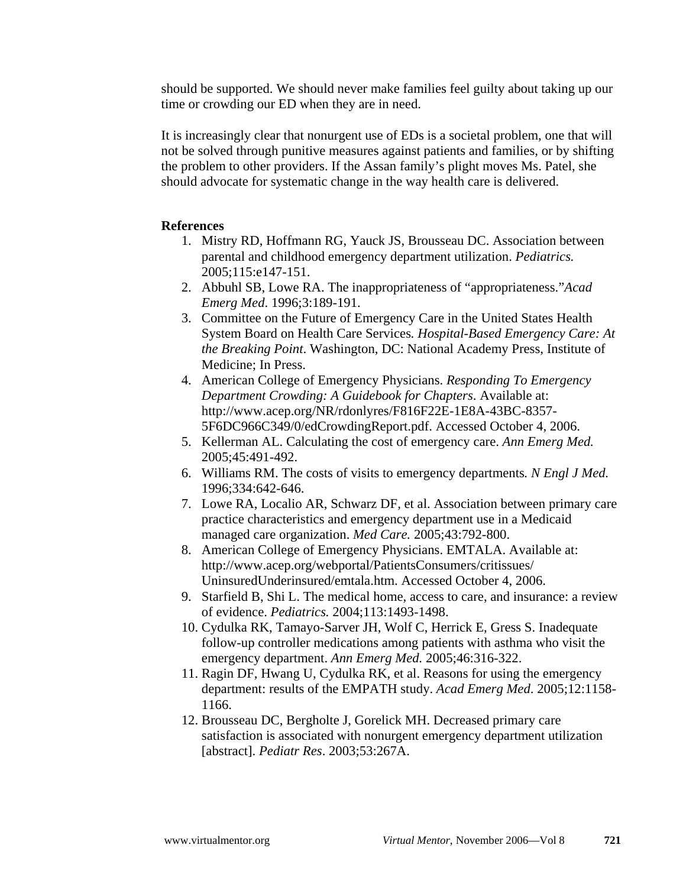should be supported. We should never make families feel guilty about taking up our time or crowding our ED when they are in need.

It is increasingly clear that nonurgent use of EDs is a societal problem, one that will not be solved through punitive measures against patients and families, or by shifting the problem to other providers. If the Assan family's plight moves Ms. Patel, she should advocate for systematic change in the way health care is delivered.

**References**

1. Mistry RD, Hoffmann RG, Yauck JS, Brousseau DC. Association between parental and childhood emergency department utilization. *Pediatrics.* 2005;115:e147-151.
2. Abbuhl SB, Lowe RA. The inappropriateness of "appropriateness."*Acad Emerg Med*. 1996;3:189-191.
3. Committee on the Future of Emergency Care in the United States Health System Board on Health Care Services*. Hospital-Based Emergency Care: At the Breaking Point*. Washington, DC: National Academy Press, Institute of Medicine; In Press.
4. American College of Emergency Physicians. *Responding To Emergency Department Crowding: A Guidebook for Chapters*. Available at: http://www.acep.org/NR/rdonlyres/F816F22E-1E8A-43BC-8357-5F6DC966C349/0/edCrowdingReport.pdf. Accessed October 4, 2006.
5. Kellerman AL. Calculating the cost of emergency care. *Ann Emerg Med.* 2005;45:491-492.
6. Williams RM. The costs of visits to emergency departments*. N Engl J Med.* 1996;334:642-646.
7. Lowe RA, Localio AR, Schwarz DF, et al. Association between primary care practice characteristics and emergency department use in a Medicaid managed care organization. *Med Care.* 2005;43:792-800.
8. American College of Emergency Physicians. EMTALA. Available at: http://www.acep.org/webportal/PatientsConsumers/critissues/UninsuredUnderinsured/emtala.htm. Accessed October 4, 2006.
9. Starfield B, Shi L. The medical home, access to care, and insurance: a review of evidence. *Pediatrics.* 2004;113:1493-1498.
10. Cydulka RK, Tamayo-Sarver JH, Wolf C, Herrick E, Gress S. Inadequate follow-up controller medications among patients with asthma who visit the emergency department. *Ann Emerg Med.* 2005;46:316-322.
11. Ragin DF, Hwang U, Cydulka RK, et al. Reasons for using the emergency department: results of the EMPATH study. *Acad Emerg Med.* 2005;12:1158-1166.
12. Brousseau DC, Bergholte J, Gorelick MH. Decreased primary care satisfaction is associated with nonurgent emergency department utilization [abstract]. *Pediatr Res*. 2003;53:267A.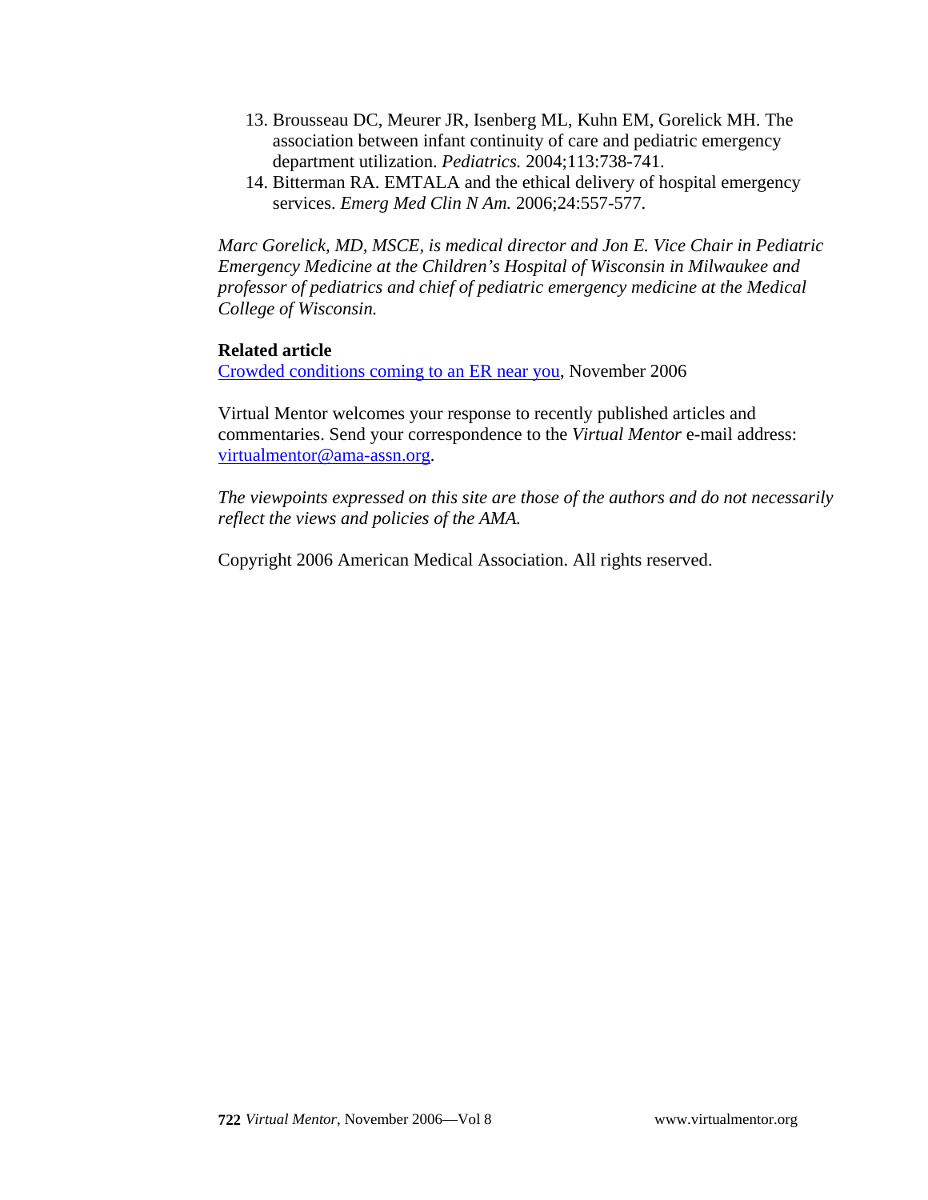13. Brousseau DC, Meurer JR, Isenberg ML, Kuhn EM, Gorelick MH. The association between infant continuity of care and pediatric emergency department utilization. *Pediatrics.* 2004;113:738-741.
14. Bitterman RA. EMTALA and the ethical delivery of hospital emergency services. *Emerg Med Clin N Am.* 2006;24:557-577.

*Marc Gorelick, MD, MSCE, is medical director and Jon E. Vice Chair in Pediatric Emergency Medicine at the Children's Hospital of Wisconsin in Milwaukee and professor of pediatrics and chief of pediatric emergency medicine at the Medical College of Wisconsin.*

**Related article**

Crowded conditions coming to an ER near you, November 2006

Virtual Mentor welcomes your response to recently published articles and commentaries. Send your correspondence to the *Virtual Mentor* e-mail address: virtualmentor@ama-assn.org.

*The viewpoints expressed on this site are those of the authors and do not necessarily reflect the views and policies of the AMA.*

Copyright 2006 American Medical Association. All rights reserved.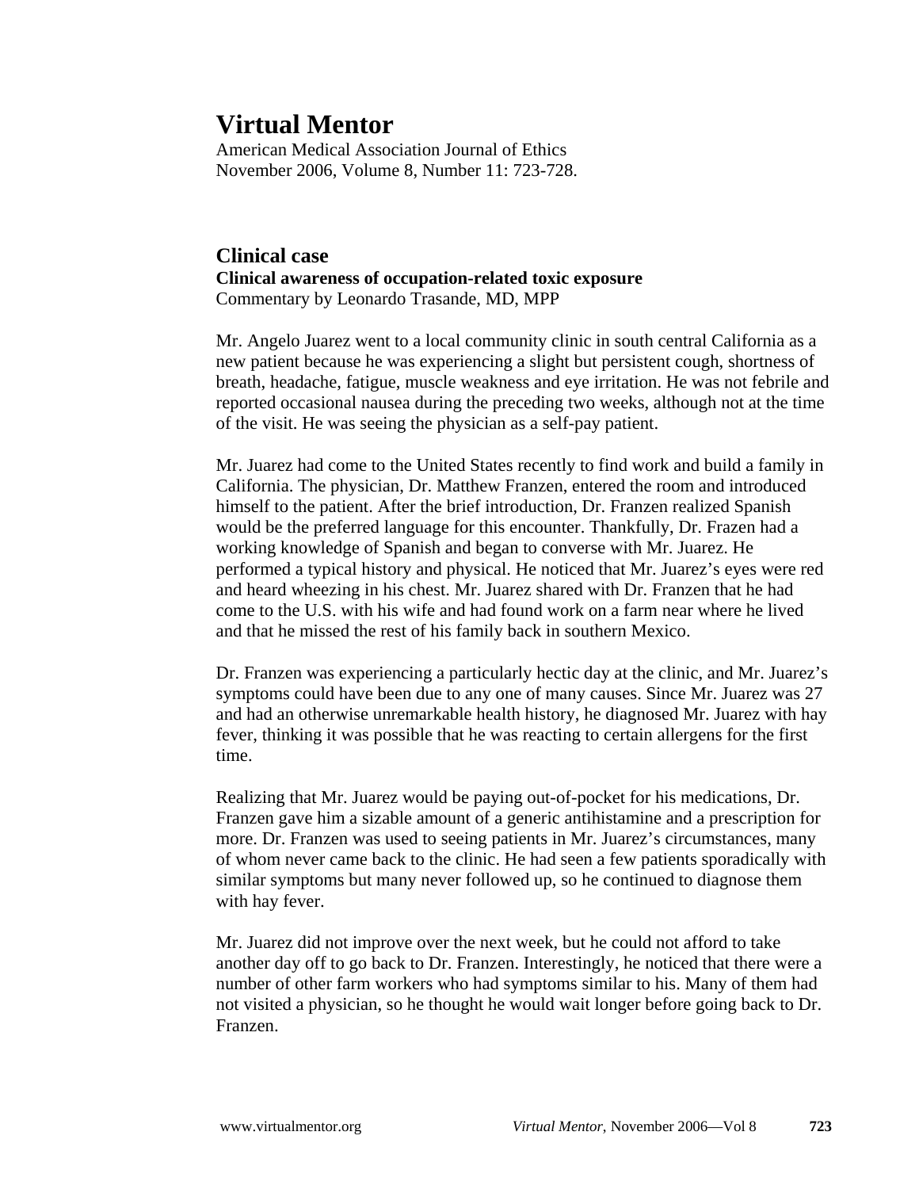# Virtual Mentor

American Medical Association Journal of Ethics
November 2006, Volume 8, Number 11: 723-728.

## Clinical case

**Clinical awareness of occupation-related toxic exposure**
Commentary by Leonardo Trasande, MD, MPP

Mr. Angelo Juarez went to a local community clinic in south central California as a new patient because he was experiencing a slight but persistent cough, shortness of breath, headache, fatigue, muscle weakness and eye irritation. He was not febrile and reported occasional nausea during the preceding two weeks, although not at the time of the visit. He was seeing the physician as a self-pay patient.

Mr. Juarez had come to the United States recently to find work and build a family in California. The physician, Dr. Matthew Franzen, entered the room and introduced himself to the patient. After the brief introduction, Dr. Franzen realized Spanish would be the preferred language for this encounter. Thankfully, Dr. Frazen had a working knowledge of Spanish and began to converse with Mr. Juarez. He performed a typical history and physical. He noticed that Mr. Juarez's eyes were red and heard wheezing in his chest. Mr. Juarez shared with Dr. Franzen that he had come to the U.S. with his wife and had found work on a farm near where he lived and that he missed the rest of his family back in southern Mexico.

Dr. Franzen was experiencing a particularly hectic day at the clinic, and Mr. Juarez's symptoms could have been due to any one of many causes. Since Mr. Juarez was 27 and had an otherwise unremarkable health history, he diagnosed Mr. Juarez with hay fever, thinking it was possible that he was reacting to certain allergens for the first time.

Realizing that Mr. Juarez would be paying out-of-pocket for his medications, Dr. Franzen gave him a sizable amount of a generic antihistamine and a prescription for more. Dr. Franzen was used to seeing patients in Mr. Juarez's circumstances, many of whom never came back to the clinic. He had seen a few patients sporadically with similar symptoms but many never followed up, so he continued to diagnose them with hay fever.

Mr. Juarez did not improve over the next week, but he could not afford to take another day off to go back to Dr. Franzen. Interestingly, he noticed that there were a number of other farm workers who had symptoms similar to his. Many of them had not visited a physician, so he thought he would wait longer before going back to Dr. Franzen.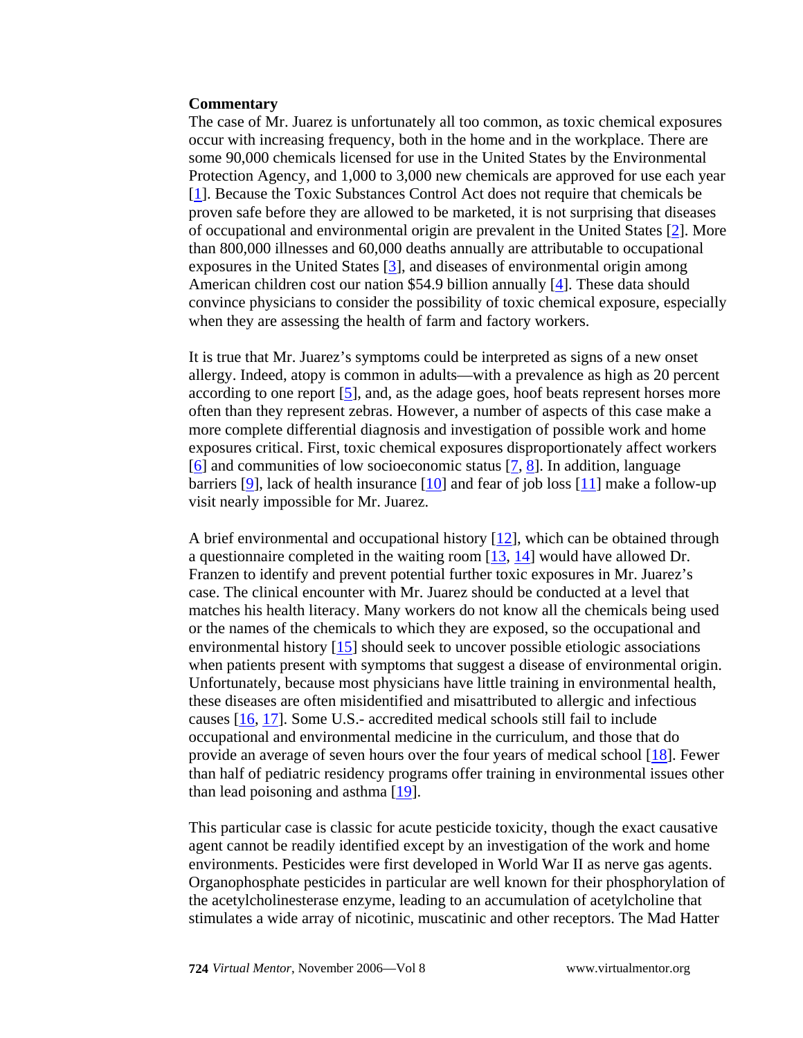**Commentary**

The case of Mr. Juarez is unfortunately all too common, as toxic chemical exposures occur with increasing frequency, both in the home and in the workplace. There are some 90,000 chemicals licensed for use in the United States by the Environmental Protection Agency, and 1,000 to 3,000 new chemicals are approved for use each year [1]. Because the Toxic Substances Control Act does not require that chemicals be proven safe before they are allowed to be marketed, it is not surprising that diseases of occupational and environmental origin are prevalent in the United States [2]. More than 800,000 illnesses and 60,000 deaths annually are attributable to occupational exposures in the United States [3], and diseases of environmental origin among American children cost our nation $54.9 billion annually [4]. These data should convince physicians to consider the possibility of toxic chemical exposure, especially when they are assessing the health of farm and factory workers.

It is true that Mr. Juarez's symptoms could be interpreted as signs of a new onset allergy. Indeed, atopy is common in adults—with a prevalence as high as 20 percent according to one report [5], and, as the adage goes, hoof beats represent horses more often than they represent zebras. However, a number of aspects of this case make a more complete differential diagnosis and investigation of possible work and home exposures critical. First, toxic chemical exposures disproportionately affect workers [6] and communities of low socioeconomic status [7, 8]. In addition, language barriers [9], lack of health insurance [10] and fear of job loss [11] make a follow-up visit nearly impossible for Mr. Juarez.

A brief environmental and occupational history [12], which can be obtained through a questionnaire completed in the waiting room [13, 14] would have allowed Dr. Franzen to identify and prevent potential further toxic exposures in Mr. Juarez's case. The clinical encounter with Mr. Juarez should be conducted at a level that matches his health literacy. Many workers do not know all the chemicals being used or the names of the chemicals to which they are exposed, so the occupational and environmental history [15] should seek to uncover possible etiologic associations when patients present with symptoms that suggest a disease of environmental origin. Unfortunately, because most physicians have little training in environmental health, these diseases are often misidentified and misattributed to allergic and infectious causes [16, 17]. Some U.S.- accredited medical schools still fail to include occupational and environmental medicine in the curriculum, and those that do provide an average of seven hours over the four years of medical school [18]. Fewer than half of pediatric residency programs offer training in environmental issues other than lead poisoning and asthma [19].

This particular case is classic for acute pesticide toxicity, though the exact causative agent cannot be readily identified except by an investigation of the work and home environments. Pesticides were first developed in World War II as nerve gas agents. Organophosphate pesticides in particular are well known for their phosphorylation of the acetylcholinesterase enzyme, leading to an accumulation of acetylcholine that stimulates a wide array of nicotinic, muscatinic and other receptors. The Mad Hatter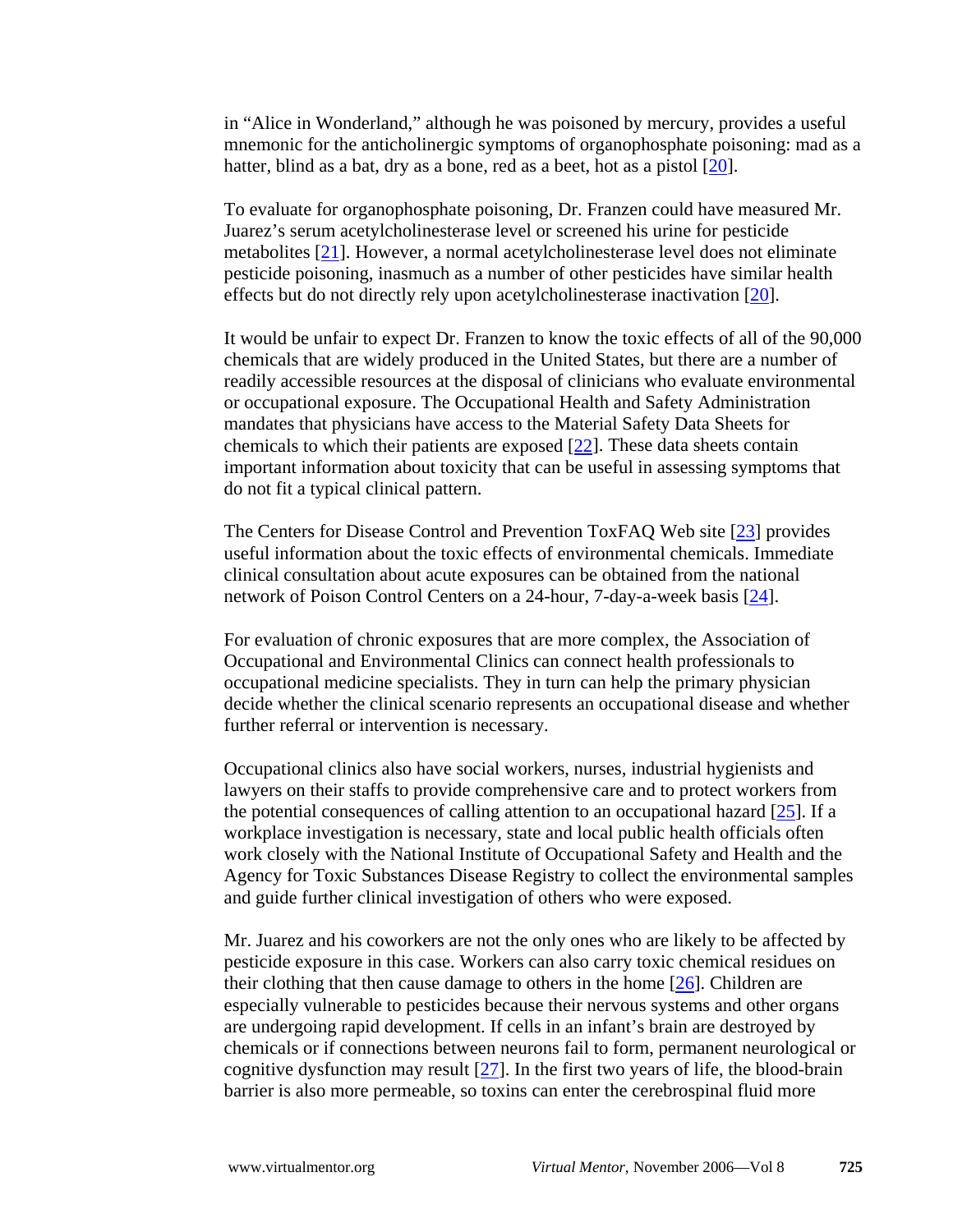in "Alice in Wonderland," although he was poisoned by mercury, provides a useful mnemonic for the anticholinergic symptoms of organophosphate poisoning: mad as a hatter, blind as a bat, dry as a bone, red as a beet, hot as a pistol [20].

To evaluate for organophosphate poisoning, Dr. Franzen could have measured Mr. Juarez's serum acetylcholinesterase level or screened his urine for pesticide metabolites [21]. However, a normal acetylcholinesterase level does not eliminate pesticide poisoning, inasmuch as a number of other pesticides have similar health effects but do not directly rely upon acetylcholinesterase inactivation [20].

It would be unfair to expect Dr. Franzen to know the toxic effects of all of the 90,000 chemicals that are widely produced in the United States, but there are a number of readily accessible resources at the disposal of clinicians who evaluate environmental or occupational exposure. The Occupational Health and Safety Administration mandates that physicians have access to the Material Safety Data Sheets for chemicals to which their patients are exposed [22]. These data sheets contain important information about toxicity that can be useful in assessing symptoms that do not fit a typical clinical pattern.

The Centers for Disease Control and Prevention ToxFAQ Web site [23] provides useful information about the toxic effects of environmental chemicals. Immediate clinical consultation about acute exposures can be obtained from the national network of Poison Control Centers on a 24-hour, 7-day-a-week basis [24].

For evaluation of chronic exposures that are more complex, the Association of Occupational and Environmental Clinics can connect health professionals to occupational medicine specialists. They in turn can help the primary physician decide whether the clinical scenario represents an occupational disease and whether further referral or intervention is necessary.

Occupational clinics also have social workers, nurses, industrial hygienists and lawyers on their staffs to provide comprehensive care and to protect workers from the potential consequences of calling attention to an occupational hazard [25]. If a workplace investigation is necessary, state and local public health officials often work closely with the National Institute of Occupational Safety and Health and the Agency for Toxic Substances Disease Registry to collect the environmental samples and guide further clinical investigation of others who were exposed.

Mr. Juarez and his coworkers are not the only ones who are likely to be affected by pesticide exposure in this case. Workers can also carry toxic chemical residues on their clothing that then cause damage to others in the home [26]. Children are especially vulnerable to pesticides because their nervous systems and other organs are undergoing rapid development. If cells in an infant's brain are destroyed by chemicals or if connections between neurons fail to form, permanent neurological or cognitive dysfunction may result [27]. In the first two years of life, the blood-brain barrier is also more permeable, so toxins can enter the cerebrospinal fluid more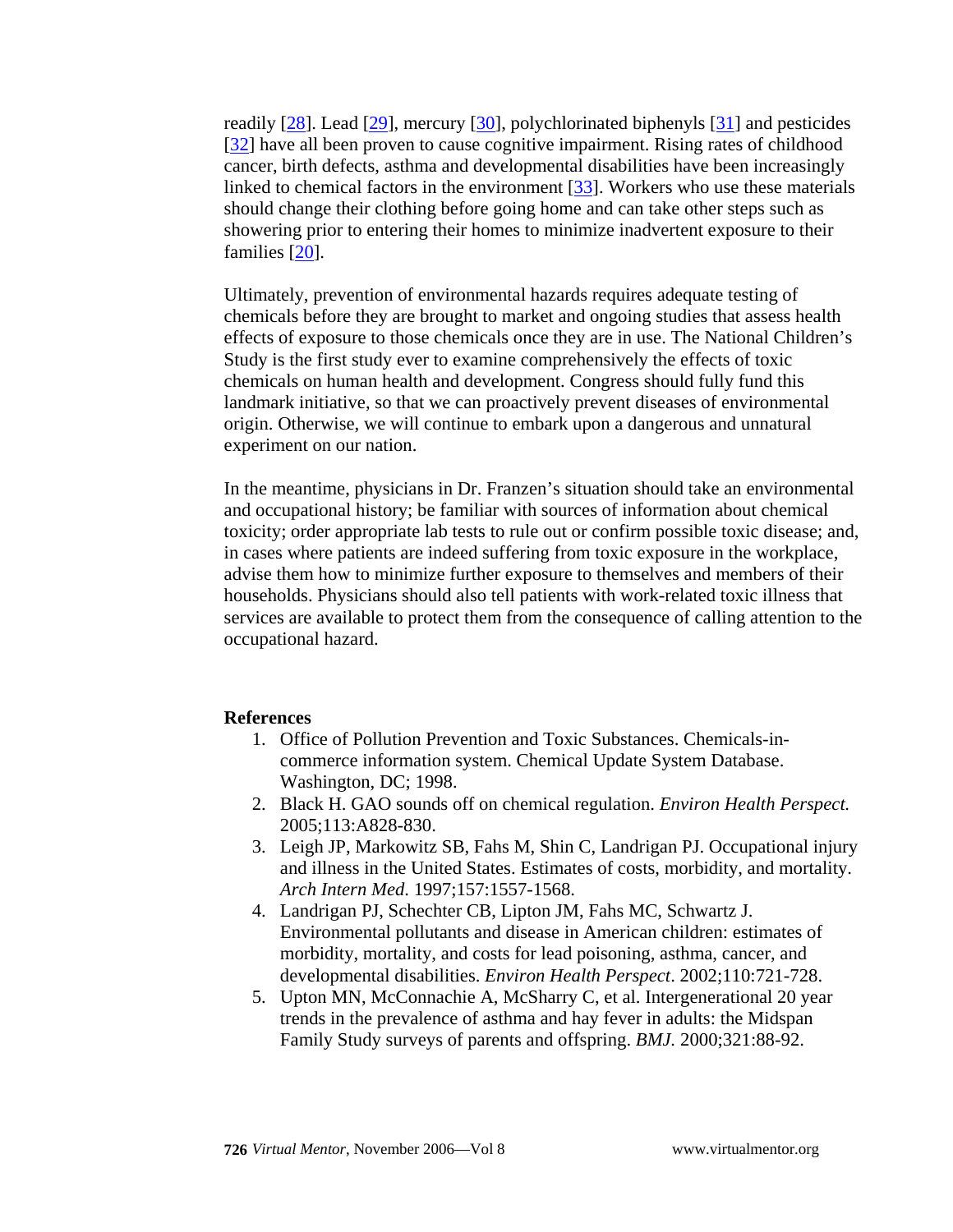readily [28]. Lead [29], mercury [30], polychlorinated biphenyls [31] and pesticides [32] have all been proven to cause cognitive impairment. Rising rates of childhood cancer, birth defects, asthma and developmental disabilities have been increasingly linked to chemical factors in the environment [33]. Workers who use these materials should change their clothing before going home and can take other steps such as showering prior to entering their homes to minimize inadvertent exposure to their families [20].

Ultimately, prevention of environmental hazards requires adequate testing of chemicals before they are brought to market and ongoing studies that assess health effects of exposure to those chemicals once they are in use. The National Children's Study is the first study ever to examine comprehensively the effects of toxic chemicals on human health and development. Congress should fully fund this landmark initiative, so that we can proactively prevent diseases of environmental origin. Otherwise, we will continue to embark upon a dangerous and unnatural experiment on our nation.

In the meantime, physicians in Dr. Franzen's situation should take an environmental and occupational history; be familiar with sources of information about chemical toxicity; order appropriate lab tests to rule out or confirm possible toxic disease; and, in cases where patients are indeed suffering from toxic exposure in the workplace, advise them how to minimize further exposure to themselves and members of their households. Physicians should also tell patients with work-related toxic illness that services are available to protect them from the consequence of calling attention to the occupational hazard.

**References**

1. Office of Pollution Prevention and Toxic Substances. Chemicals-in-commerce information system. Chemical Update System Database. Washington, DC; 1998.
2. Black H. GAO sounds off on chemical regulation. *Environ Health Perspect.* 2005;113:A828-830.
3. Leigh JP, Markowitz SB, Fahs M, Shin C, Landrigan PJ. Occupational injury and illness in the United States. Estimates of costs, morbidity, and mortality. *Arch Intern Med.* 1997;157:1557-1568.
4. Landrigan PJ, Schechter CB, Lipton JM, Fahs MC, Schwartz J. Environmental pollutants and disease in American children: estimates of morbidity, mortality, and costs for lead poisoning, asthma, cancer, and developmental disabilities. *Environ Health Perspect*. 2002;110:721-728.
5. Upton MN, McConnachie A, McSharry C, et al. Intergenerational 20 year trends in the prevalence of asthma and hay fever in adults: the Midspan Family Study surveys of parents and offspring. *BMJ.* 2000;321:88-92.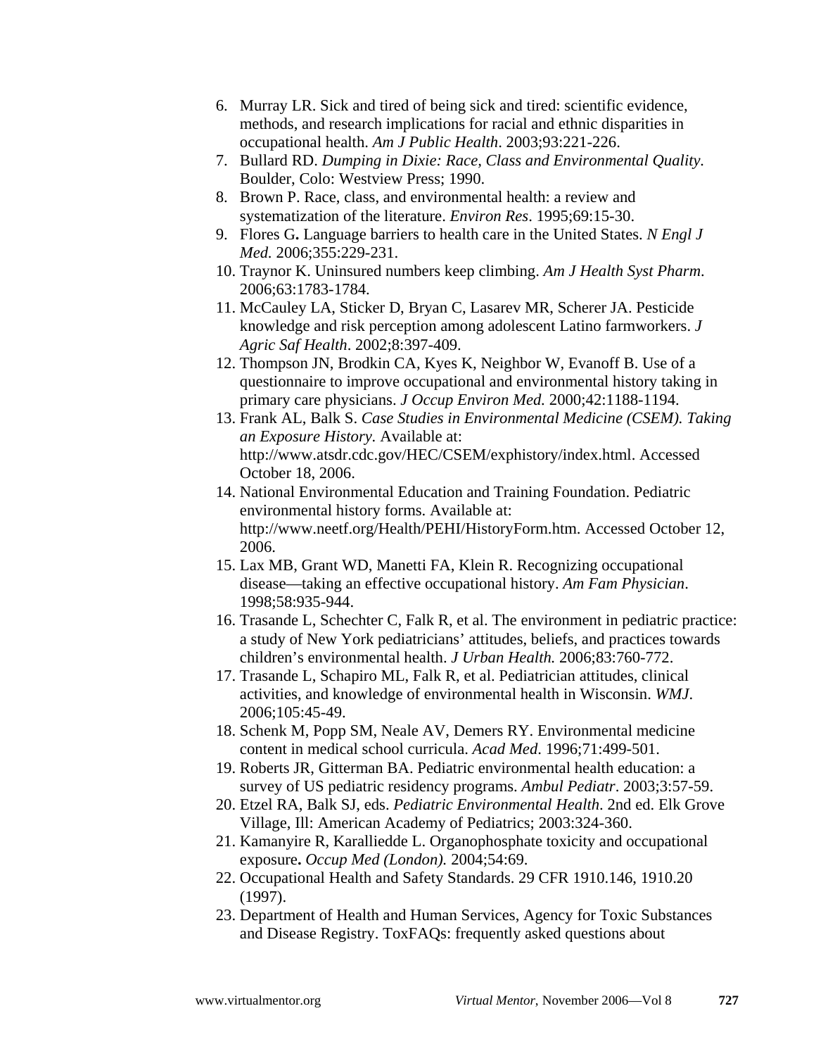6. Murray LR. Sick and tired of being sick and tired: scientific evidence, methods, and research implications for racial and ethnic disparities in occupational health. *Am J Public Health*. 2003;93:221-226.
7. Bullard RD. *Dumping in Dixie: Race, Class and Environmental Quality*. Boulder, Colo: Westview Press; 1990.
8. Brown P. Race, class, and environmental health: a review and systematization of the literature. *Environ Res*. 1995;69:15-30.
9. Flores G**.** Language barriers to health care in the United States. *N Engl J Med.* 2006;355:229-231.
10. Traynor K. Uninsured numbers keep climbing. *Am J Health Syst Pharm*. 2006;63:1783-1784.
11. McCauley LA, Sticker D, Bryan C, Lasarev MR, Scherer JA. Pesticide knowledge and risk perception among adolescent Latino farmworkers. *J Agric Saf Health*. 2002;8:397-409.
12. Thompson JN, Brodkin CA, Kyes K, Neighbor W, Evanoff B. Use of a questionnaire to improve occupational and environmental history taking in primary care physicians. *J Occup Environ Med.* 2000;42:1188-1194.
13. Frank AL, Balk S. *Case Studies in Environmental Medicine (CSEM). Taking an Exposure History.* Available at: http://www.atsdr.cdc.gov/HEC/CSEM/exphistory/index.html. Accessed October 18, 2006.
14. National Environmental Education and Training Foundation. Pediatric environmental history forms. Available at: http://www.neetf.org/Health/PEHI/HistoryForm.htm. Accessed October 12, 2006.
15. Lax MB, Grant WD, Manetti FA, Klein R. Recognizing occupational disease—taking an effective occupational history. *Am Fam Physician*. 1998;58:935-944.
16. Trasande L, Schechter C, Falk R, et al. The environment in pediatric practice: a study of New York pediatricians' attitudes, beliefs, and practices towards children's environmental health. *J Urban Health.* 2006;83:760-772.
17. Trasande L, Schapiro ML, Falk R, et al. Pediatrician attitudes, clinical activities, and knowledge of environmental health in Wisconsin. *WMJ*. 2006;105:45-49.
18. Schenk M, Popp SM, Neale AV, Demers RY. Environmental medicine content in medical school curricula. *Acad Med*. 1996;71:499-501.
19. Roberts JR, Gitterman BA. Pediatric environmental health education: a survey of US pediatric residency programs. *Ambul Pediatr*. 2003;3:57-59.
20. Etzel RA, Balk SJ, eds. *Pediatric Environmental Health*. 2nd ed. Elk Grove Village, Ill: American Academy of Pediatrics; 2003:324-360.
21. Kamanyire R, Karalliedde L. Organophosphate toxicity and occupational exposure**.** *Occup Med (London).* 2004;54:69.
22. Occupational Health and Safety Standards. 29 CFR 1910.146, 1910.20 (1997).
23. Department of Health and Human Services, Agency for Toxic Substances and Disease Registry. ToxFAQs: frequently asked questions about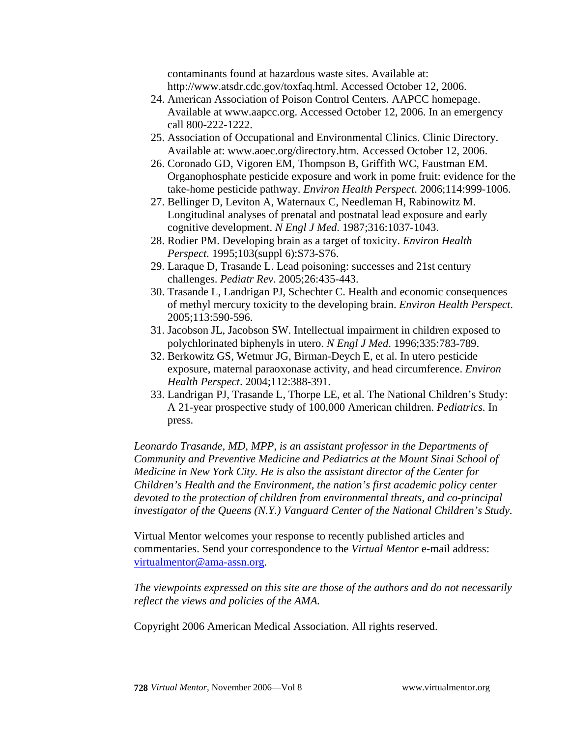contaminants found at hazardous waste sites. Available at: http://www.atsdr.cdc.gov/toxfaq.html. Accessed October 12, 2006.

24. American Association of Poison Control Centers. AAPCC homepage. Available at www.aapcc.org. Accessed October 12, 2006. In an emergency call 800-222-1222.
25. Association of Occupational and Environmental Clinics. Clinic Directory. Available at: www.aoec.org/directory.htm. Accessed October 12, 2006.
26. Coronado GD, Vigoren EM, Thompson B, Griffith WC, Faustman EM. Organophosphate pesticide exposure and work in pome fruit: evidence for the take-home pesticide pathway. *Environ Health Perspect*. 2006;114:999-1006.
27. Bellinger D, Leviton A, Waternaux C, Needleman H, Rabinowitz M. Longitudinal analyses of prenatal and postnatal lead exposure and early cognitive development. *N Engl J Med*. 1987;316:1037-1043.
28. Rodier PM. Developing brain as a target of toxicity. *Environ Health Perspect.* 1995;103(suppl 6):S73-S76.
29. Laraque D, Trasande L. Lead poisoning: successes and 21st century challenges. *Pediatr Rev*. 2005;26:435-443.
30. Trasande L, Landrigan PJ, Schechter C. Health and economic consequences of methyl mercury toxicity to the developing brain. *Environ Health Perspect*. 2005;113:590-596.
31. Jacobson JL, Jacobson SW. Intellectual impairment in children exposed to polychlorinated biphenyls in utero. *N Engl J Med*. 1996;335:783-789.
32. Berkowitz GS, Wetmur JG, Birman-Deych E, et al. In utero pesticide exposure, maternal paraoxonase activity, and head circumference. *Environ Health Perspect*. 2004;112:388-391.
33. Landrigan PJ, Trasande L, Thorpe LE, et al. The National Children's Study: A 21-year prospective study of 100,000 American children. *Pediatrics.* In press.

*Leonardo Trasande, MD, MPP, is an assistant professor in the Departments of Community and Preventive Medicine and Pediatrics at the Mount Sinai School of Medicine in New York City. He is also the assistant director of the Center for Children's Health and the Environment, the nation's first academic policy center devoted to the protection of children from environmental threats, and co-principal investigator of the Queens (N.Y.) Vanguard Center of the National Children's Study.*

Virtual Mentor welcomes your response to recently published articles and commentaries. Send your correspondence to the *Virtual Mentor* e-mail address: virtualmentor@ama-assn.org.

*The viewpoints expressed on this site are those of the authors and do not necessarily reflect the views and policies of the AMA.*

Copyright 2006 American Medical Association. All rights reserved.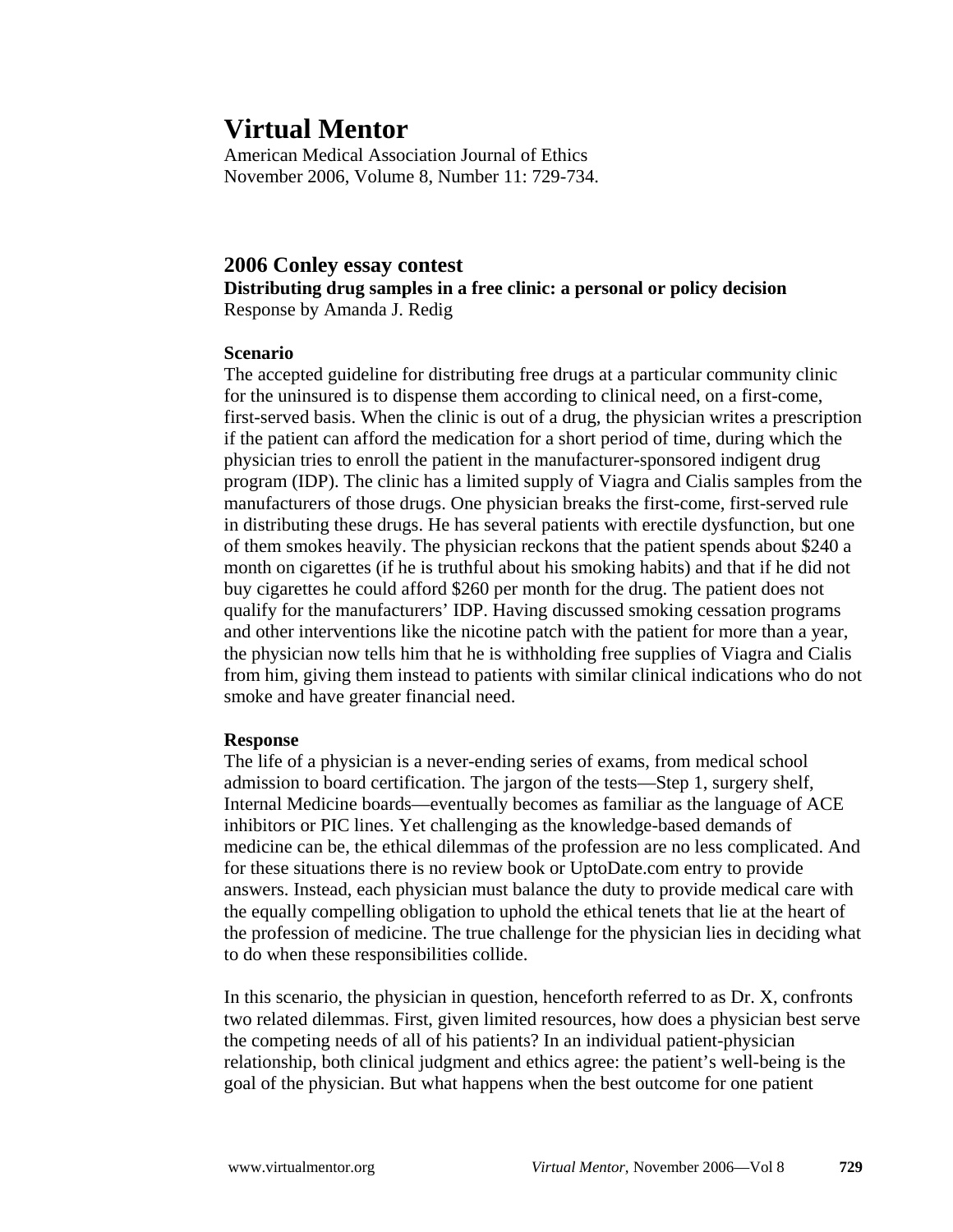# Virtual Mentor

American Medical Association Journal of Ethics
November 2006, Volume 8, Number 11: 729-734.

## 2006 Conley essay contest

**Distributing drug samples in a free clinic: a personal or policy decision**
Response by Amanda J. Redig

### Scenario

The accepted guideline for distributing free drugs at a particular community clinic for the uninsured is to dispense them according to clinical need, on a first-come, first-served basis. When the clinic is out of a drug, the physician writes a prescription if the patient can afford the medication for a short period of time, during which the physician tries to enroll the patient in the manufacturer-sponsored indigent drug program (IDP). The clinic has a limited supply of Viagra and Cialis samples from the manufacturers of those drugs. One physician breaks the first-come, first-served rule in distributing these drugs. He has several patients with erectile dysfunction, but one of them smokes heavily. The physician reckons that the patient spends about $240 a month on cigarettes (if he is truthful about his smoking habits) and that if he did not buy cigarettes he could afford $260 per month for the drug. The patient does not qualify for the manufacturers' IDP. Having discussed smoking cessation programs and other interventions like the nicotine patch with the patient for more than a year, the physician now tells him that he is withholding free supplies of Viagra and Cialis from him, giving them instead to patients with similar clinical indications who do not smoke and have greater financial need.

### Response

The life of a physician is a never-ending series of exams, from medical school admission to board certification. The jargon of the tests—Step 1, surgery shelf, Internal Medicine boards—eventually becomes as familiar as the language of ACE inhibitors or PIC lines. Yet challenging as the knowledge-based demands of medicine can be, the ethical dilemmas of the profession are no less complicated. And for these situations there is no review book or UptoDate.com entry to provide answers. Instead, each physician must balance the duty to provide medical care with the equally compelling obligation to uphold the ethical tenets that lie at the heart of the profession of medicine. The true challenge for the physician lies in deciding what to do when these responsibilities collide.

In this scenario, the physician in question, henceforth referred to as Dr. X, confronts two related dilemmas. First, given limited resources, how does a physician best serve the competing needs of all of his patients? In an individual patient-physician relationship, both clinical judgment and ethics agree: the patient's well-being is the goal of the physician. But what happens when the best outcome for one patient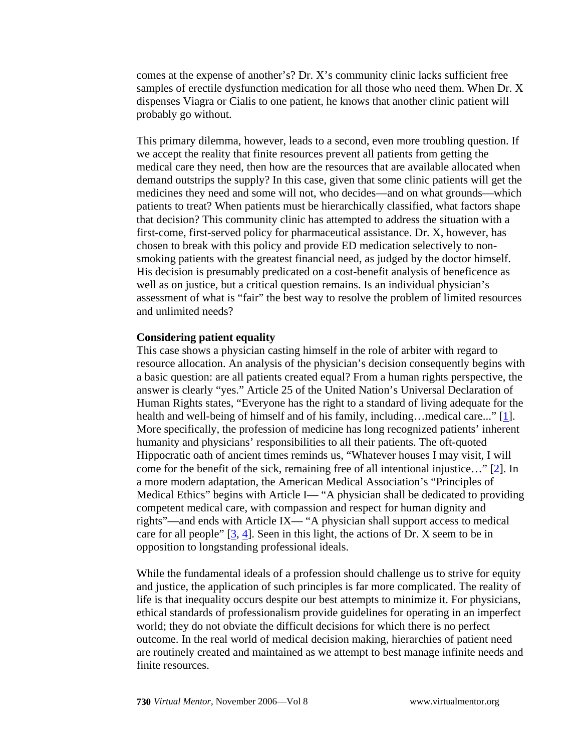comes at the expense of another's? Dr. X's community clinic lacks sufficient free samples of erectile dysfunction medication for all those who need them. When Dr. X dispenses Viagra or Cialis to one patient, he knows that another clinic patient will probably go without.

This primary dilemma, however, leads to a second, even more troubling question. If we accept the reality that finite resources prevent all patients from getting the medical care they need, then how are the resources that are available allocated when demand outstrips the supply? In this case, given that some clinic patients will get the medicines they need and some will not, who decides—and on what grounds—which patients to treat? When patients must be hierarchically classified, what factors shape that decision? This community clinic has attempted to address the situation with a first-come, first-served policy for pharmaceutical assistance. Dr. X, however, has chosen to break with this policy and provide ED medication selectively to non-smoking patients with the greatest financial need, as judged by the doctor himself. His decision is presumably predicated on a cost-benefit analysis of beneficence as well as on justice, but a critical question remains. Is an individual physician's assessment of what is "fair" the best way to resolve the problem of limited resources and unlimited needs?

**Considering patient equality**

This case shows a physician casting himself in the role of arbiter with regard to resource allocation. An analysis of the physician's decision consequently begins with a basic question: are all patients created equal? From a human rights perspective, the answer is clearly "yes." Article 25 of the United Nation's Universal Declaration of Human Rights states, "Everyone has the right to a standard of living adequate for the health and well-being of himself and of his family, including…medical care..." [1]. More specifically, the profession of medicine has long recognized patients' inherent humanity and physicians' responsibilities to all their patients. The oft-quoted Hippocratic oath of ancient times reminds us, "Whatever houses I may visit, I will come for the benefit of the sick, remaining free of all intentional injustice…" [2]. In a more modern adaptation, the American Medical Association's "Principles of Medical Ethics" begins with Article I— "A physician shall be dedicated to providing competent medical care, with compassion and respect for human dignity and rights"—and ends with Article IX— "A physician shall support access to medical care for all people" [3, 4]. Seen in this light, the actions of Dr. X seem to be in opposition to longstanding professional ideals.

While the fundamental ideals of a profession should challenge us to strive for equity and justice, the application of such principles is far more complicated. The reality of life is that inequality occurs despite our best attempts to minimize it. For physicians, ethical standards of professionalism provide guidelines for operating in an imperfect world; they do not obviate the difficult decisions for which there is no perfect outcome. In the real world of medical decision making, hierarchies of patient need are routinely created and maintained as we attempt to best manage infinite needs and finite resources.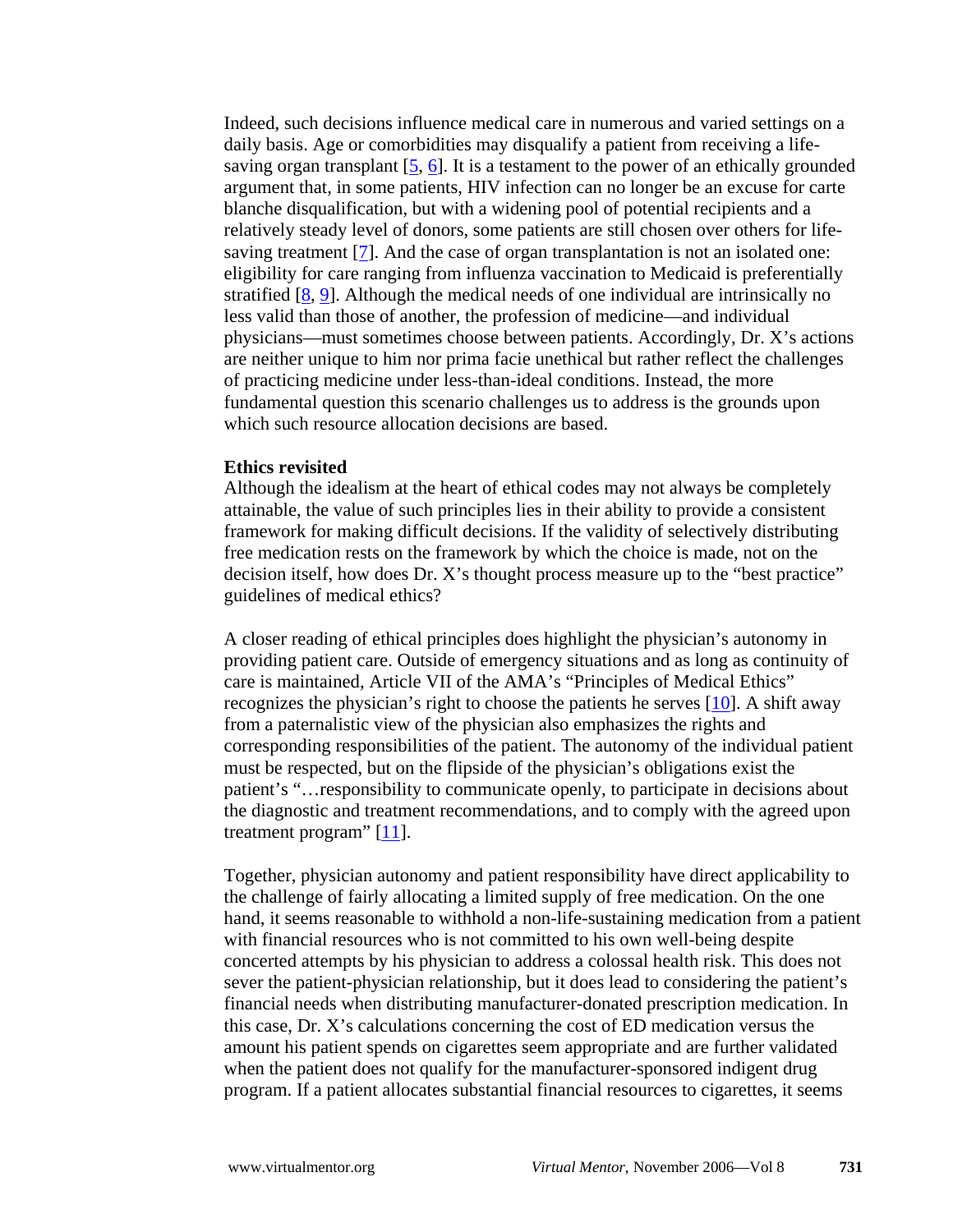Indeed, such decisions influence medical care in numerous and varied settings on a daily basis. Age or comorbidities may disqualify a patient from receiving a life-saving organ transplant [5, 6]. It is a testament to the power of an ethically grounded argument that, in some patients, HIV infection can no longer be an excuse for carte blanche disqualification, but with a widening pool of potential recipients and a relatively steady level of donors, some patients are still chosen over others for life-saving treatment [7]. And the case of organ transplantation is not an isolated one: eligibility for care ranging from influenza vaccination to Medicaid is preferentially stratified [8, 9]. Although the medical needs of one individual are intrinsically no less valid than those of another, the profession of medicine—and individual physicians—must sometimes choose between patients. Accordingly, Dr. X's actions are neither unique to him nor prima facie unethical but rather reflect the challenges of practicing medicine under less-than-ideal conditions. Instead, the more fundamental question this scenario challenges us to address is the grounds upon which such resource allocation decisions are based.

**Ethics revisited**

Although the idealism at the heart of ethical codes may not always be completely attainable, the value of such principles lies in their ability to provide a consistent framework for making difficult decisions. If the validity of selectively distributing free medication rests on the framework by which the choice is made, not on the decision itself, how does Dr. X's thought process measure up to the "best practice" guidelines of medical ethics?

A closer reading of ethical principles does highlight the physician's autonomy in providing patient care. Outside of emergency situations and as long as continuity of care is maintained, Article VII of the AMA's "Principles of Medical Ethics" recognizes the physician's right to choose the patients he serves [10]. A shift away from a paternalistic view of the physician also emphasizes the rights and corresponding responsibilities of the patient. The autonomy of the individual patient must be respected, but on the flipside of the physician's obligations exist the patient's "…responsibility to communicate openly, to participate in decisions about the diagnostic and treatment recommendations, and to comply with the agreed upon treatment program" [11].

Together, physician autonomy and patient responsibility have direct applicability to the challenge of fairly allocating a limited supply of free medication. On the one hand, it seems reasonable to withhold a non-life-sustaining medication from a patient with financial resources who is not committed to his own well-being despite concerted attempts by his physician to address a colossal health risk. This does not sever the patient-physician relationship, but it does lead to considering the patient's financial needs when distributing manufacturer-donated prescription medication. In this case, Dr. X's calculations concerning the cost of ED medication versus the amount his patient spends on cigarettes seem appropriate and are further validated when the patient does not qualify for the manufacturer-sponsored indigent drug program. If a patient allocates substantial financial resources to cigarettes, it seems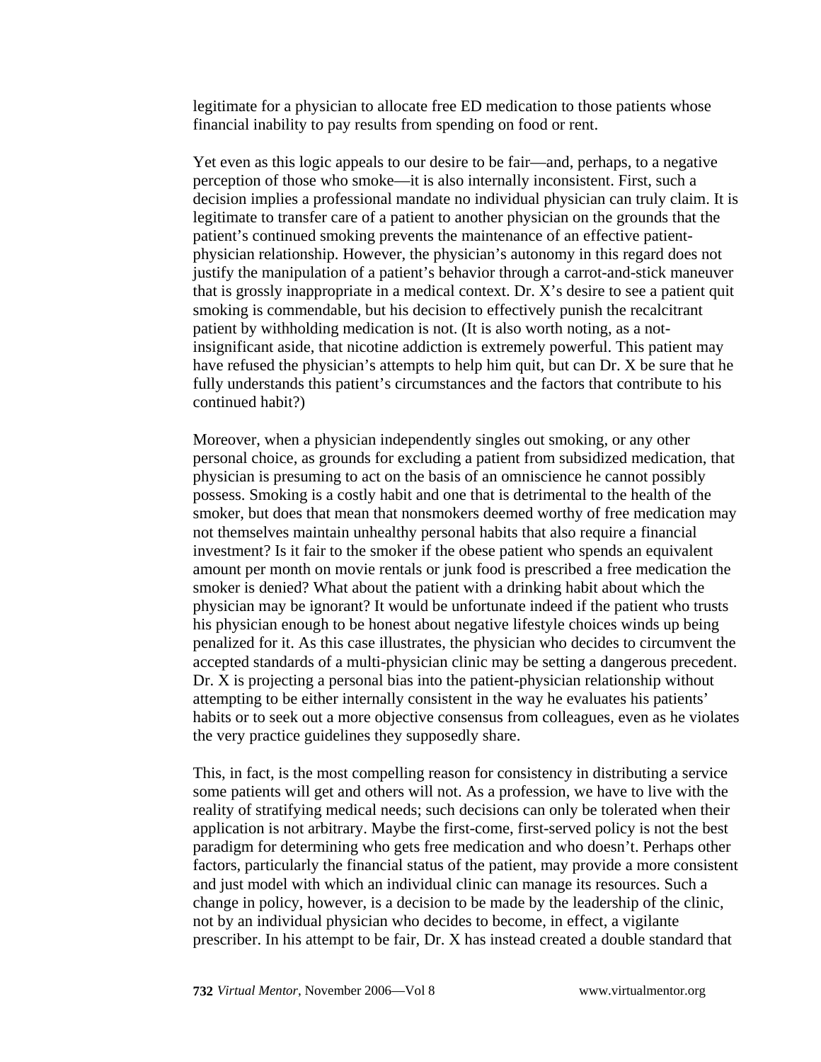legitimate for a physician to allocate free ED medication to those patients whose financial inability to pay results from spending on food or rent.

Yet even as this logic appeals to our desire to be fair—and, perhaps, to a negative perception of those who smoke—it is also internally inconsistent. First, such a decision implies a professional mandate no individual physician can truly claim. It is legitimate to transfer care of a patient to another physician on the grounds that the patient's continued smoking prevents the maintenance of an effective patient-physician relationship. However, the physician's autonomy in this regard does not justify the manipulation of a patient's behavior through a carrot-and-stick maneuver that is grossly inappropriate in a medical context. Dr. X's desire to see a patient quit smoking is commendable, but his decision to effectively punish the recalcitrant patient by withholding medication is not. (It is also worth noting, as a not-insignificant aside, that nicotine addiction is extremely powerful. This patient may have refused the physician's attempts to help him quit, but can Dr. X be sure that he fully understands this patient's circumstances and the factors that contribute to his continued habit?)

Moreover, when a physician independently singles out smoking, or any other personal choice, as grounds for excluding a patient from subsidized medication, that physician is presuming to act on the basis of an omniscience he cannot possibly possess. Smoking is a costly habit and one that is detrimental to the health of the smoker, but does that mean that nonsmokers deemed worthy of free medication may not themselves maintain unhealthy personal habits that also require a financial investment? Is it fair to the smoker if the obese patient who spends an equivalent amount per month on movie rentals or junk food is prescribed a free medication the smoker is denied? What about the patient with a drinking habit about which the physician may be ignorant? It would be unfortunate indeed if the patient who trusts his physician enough to be honest about negative lifestyle choices winds up being penalized for it. As this case illustrates, the physician who decides to circumvent the accepted standards of a multi-physician clinic may be setting a dangerous precedent. Dr. X is projecting a personal bias into the patient-physician relationship without attempting to be either internally consistent in the way he evaluates his patients' habits or to seek out a more objective consensus from colleagues, even as he violates the very practice guidelines they supposedly share.

This, in fact, is the most compelling reason for consistency in distributing a service some patients will get and others will not. As a profession, we have to live with the reality of stratifying medical needs; such decisions can only be tolerated when their application is not arbitrary. Maybe the first-come, first-served policy is not the best paradigm for determining who gets free medication and who doesn't. Perhaps other factors, particularly the financial status of the patient, may provide a more consistent and just model with which an individual clinic can manage its resources. Such a change in policy, however, is a decision to be made by the leadership of the clinic, not by an individual physician who decides to become, in effect, a vigilante prescriber. In his attempt to be fair, Dr. X has instead created a double standard that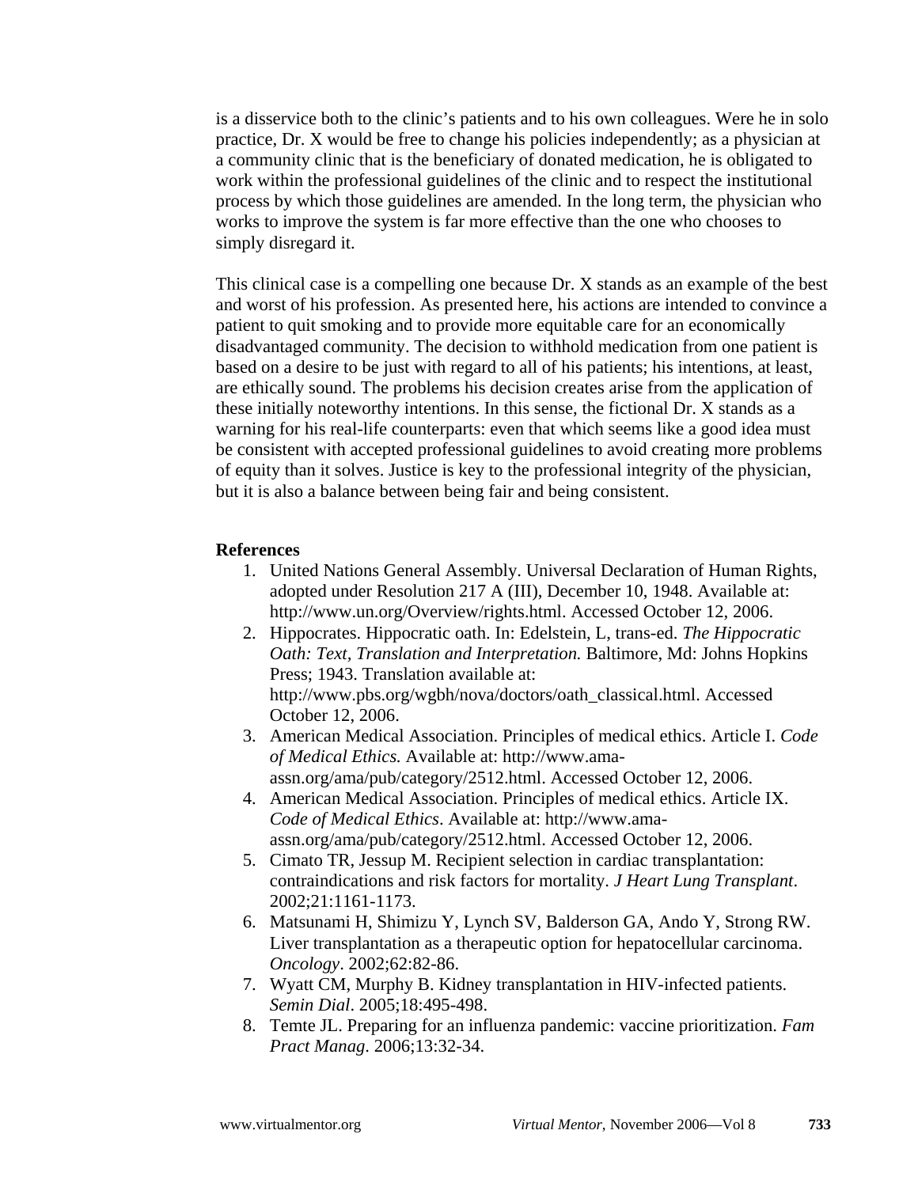is a disservice both to the clinic's patients and to his own colleagues. Were he in solo practice, Dr. X would be free to change his policies independently; as a physician at a community clinic that is the beneficiary of donated medication, he is obligated to work within the professional guidelines of the clinic and to respect the institutional process by which those guidelines are amended. In the long term, the physician who works to improve the system is far more effective than the one who chooses to simply disregard it.

This clinical case is a compelling one because Dr. X stands as an example of the best and worst of his profession. As presented here, his actions are intended to convince a patient to quit smoking and to provide more equitable care for an economically disadvantaged community. The decision to withhold medication from one patient is based on a desire to be just with regard to all of his patients; his intentions, at least, are ethically sound. The problems his decision creates arise from the application of these initially noteworthy intentions. In this sense, the fictional Dr. X stands as a warning for his real-life counterparts: even that which seems like a good idea must be consistent with accepted professional guidelines to avoid creating more problems of equity than it solves. Justice is key to the professional integrity of the physician, but it is also a balance between being fair and being consistent.

**References**

1. United Nations General Assembly. Universal Declaration of Human Rights, adopted under Resolution 217 A (III), December 10, 1948. Available at: http://www.un.org/Overview/rights.html. Accessed October 12, 2006.
2. Hippocrates. Hippocratic oath. In: Edelstein, L, trans-ed. *The Hippocratic Oath: Text, Translation and Interpretation.* Baltimore, Md: Johns Hopkins Press; 1943. Translation available at: http://www.pbs.org/wgbh/nova/doctors/oath_classical.html. Accessed October 12, 2006.
3. American Medical Association. Principles of medical ethics. Article I. *Code of Medical Ethics.* Available at: http://www.ama-assn.org/ama/pub/category/2512.html. Accessed October 12, 2006.
4. American Medical Association. Principles of medical ethics. Article IX. *Code of Medical Ethics*. Available at: http://www.ama-assn.org/ama/pub/category/2512.html. Accessed October 12, 2006.
5. Cimato TR, Jessup M. Recipient selection in cardiac transplantation: contraindications and risk factors for mortality. *J Heart Lung Transplant*. 2002;21:1161-1173.
6. Matsunami H, Shimizu Y, Lynch SV, Balderson GA, Ando Y, Strong RW. Liver transplantation as a therapeutic option for hepatocellular carcinoma. *Oncology*. 2002;62:82-86.
7. Wyatt CM, Murphy B. Kidney transplantation in HIV-infected patients. *Semin Dial*. 2005;18:495-498.
8. Temte JL. Preparing for an influenza pandemic: vaccine prioritization. *Fam Pract Manag*. 2006;13:32-34.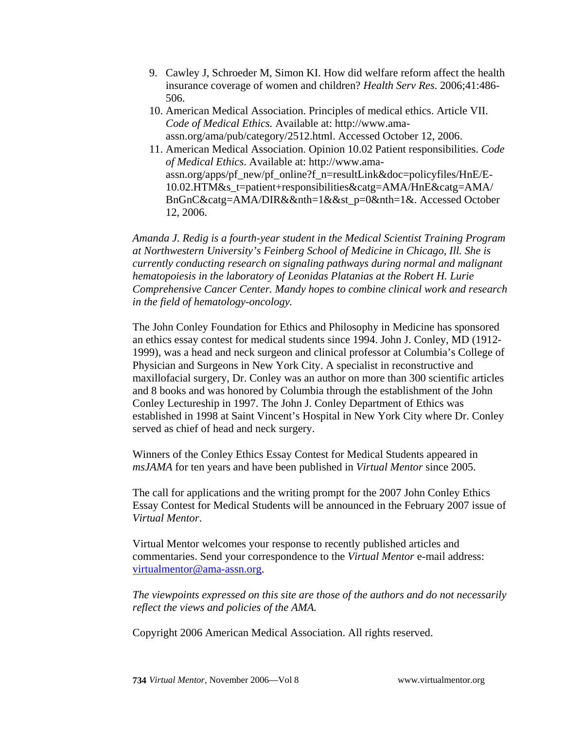9. Cawley J, Schroeder M, Simon KI. How did welfare reform affect the health insurance coverage of women and children? *Health Serv Res*. 2006;41:486-506.
10. American Medical Association. Principles of medical ethics. Article VII. *Code of Medical Ethics.* Available at: http://www.ama-assn.org/ama/pub/category/2512.html. Accessed October 12, 2006.
11. American Medical Association. Opinion 10.02 Patient responsibilities. *Code of Medical Ethics*. Available at: http://www.ama-assn.org/apps/pf_new/pf_online?f_n=resultLink&doc=policyfiles/HnE/E-10.02.HTM&s_t=patient+responsibilities&catg=AMA/HnE&catg=AMA/BnGnC&catg=AMA/DIR&&nth=1&&st_p=0&nth=1&. Accessed October 12, 2006.

*Amanda J. Redig is a fourth-year student in the Medical Scientist Training Program at Northwestern University's Feinberg School of Medicine in Chicago, Ill. She is currently conducting research on signaling pathways during normal and malignant hematopoiesis in the laboratory of Leonidas Platanias at the Robert H. Lurie Comprehensive Cancer Center. Mandy hopes to combine clinical work and research in the field of hematology-oncology.*

The John Conley Foundation for Ethics and Philosophy in Medicine has sponsored an ethics essay contest for medical students since 1994. John J. Conley, MD (1912-1999), was a head and neck surgeon and clinical professor at Columbia's College of Physician and Surgeons in New York City. A specialist in reconstructive and maxillofacial surgery, Dr. Conley was an author on more than 300 scientific articles and 8 books and was honored by Columbia through the establishment of the John Conley Lectureship in 1997. The John J. Conley Department of Ethics was established in 1998 at Saint Vincent's Hospital in New York City where Dr. Conley served as chief of head and neck surgery.

Winners of the Conley Ethics Essay Contest for Medical Students appeared in *msJAMA* for ten years and have been published in *Virtual Mentor* since 2005.

The call for applications and the writing prompt for the 2007 John Conley Ethics Essay Contest for Medical Students will be announced in the February 2007 issue of *Virtual Mentor*.

Virtual Mentor welcomes your response to recently published articles and commentaries. Send your correspondence to the *Virtual Mentor* e-mail address: virtualmentor@ama-assn.org.

*The viewpoints expressed on this site are those of the authors and do not necessarily reflect the views and policies of the AMA.*

Copyright 2006 American Medical Association. All rights reserved.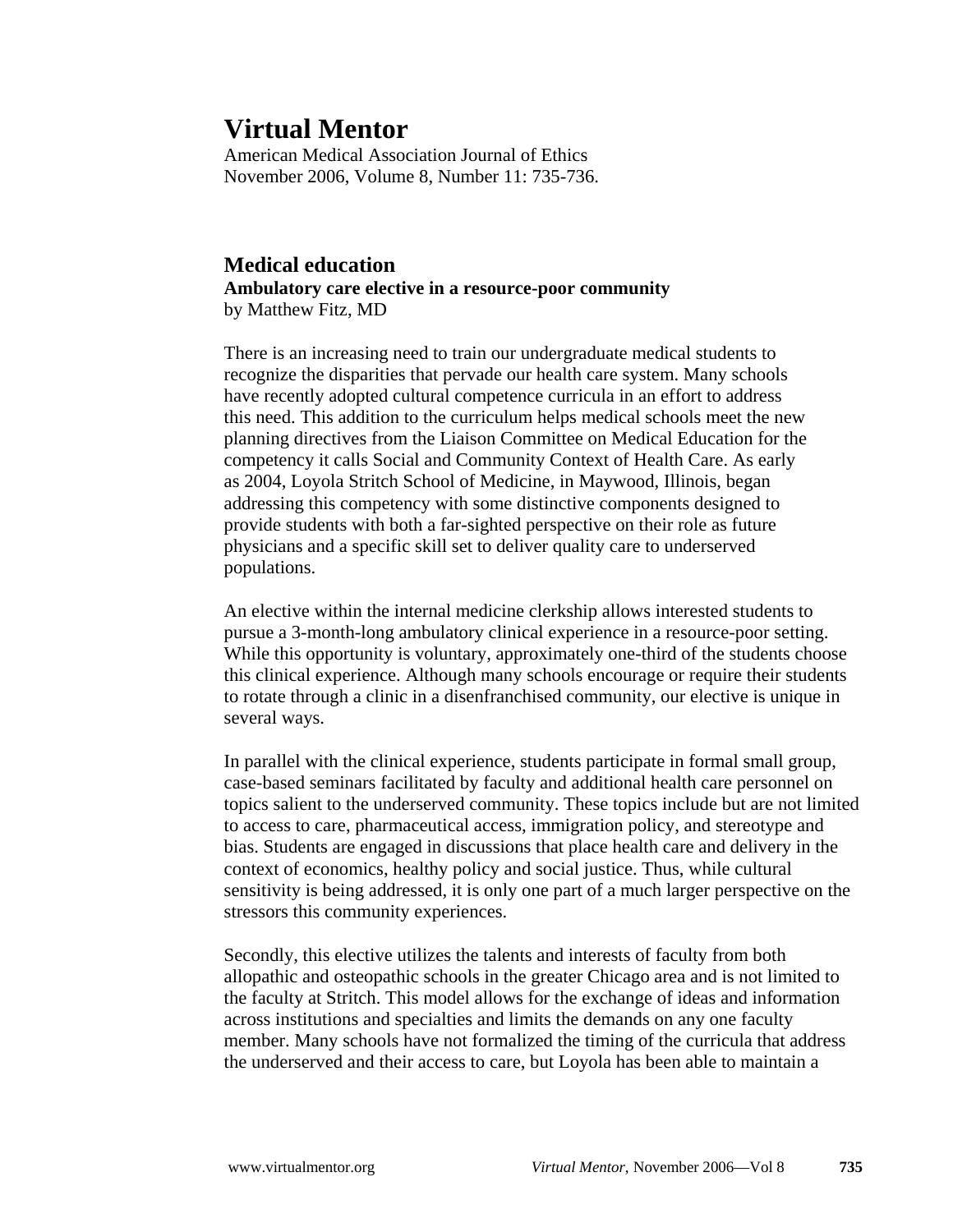# Virtual Mentor

American Medical Association Journal of Ethics
November 2006, Volume 8, Number 11: 735-736.

## Medical education

**Ambulatory care elective in a resource-poor community**

by Matthew Fitz, MD

There is an increasing need to train our undergraduate medical students to recognize the disparities that pervade our health care system. Many schools have recently adopted cultural competence curricula in an effort to address this need. This addition to the curriculum helps medical schools meet the new planning directives from the Liaison Committee on Medical Education for the competency it calls Social and Community Context of Health Care. As early as 2004, Loyola Stritch School of Medicine, in Maywood, Illinois, began addressing this competency with some distinctive components designed to provide students with both a far-sighted perspective on their role as future physicians and a specific skill set to deliver quality care to underserved populations.

An elective within the internal medicine clerkship allows interested students to pursue a 3-month-long ambulatory clinical experience in a resource-poor setting. While this opportunity is voluntary, approximately one-third of the students choose this clinical experience. Although many schools encourage or require their students to rotate through a clinic in a disenfranchised community, our elective is unique in several ways.

In parallel with the clinical experience, students participate in formal small group, case-based seminars facilitated by faculty and additional health care personnel on topics salient to the underserved community. These topics include but are not limited to access to care, pharmaceutical access, immigration policy, and stereotype and bias. Students are engaged in discussions that place health care and delivery in the context of economics, healthy policy and social justice. Thus, while cultural sensitivity is being addressed, it is only one part of a much larger perspective on the stressors this community experiences.

Secondly, this elective utilizes the talents and interests of faculty from both allopathic and osteopathic schools in the greater Chicago area and is not limited to the faculty at Stritch. This model allows for the exchange of ideas and information across institutions and specialties and limits the demands on any one faculty member. Many schools have not formalized the timing of the curricula that address the underserved and their access to care, but Loyola has been able to maintain a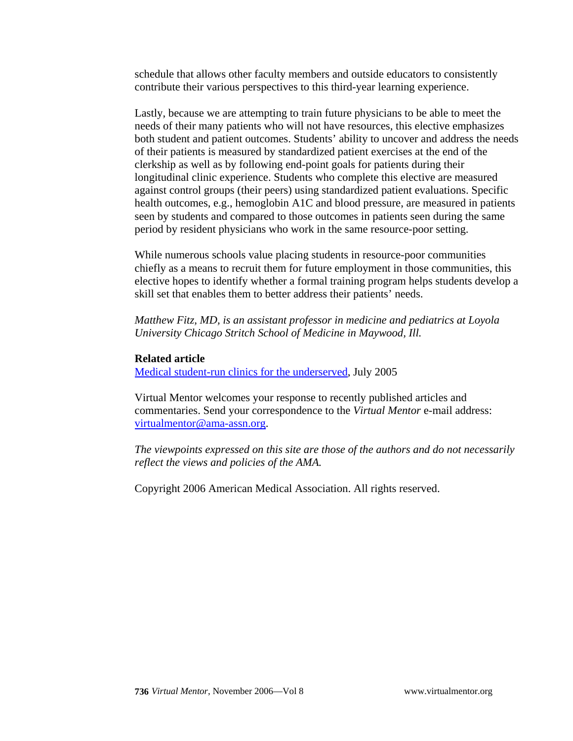schedule that allows other faculty members and outside educators to consistently contribute their various perspectives to this third-year learning experience.

Lastly, because we are attempting to train future physicians to be able to meet the needs of their many patients who will not have resources, this elective emphasizes both student and patient outcomes. Students' ability to uncover and address the needs of their patients is measured by standardized patient exercises at the end of the clerkship as well as by following end-point goals for patients during their longitudinal clinic experience. Students who complete this elective are measured against control groups (their peers) using standardized patient evaluations. Specific health outcomes, e.g., hemoglobin A1C and blood pressure, are measured in patients seen by students and compared to those outcomes in patients seen during the same period by resident physicians who work in the same resource-poor setting.

While numerous schools value placing students in resource-poor communities chiefly as a means to recruit them for future employment in those communities, this elective hopes to identify whether a formal training program helps students develop a skill set that enables them to better address their patients' needs.

*Matthew Fitz, MD, is an assistant professor in medicine and pediatrics at Loyola University Chicago Stritch School of Medicine in Maywood, Ill.*

**Related article**

Medical student-run clinics for the underserved, July 2005

Virtual Mentor welcomes your response to recently published articles and commentaries. Send your correspondence to the *Virtual Mentor* e-mail address: virtualmentor@ama-assn.org.

*The viewpoints expressed on this site are those of the authors and do not necessarily reflect the views and policies of the AMA.*

Copyright 2006 American Medical Association. All rights reserved.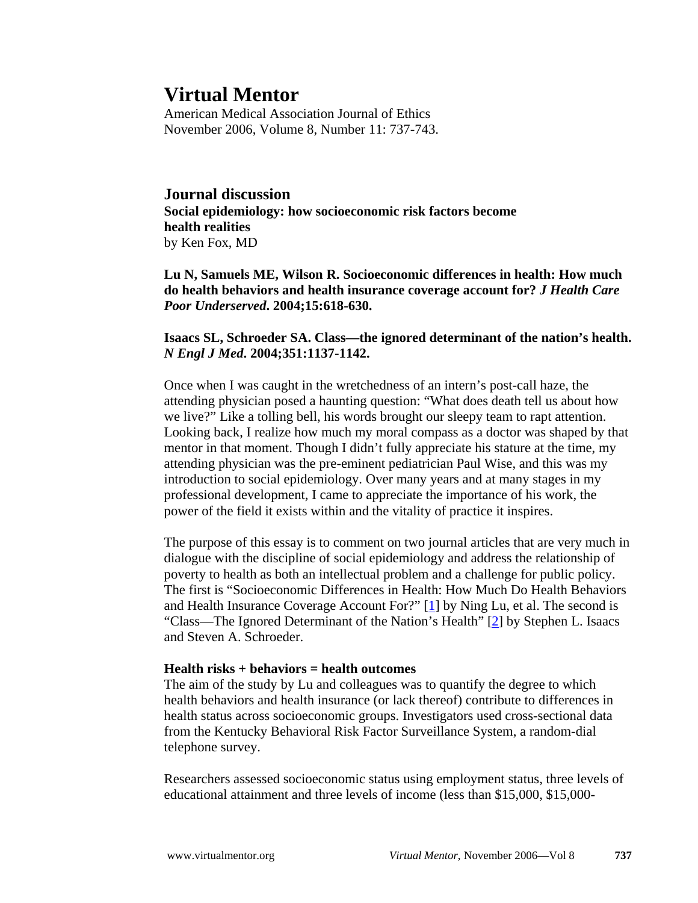# Virtual Mentor

American Medical Association Journal of Ethics
November 2006, Volume 8, Number 11: 737-743.

## Journal discussion

**Social epidemiology: how socioeconomic risk factors become health realities**
by Ken Fox, MD

**Lu N, Samuels ME, Wilson R. Socioeconomic differences in health: How much do health behaviors and health insurance coverage account for? *J Health Care Poor Underserved*. 2004;15:618-630.**

**Isaacs SL, Schroeder SA. Class—the ignored determinant of the nation's health. *N Engl J Med*. 2004;351:1137-1142.**

Once when I was caught in the wretchedness of an intern's post-call haze, the attending physician posed a haunting question: "What does death tell us about how we live?" Like a tolling bell, his words brought our sleepy team to rapt attention. Looking back, I realize how much my moral compass as a doctor was shaped by that mentor in that moment. Though I didn't fully appreciate his stature at the time, my attending physician was the pre-eminent pediatrician Paul Wise, and this was my introduction to social epidemiology. Over many years and at many stages in my professional development, I came to appreciate the importance of his work, the power of the field it exists within and the vitality of practice it inspires.

The purpose of this essay is to comment on two journal articles that are very much in dialogue with the discipline of social epidemiology and address the relationship of poverty to health as both an intellectual problem and a challenge for public policy. The first is "Socioeconomic Differences in Health: How Much Do Health Behaviors and Health Insurance Coverage Account For?" [1] by Ning Lu, et al. The second is "Class—The Ignored Determinant of the Nation's Health" [2] by Stephen L. Isaacs and Steven A. Schroeder.

**Health risks + behaviors = health outcomes**

The aim of the study by Lu and colleagues was to quantify the degree to which health behaviors and health insurance (or lack thereof) contribute to differences in health status across socioeconomic groups. Investigators used cross-sectional data from the Kentucky Behavioral Risk Factor Surveillance System, a random-dial telephone survey.

Researchers assessed socioeconomic status using employment status, three levels of educational attainment and three levels of income (less than $15,000, $15,000-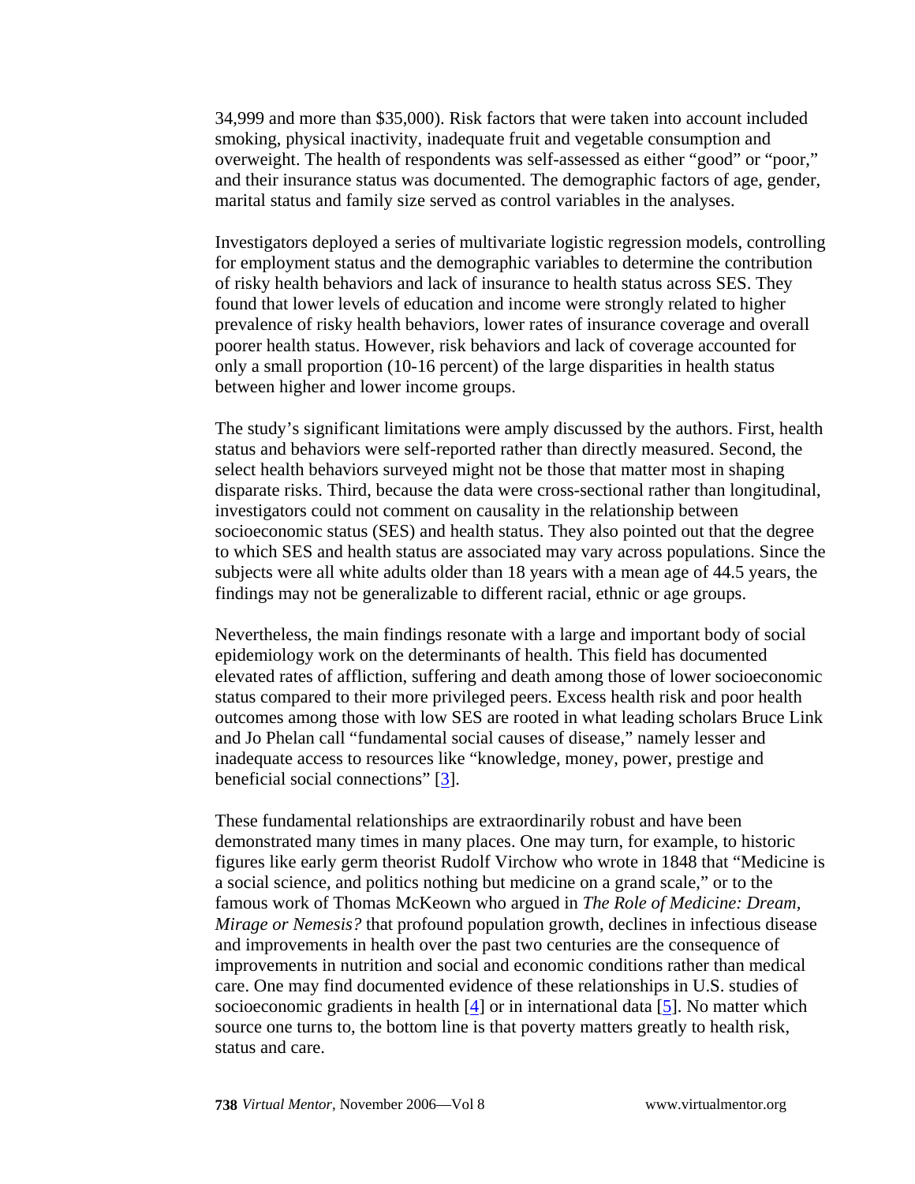34,999 and more than $35,000). Risk factors that were taken into account included smoking, physical inactivity, inadequate fruit and vegetable consumption and overweight. The health of respondents was self-assessed as either "good" or "poor," and their insurance status was documented. The demographic factors of age, gender, marital status and family size served as control variables in the analyses.

Investigators deployed a series of multivariate logistic regression models, controlling for employment status and the demographic variables to determine the contribution of risky health behaviors and lack of insurance to health status across SES. They found that lower levels of education and income were strongly related to higher prevalence of risky health behaviors, lower rates of insurance coverage and overall poorer health status. However, risk behaviors and lack of coverage accounted for only a small proportion (10-16 percent) of the large disparities in health status between higher and lower income groups.

The study's significant limitations were amply discussed by the authors. First, health status and behaviors were self-reported rather than directly measured. Second, the select health behaviors surveyed might not be those that matter most in shaping disparate risks. Third, because the data were cross-sectional rather than longitudinal, investigators could not comment on causality in the relationship between socioeconomic status (SES) and health status. They also pointed out that the degree to which SES and health status are associated may vary across populations. Since the subjects were all white adults older than 18 years with a mean age of 44.5 years, the findings may not be generalizable to different racial, ethnic or age groups.

Nevertheless, the main findings resonate with a large and important body of social epidemiology work on the determinants of health. This field has documented elevated rates of affliction, suffering and death among those of lower socioeconomic status compared to their more privileged peers. Excess health risk and poor health outcomes among those with low SES are rooted in what leading scholars Bruce Link and Jo Phelan call "fundamental social causes of disease," namely lesser and inadequate access to resources like "knowledge, money, power, prestige and beneficial social connections" [3].

These fundamental relationships are extraordinarily robust and have been demonstrated many times in many places. One may turn, for example, to historic figures like early germ theorist Rudolf Virchow who wrote in 1848 that "Medicine is a social science, and politics nothing but medicine on a grand scale," or to the famous work of Thomas McKeown who argued in *The Role of Medicine: Dream, Mirage or Nemesis?* that profound population growth, declines in infectious disease and improvements in health over the past two centuries are the consequence of improvements in nutrition and social and economic conditions rather than medical care. One may find documented evidence of these relationships in U.S. studies of socioeconomic gradients in health [4] or in international data [5]. No matter which source one turns to, the bottom line is that poverty matters greatly to health risk, status and care.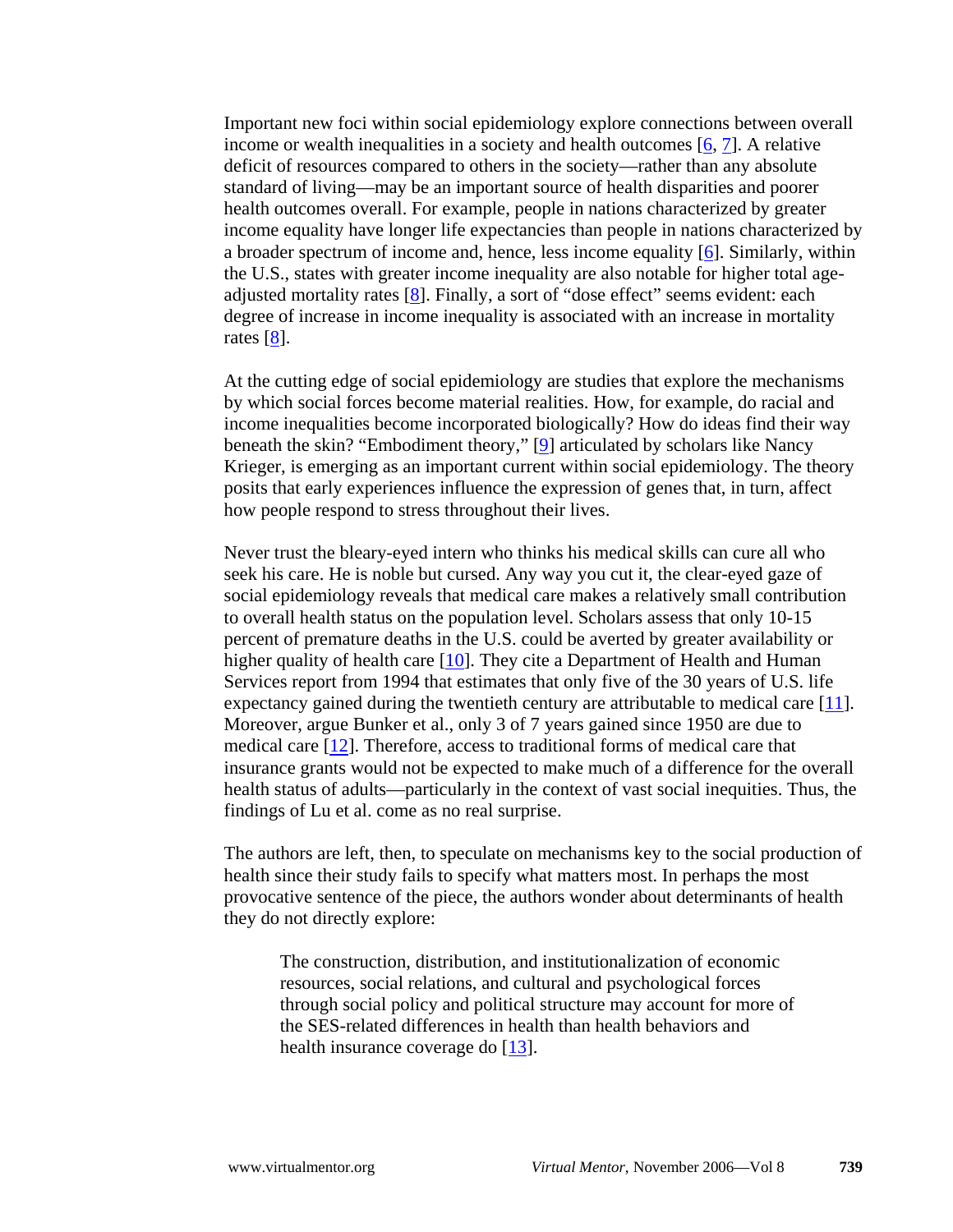Important new foci within social epidemiology explore connections between overall income or wealth inequalities in a society and health outcomes [6, 7]. A relative deficit of resources compared to others in the society—rather than any absolute standard of living—may be an important source of health disparities and poorer health outcomes overall. For example, people in nations characterized by greater income equality have longer life expectancies than people in nations characterized by a broader spectrum of income and, hence, less income equality [6]. Similarly, within the U.S., states with greater income inequality are also notable for higher total age-adjusted mortality rates [8]. Finally, a sort of "dose effect" seems evident: each degree of increase in income inequality is associated with an increase in mortality rates [8].

At the cutting edge of social epidemiology are studies that explore the mechanisms by which social forces become material realities. How, for example, do racial and income inequalities become incorporated biologically? How do ideas find their way beneath the skin? "Embodiment theory," [9] articulated by scholars like Nancy Krieger, is emerging as an important current within social epidemiology. The theory posits that early experiences influence the expression of genes that, in turn, affect how people respond to stress throughout their lives.

Never trust the bleary-eyed intern who thinks his medical skills can cure all who seek his care. He is noble but cursed. Any way you cut it, the clear-eyed gaze of social epidemiology reveals that medical care makes a relatively small contribution to overall health status on the population level. Scholars assess that only 10-15 percent of premature deaths in the U.S. could be averted by greater availability or higher quality of health care [10]. They cite a Department of Health and Human Services report from 1994 that estimates that only five of the 30 years of U.S. life expectancy gained during the twentieth century are attributable to medical care [11]. Moreover, argue Bunker et al., only 3 of 7 years gained since 1950 are due to medical care [12]. Therefore, access to traditional forms of medical care that insurance grants would not be expected to make much of a difference for the overall health status of adults—particularly in the context of vast social inequities. Thus, the findings of Lu et al. come as no real surprise.

The authors are left, then, to speculate on mechanisms key to the social production of health since their study fails to specify what matters most. In perhaps the most provocative sentence of the piece, the authors wonder about determinants of health they do not directly explore:

> The construction, distribution, and institutionalization of economic resources, social relations, and cultural and psychological forces through social policy and political structure may account for more of the SES-related differences in health than health behaviors and health insurance coverage do [13].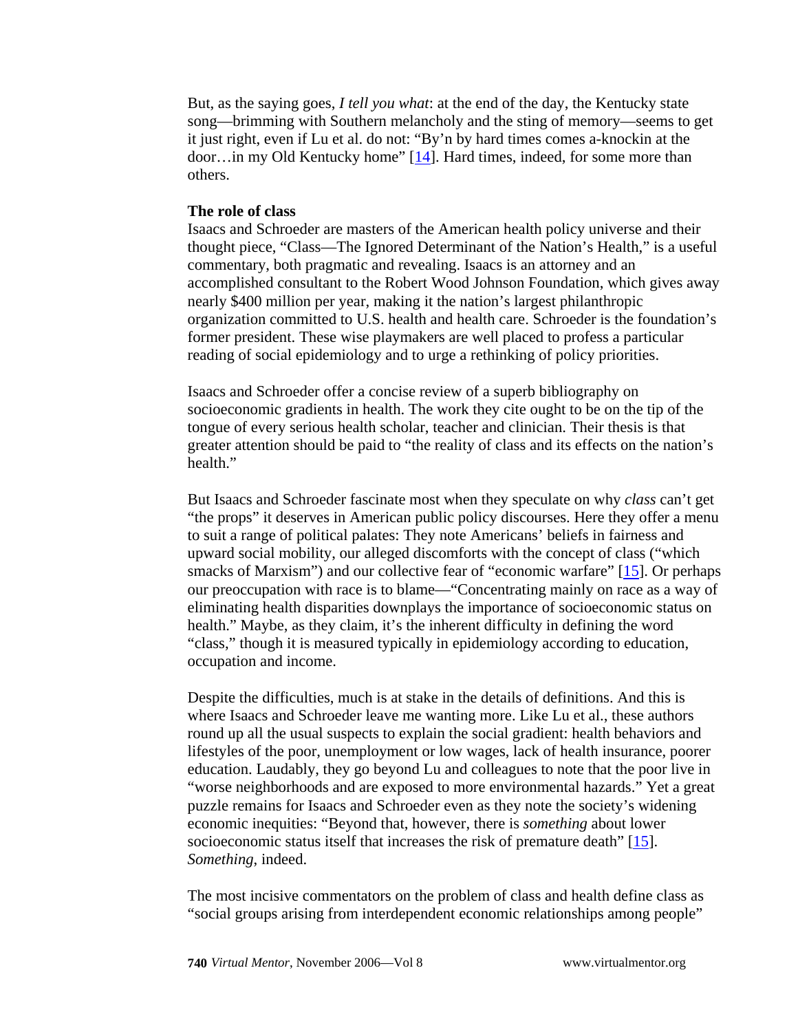But, as the saying goes, *I tell you what*: at the end of the day, the Kentucky state song—brimming with Southern melancholy and the sting of memory—seems to get it just right, even if Lu et al. do not: "By'n by hard times comes a-knockin at the door…in my Old Kentucky home" [14]. Hard times, indeed, for some more than others.

**The role of class**

Isaacs and Schroeder are masters of the American health policy universe and their thought piece, "Class—The Ignored Determinant of the Nation's Health," is a useful commentary, both pragmatic and revealing. Isaacs is an attorney and an accomplished consultant to the Robert Wood Johnson Foundation, which gives away nearly $400 million per year, making it the nation's largest philanthropic organization committed to U.S. health and health care. Schroeder is the foundation's former president. These wise playmakers are well placed to profess a particular reading of social epidemiology and to urge a rethinking of policy priorities.

Isaacs and Schroeder offer a concise review of a superb bibliography on socioeconomic gradients in health. The work they cite ought to be on the tip of the tongue of every serious health scholar, teacher and clinician. Their thesis is that greater attention should be paid to "the reality of class and its effects on the nation's health."

But Isaacs and Schroeder fascinate most when they speculate on why *class* can't get "the props" it deserves in American public policy discourses. Here they offer a menu to suit a range of political palates: They note Americans' beliefs in fairness and upward social mobility, our alleged discomforts with the concept of class ("which smacks of Marxism") and our collective fear of "economic warfare" [15]. Or perhaps our preoccupation with race is to blame—"Concentrating mainly on race as a way of eliminating health disparities downplays the importance of socioeconomic status on health." Maybe, as they claim, it's the inherent difficulty in defining the word "class," though it is measured typically in epidemiology according to education, occupation and income.

Despite the difficulties, much is at stake in the details of definitions. And this is where Isaacs and Schroeder leave me wanting more. Like Lu et al., these authors round up all the usual suspects to explain the social gradient: health behaviors and lifestyles of the poor, unemployment or low wages, lack of health insurance, poorer education. Laudably, they go beyond Lu and colleagues to note that the poor live in "worse neighborhoods and are exposed to more environmental hazards." Yet a great puzzle remains for Isaacs and Schroeder even as they note the society's widening economic inequities: "Beyond that, however, there is *something* about lower socioeconomic status itself that increases the risk of premature death" [15]. *Something*, indeed.

The most incisive commentators on the problem of class and health define class as "social groups arising from interdependent economic relationships among people"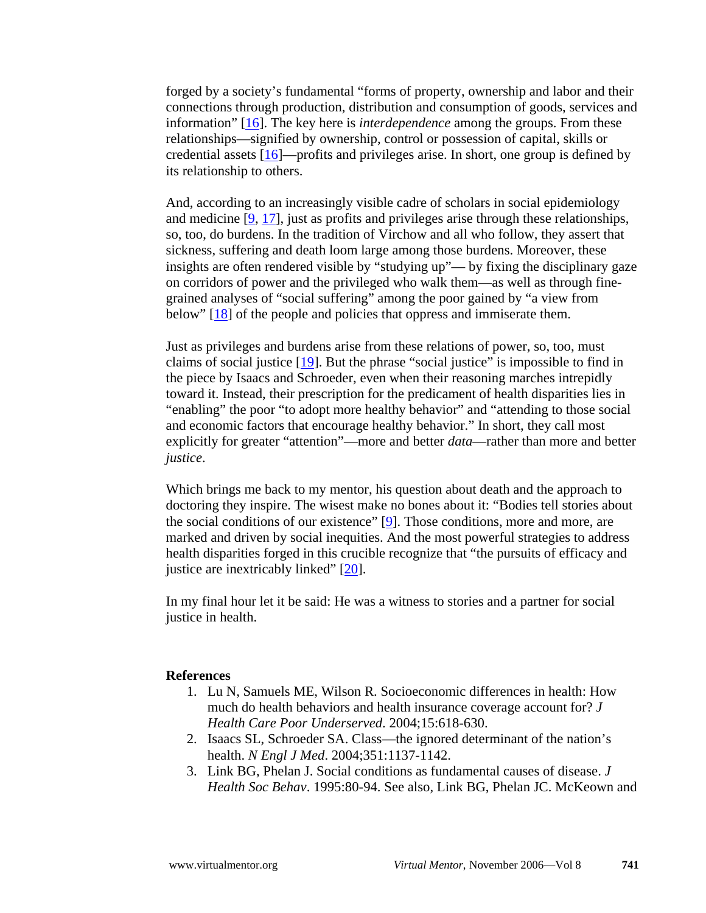forged by a society's fundamental "forms of property, ownership and labor and their connections through production, distribution and consumption of goods, services and information" [16]. The key here is *interdependence* among the groups. From these relationships—signified by ownership, control or possession of capital, skills or credential assets [16]—profits and privileges arise. In short, one group is defined by its relationship to others.

And, according to an increasingly visible cadre of scholars in social epidemiology and medicine [9, 17], just as profits and privileges arise through these relationships, so, too, do burdens. In the tradition of Virchow and all who follow, they assert that sickness, suffering and death loom large among those burdens. Moreover, these insights are often rendered visible by "studying up"— by fixing the disciplinary gaze on corridors of power and the privileged who walk them—as well as through fine-grained analyses of "social suffering" among the poor gained by "a view from below" [18] of the people and policies that oppress and immiserate them.

Just as privileges and burdens arise from these relations of power, so, too, must claims of social justice [19]. But the phrase "social justice" is impossible to find in the piece by Isaacs and Schroeder, even when their reasoning marches intrepidly toward it. Instead, their prescription for the predicament of health disparities lies in "enabling" the poor "to adopt more healthy behavior" and "attending to those social and economic factors that encourage healthy behavior." In short, they call most explicitly for greater "attention"—more and better *data*—rather than more and better *justice*.

Which brings me back to my mentor, his question about death and the approach to doctoring they inspire. The wisest make no bones about it: "Bodies tell stories about the social conditions of our existence" [9]. Those conditions, more and more, are marked and driven by social inequities. And the most powerful strategies to address health disparities forged in this crucible recognize that "the pursuits of efficacy and justice are inextricably linked" [20].

In my final hour let it be said: He was a witness to stories and a partner for social justice in health.

**References**

1. Lu N, Samuels ME, Wilson R. Socioeconomic differences in health: How much do health behaviors and health insurance coverage account for? *J Health Care Poor Underserved*. 2004;15:618-630.
2. Isaacs SL, Schroeder SA. Class—the ignored determinant of the nation's health. *N Engl J Med*. 2004;351:1137-1142.
3. Link BG, Phelan J. Social conditions as fundamental causes of disease. *J Health Soc Behav*. 1995:80-94. See also, Link BG, Phelan JC. McKeown and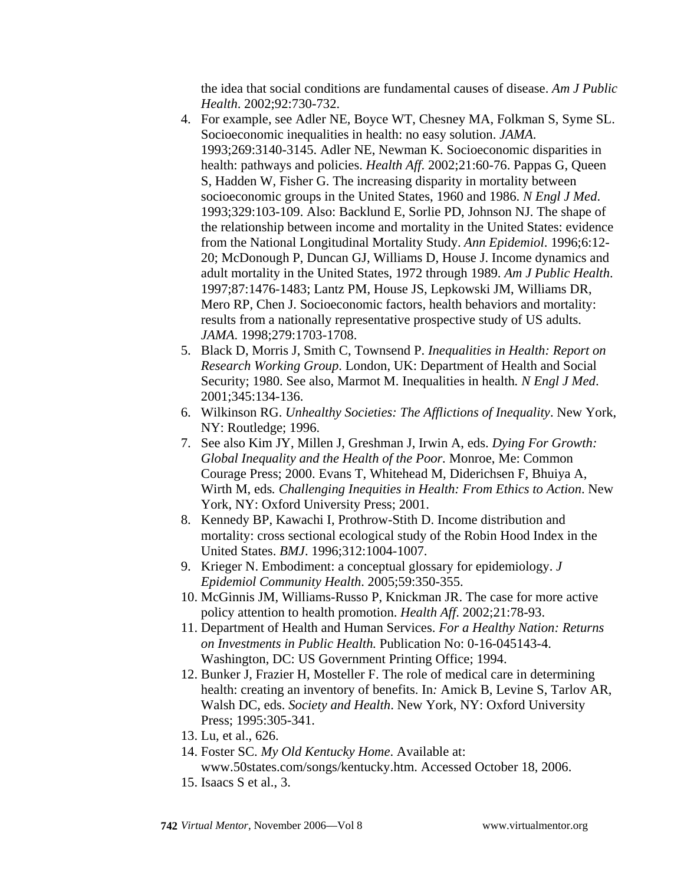the idea that social conditions are fundamental causes of disease. *Am J Public Health*. 2002;92:730-732.

4. For example, see Adler NE, Boyce WT, Chesney MA, Folkman S, Syme SL. Socioeconomic inequalities in health: no easy solution. *JAMA*. 1993;269:3140-3145. Adler NE, Newman K. Socioeconomic disparities in health: pathways and policies. *Health Aff*. 2002;21:60-76. Pappas G, Queen S, Hadden W, Fisher G. The increasing disparity in mortality between socioeconomic groups in the United States, 1960 and 1986. *N Engl J Med*. 1993;329:103-109. Also: Backlund E, Sorlie PD, Johnson NJ. The shape of the relationship between income and mortality in the United States: evidence from the National Longitudinal Mortality Study. *Ann Epidemiol*. 1996;6:12-20; McDonough P, Duncan GJ, Williams D, House J. Income dynamics and adult mortality in the United States, 1972 through 1989. *Am J Public Health*. 1997;87:1476-1483; Lantz PM, House JS, Lepkowski JM, Williams DR, Mero RP, Chen J. Socioeconomic factors, health behaviors and mortality: results from a nationally representative prospective study of US adults. *JAMA*. 1998;279:1703-1708.
5. Black D, Morris J, Smith C, Townsend P. *Inequalities in Health: Report on Research Working Group*. London, UK: Department of Health and Social Security; 1980. See also, Marmot M. Inequalities in health*. N Engl J Med*. 2001;345:134-136.
6. Wilkinson RG. *Unhealthy Societies: The Afflictions of Inequality*. New York, NY: Routledge; 1996.
7. See also Kim JY, Millen J, Greshman J, Irwin A, eds. *Dying For Growth: Global Inequality and the Health of the Poor*. Monroe, Me: Common Courage Press; 2000. Evans T, Whitehead M, Diderichsen F, Bhuiya A, Wirth M, eds*. Challenging Inequities in Health: From Ethics to Action*. New York, NY: Oxford University Press; 2001.
8. Kennedy BP, Kawachi I, Prothrow-Stith D. Income distribution and mortality: cross sectional ecological study of the Robin Hood Index in the United States. *BMJ*. 1996;312:1004-1007.
9. Krieger N. Embodiment: a conceptual glossary for epidemiology. *J Epidemiol Community Health*. 2005;59:350-355.
10. McGinnis JM, Williams-Russo P, Knickman JR. The case for more active policy attention to health promotion. *Health Aff*. 2002;21:78-93.
11. Department of Health and Human Services. *For a Healthy Nation: Returns on Investments in Public Health.* Publication No: 0-16-045143-4. Washington, DC: US Government Printing Office; 1994.
12. Bunker J, Frazier H, Mosteller F. The role of medical care in determining health: creating an inventory of benefits. In*:* Amick B, Levine S, Tarlov AR, Walsh DC, eds. *Society and Health*. New York, NY: Oxford University Press; 1995:305-341.
13. Lu, et al., 626.
14. Foster SC. *My Old Kentucky Home*. Available at: www.50states.com/songs/kentucky.htm. Accessed October 18, 2006.
15. Isaacs S et al., 3.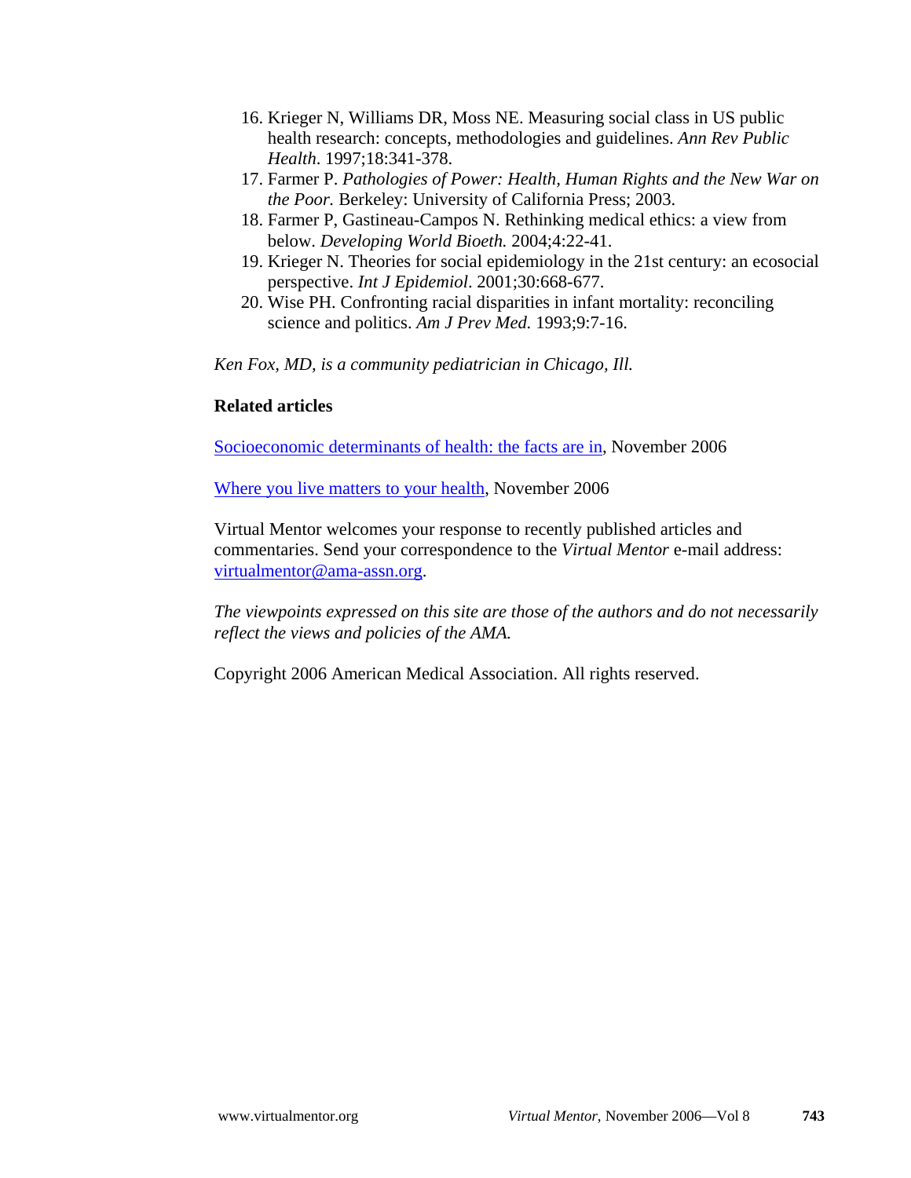16. Krieger N, Williams DR, Moss NE. Measuring social class in US public health research: concepts, methodologies and guidelines. *Ann Rev Public Health*. 1997;18:341-378.
17. Farmer P. *Pathologies of Power: Health, Human Rights and the New War on the Poor.* Berkeley: University of California Press; 2003.
18. Farmer P, Gastineau-Campos N. Rethinking medical ethics: a view from below. *Developing World Bioeth.* 2004;4:22-41.
19. Krieger N. Theories for social epidemiology in the 21st century: an ecosocial perspective. *Int J Epidemiol*. 2001;30:668-677.
20. Wise PH. Confronting racial disparities in infant mortality: reconciling science and politics. *Am J Prev Med.* 1993;9:7-16.

*Ken Fox, MD, is a community pediatrician in Chicago, Ill.*

**Related articles**

Socioeconomic determinants of health: the facts are in, November 2006

Where you live matters to your health, November 2006

Virtual Mentor welcomes your response to recently published articles and commentaries. Send your correspondence to the *Virtual Mentor* e-mail address: virtualmentor@ama-assn.org.

*The viewpoints expressed on this site are those of the authors and do not necessarily reflect the views and policies of the AMA.*

Copyright 2006 American Medical Association. All rights reserved.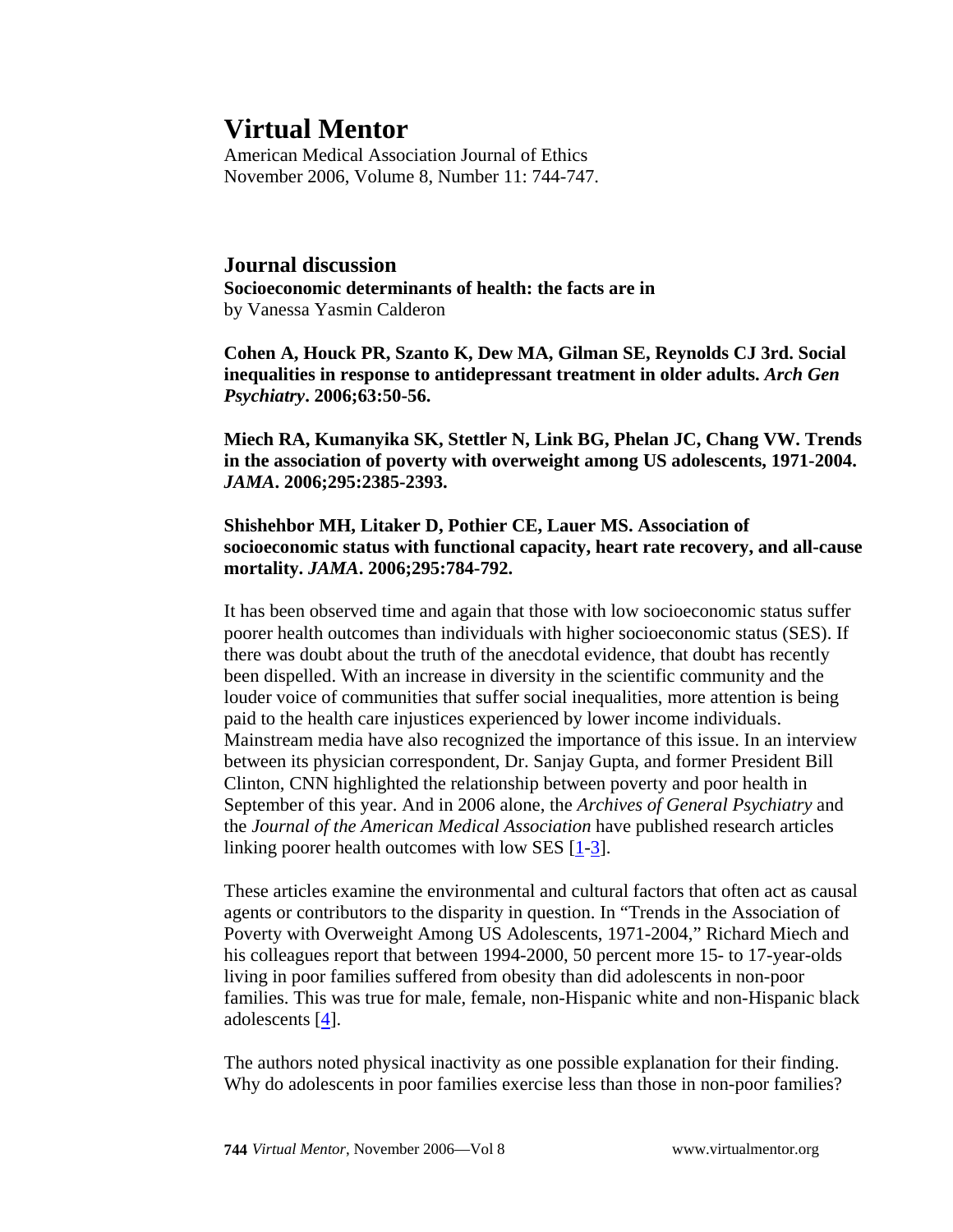# Virtual Mentor

American Medical Association Journal of Ethics
November 2006, Volume 8, Number 11: 744-747.

## Journal discussion

**Socioeconomic determinants of health: the facts are in**
by Vanessa Yasmin Calderon

**Cohen A, Houck PR, Szanto K, Dew MA, Gilman SE, Reynolds CJ 3rd. Social inequalities in response to antidepressant treatment in older adults. *Arch Gen Psychiatry*. 2006;63:50-56.**

**Miech RA, Kumanyika SK, Stettler N, Link BG, Phelan JC, Chang VW. Trends in the association of poverty with overweight among US adolescents, 1971-2004. *JAMA*. 2006;295:2385-2393.**

**Shishehbor MH, Litaker D, Pothier CE, Lauer MS. Association of socioeconomic status with functional capacity, heart rate recovery, and all-cause mortality. *JAMA*. 2006;295:784-792.**

It has been observed time and again that those with low socioeconomic status suffer poorer health outcomes than individuals with higher socioeconomic status (SES). If there was doubt about the truth of the anecdotal evidence, that doubt has recently been dispelled. With an increase in diversity in the scientific community and the louder voice of communities that suffer social inequalities, more attention is being paid to the health care injustices experienced by lower income individuals. Mainstream media have also recognized the importance of this issue. In an interview between its physician correspondent, Dr. Sanjay Gupta, and former President Bill Clinton, CNN highlighted the relationship between poverty and poor health in September of this year. And in 2006 alone, the *Archives of General Psychiatry* and the *Journal of the American Medical Association* have published research articles linking poorer health outcomes with low SES [1-3].

These articles examine the environmental and cultural factors that often act as causal agents or contributors to the disparity in question. In "Trends in the Association of Poverty with Overweight Among US Adolescents, 1971-2004," Richard Miech and his colleagues report that between 1994-2000, 50 percent more 15- to 17-year-olds living in poor families suffered from obesity than did adolescents in non-poor families. This was true for male, female, non-Hispanic white and non-Hispanic black adolescents [4].

The authors noted physical inactivity as one possible explanation for their finding. Why do adolescents in poor families exercise less than those in non-poor families?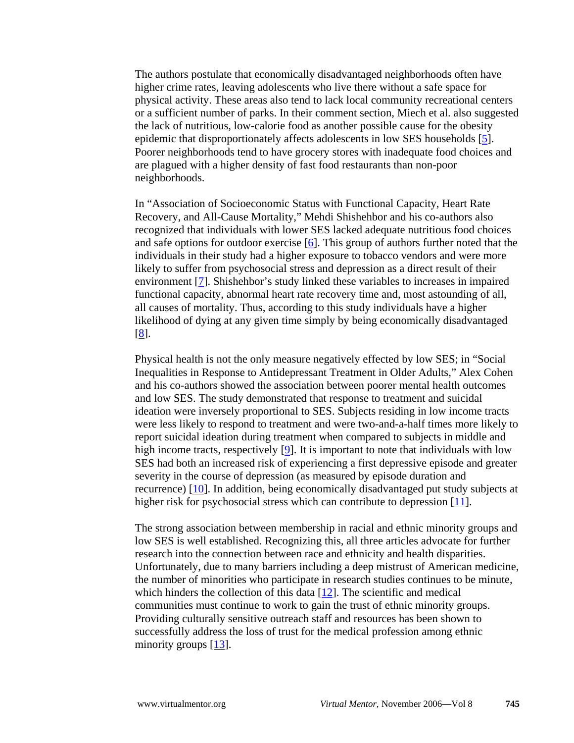The authors postulate that economically disadvantaged neighborhoods often have higher crime rates, leaving adolescents who live there without a safe space for physical activity. These areas also tend to lack local community recreational centers or a sufficient number of parks. In their comment section, Miech et al. also suggested the lack of nutritious, low-calorie food as another possible cause for the obesity epidemic that disproportionately affects adolescents in low SES households [5]. Poorer neighborhoods tend to have grocery stores with inadequate food choices and are plagued with a higher density of fast food restaurants than non-poor neighborhoods.

In "Association of Socioeconomic Status with Functional Capacity, Heart Rate Recovery, and All-Cause Mortality," Mehdi Shishehbor and his co-authors also recognized that individuals with lower SES lacked adequate nutritious food choices and safe options for outdoor exercise [6]. This group of authors further noted that the individuals in their study had a higher exposure to tobacco vendors and were more likely to suffer from psychosocial stress and depression as a direct result of their environment [7]. Shishehbor's study linked these variables to increases in impaired functional capacity, abnormal heart rate recovery time and, most astounding of all, all causes of mortality. Thus, according to this study individuals have a higher likelihood of dying at any given time simply by being economically disadvantaged [8].

Physical health is not the only measure negatively effected by low SES; in "Social Inequalities in Response to Antidepressant Treatment in Older Adults," Alex Cohen and his co-authors showed the association between poorer mental health outcomes and low SES. The study demonstrated that response to treatment and suicidal ideation were inversely proportional to SES. Subjects residing in low income tracts were less likely to respond to treatment and were two-and-a-half times more likely to report suicidal ideation during treatment when compared to subjects in middle and high income tracts, respectively [9]. It is important to note that individuals with low SES had both an increased risk of experiencing a first depressive episode and greater severity in the course of depression (as measured by episode duration and recurrence) [10]. In addition, being economically disadvantaged put study subjects at higher risk for psychosocial stress which can contribute to depression [11].

The strong association between membership in racial and ethnic minority groups and low SES is well established. Recognizing this, all three articles advocate for further research into the connection between race and ethnicity and health disparities. Unfortunately, due to many barriers including a deep mistrust of American medicine, the number of minorities who participate in research studies continues to be minute, which hinders the collection of this data [12]. The scientific and medical communities must continue to work to gain the trust of ethnic minority groups. Providing culturally sensitive outreach staff and resources has been shown to successfully address the loss of trust for the medical profession among ethnic minority groups [13].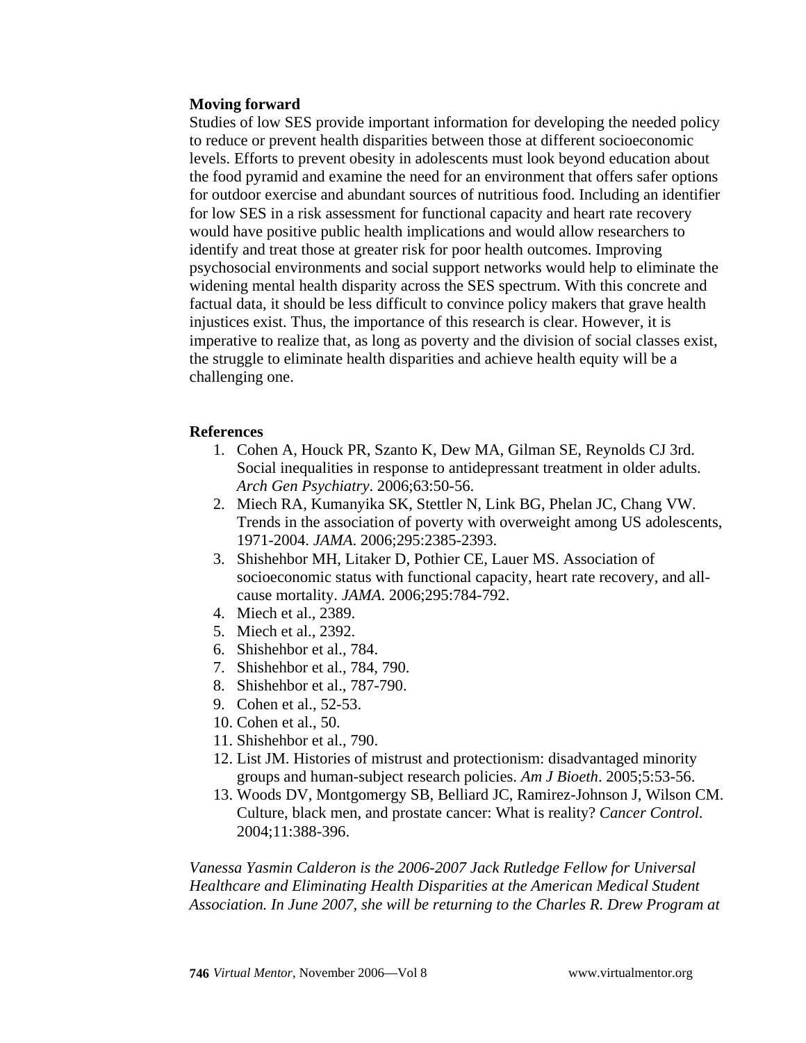### Moving forward

Studies of low SES provide important information for developing the needed policy to reduce or prevent health disparities between those at different socioeconomic levels. Efforts to prevent obesity in adolescents must look beyond education about the food pyramid and examine the need for an environment that offers safer options for outdoor exercise and abundant sources of nutritious food. Including an identifier for low SES in a risk assessment for functional capacity and heart rate recovery would have positive public health implications and would allow researchers to identify and treat those at greater risk for poor health outcomes. Improving psychosocial environments and social support networks would help to eliminate the widening mental health disparity across the SES spectrum. With this concrete and factual data, it should be less difficult to convince policy makers that grave health injustices exist. Thus, the importance of this research is clear. However, it is imperative to realize that, as long as poverty and the division of social classes exist, the struggle to eliminate health disparities and achieve health equity will be a challenging one.

### References

1. Cohen A, Houck PR, Szanto K, Dew MA, Gilman SE, Reynolds CJ 3rd. Social inequalities in response to antidepressant treatment in older adults. *Arch Gen Psychiatry*. 2006;63:50-56.
2. Miech RA, Kumanyika SK, Stettler N, Link BG, Phelan JC, Chang VW. Trends in the association of poverty with overweight among US adolescents, 1971-2004. *JAMA*. 2006;295:2385-2393.
3. Shishehbor MH, Litaker D, Pothier CE, Lauer MS. Association of socioeconomic status with functional capacity, heart rate recovery, and all-cause mortality. *JAMA*. 2006;295:784-792.
4. Miech et al., 2389.
5. Miech et al., 2392.
6. Shishehbor et al., 784.
7. Shishehbor et al., 784, 790.
8. Shishehbor et al., 787-790.
9. Cohen et al., 52-53.
10. Cohen et al., 50.
11. Shishehbor et al., 790.
12. List JM. Histories of mistrust and protectionism: disadvantaged minority groups and human-subject research policies. *Am J Bioeth*. 2005;5:53-56.
13. Woods DV, Montgomergy SB, Belliard JC, Ramirez-Johnson J, Wilson CM. Culture, black men, and prostate cancer: What is reality? *Cancer Control.* 2004;11:388-396.

*Vanessa Yasmin Calderon is the 2006-2007 Jack Rutledge Fellow for Universal Healthcare and Eliminating Health Disparities at the American Medical Student Association. In June 2007, she will be returning to the Charles R. Drew Program at*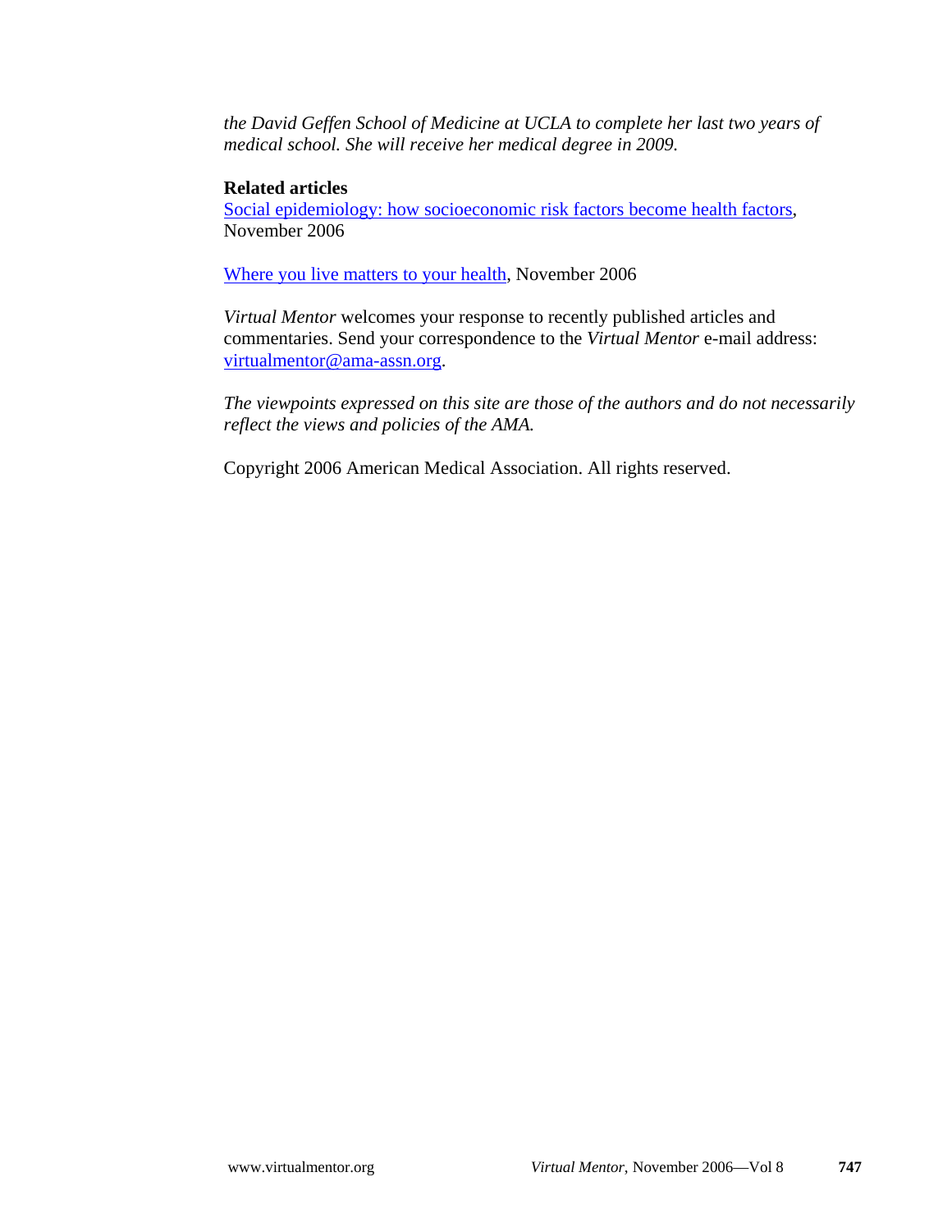*the David Geffen School of Medicine at UCLA to complete her last two years of medical school. She will receive her medical degree in 2009.*

**Related articles**

Social epidemiology: how socioeconomic risk factors become health factors, November 2006

Where you live matters to your health, November 2006

*Virtual Mentor* welcomes your response to recently published articles and commentaries. Send your correspondence to the *Virtual Mentor* e-mail address: virtualmentor@ama-assn.org.

*The viewpoints expressed on this site are those of the authors and do not necessarily reflect the views and policies of the AMA.*

Copyright 2006 American Medical Association. All rights reserved.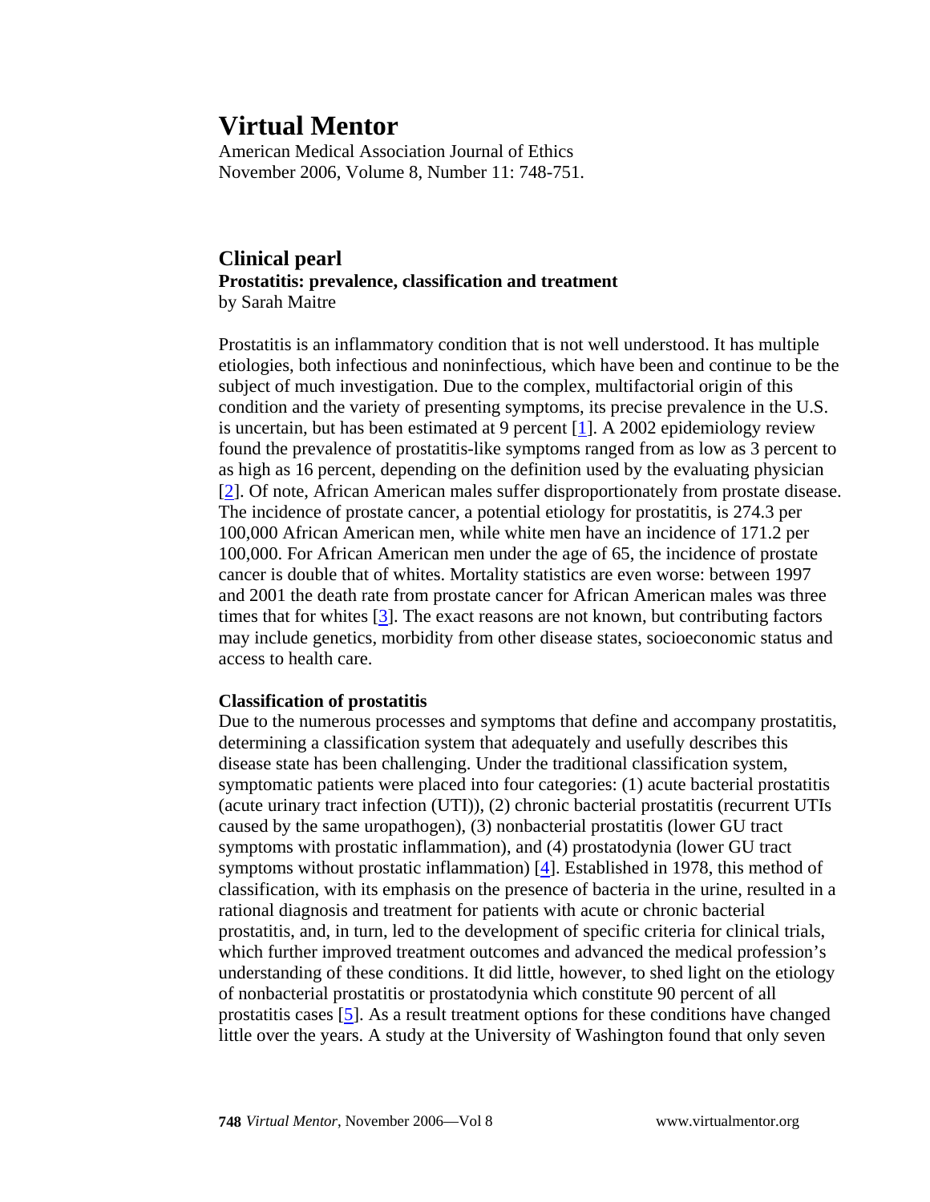# Virtual Mentor

American Medical Association Journal of Ethics
November 2006, Volume 8, Number 11: 748-751.

## Clinical pearl

### Prostatitis: prevalence, classification and treatment

by Sarah Maitre

Prostatitis is an inflammatory condition that is not well understood. It has multiple etiologies, both infectious and noninfectious, which have been and continue to be the subject of much investigation. Due to the complex, multifactorial origin of this condition and the variety of presenting symptoms, its precise prevalence in the U.S. is uncertain, but has been estimated at 9 percent [1]. A 2002 epidemiology review found the prevalence of prostatitis-like symptoms ranged from as low as 3 percent to as high as 16 percent, depending on the definition used by the evaluating physician [2]. Of note, African American males suffer disproportionately from prostate disease. The incidence of prostate cancer, a potential etiology for prostatitis, is 274.3 per 100,000 African American men, while white men have an incidence of 171.2 per 100,000. For African American men under the age of 65, the incidence of prostate cancer is double that of whites. Mortality statistics are even worse: between 1997 and 2001 the death rate from prostate cancer for African American males was three times that for whites [3]. The exact reasons are not known, but contributing factors may include genetics, morbidity from other disease states, socioeconomic status and access to health care.

**Classification of prostatitis**

Due to the numerous processes and symptoms that define and accompany prostatitis, determining a classification system that adequately and usefully describes this disease state has been challenging. Under the traditional classification system, symptomatic patients were placed into four categories: (1) acute bacterial prostatitis (acute urinary tract infection (UTI)), (2) chronic bacterial prostatitis (recurrent UTIs caused by the same uropathogen), (3) nonbacterial prostatitis (lower GU tract symptoms with prostatic inflammation), and (4) prostatodynia (lower GU tract symptoms without prostatic inflammation) [4]. Established in 1978, this method of classification, with its emphasis on the presence of bacteria in the urine, resulted in a rational diagnosis and treatment for patients with acute or chronic bacterial prostatitis, and, in turn, led to the development of specific criteria for clinical trials, which further improved treatment outcomes and advanced the medical profession's understanding of these conditions. It did little, however, to shed light on the etiology of nonbacterial prostatitis or prostatodynia which constitute 90 percent of all prostatitis cases [5]. As a result treatment options for these conditions have changed little over the years. A study at the University of Washington found that only seven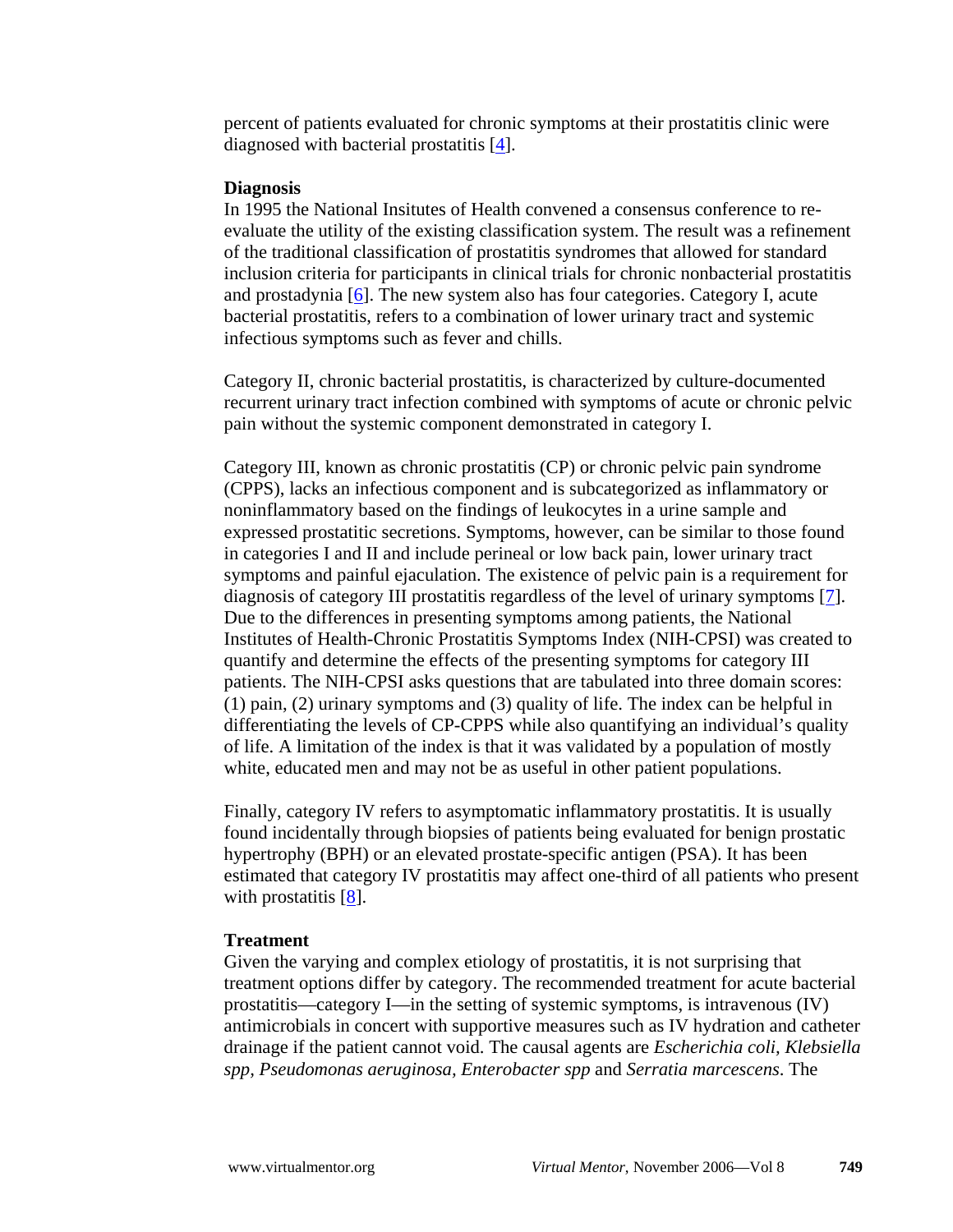percent of patients evaluated for chronic symptoms at their prostatitis clinic were diagnosed with bacterial prostatitis [4].

**Diagnosis**

In 1995 the National Insitutes of Health convened a consensus conference to re-evaluate the utility of the existing classification system. The result was a refinement of the traditional classification of prostatitis syndromes that allowed for standard inclusion criteria for participants in clinical trials for chronic nonbacterial prostatitis and prostadynia [6]. The new system also has four categories. Category I, acute bacterial prostatitis, refers to a combination of lower urinary tract and systemic infectious symptoms such as fever and chills.

Category II, chronic bacterial prostatitis, is characterized by culture-documented recurrent urinary tract infection combined with symptoms of acute or chronic pelvic pain without the systemic component demonstrated in category I.

Category III, known as chronic prostatitis (CP) or chronic pelvic pain syndrome (CPPS), lacks an infectious component and is subcategorized as inflammatory or noninflammatory based on the findings of leukocytes in a urine sample and expressed prostatitic secretions. Symptoms, however, can be similar to those found in categories I and II and include perineal or low back pain, lower urinary tract symptoms and painful ejaculation. The existence of pelvic pain is a requirement for diagnosis of category III prostatitis regardless of the level of urinary symptoms [7]. Due to the differences in presenting symptoms among patients, the National Institutes of Health-Chronic Prostatitis Symptoms Index (NIH-CPSI) was created to quantify and determine the effects of the presenting symptoms for category III patients. The NIH-CPSI asks questions that are tabulated into three domain scores: (1) pain, (2) urinary symptoms and (3) quality of life. The index can be helpful in differentiating the levels of CP-CPPS while also quantifying an individual's quality of life. A limitation of the index is that it was validated by a population of mostly white, educated men and may not be as useful in other patient populations.

Finally, category IV refers to asymptomatic inflammatory prostatitis. It is usually found incidentally through biopsies of patients being evaluated for benign prostatic hypertrophy (BPH) or an elevated prostate-specific antigen (PSA). It has been estimated that category IV prostatitis may affect one-third of all patients who present with prostatitis [8].

**Treatment**

Given the varying and complex etiology of prostatitis, it is not surprising that treatment options differ by category. The recommended treatment for acute bacterial prostatitis—category I—in the setting of systemic symptoms, is intravenous (IV) antimicrobials in concert with supportive measures such as IV hydration and catheter drainage if the patient cannot void. The causal agents are *Escherichia coli, Klebsiella spp, Pseudomonas aeruginosa, Enterobacter spp* and *Serratia marcescens*. The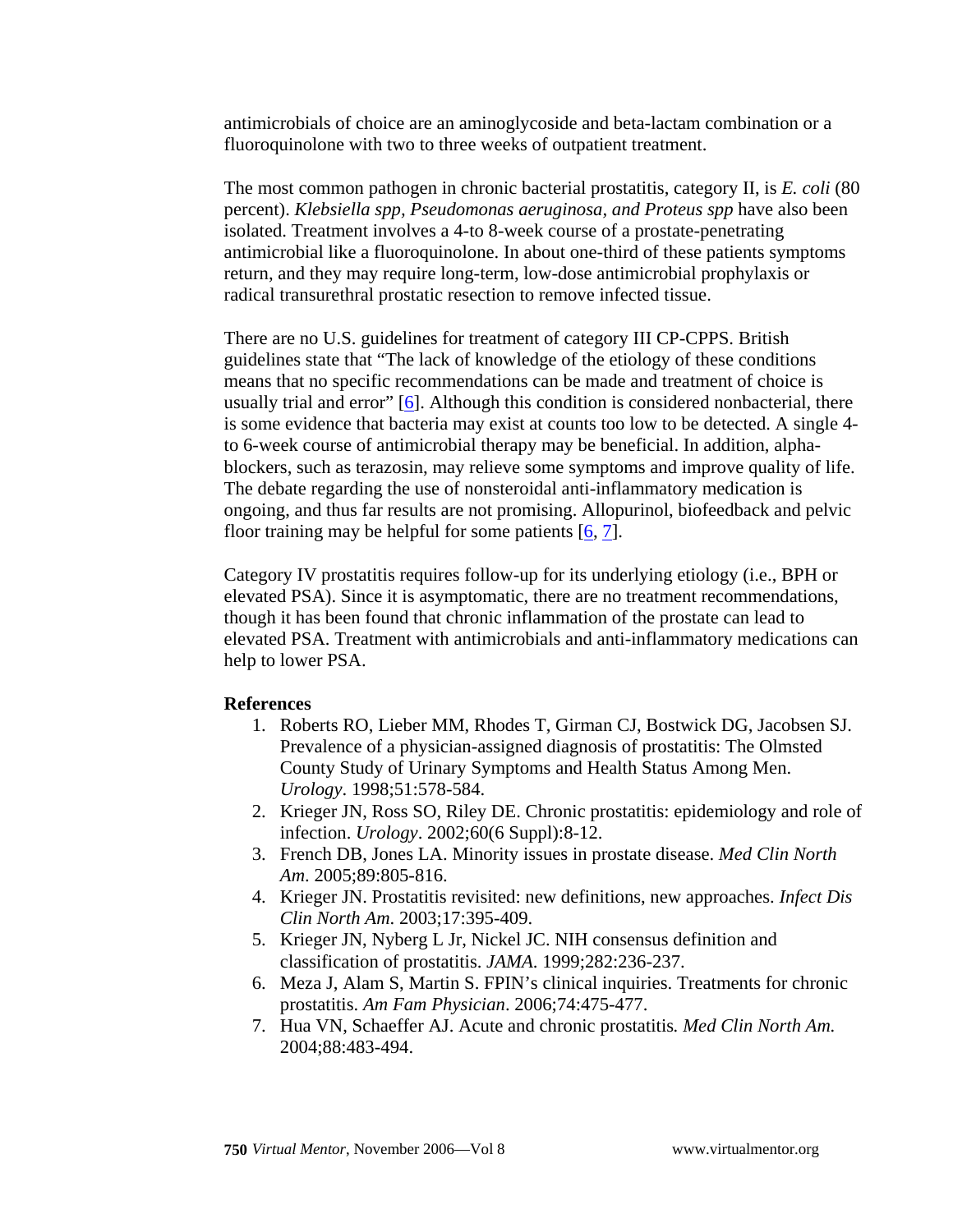antimicrobials of choice are an aminoglycoside and beta-lactam combination or a fluoroquinolone with two to three weeks of outpatient treatment.

The most common pathogen in chronic bacterial prostatitis, category II, is *E. coli* (80 percent). *Klebsiella spp, Pseudomonas aeruginosa, and Proteus spp* have also been isolated. Treatment involves a 4-to 8-week course of a prostate-penetrating antimicrobial like a fluoroquinolone. In about one-third of these patients symptoms return, and they may require long-term, low-dose antimicrobial prophylaxis or radical transurethral prostatic resection to remove infected tissue.

There are no U.S. guidelines for treatment of category III CP-CPPS. British guidelines state that "The lack of knowledge of the etiology of these conditions means that no specific recommendations can be made and treatment of choice is usually trial and error" [6]. Although this condition is considered nonbacterial, there is some evidence that bacteria may exist at counts too low to be detected. A single 4- to 6-week course of antimicrobial therapy may be beneficial. In addition, alpha-blockers, such as terazosin, may relieve some symptoms and improve quality of life. The debate regarding the use of nonsteroidal anti-inflammatory medication is ongoing, and thus far results are not promising. Allopurinol, biofeedback and pelvic floor training may be helpful for some patients [6, 7].

Category IV prostatitis requires follow-up for its underlying etiology (i.e., BPH or elevated PSA). Since it is asymptomatic, there are no treatment recommendations, though it has been found that chronic inflammation of the prostate can lead to elevated PSA. Treatment with antimicrobials and anti-inflammatory medications can help to lower PSA.

**References**

1. Roberts RO, Lieber MM, Rhodes T, Girman CJ, Bostwick DG, Jacobsen SJ. Prevalence of a physician-assigned diagnosis of prostatitis: The Olmsted County Study of Urinary Symptoms and Health Status Among Men. *Urology*. 1998;51:578-584.
2. Krieger JN, Ross SO, Riley DE. Chronic prostatitis: epidemiology and role of infection. *Urology*. 2002;60(6 Suppl):8-12.
3. French DB, Jones LA. Minority issues in prostate disease. *Med Clin North Am*. 2005;89:805-816.
4. Krieger JN. Prostatitis revisited: new definitions, new approaches. *Infect Dis Clin North Am*. 2003;17:395-409.
5. Krieger JN, Nyberg L Jr, Nickel JC. NIH consensus definition and classification of prostatitis. *JAMA*. 1999;282:236-237.
6. Meza J, Alam S, Martin S. FPIN's clinical inquiries. Treatments for chronic prostatitis. *Am Fam Physician*. 2006;74:475-477.
7. Hua VN, Schaeffer AJ. Acute and chronic prostatitis. *Med Clin North Am.* 2004;88:483-494.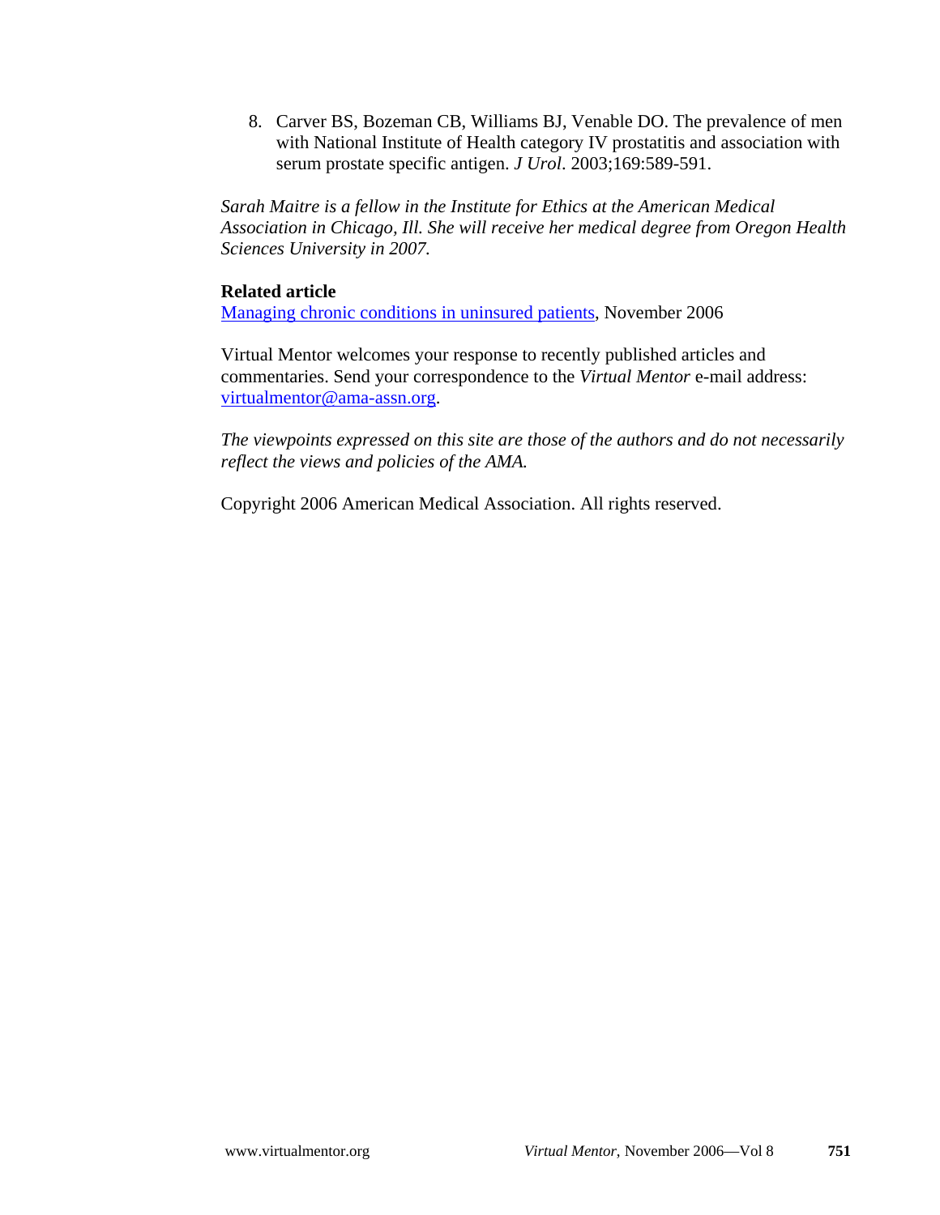8. Carver BS, Bozeman CB, Williams BJ, Venable DO. The prevalence of men with National Institute of Health category IV prostatitis and association with serum prostate specific antigen. *J Urol*. 2003;169:589-591.

*Sarah Maitre is a fellow in the Institute for Ethics at the American Medical Association in Chicago, Ill. She will receive her medical degree from Oregon Health Sciences University in 2007.*

**Related article**

Managing chronic conditions in uninsured patients, November 2006

Virtual Mentor welcomes your response to recently published articles and commentaries. Send your correspondence to the *Virtual Mentor* e-mail address: virtualmentor@ama-assn.org.

*The viewpoints expressed on this site are those of the authors and do not necessarily reflect the views and policies of the AMA.*

Copyright 2006 American Medical Association. All rights reserved.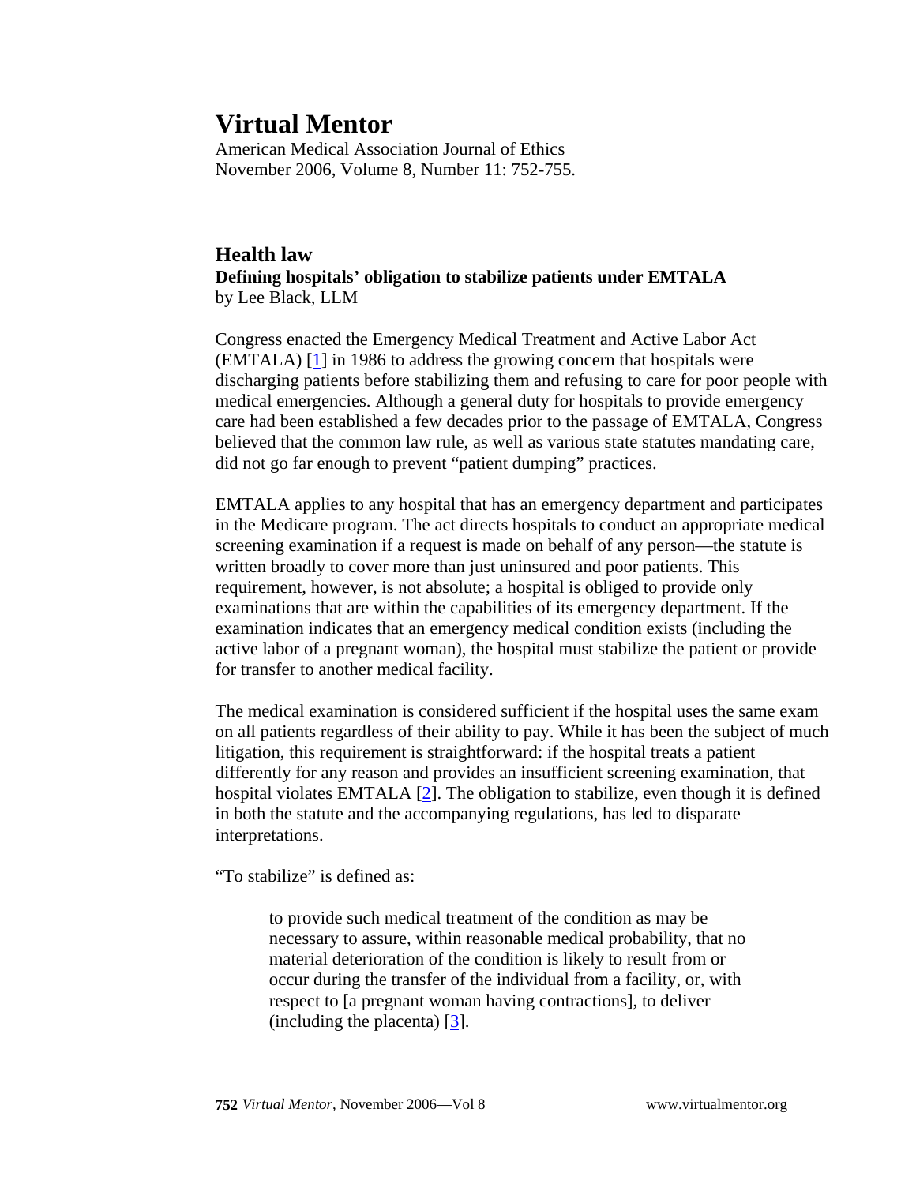# Virtual Mentor

American Medical Association Journal of Ethics
November 2006, Volume 8, Number 11: 752-755.

## Health law

**Defining hospitals' obligation to stabilize patients under EMTALA**
by Lee Black, LLM

Congress enacted the Emergency Medical Treatment and Active Labor Act (EMTALA) [1] in 1986 to address the growing concern that hospitals were discharging patients before stabilizing them and refusing to care for poor people with medical emergencies. Although a general duty for hospitals to provide emergency care had been established a few decades prior to the passage of EMTALA, Congress believed that the common law rule, as well as various state statutes mandating care, did not go far enough to prevent "patient dumping" practices.

EMTALA applies to any hospital that has an emergency department and participates in the Medicare program. The act directs hospitals to conduct an appropriate medical screening examination if a request is made on behalf of any person—the statute is written broadly to cover more than just uninsured and poor patients. This requirement, however, is not absolute; a hospital is obliged to provide only examinations that are within the capabilities of its emergency department. If the examination indicates that an emergency medical condition exists (including the active labor of a pregnant woman), the hospital must stabilize the patient or provide for transfer to another medical facility.

The medical examination is considered sufficient if the hospital uses the same exam on all patients regardless of their ability to pay. While it has been the subject of much litigation, this requirement is straightforward: if the hospital treats a patient differently for any reason and provides an insufficient screening examination, that hospital violates EMTALA [2]. The obligation to stabilize, even though it is defined in both the statute and the accompanying regulations, has led to disparate interpretations.

"To stabilize" is defined as:

> to provide such medical treatment of the condition as may be necessary to assure, within reasonable medical probability, that no material deterioration of the condition is likely to result from or occur during the transfer of the individual from a facility, or, with respect to [a pregnant woman having contractions], to deliver (including the placenta) [3].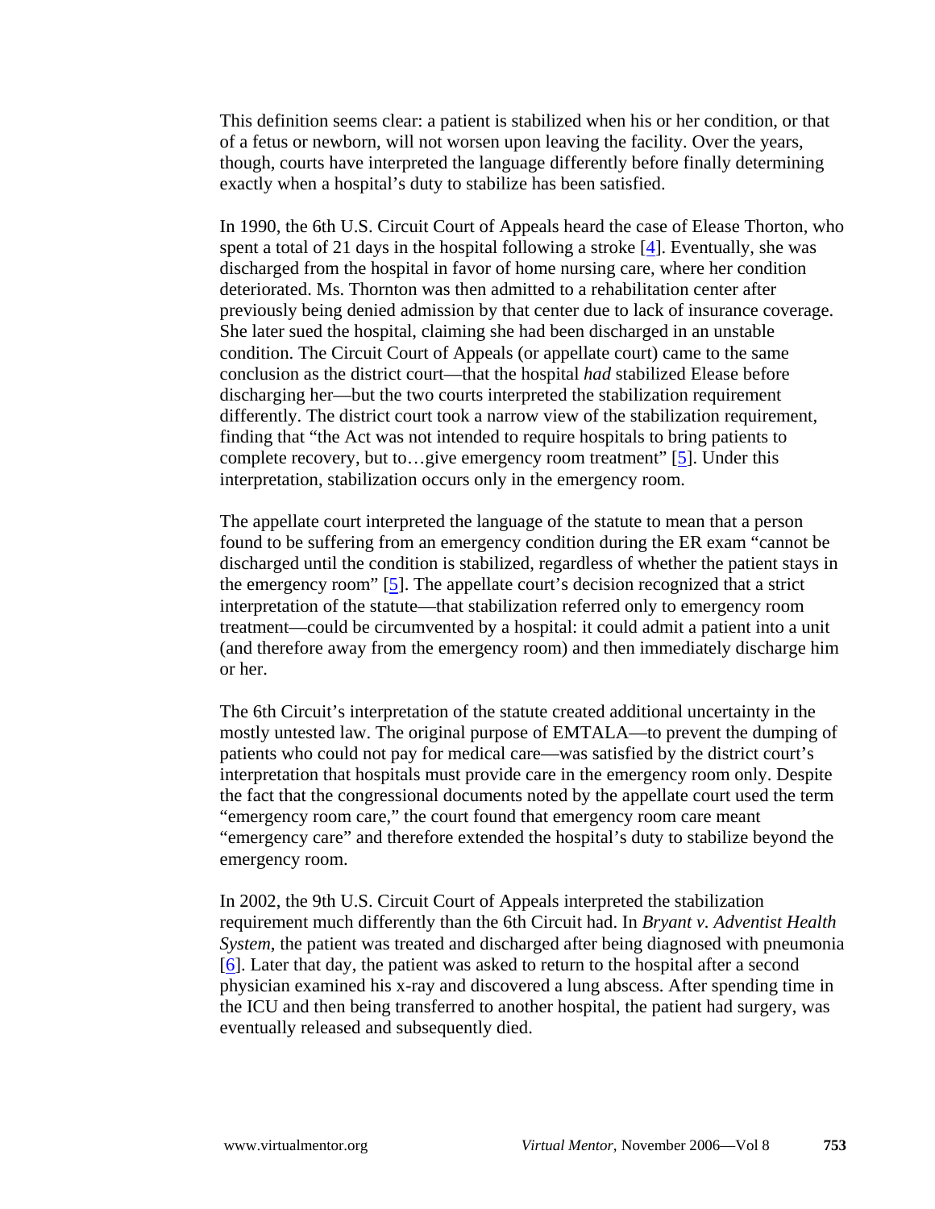This definition seems clear: a patient is stabilized when his or her condition, or that of a fetus or newborn, will not worsen upon leaving the facility. Over the years, though, courts have interpreted the language differently before finally determining exactly when a hospital's duty to stabilize has been satisfied.

In 1990, the 6th U.S. Circuit Court of Appeals heard the case of Elease Thorton, who spent a total of 21 days in the hospital following a stroke [4]. Eventually, she was discharged from the hospital in favor of home nursing care, where her condition deteriorated. Ms. Thornton was then admitted to a rehabilitation center after previously being denied admission by that center due to lack of insurance coverage. She later sued the hospital, claiming she had been discharged in an unstable condition. The Circuit Court of Appeals (or appellate court) came to the same conclusion as the district court—that the hospital *had* stabilized Elease before discharging her—but the two courts interpreted the stabilization requirement differently. The district court took a narrow view of the stabilization requirement, finding that "the Act was not intended to require hospitals to bring patients to complete recovery, but to…give emergency room treatment" [5]. Under this interpretation, stabilization occurs only in the emergency room.

The appellate court interpreted the language of the statute to mean that a person found to be suffering from an emergency condition during the ER exam "cannot be discharged until the condition is stabilized, regardless of whether the patient stays in the emergency room" [5]. The appellate court's decision recognized that a strict interpretation of the statute—that stabilization referred only to emergency room treatment—could be circumvented by a hospital: it could admit a patient into a unit (and therefore away from the emergency room) and then immediately discharge him or her.

The 6th Circuit's interpretation of the statute created additional uncertainty in the mostly untested law. The original purpose of EMTALA—to prevent the dumping of patients who could not pay for medical care—was satisfied by the district court's interpretation that hospitals must provide care in the emergency room only. Despite the fact that the congressional documents noted by the appellate court used the term "emergency room care," the court found that emergency room care meant "emergency care" and therefore extended the hospital's duty to stabilize beyond the emergency room.

In 2002, the 9th U.S. Circuit Court of Appeals interpreted the stabilization requirement much differently than the 6th Circuit had. In *Bryant v. Adventist Health System*, the patient was treated and discharged after being diagnosed with pneumonia [6]. Later that day, the patient was asked to return to the hospital after a second physician examined his x-ray and discovered a lung abscess. After spending time in the ICU and then being transferred to another hospital, the patient had surgery, was eventually released and subsequently died.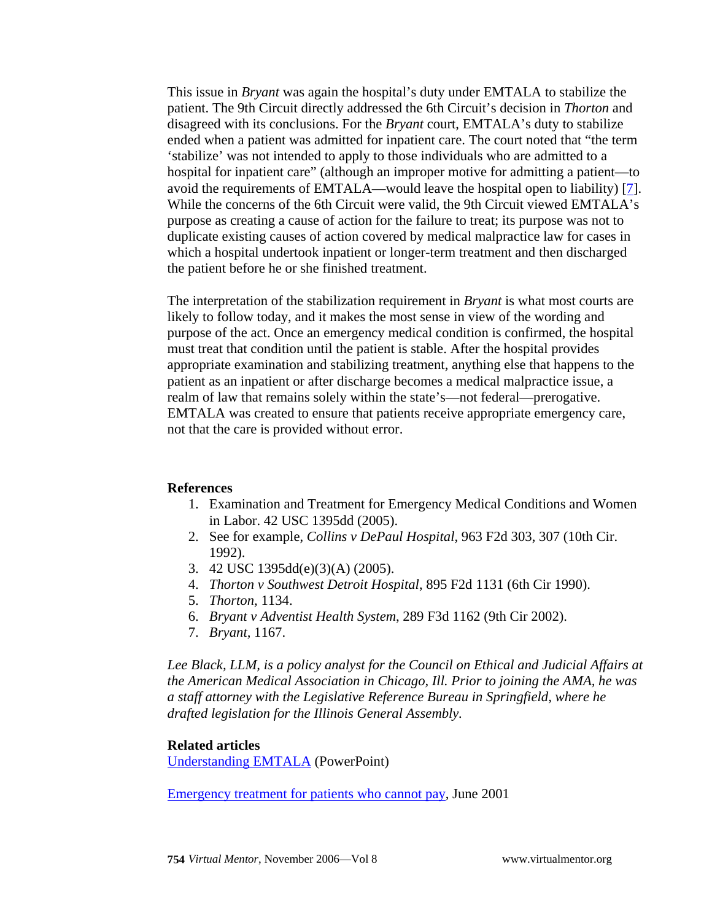This issue in *Bryant* was again the hospital's duty under EMTALA to stabilize the patient. The 9th Circuit directly addressed the 6th Circuit's decision in *Thorton* and disagreed with its conclusions. For the *Bryant* court, EMTALA's duty to stabilize ended when a patient was admitted for inpatient care. The court noted that "the term 'stabilize' was not intended to apply to those individuals who are admitted to a hospital for inpatient care" (although an improper motive for admitting a patient—to avoid the requirements of EMTALA—would leave the hospital open to liability) [7]. While the concerns of the 6th Circuit were valid, the 9th Circuit viewed EMTALA's purpose as creating a cause of action for the failure to treat; its purpose was not to duplicate existing causes of action covered by medical malpractice law for cases in which a hospital undertook inpatient or longer-term treatment and then discharged the patient before he or she finished treatment.

The interpretation of the stabilization requirement in *Bryant* is what most courts are likely to follow today, and it makes the most sense in view of the wording and purpose of the act. Once an emergency medical condition is confirmed, the hospital must treat that condition until the patient is stable. After the hospital provides appropriate examination and stabilizing treatment, anything else that happens to the patient as an inpatient or after discharge becomes a medical malpractice issue, a realm of law that remains solely within the state's—not federal—prerogative. EMTALA was created to ensure that patients receive appropriate emergency care, not that the care is provided without error.

**References**

1. Examination and Treatment for Emergency Medical Conditions and Women in Labor. 42 USC 1395dd (2005).
2. See for example, *Collins v DePaul Hospital*, 963 F2d 303, 307 (10th Cir. 1992).
3. 42 USC 1395dd(e)(3)(A) (2005).
4. *Thorton v Southwest Detroit Hospital*, 895 F2d 1131 (6th Cir 1990).
5. *Thorton*, 1134.
6. *Bryant v Adventist Health System*, 289 F3d 1162 (9th Cir 2002).
7. *Bryant*, 1167.

*Lee Black, LLM, is a policy analyst for the Council on Ethical and Judicial Affairs at the American Medical Association in Chicago, Ill. Prior to joining the AMA, he was a staff attorney with the Legislative Reference Bureau in Springfield, where he drafted legislation for the Illinois General Assembly.*

**Related articles**

Understanding EMTALA (PowerPoint)

Emergency treatment for patients who cannot pay, June 2001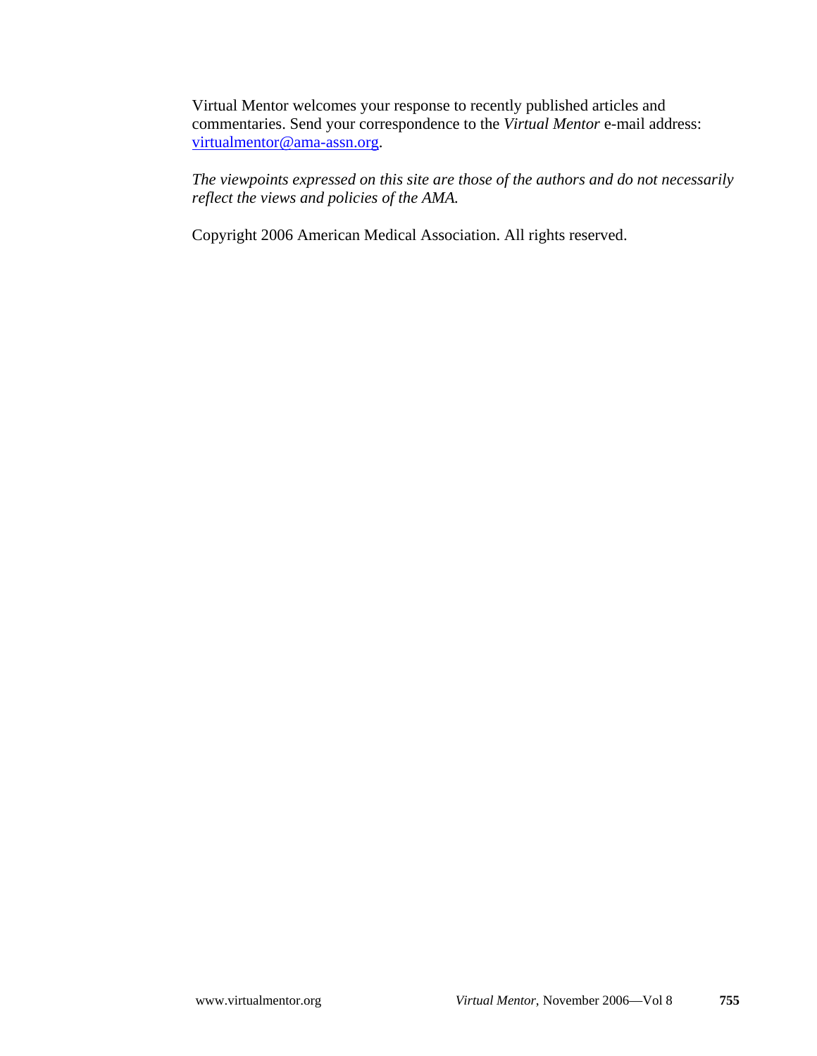Virtual Mentor welcomes your response to recently published articles and commentaries. Send your correspondence to the *Virtual Mentor* e-mail address: [virtualmentor@ama-assn.org](mailto:virtualmentor@ama-assn.org).

*The viewpoints expressed on this site are those of the authors and do not necessarily reflect the views and policies of the AMA.*

Copyright 2006 American Medical Association. All rights reserved.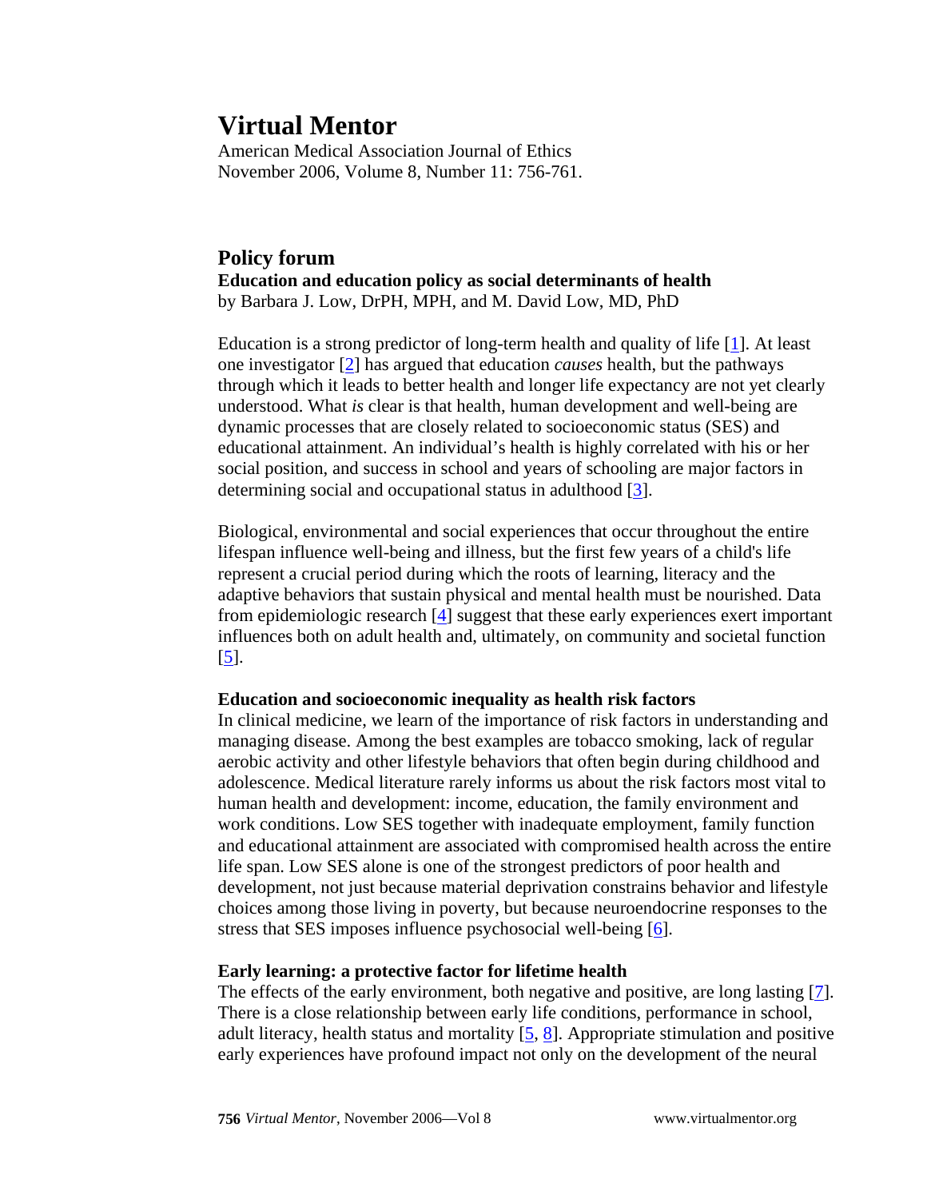# Virtual Mentor

American Medical Association Journal of Ethics
November 2006, Volume 8, Number 11: 756-761.

## Policy forum

**Education and education policy as social determinants of health**
by Barbara J. Low, DrPH, MPH, and M. David Low, MD, PhD

Education is a strong predictor of long-term health and quality of life [1]. At least one investigator [2] has argued that education *causes* health, but the pathways through which it leads to better health and longer life expectancy are not yet clearly understood. What *is* clear is that health, human development and well-being are dynamic processes that are closely related to socioeconomic status (SES) and educational attainment. An individual's health is highly correlated with his or her social position, and success in school and years of schooling are major factors in determining social and occupational status in adulthood [3].

Biological, environmental and social experiences that occur throughout the entire lifespan influence well-being and illness, but the first few years of a child's life represent a crucial period during which the roots of learning, literacy and the adaptive behaviors that sustain physical and mental health must be nourished. Data from epidemiologic research [4] suggest that these early experiences exert important influences both on adult health and, ultimately, on community and societal function [5].

### Education and socioeconomic inequality as health risk factors

In clinical medicine, we learn of the importance of risk factors in understanding and managing disease. Among the best examples are tobacco smoking, lack of regular aerobic activity and other lifestyle behaviors that often begin during childhood and adolescence. Medical literature rarely informs us about the risk factors most vital to human health and development: income, education, the family environment and work conditions. Low SES together with inadequate employment, family function and educational attainment are associated with compromised health across the entire life span. Low SES alone is one of the strongest predictors of poor health and development, not just because material deprivation constrains behavior and lifestyle choices among those living in poverty, but because neuroendocrine responses to the stress that SES imposes influence psychosocial well-being [6].

### Early learning: a protective factor for lifetime health

The effects of the early environment, both negative and positive, are long lasting [7]. There is a close relationship between early life conditions, performance in school, adult literacy, health status and mortality [5, 8]. Appropriate stimulation and positive early experiences have profound impact not only on the development of the neural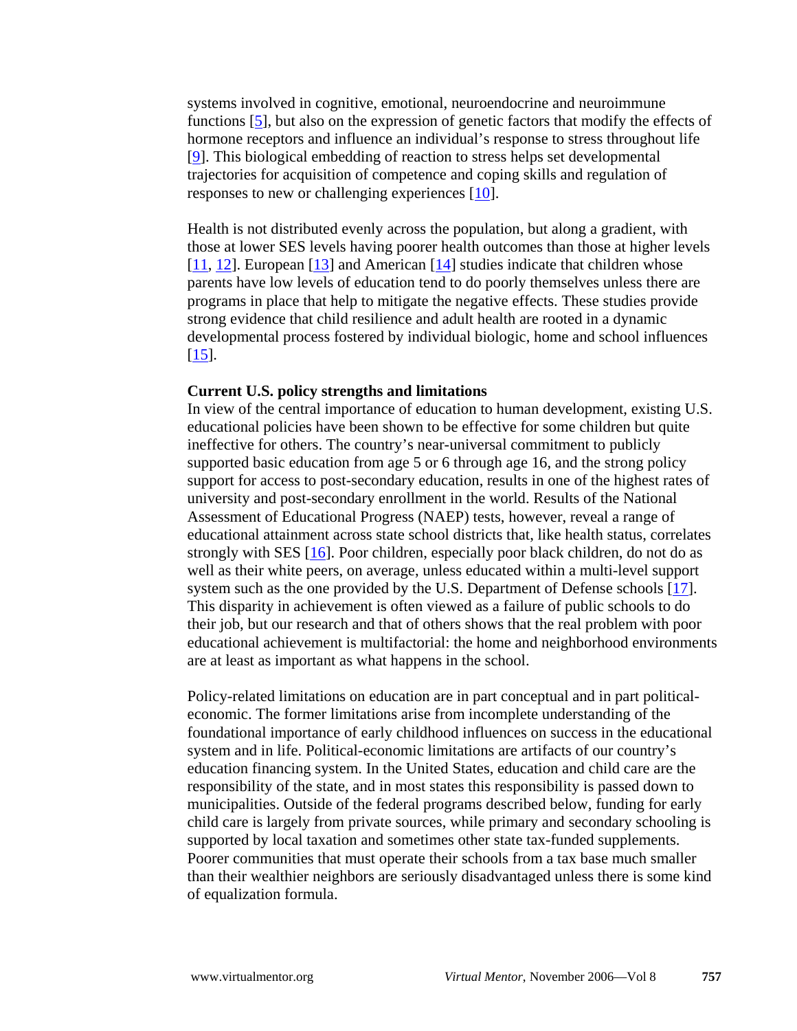systems involved in cognitive, emotional, neuroendocrine and neuroimmune functions [5], but also on the expression of genetic factors that modify the effects of hormone receptors and influence an individual's response to stress throughout life [9]. This biological embedding of reaction to stress helps set developmental trajectories for acquisition of competence and coping skills and regulation of responses to new or challenging experiences [10].

Health is not distributed evenly across the population, but along a gradient, with those at lower SES levels having poorer health outcomes than those at higher levels [11, 12]. European [13] and American [14] studies indicate that children whose parents have low levels of education tend to do poorly themselves unless there are programs in place that help to mitigate the negative effects. These studies provide strong evidence that child resilience and adult health are rooted in a dynamic developmental process fostered by individual biologic, home and school influences [15].

**Current U.S. policy strengths and limitations**

In view of the central importance of education to human development, existing U.S. educational policies have been shown to be effective for some children but quite ineffective for others. The country's near-universal commitment to publicly supported basic education from age 5 or 6 through age 16, and the strong policy support for access to post-secondary education, results in one of the highest rates of university and post-secondary enrollment in the world. Results of the National Assessment of Educational Progress (NAEP) tests, however, reveal a range of educational attainment across state school districts that, like health status, correlates strongly with SES [16]. Poor children, especially poor black children, do not do as well as their white peers, on average, unless educated within a multi-level support system such as the one provided by the U.S. Department of Defense schools [17]. This disparity in achievement is often viewed as a failure of public schools to do their job, but our research and that of others shows that the real problem with poor educational achievement is multifactorial: the home and neighborhood environments are at least as important as what happens in the school.

Policy-related limitations on education are in part conceptual and in part political-economic. The former limitations arise from incomplete understanding of the foundational importance of early childhood influences on success in the educational system and in life. Political-economic limitations are artifacts of our country's education financing system. In the United States, education and child care are the responsibility of the state, and in most states this responsibility is passed down to municipalities. Outside of the federal programs described below, funding for early child care is largely from private sources, while primary and secondary schooling is supported by local taxation and sometimes other state tax-funded supplements. Poorer communities that must operate their schools from a tax base much smaller than their wealthier neighbors are seriously disadvantaged unless there is some kind of equalization formula.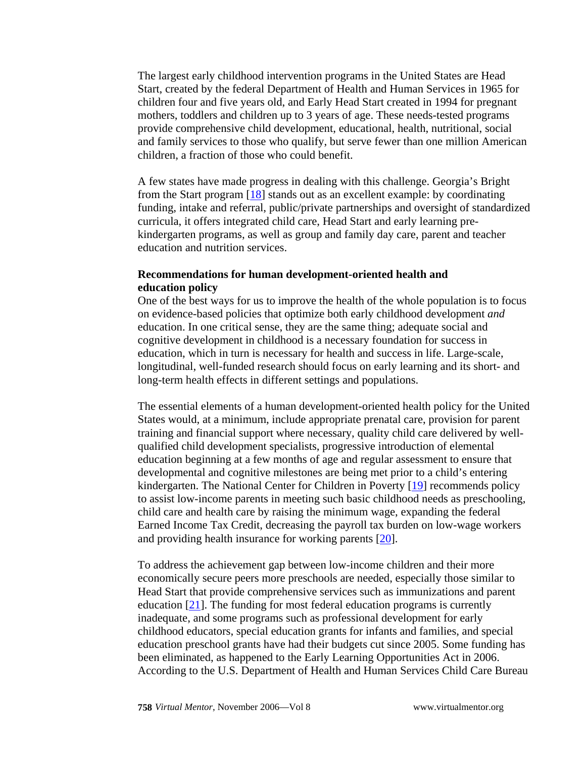The largest early childhood intervention programs in the United States are Head Start, created by the federal Department of Health and Human Services in 1965 for children four and five years old, and Early Head Start created in 1994 for pregnant mothers, toddlers and children up to 3 years of age. These needs-tested programs provide comprehensive child development, educational, health, nutritional, social and family services to those who qualify, but serve fewer than one million American children, a fraction of those who could benefit.

A few states have made progress in dealing with this challenge. Georgia's Bright from the Start program [18] stands out as an excellent example: by coordinating funding, intake and referral, public/private partnerships and oversight of standardized curricula, it offers integrated child care, Head Start and early learning pre-kindergarten programs, as well as group and family day care, parent and teacher education and nutrition services.

**Recommendations for human development-oriented health and education policy**

One of the best ways for us to improve the health of the whole population is to focus on evidence-based policies that optimize both early childhood development *and* education. In one critical sense, they are the same thing; adequate social and cognitive development in childhood is a necessary foundation for success in education, which in turn is necessary for health and success in life. Large-scale, longitudinal, well-funded research should focus on early learning and its short- and long-term health effects in different settings and populations.

The essential elements of a human development-oriented health policy for the United States would, at a minimum, include appropriate prenatal care, provision for parent training and financial support where necessary, quality child care delivered by well-qualified child development specialists, progressive introduction of elemental education beginning at a few months of age and regular assessment to ensure that developmental and cognitive milestones are being met prior to a child's entering kindergarten. The National Center for Children in Poverty [19] recommends policy to assist low-income parents in meeting such basic childhood needs as preschooling, child care and health care by raising the minimum wage, expanding the federal Earned Income Tax Credit, decreasing the payroll tax burden on low-wage workers and providing health insurance for working parents [20].

To address the achievement gap between low-income children and their more economically secure peers more preschools are needed, especially those similar to Head Start that provide comprehensive services such as immunizations and parent education [21]. The funding for most federal education programs is currently inadequate, and some programs such as professional development for early childhood educators, special education grants for infants and families, and special education preschool grants have had their budgets cut since 2005. Some funding has been eliminated, as happened to the Early Learning Opportunities Act in 2006. According to the U.S. Department of Health and Human Services Child Care Bureau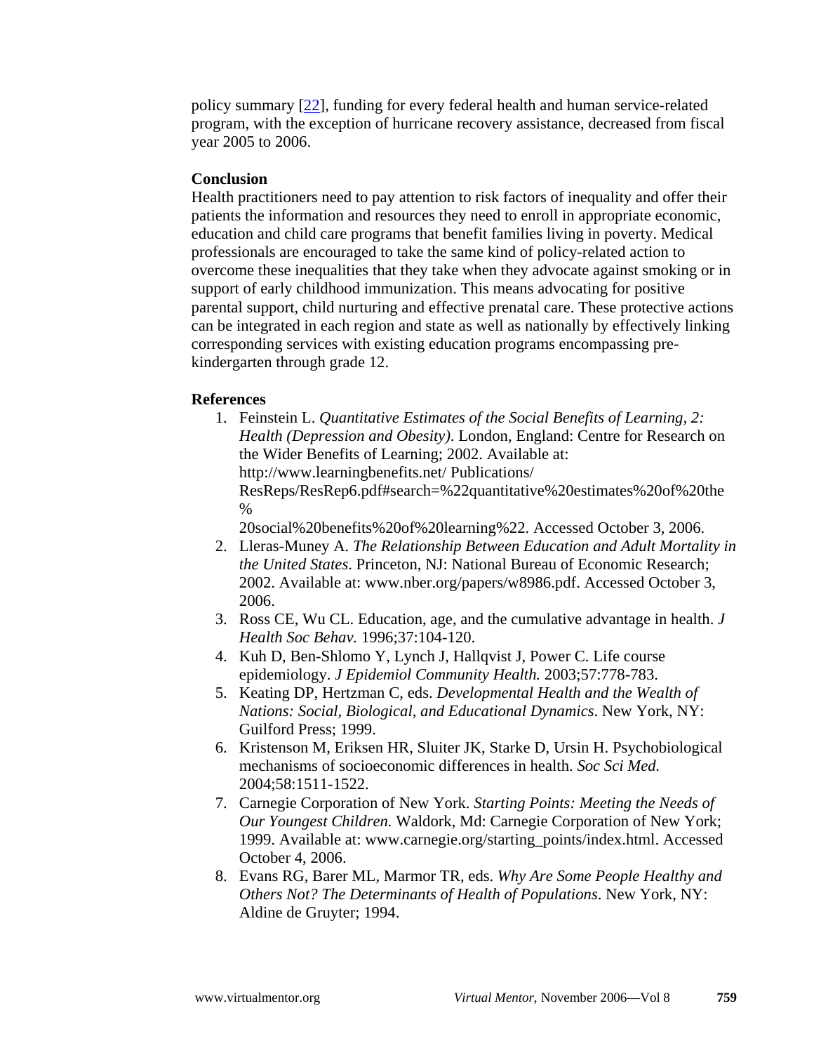policy summary [22], funding for every federal health and human service-related program, with the exception of hurricane recovery assistance, decreased from fiscal year 2005 to 2006.

**Conclusion**

Health practitioners need to pay attention to risk factors of inequality and offer their patients the information and resources they need to enroll in appropriate economic, education and child care programs that benefit families living in poverty. Medical professionals are encouraged to take the same kind of policy-related action to overcome these inequalities that they take when they advocate against smoking or in support of early childhood immunization. This means advocating for positive parental support, child nurturing and effective prenatal care. These protective actions can be integrated in each region and state as well as nationally by effectively linking corresponding services with existing education programs encompassing pre-kindergarten through grade 12.

**References**

1. Feinstein L. *Quantitative Estimates of the Social Benefits of Learning, 2: Health (Depression and Obesity)*. London, England: Centre for Research on the Wider Benefits of Learning; 2002. Available at: http://www.learningbenefits.net/ Publications/ ResReps/ResRep6.pdf#search=%22quantitative%20estimates%20of%20the% 20social%20benefits%20of%20learning%22. Accessed October 3, 2006.
2. Lleras-Muney A. *The Relationship Between Education and Adult Mortality in the United States*. Princeton, NJ: National Bureau of Economic Research; 2002. Available at: www.nber.org/papers/w8986.pdf. Accessed October 3, 2006.
3. Ross CE, Wu CL. Education, age, and the cumulative advantage in health. *J Health Soc Behav.* 1996;37:104-120.
4. Kuh D, Ben-Shlomo Y, Lynch J, Hallqvist J, Power C. Life course epidemiology. *J Epidemiol Community Health.* 2003;57:778-783.
5. Keating DP, Hertzman C, eds. *Developmental Health and the Wealth of Nations: Social, Biological, and Educational Dynamics*. New York, NY: Guilford Press; 1999.
6. Kristenson M, Eriksen HR, Sluiter JK, Starke D, Ursin H. Psychobiological mechanisms of socioeconomic differences in health. *Soc Sci Med.* 2004;58:1511-1522.
7. Carnegie Corporation of New York. *Starting Points: Meeting the Needs of Our Youngest Children.* Waldork, Md: Carnegie Corporation of New York; 1999. Available at: www.carnegie.org/starting_points/index.html. Accessed October 4, 2006.
8. Evans RG, Barer ML, Marmor TR, eds. *Why Are Some People Healthy and Others Not? The Determinants of Health of Populations*. New York, NY: Aldine de Gruyter; 1994.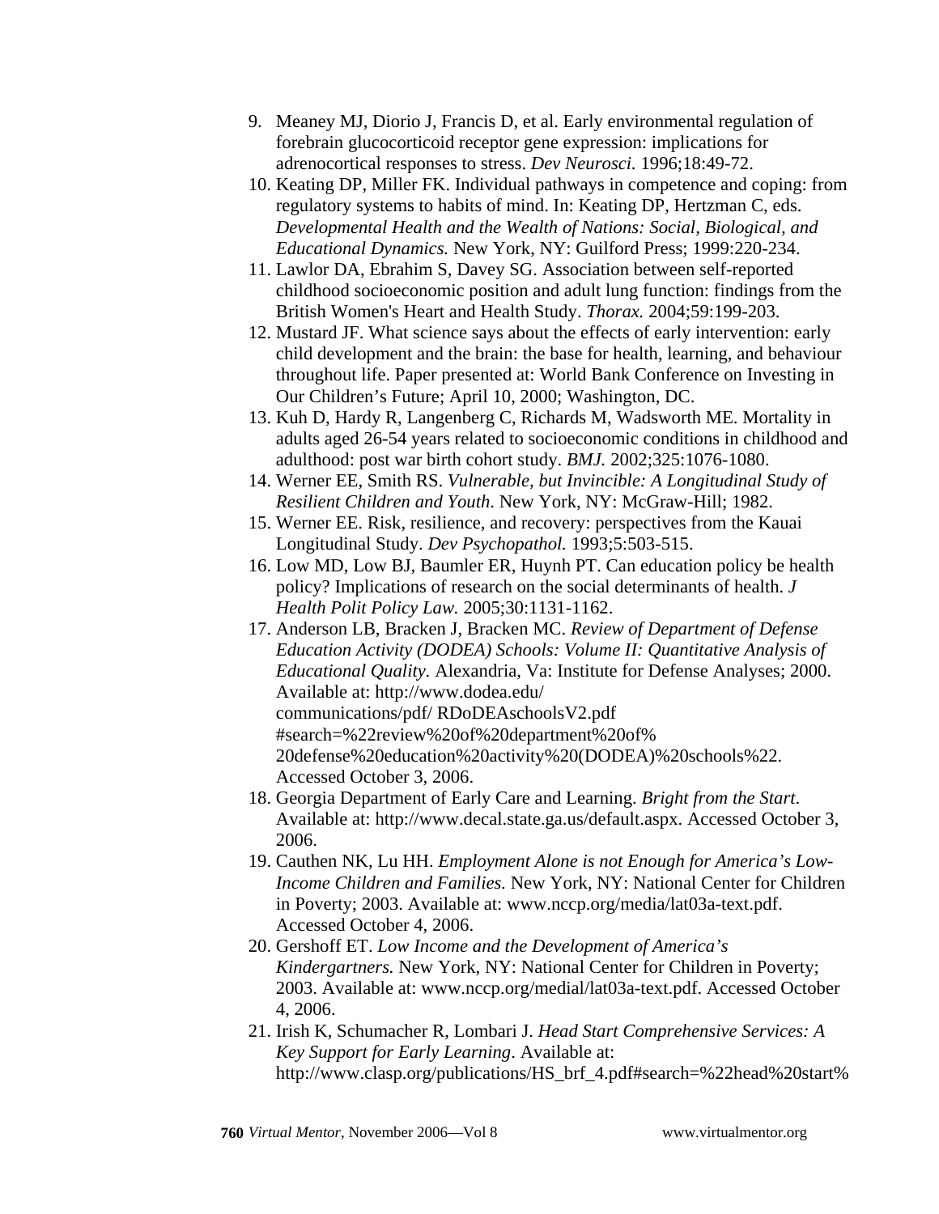9. Meaney MJ, Diorio J, Francis D, et al. Early environmental regulation of forebrain glucocorticoid receptor gene expression: implications for adrenocortical responses to stress. *Dev Neurosci.* 1996;18:49-72.
10. Keating DP, Miller FK. Individual pathways in competence and coping: from regulatory systems to habits of mind. In: Keating DP, Hertzman C, eds. *Developmental Health and the Wealth of Nations: Social, Biological, and Educational Dynamics.* New York, NY: Guilford Press; 1999:220-234.
11. Lawlor DA, Ebrahim S, Davey SG. Association between self-reported childhood socioeconomic position and adult lung function: findings from the British Women's Heart and Health Study. *Thorax.* 2004;59:199-203.
12. Mustard JF. What science says about the effects of early intervention: early child development and the brain: the base for health, learning, and behaviour throughout life. Paper presented at: World Bank Conference on Investing in Our Children's Future; April 10, 2000; Washington, DC.
13. Kuh D, Hardy R, Langenberg C, Richards M, Wadsworth ME. Mortality in adults aged 26-54 years related to socioeconomic conditions in childhood and adulthood: post war birth cohort study. *BMJ.* 2002;325:1076-1080.
14. Werner EE, Smith RS. *Vulnerable, but Invincible: A Longitudinal Study of Resilient Children and Youth*. New York, NY: McGraw-Hill; 1982.
15. Werner EE. Risk, resilience, and recovery: perspectives from the Kauai Longitudinal Study. *Dev Psychopathol.* 1993;5:503-515.
16. Low MD, Low BJ, Baumler ER, Huynh PT. Can education policy be health policy? Implications of research on the social determinants of health. *J Health Polit Policy Law.* 2005;30:1131-1162.
17. Anderson LB, Bracken J, Bracken MC. *Review of Department of Defense Education Activity (DODEA) Schools: Volume II: Quantitative Analysis of Educational Quality*. Alexandria, Va: Institute for Defense Analyses; 2000. Available at: http://www.dodea.edu/communications/pdf/ RDoDEAschoolsV2.pdf #search=%22review%20of%20department%20of%20defense%20education%20activity%20(DODEA)%20schools%22. Accessed October 3, 2006.
18. Georgia Department of Early Care and Learning. *Bright from the Start*. Available at: http://www.decal.state.ga.us/default.aspx. Accessed October 3, 2006.
19. Cauthen NK, Lu HH. *Employment Alone is not Enough for America's Low-Income Children and Families.* New York, NY: National Center for Children in Poverty; 2003. Available at: www.nccp.org/media/lat03a-text.pdf. Accessed October 4, 2006.
20. Gershoff ET. *Low Income and the Development of America's Kindergartners.* New York, NY: National Center for Children in Poverty; 2003. Available at: www.nccp.org/medial/lat03a-text.pdf. Accessed October 4, 2006.
21. Irish K, Schumacher R, Lombari J. *Head Start Comprehensive Services: A Key Support for Early Learning*. Available at: http://www.clasp.org/publications/HS_brf_4.pdf#search=%22head%20start%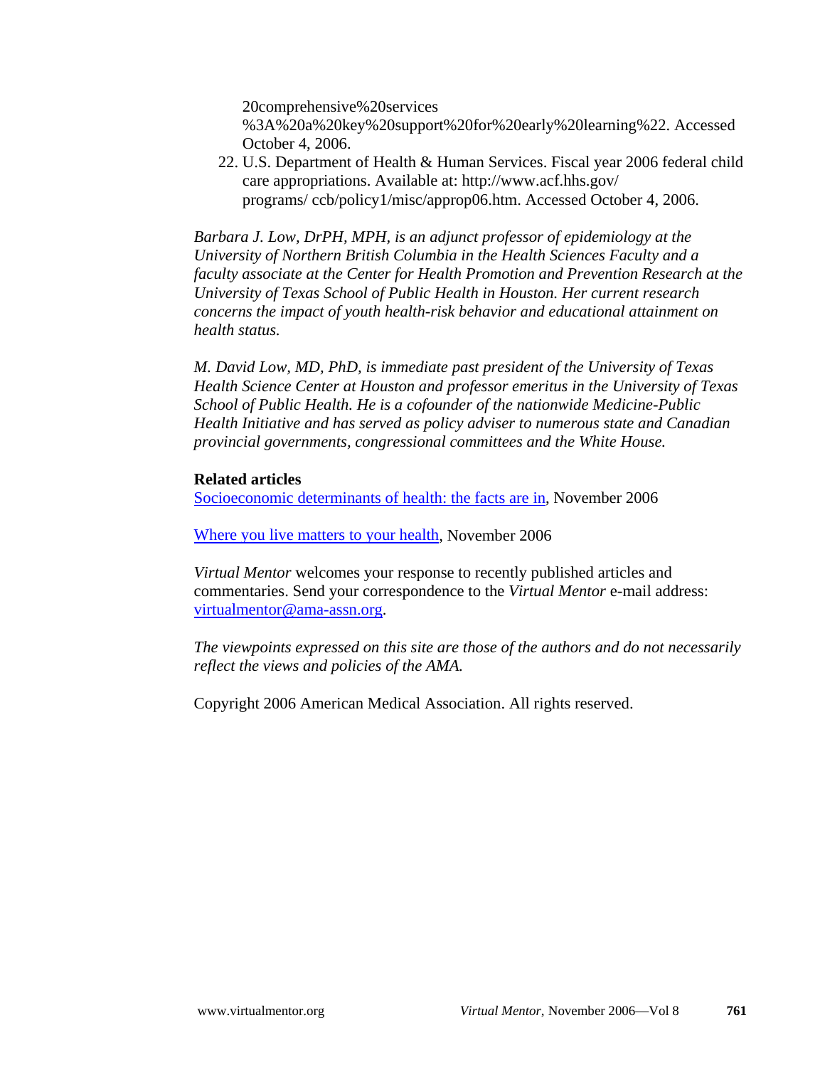20comprehensive%20services %3A%20a%20key%20support%20for%20early%20learning%22. Accessed October 4, 2006.

22. U.S. Department of Health & Human Services. Fiscal year 2006 federal child care appropriations. Available at: http://www.acf.hhs.gov/ programs/ ccb/policy1/misc/approp06.htm. Accessed October 4, 2006.

*Barbara J. Low, DrPH, MPH, is an adjunct professor of epidemiology at the University of Northern British Columbia in the Health Sciences Faculty and a faculty associate at the Center for Health Promotion and Prevention Research at the University of Texas School of Public Health in Houston. Her current research concerns the impact of youth health-risk behavior and educational attainment on health status.*

*M. David Low, MD, PhD, is immediate past president of the University of Texas Health Science Center at Houston and professor emeritus in the University of Texas School of Public Health. He is a cofounder of the nationwide Medicine-Public Health Initiative and has served as policy adviser to numerous state and Canadian provincial governments, congressional committees and the White House.*

**Related articles**

Socioeconomic determinants of health: the facts are in, November 2006

Where you live matters to your health, November 2006

*Virtual Mentor* welcomes your response to recently published articles and commentaries. Send your correspondence to the *Virtual Mentor* e-mail address: virtualmentor@ama-assn.org.

*The viewpoints expressed on this site are those of the authors and do not necessarily reflect the views and policies of the AMA.*

Copyright 2006 American Medical Association. All rights reserved.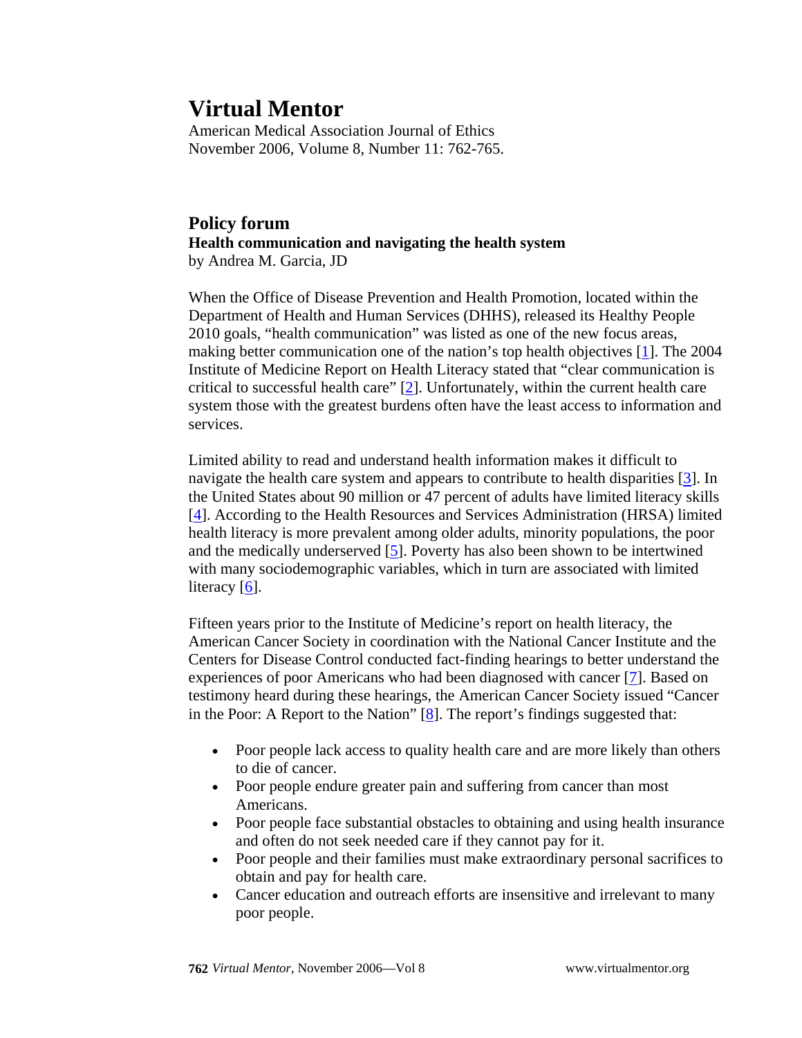# Virtual Mentor

American Medical Association Journal of Ethics
November 2006, Volume 8, Number 11: 762-765.

## Policy forum

**Health communication and navigating the health system**

by Andrea M. Garcia, JD

When the Office of Disease Prevention and Health Promotion, located within the Department of Health and Human Services (DHHS), released its Healthy People 2010 goals, "health communication" was listed as one of the new focus areas, making better communication one of the nation's top health objectives [1]. The 2004 Institute of Medicine Report on Health Literacy stated that "clear communication is critical to successful health care" [2]. Unfortunately, within the current health care system those with the greatest burdens often have the least access to information and services.

Limited ability to read and understand health information makes it difficult to navigate the health care system and appears to contribute to health disparities [3]. In the United States about 90 million or 47 percent of adults have limited literacy skills [4]. According to the Health Resources and Services Administration (HRSA) limited health literacy is more prevalent among older adults, minority populations, the poor and the medically underserved [5]. Poverty has also been shown to be intertwined with many sociodemographic variables, which in turn are associated with limited literacy [6].

Fifteen years prior to the Institute of Medicine's report on health literacy, the American Cancer Society in coordination with the National Cancer Institute and the Centers for Disease Control conducted fact-finding hearings to better understand the experiences of poor Americans who had been diagnosed with cancer [7]. Based on testimony heard during these hearings, the American Cancer Society issued "Cancer in the Poor: A Report to the Nation" [8]. The report's findings suggested that:

- Poor people lack access to quality health care and are more likely than others to die of cancer.
- Poor people endure greater pain and suffering from cancer than most Americans.
- Poor people face substantial obstacles to obtaining and using health insurance and often do not seek needed care if they cannot pay for it.
- Poor people and their families must make extraordinary personal sacrifices to obtain and pay for health care.
- Cancer education and outreach efforts are insensitive and irrelevant to many poor people.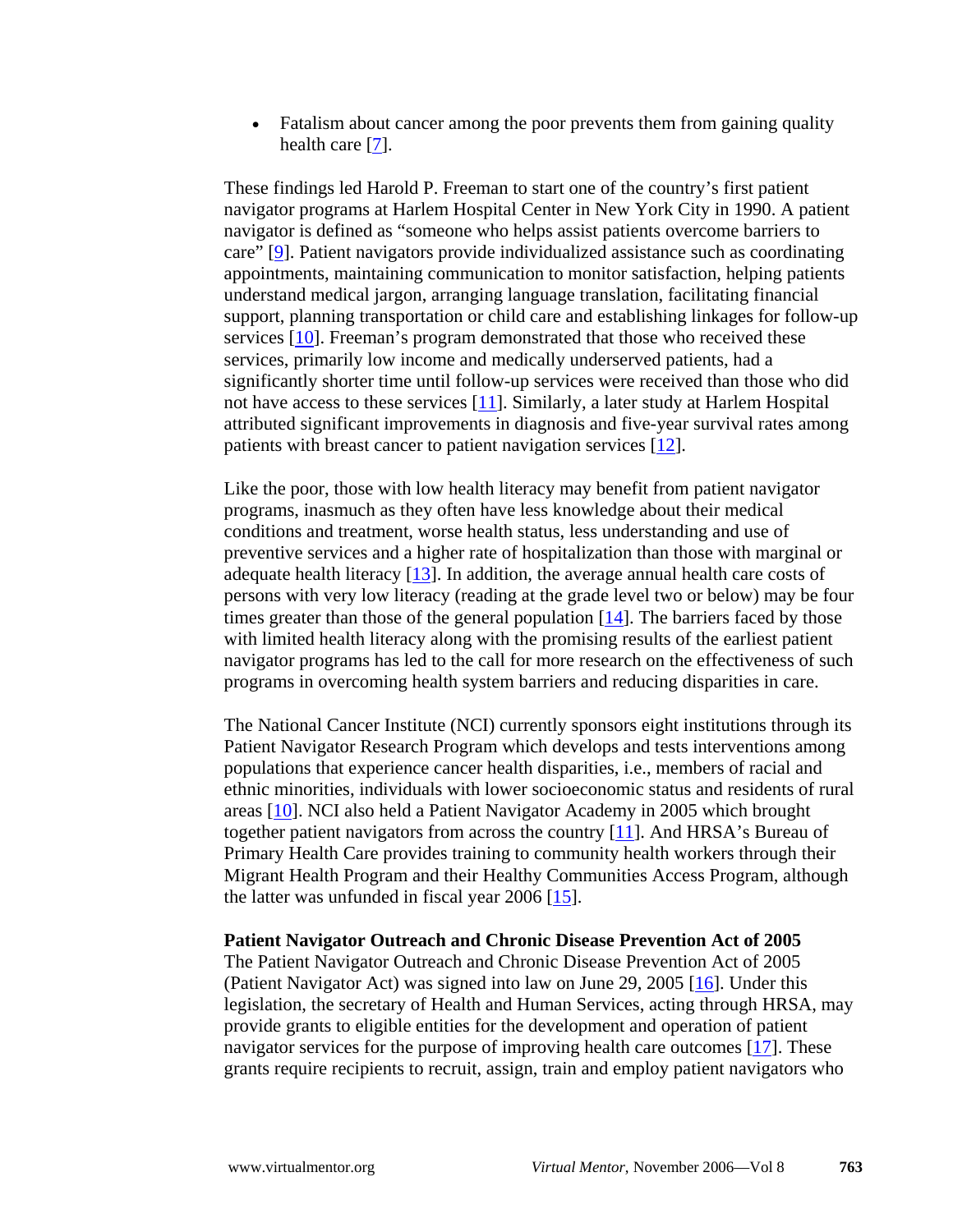- Fatalism about cancer among the poor prevents them from gaining quality health care [7].

These findings led Harold P. Freeman to start one of the country's first patient navigator programs at Harlem Hospital Center in New York City in 1990. A patient navigator is defined as "someone who helps assist patients overcome barriers to care" [9]. Patient navigators provide individualized assistance such as coordinating appointments, maintaining communication to monitor satisfaction, helping patients understand medical jargon, arranging language translation, facilitating financial support, planning transportation or child care and establishing linkages for follow-up services [10]. Freeman's program demonstrated that those who received these services, primarily low income and medically underserved patients, had a significantly shorter time until follow-up services were received than those who did not have access to these services [11]. Similarly, a later study at Harlem Hospital attributed significant improvements in diagnosis and five-year survival rates among patients with breast cancer to patient navigation services [12].

Like the poor, those with low health literacy may benefit from patient navigator programs, inasmuch as they often have less knowledge about their medical conditions and treatment, worse health status, less understanding and use of preventive services and a higher rate of hospitalization than those with marginal or adequate health literacy [13]. In addition, the average annual health care costs of persons with very low literacy (reading at the grade level two or below) may be four times greater than those of the general population [14]. The barriers faced by those with limited health literacy along with the promising results of the earliest patient navigator programs has led to the call for more research on the effectiveness of such programs in overcoming health system barriers and reducing disparities in care.

The National Cancer Institute (NCI) currently sponsors eight institutions through its Patient Navigator Research Program which develops and tests interventions among populations that experience cancer health disparities, i.e., members of racial and ethnic minorities, individuals with lower socioeconomic status and residents of rural areas [10]. NCI also held a Patient Navigator Academy in 2005 which brought together patient navigators from across the country [11]. And HRSA's Bureau of Primary Health Care provides training to community health workers through their Migrant Health Program and their Healthy Communities Access Program, although the latter was unfunded in fiscal year 2006 [15].

**Patient Navigator Outreach and Chronic Disease Prevention Act of 2005**

The Patient Navigator Outreach and Chronic Disease Prevention Act of 2005 (Patient Navigator Act) was signed into law on June 29, 2005 [16]. Under this legislation, the secretary of Health and Human Services, acting through HRSA, may provide grants to eligible entities for the development and operation of patient navigator services for the purpose of improving health care outcomes [17]. These grants require recipients to recruit, assign, train and employ patient navigators who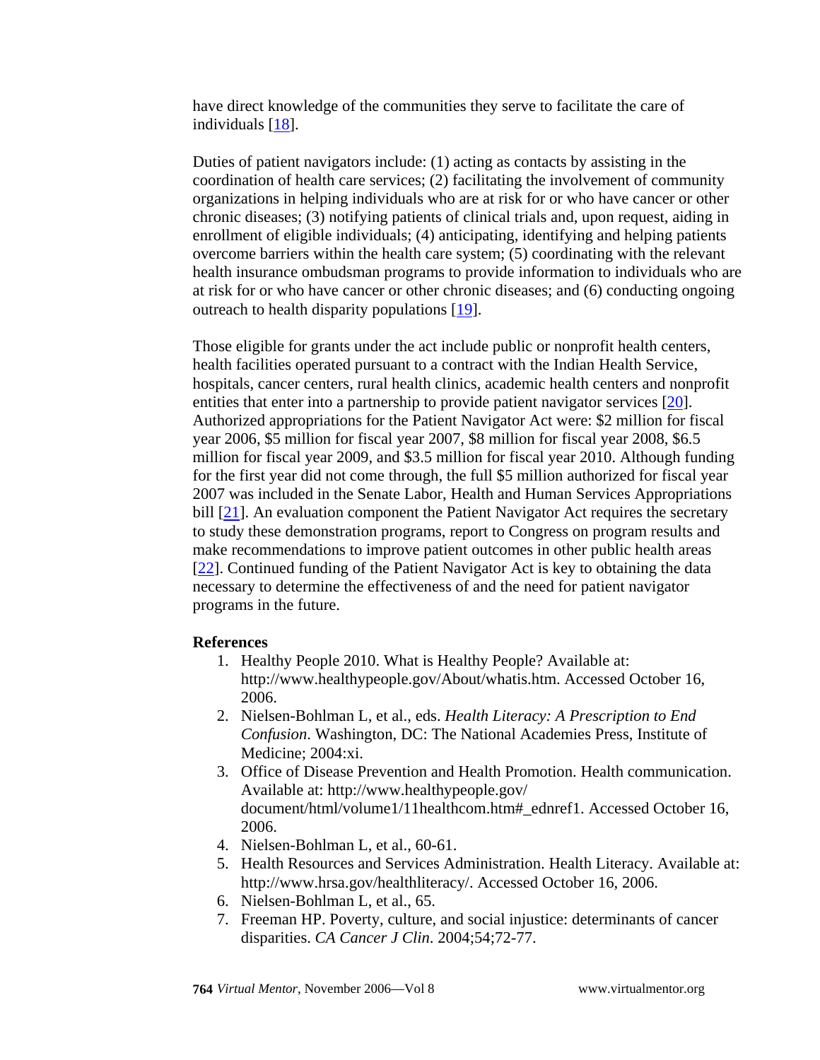have direct knowledge of the communities they serve to facilitate the care of individuals [18].

Duties of patient navigators include: (1) acting as contacts by assisting in the coordination of health care services; (2) facilitating the involvement of community organizations in helping individuals who are at risk for or who have cancer or other chronic diseases; (3) notifying patients of clinical trials and, upon request, aiding in enrollment of eligible individuals; (4) anticipating, identifying and helping patients overcome barriers within the health care system; (5) coordinating with the relevant health insurance ombudsman programs to provide information to individuals who are at risk for or who have cancer or other chronic diseases; and (6) conducting ongoing outreach to health disparity populations [19].

Those eligible for grants under the act include public or nonprofit health centers, health facilities operated pursuant to a contract with the Indian Health Service, hospitals, cancer centers, rural health clinics, academic health centers and nonprofit entities that enter into a partnership to provide patient navigator services [20]. Authorized appropriations for the Patient Navigator Act were: $2 million for fiscal year 2006, $5 million for fiscal year 2007, $8 million for fiscal year 2008, $6.5 million for fiscal year 2009, and $3.5 million for fiscal year 2010. Although funding for the first year did not come through, the full $5 million authorized for fiscal year 2007 was included in the Senate Labor, Health and Human Services Appropriations bill [21]. An evaluation component the Patient Navigator Act requires the secretary to study these demonstration programs, report to Congress on program results and make recommendations to improve patient outcomes in other public health areas [22]. Continued funding of the Patient Navigator Act is key to obtaining the data necessary to determine the effectiveness of and the need for patient navigator programs in the future.

**References**

1. Healthy People 2010. What is Healthy People? Available at: http://www.healthypeople.gov/About/whatis.htm. Accessed October 16, 2006.
2. Nielsen-Bohlman L, et al., eds. *Health Literacy: A Prescription to End Confusion*. Washington, DC: The National Academies Press, Institute of Medicine; 2004:xi.
3. Office of Disease Prevention and Health Promotion. Health communication. Available at: http://www.healthypeople.gov/document/html/volume1/11healthcom.htm#_ednref1. Accessed October 16, 2006.
4. Nielsen-Bohlman L, et al., 60-61.
5. Health Resources and Services Administration. Health Literacy. Available at: http://www.hrsa.gov/healthliteracy/. Accessed October 16, 2006.
6. Nielsen-Bohlman L, et al., 65.
7. Freeman HP. Poverty, culture, and social injustice: determinants of cancer disparities. *CA Cancer J Clin*. 2004;54;72-77.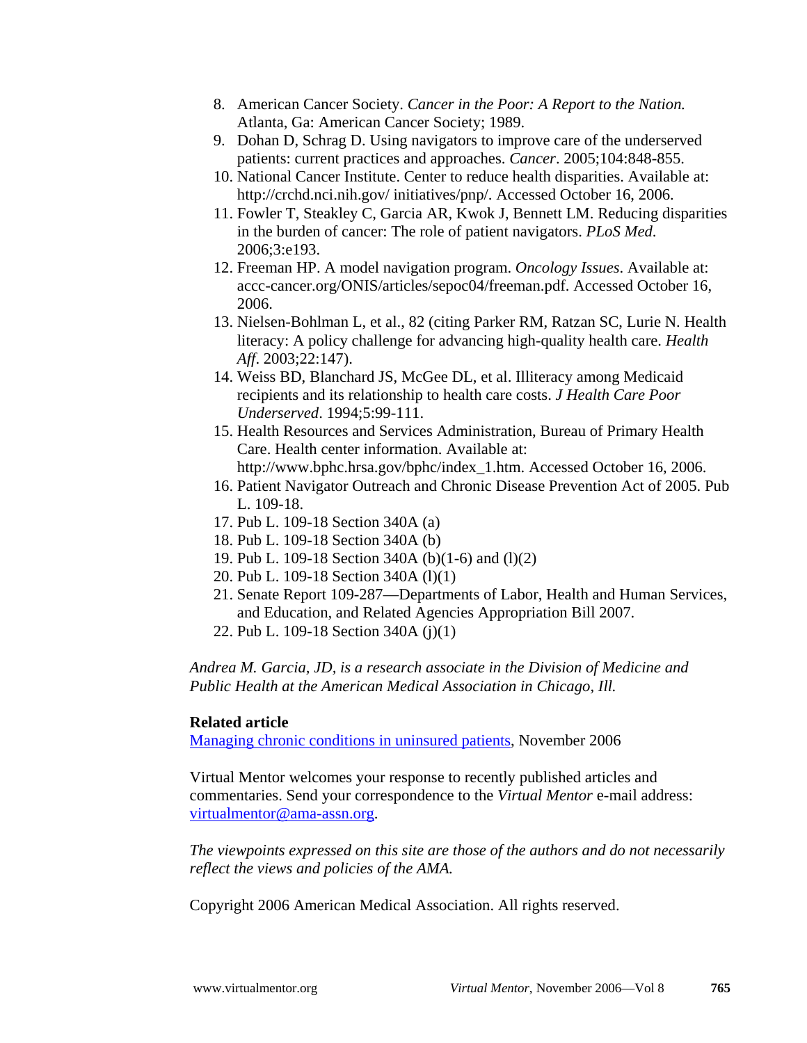8. American Cancer Society. *Cancer in the Poor: A Report to the Nation.* Atlanta, Ga: American Cancer Society; 1989.
9. Dohan D, Schrag D. Using navigators to improve care of the underserved patients: current practices and approaches. *Cancer*. 2005;104:848-855.
10. National Cancer Institute. Center to reduce health disparities. Available at: http://crchd.nci.nih.gov/ initiatives/pnp/. Accessed October 16, 2006.
11. Fowler T, Steakley C, Garcia AR, Kwok J, Bennett LM. Reducing disparities in the burden of cancer: The role of patient navigators. *PLoS Med*. 2006;3:e193.
12. Freeman HP. A model navigation program. *Oncology Issues*. Available at: accc-cancer.org/ONIS/articles/sepoc04/freeman.pdf. Accessed October 16, 2006.
13. Nielsen-Bohlman L, et al., 82 (citing Parker RM, Ratzan SC, Lurie N. Health literacy: A policy challenge for advancing high-quality health care. *Health Aff*. 2003;22:147).
14. Weiss BD, Blanchard JS, McGee DL, et al. Illiteracy among Medicaid recipients and its relationship to health care costs. *J Health Care Poor Underserved*. 1994;5:99-111.
15. Health Resources and Services Administration, Bureau of Primary Health Care. Health center information. Available at: http://www.bphc.hrsa.gov/bphc/index_1.htm. Accessed October 16, 2006.
16. Patient Navigator Outreach and Chronic Disease Prevention Act of 2005. Pub L. 109-18.
17. Pub L. 109-18 Section 340A (a)
18. Pub L. 109-18 Section 340A (b)
19. Pub L. 109-18 Section 340A (b)(1-6) and (l)(2)
20. Pub L. 109-18 Section 340A (l)(1)
21. Senate Report 109-287—Departments of Labor, Health and Human Services, and Education, and Related Agencies Appropriation Bill 2007.
22. Pub L. 109-18 Section 340A (j)(1)

*Andrea M. Garcia, JD, is a research associate in the Division of Medicine and Public Health at the American Medical Association in Chicago, Ill.*

**Related article**

Managing chronic conditions in uninsured patients, November 2006

Virtual Mentor welcomes your response to recently published articles and commentaries. Send your correspondence to the *Virtual Mentor* e-mail address: virtualmentor@ama-assn.org.

*The viewpoints expressed on this site are those of the authors and do not necessarily reflect the views and policies of the AMA.*

Copyright 2006 American Medical Association. All rights reserved.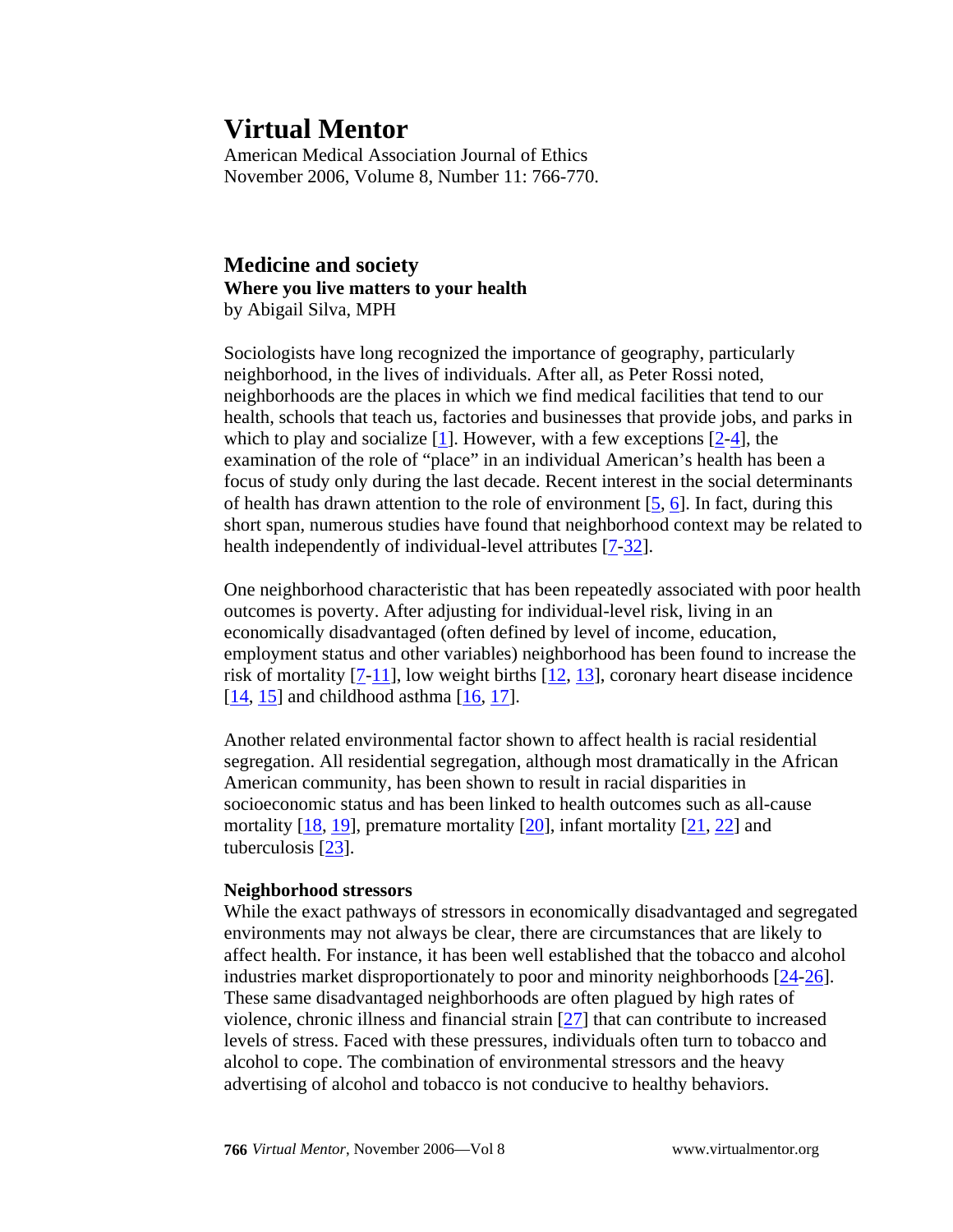# Virtual Mentor

American Medical Association Journal of Ethics
November 2006, Volume 8, Number 11: 766-770.

## Medicine and society

### Where you live matters to your health

by Abigail Silva, MPH

Sociologists have long recognized the importance of geography, particularly neighborhood, in the lives of individuals. After all, as Peter Rossi noted, neighborhoods are the places in which we find medical facilities that tend to our health, schools that teach us, factories and businesses that provide jobs, and parks in which to play and socialize [1]. However, with a few exceptions [2-4], the examination of the role of "place" in an individual American's health has been a focus of study only during the last decade. Recent interest in the social determinants of health has drawn attention to the role of environment [5, 6]. In fact, during this short span, numerous studies have found that neighborhood context may be related to health independently of individual-level attributes [7-32].

One neighborhood characteristic that has been repeatedly associated with poor health outcomes is poverty. After adjusting for individual-level risk, living in an economically disadvantaged (often defined by level of income, education, employment status and other variables) neighborhood has been found to increase the risk of mortality [7-11], low weight births [12, 13], coronary heart disease incidence [14, 15] and childhood asthma [16, 17].

Another related environmental factor shown to affect health is racial residential segregation. All residential segregation, although most dramatically in the African American community, has been shown to result in racial disparities in socioeconomic status and has been linked to health outcomes such as all-cause mortality [18, 19], premature mortality [20], infant mortality [21, 22] and tuberculosis [23].

### Neighborhood stressors

While the exact pathways of stressors in economically disadvantaged and segregated environments may not always be clear, there are circumstances that are likely to affect health. For instance, it has been well established that the tobacco and alcohol industries market disproportionately to poor and minority neighborhoods [24-26]. These same disadvantaged neighborhoods are often plagued by high rates of violence, chronic illness and financial strain [27] that can contribute to increased levels of stress. Faced with these pressures, individuals often turn to tobacco and alcohol to cope. The combination of environmental stressors and the heavy advertising of alcohol and tobacco is not conducive to healthy behaviors.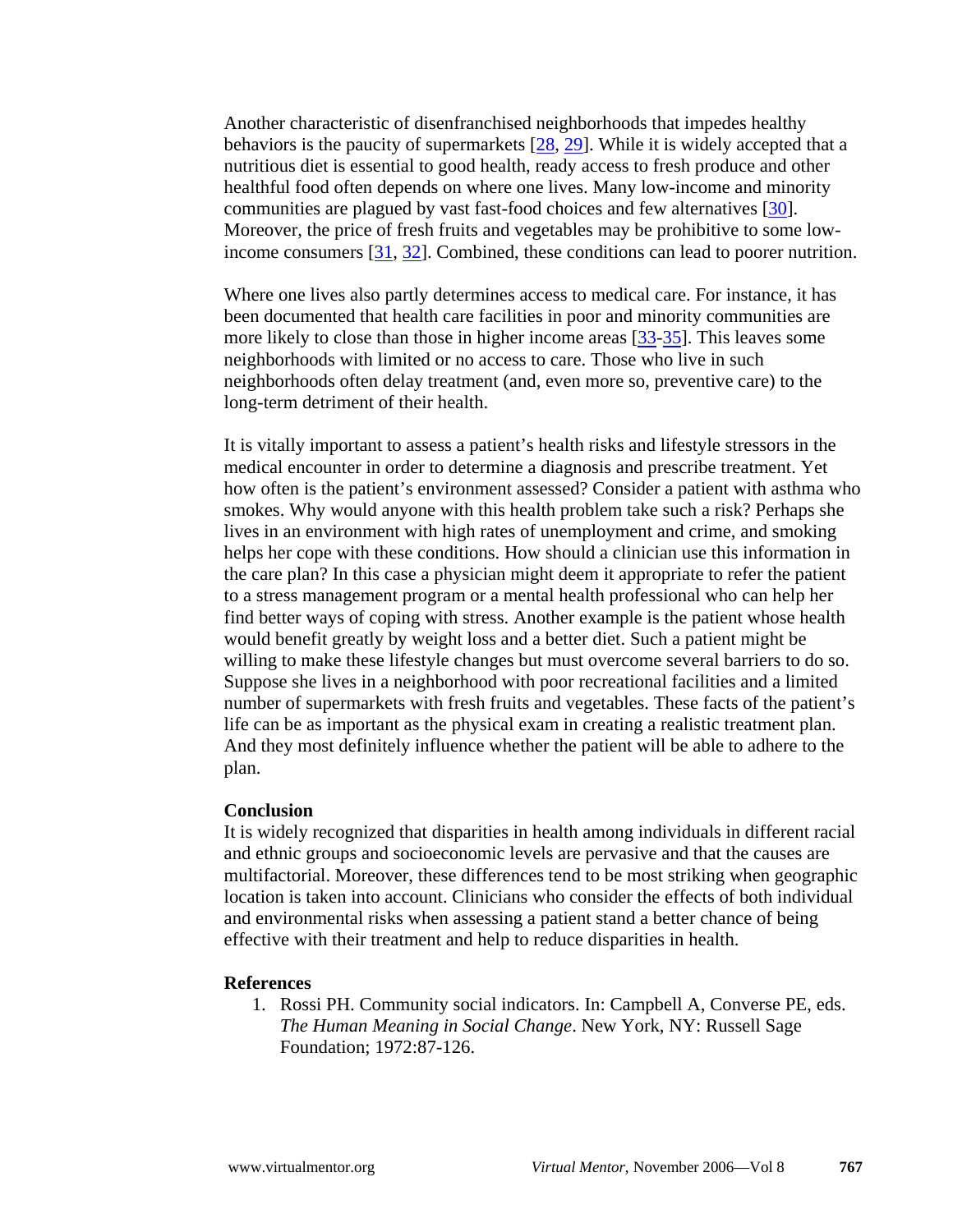Another characteristic of disenfranchised neighborhoods that impedes healthy behaviors is the paucity of supermarkets [28, 29]. While it is widely accepted that a nutritious diet is essential to good health, ready access to fresh produce and other healthful food often depends on where one lives. Many low-income and minority communities are plagued by vast fast-food choices and few alternatives [30]. Moreover, the price of fresh fruits and vegetables may be prohibitive to some low-income consumers [31, 32]. Combined, these conditions can lead to poorer nutrition.

Where one lives also partly determines access to medical care. For instance, it has been documented that health care facilities in poor and minority communities are more likely to close than those in higher income areas [33-35]. This leaves some neighborhoods with limited or no access to care. Those who live in such neighborhoods often delay treatment (and, even more so, preventive care) to the long-term detriment of their health.

It is vitally important to assess a patient's health risks and lifestyle stressors in the medical encounter in order to determine a diagnosis and prescribe treatment. Yet how often is the patient's environment assessed? Consider a patient with asthma who smokes. Why would anyone with this health problem take such a risk? Perhaps she lives in an environment with high rates of unemployment and crime, and smoking helps her cope with these conditions. How should a clinician use this information in the care plan? In this case a physician might deem it appropriate to refer the patient to a stress management program or a mental health professional who can help her find better ways of coping with stress. Another example is the patient whose health would benefit greatly by weight loss and a better diet. Such a patient might be willing to make these lifestyle changes but must overcome several barriers to do so. Suppose she lives in a neighborhood with poor recreational facilities and a limited number of supermarkets with fresh fruits and vegetables. These facts of the patient's life can be as important as the physical exam in creating a realistic treatment plan. And they most definitely influence whether the patient will be able to adhere to the plan.

**Conclusion**

It is widely recognized that disparities in health among individuals in different racial and ethnic groups and socioeconomic levels are pervasive and that the causes are multifactorial. Moreover, these differences tend to be most striking when geographic location is taken into account. Clinicians who consider the effects of both individual and environmental risks when assessing a patient stand a better chance of being effective with their treatment and help to reduce disparities in health.

**References**

1. Rossi PH. Community social indicators. In: Campbell A, Converse PE, eds. *The Human Meaning in Social Change*. New York, NY: Russell Sage Foundation; 1972:87-126.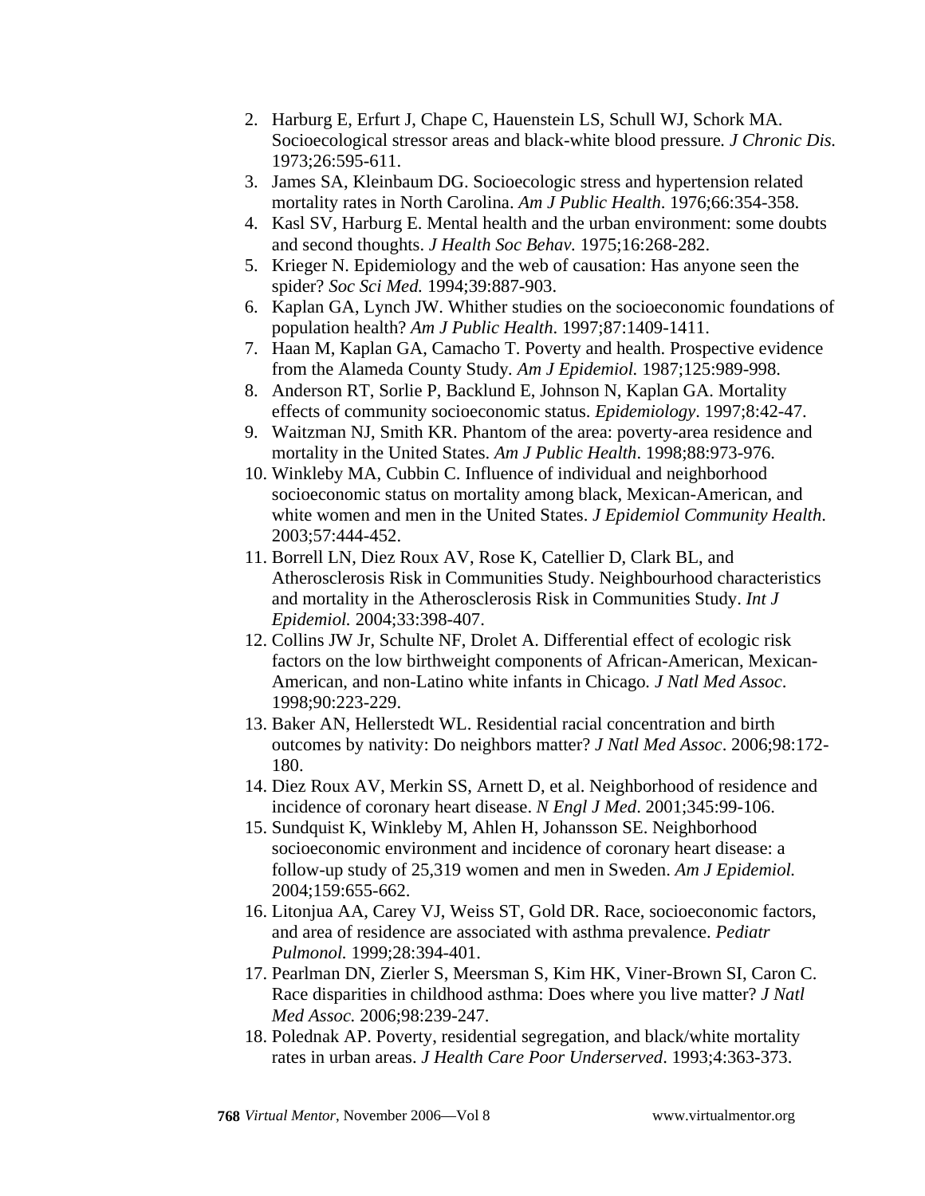2. Harburg E, Erfurt J, Chape C, Hauenstein LS, Schull WJ, Schork MA. Socioecological stressor areas and black-white blood pressure. *J Chronic Dis.* 1973;26:595-611.
3. James SA, Kleinbaum DG. Socioecologic stress and hypertension related mortality rates in North Carolina. *Am J Public Health*. 1976;66:354-358.
4. Kasl SV, Harburg E. Mental health and the urban environment: some doubts and second thoughts. *J Health Soc Behav.* 1975;16:268-282.
5. Krieger N. Epidemiology and the web of causation: Has anyone seen the spider? *Soc Sci Med.* 1994;39:887-903.
6. Kaplan GA, Lynch JW. Whither studies on the socioeconomic foundations of population health? *Am J Public Health*. 1997;87:1409-1411.
7. Haan M, Kaplan GA, Camacho T. Poverty and health. Prospective evidence from the Alameda County Study. *Am J Epidemiol.* 1987;125:989-998.
8. Anderson RT, Sorlie P, Backlund E, Johnson N, Kaplan GA. Mortality effects of community socioeconomic status. *Epidemiology*. 1997;8:42-47.
9. Waitzman NJ, Smith KR. Phantom of the area: poverty-area residence and mortality in the United States. *Am J Public Health*. 1998;88:973-976.
10. Winkleby MA, Cubbin C. Influence of individual and neighborhood socioeconomic status on mortality among black, Mexican-American, and white women and men in the United States. *J Epidemiol Community Health*. 2003;57:444-452.
11. Borrell LN, Diez Roux AV, Rose K, Catellier D, Clark BL, and Atherosclerosis Risk in Communities Study. Neighbourhood characteristics and mortality in the Atherosclerosis Risk in Communities Study. *Int J Epidemiol.* 2004;33:398-407.
12. Collins JW Jr, Schulte NF, Drolet A. Differential effect of ecologic risk factors on the low birthweight components of African-American, Mexican-American, and non-Latino white infants in Chicago. *J Natl Med Assoc*. 1998;90:223-229.
13. Baker AN, Hellerstedt WL. Residential racial concentration and birth outcomes by nativity: Do neighbors matter? *J Natl Med Assoc*. 2006;98:172-180.
14. Diez Roux AV, Merkin SS, Arnett D, et al. Neighborhood of residence and incidence of coronary heart disease. *N Engl J Med*. 2001;345:99-106.
15. Sundquist K, Winkleby M, Ahlen H, Johansson SE. Neighborhood socioeconomic environment and incidence of coronary heart disease: a follow-up study of 25,319 women and men in Sweden. *Am J Epidemiol.* 2004;159:655-662.
16. Litonjua AA, Carey VJ, Weiss ST, Gold DR. Race, socioeconomic factors, and area of residence are associated with asthma prevalence. *Pediatr Pulmonol.* 1999;28:394-401.
17. Pearlman DN, Zierler S, Meersman S, Kim HK, Viner-Brown SI, Caron C. Race disparities in childhood asthma: Does where you live matter? *J Natl Med Assoc.* 2006;98:239-247.
18. Polednak AP. Poverty, residential segregation, and black/white mortality rates in urban areas. *J Health Care Poor Underserved*. 1993;4:363-373.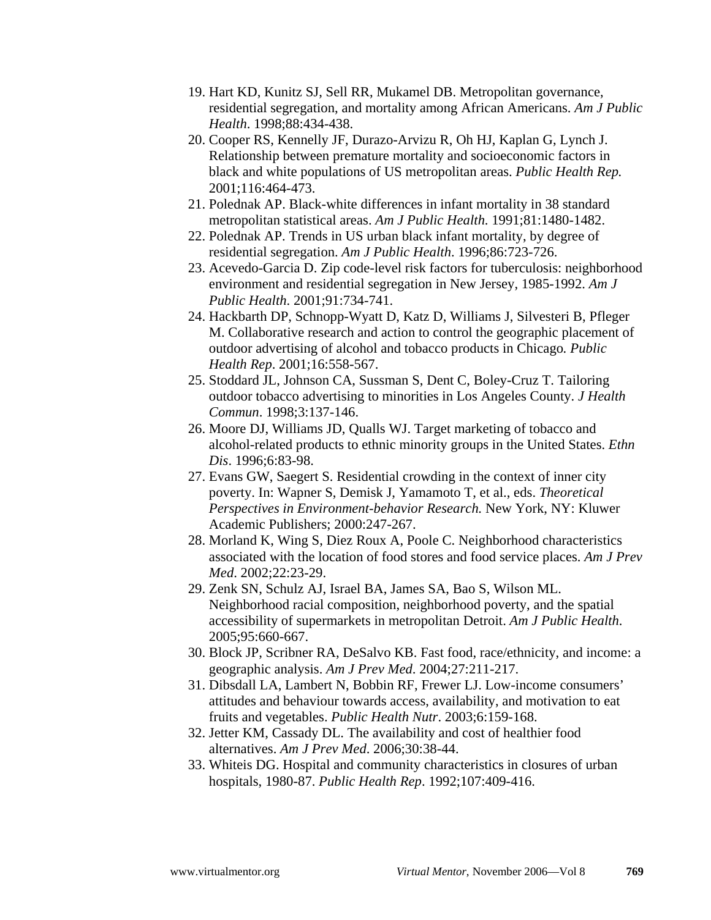19. Hart KD, Kunitz SJ, Sell RR, Mukamel DB. Metropolitan governance, residential segregation, and mortality among African Americans. *Am J Public Health*. 1998;88:434-438.
20. Cooper RS, Kennelly JF, Durazo-Arvizu R, Oh HJ, Kaplan G, Lynch J. Relationship between premature mortality and socioeconomic factors in black and white populations of US metropolitan areas. *Public Health Rep.* 2001;116:464-473.
21. Polednak AP. Black-white differences in infant mortality in 38 standard metropolitan statistical areas. *Am J Public Health.* 1991;81:1480-1482.
22. Polednak AP. Trends in US urban black infant mortality, by degree of residential segregation. *Am J Public Health*. 1996;86:723-726.
23. Acevedo-Garcia D. Zip code-level risk factors for tuberculosis: neighborhood environment and residential segregation in New Jersey, 1985-1992. *Am J Public Health*. 2001;91:734-741.
24. Hackbarth DP, Schnopp-Wyatt D, Katz D, Williams J, Silvesteri B, Pfleger M. Collaborative research and action to control the geographic placement of outdoor advertising of alcohol and tobacco products in Chicago. *Public Health Rep*. 2001;16:558-567.
25. Stoddard JL, Johnson CA, Sussman S, Dent C, Boley-Cruz T. Tailoring outdoor tobacco advertising to minorities in Los Angeles County. *J Health Commun*. 1998;3:137-146.
26. Moore DJ, Williams JD, Qualls WJ. Target marketing of tobacco and alcohol-related products to ethnic minority groups in the United States. *Ethn Dis*. 1996;6:83-98.
27. Evans GW, Saegert S. Residential crowding in the context of inner city poverty. In: Wapner S, Demisk J, Yamamoto T, et al., eds. *Theoretical Perspectives in Environment-behavior Research.* New York, NY: Kluwer Academic Publishers; 2000:247-267.
28. Morland K, Wing S, Diez Roux A, Poole C. Neighborhood characteristics associated with the location of food stores and food service places. *Am J Prev Med*. 2002;22:23-29.
29. Zenk SN, Schulz AJ, Israel BA, James SA, Bao S, Wilson ML. Neighborhood racial composition, neighborhood poverty, and the spatial accessibility of supermarkets in metropolitan Detroit. *Am J Public Health*. 2005;95:660-667.
30. Block JP, Scribner RA, DeSalvo KB. Fast food, race/ethnicity, and income: a geographic analysis. *Am J Prev Med*. 2004;27:211-217.
31. Dibsdall LA, Lambert N, Bobbin RF, Frewer LJ. Low-income consumers' attitudes and behaviour towards access, availability, and motivation to eat fruits and vegetables. *Public Health Nutr*. 2003;6:159-168.
32. Jetter KM, Cassady DL. The availability and cost of healthier food alternatives. *Am J Prev Med*. 2006;30:38-44.
33. Whiteis DG. Hospital and community characteristics in closures of urban hospitals, 1980-87. *Public Health Rep*. 1992;107:409-416.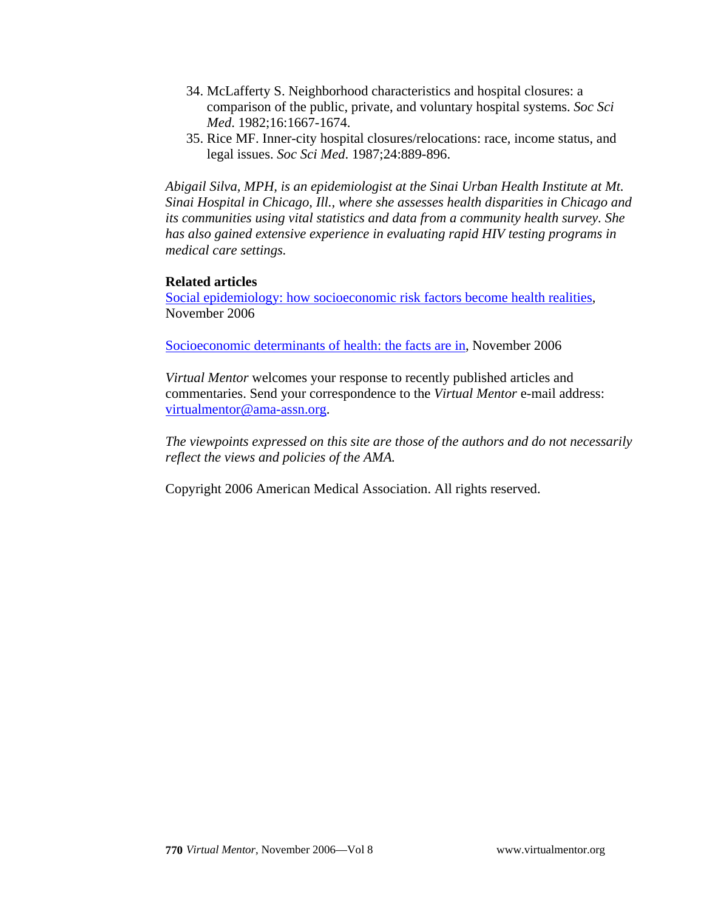34. McLafferty S. Neighborhood characteristics and hospital closures: a comparison of the public, private, and voluntary hospital systems. *Soc Sci Med*. 1982;16:1667-1674.
35. Rice MF. Inner-city hospital closures/relocations: race, income status, and legal issues. *Soc Sci Med*. 1987;24:889-896.

*Abigail Silva, MPH, is an epidemiologist at the Sinai Urban Health Institute at Mt. Sinai Hospital in Chicago, Ill., where she assesses health disparities in Chicago and its communities using vital statistics and data from a community health survey. She has also gained extensive experience in evaluating rapid HIV testing programs in medical care settings.*

**Related articles**

Social epidemiology: how socioeconomic risk factors become health realities, November 2006

Socioeconomic determinants of health: the facts are in, November 2006

*Virtual Mentor* welcomes your response to recently published articles and commentaries. Send your correspondence to the *Virtual Mentor* e-mail address: virtualmentor@ama-assn.org.

*The viewpoints expressed on this site are those of the authors and do not necessarily reflect the views and policies of the AMA.*

Copyright 2006 American Medical Association. All rights reserved.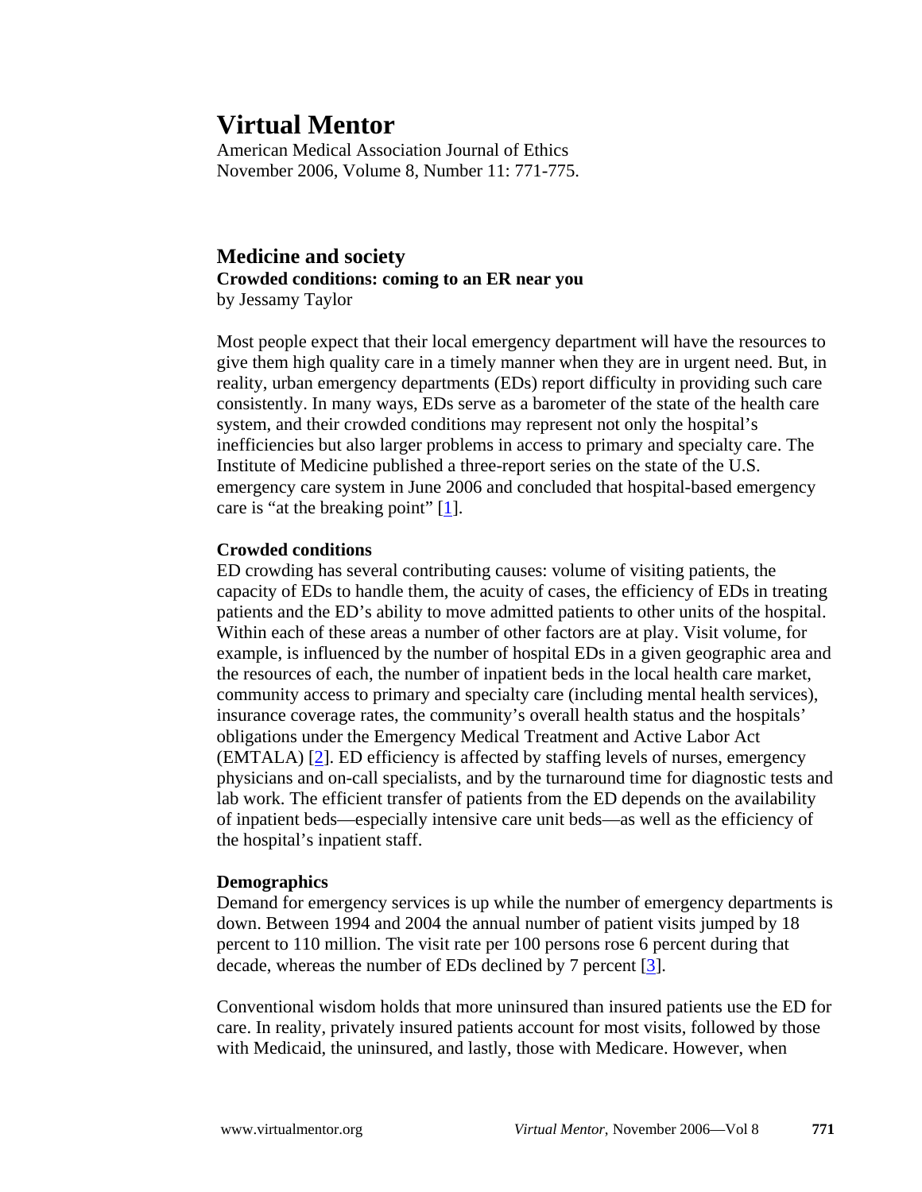# Virtual Mentor

American Medical Association Journal of Ethics
November 2006, Volume 8, Number 11: 771-775.

## Medicine and society

**Crowded conditions: coming to an ER near you**

by Jessamy Taylor

Most people expect that their local emergency department will have the resources to give them high quality care in a timely manner when they are in urgent need. But, in reality, urban emergency departments (EDs) report difficulty in providing such care consistently. In many ways, EDs serve as a barometer of the state of the health care system, and their crowded conditions may represent not only the hospital's inefficiencies but also larger problems in access to primary and specialty care. The Institute of Medicine published a three-report series on the state of the U.S. emergency care system in June 2006 and concluded that hospital-based emergency care is "at the breaking point" [1].

### Crowded conditions

ED crowding has several contributing causes: volume of visiting patients, the capacity of EDs to handle them, the acuity of cases, the efficiency of EDs in treating patients and the ED's ability to move admitted patients to other units of the hospital. Within each of these areas a number of other factors are at play. Visit volume, for example, is influenced by the number of hospital EDs in a given geographic area and the resources of each, the number of inpatient beds in the local health care market, community access to primary and specialty care (including mental health services), insurance coverage rates, the community's overall health status and the hospitals' obligations under the Emergency Medical Treatment and Active Labor Act (EMTALA) [2]. ED efficiency is affected by staffing levels of nurses, emergency physicians and on-call specialists, and by the turnaround time for diagnostic tests and lab work. The efficient transfer of patients from the ED depends on the availability of inpatient beds—especially intensive care unit beds—as well as the efficiency of the hospital's inpatient staff.

### Demographics

Demand for emergency services is up while the number of emergency departments is down. Between 1994 and 2004 the annual number of patient visits jumped by 18 percent to 110 million. The visit rate per 100 persons rose 6 percent during that decade, whereas the number of EDs declined by 7 percent [3].

Conventional wisdom holds that more uninsured than insured patients use the ED for care. In reality, privately insured patients account for most visits, followed by those with Medicaid, the uninsured, and lastly, those with Medicare. However, when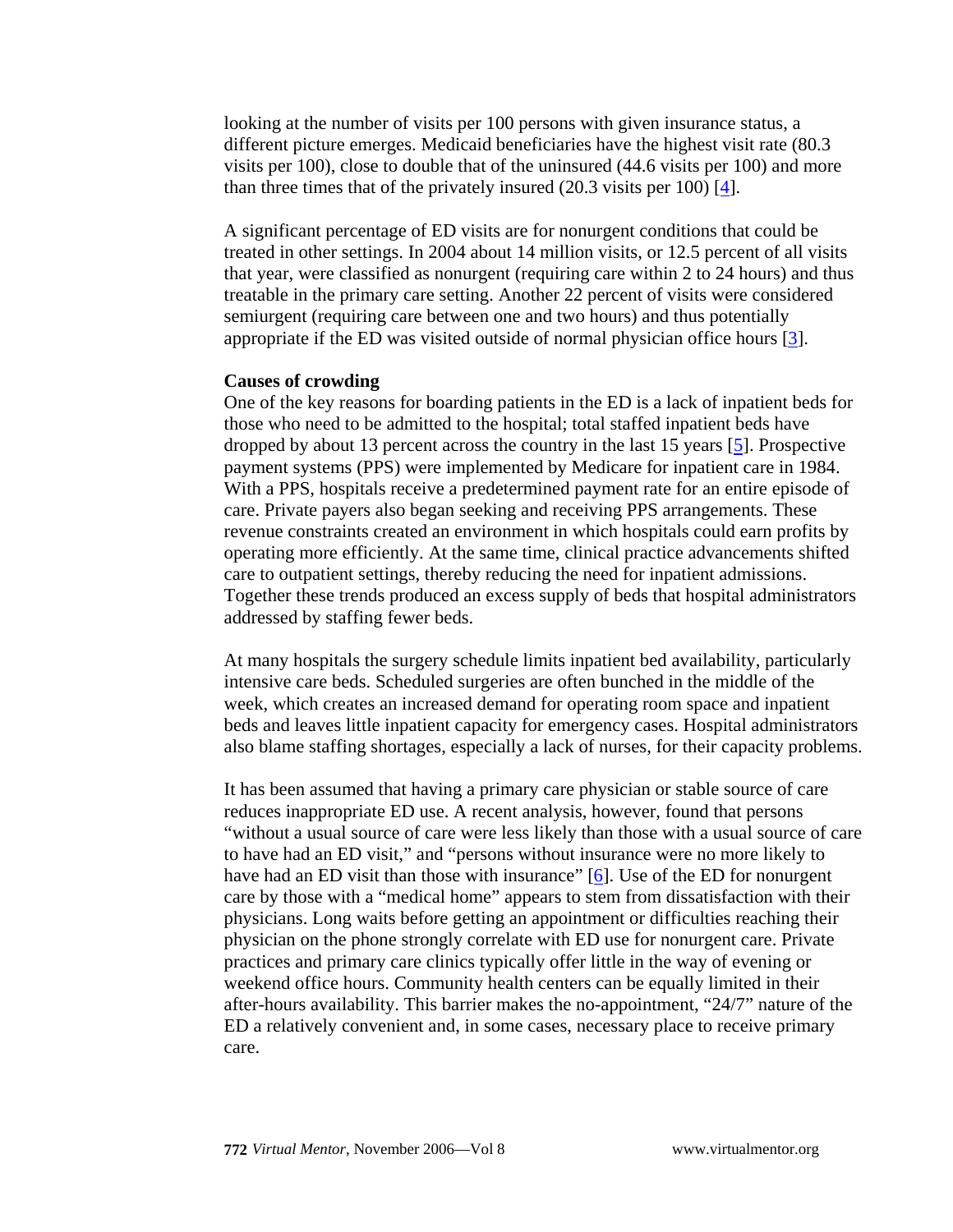looking at the number of visits per 100 persons with given insurance status, a different picture emerges. Medicaid beneficiaries have the highest visit rate (80.3 visits per 100), close to double that of the uninsured (44.6 visits per 100) and more than three times that of the privately insured (20.3 visits per 100) [4].

A significant percentage of ED visits are for nonurgent conditions that could be treated in other settings. In 2004 about 14 million visits, or 12.5 percent of all visits that year, were classified as nonurgent (requiring care within 2 to 24 hours) and thus treatable in the primary care setting. Another 22 percent of visits were considered semiurgent (requiring care between one and two hours) and thus potentially appropriate if the ED was visited outside of normal physician office hours [3].

**Causes of crowding**

One of the key reasons for boarding patients in the ED is a lack of inpatient beds for those who need to be admitted to the hospital; total staffed inpatient beds have dropped by about 13 percent across the country in the last 15 years [5]. Prospective payment systems (PPS) were implemented by Medicare for inpatient care in 1984. With a PPS, hospitals receive a predetermined payment rate for an entire episode of care. Private payers also began seeking and receiving PPS arrangements. These revenue constraints created an environment in which hospitals could earn profits by operating more efficiently. At the same time, clinical practice advancements shifted care to outpatient settings, thereby reducing the need for inpatient admissions. Together these trends produced an excess supply of beds that hospital administrators addressed by staffing fewer beds.

At many hospitals the surgery schedule limits inpatient bed availability, particularly intensive care beds. Scheduled surgeries are often bunched in the middle of the week, which creates an increased demand for operating room space and inpatient beds and leaves little inpatient capacity for emergency cases. Hospital administrators also blame staffing shortages, especially a lack of nurses, for their capacity problems.

It has been assumed that having a primary care physician or stable source of care reduces inappropriate ED use. A recent analysis, however, found that persons "without a usual source of care were less likely than those with a usual source of care to have had an ED visit," and "persons without insurance were no more likely to have had an ED visit than those with insurance" [6]. Use of the ED for nonurgent care by those with a "medical home" appears to stem from dissatisfaction with their physicians. Long waits before getting an appointment or difficulties reaching their physician on the phone strongly correlate with ED use for nonurgent care. Private practices and primary care clinics typically offer little in the way of evening or weekend office hours. Community health centers can be equally limited in their after-hours availability. This barrier makes the no-appointment, "24/7" nature of the ED a relatively convenient and, in some cases, necessary place to receive primary care.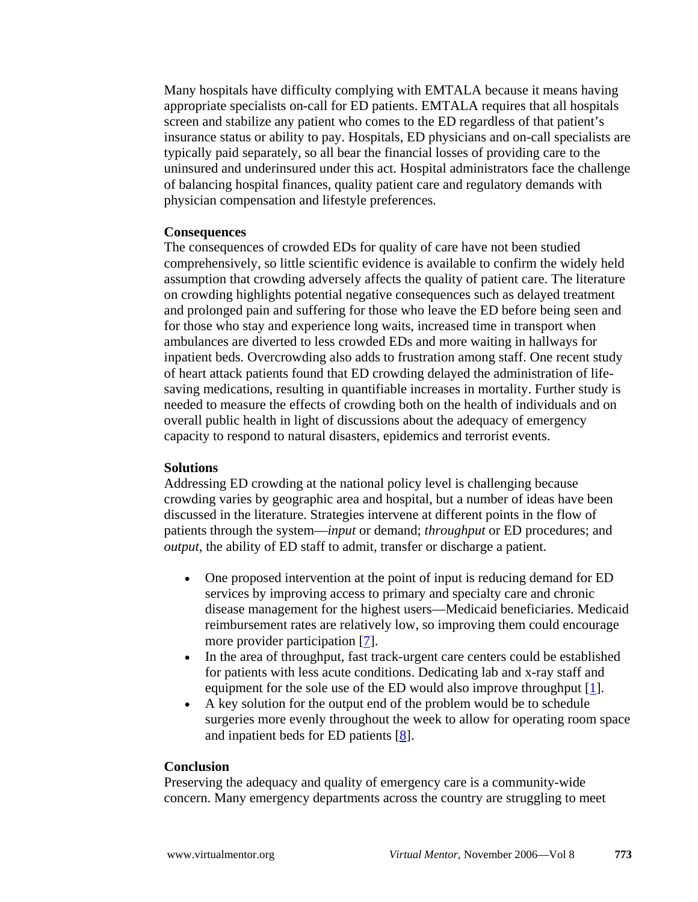Many hospitals have difficulty complying with EMTALA because it means having appropriate specialists on-call for ED patients. EMTALA requires that all hospitals screen and stabilize any patient who comes to the ED regardless of that patient's insurance status or ability to pay. Hospitals, ED physicians and on-call specialists are typically paid separately, so all bear the financial losses of providing care to the uninsured and underinsured under this act. Hospital administrators face the challenge of balancing hospital finances, quality patient care and regulatory demands with physician compensation and lifestyle preferences.

**Consequences**

The consequences of crowded EDs for quality of care have not been studied comprehensively, so little scientific evidence is available to confirm the widely held assumption that crowding adversely affects the quality of patient care. The literature on crowding highlights potential negative consequences such as delayed treatment and prolonged pain and suffering for those who leave the ED before being seen and for those who stay and experience long waits, increased time in transport when ambulances are diverted to less crowded EDs and more waiting in hallways for inpatient beds. Overcrowding also adds to frustration among staff. One recent study of heart attack patients found that ED crowding delayed the administration of life-saving medications, resulting in quantifiable increases in mortality. Further study is needed to measure the effects of crowding both on the health of individuals and on overall public health in light of discussions about the adequacy of emergency capacity to respond to natural disasters, epidemics and terrorist events.

**Solutions**

Addressing ED crowding at the national policy level is challenging because crowding varies by geographic area and hospital, but a number of ideas have been discussed in the literature. Strategies intervene at different points in the flow of patients through the system—*input* or demand; *throughput* or ED procedures; and *output*, the ability of ED staff to admit, transfer or discharge a patient.

- One proposed intervention at the point of input is reducing demand for ED services by improving access to primary and specialty care and chronic disease management for the highest users—Medicaid beneficiaries. Medicaid reimbursement rates are relatively low, so improving them could encourage more provider participation [7].
- In the area of throughput, fast track-urgent care centers could be established for patients with less acute conditions. Dedicating lab and x-ray staff and equipment for the sole use of the ED would also improve throughput [1].
- A key solution for the output end of the problem would be to schedule surgeries more evenly throughout the week to allow for operating room space and inpatient beds for ED patients [8].

**Conclusion**

Preserving the adequacy and quality of emergency care is a community-wide concern. Many emergency departments across the country are struggling to meet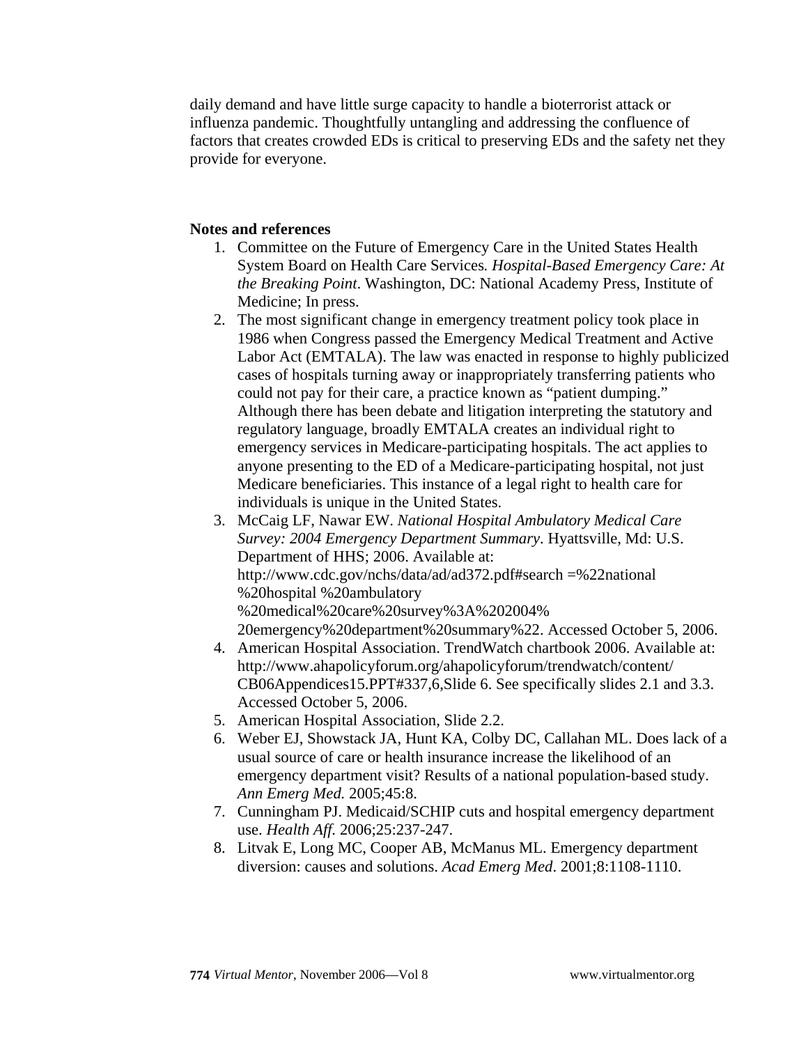daily demand and have little surge capacity to handle a bioterrorist attack or influenza pandemic. Thoughtfully untangling and addressing the confluence of factors that creates crowded EDs is critical to preserving EDs and the safety net they provide for everyone.

**Notes and references**

1. Committee on the Future of Emergency Care in the United States Health System Board on Health Care Services. *Hospital-Based Emergency Care: At the Breaking Point*. Washington, DC: National Academy Press, Institute of Medicine; In press.
2. The most significant change in emergency treatment policy took place in 1986 when Congress passed the Emergency Medical Treatment and Active Labor Act (EMTALA). The law was enacted in response to highly publicized cases of hospitals turning away or inappropriately transferring patients who could not pay for their care, a practice known as "patient dumping." Although there has been debate and litigation interpreting the statutory and regulatory language, broadly EMTALA creates an individual right to emergency services in Medicare-participating hospitals. The act applies to anyone presenting to the ED of a Medicare-participating hospital, not just Medicare beneficiaries. This instance of a legal right to health care for individuals is unique in the United States.
3. McCaig LF, Nawar EW. *National Hospital Ambulatory Medical Care Survey: 2004 Emergency Department Summary*. Hyattsville, Md: U.S. Department of HHS; 2006. Available at: http://www.cdc.gov/nchs/data/ad/ad372.pdf#search =%22national %20hospital %20ambulatory %20medical%20care%20survey%3A%202004% 20emergency%20department%20summary%22. Accessed October 5, 2006.
4. American Hospital Association. TrendWatch chartbook 2006. Available at: http://www.ahapolicyforum.org/ahapolicyforum/trendwatch/content/ CB06Appendices15.PPT#337,6,Slide 6. See specifically slides 2.1 and 3.3. Accessed October 5, 2006.
5. American Hospital Association, Slide 2.2.
6. Weber EJ, Showstack JA, Hunt KA, Colby DC, Callahan ML. Does lack of a usual source of care or health insurance increase the likelihood of an emergency department visit? Results of a national population-based study. *Ann Emerg Med.* 2005;45:8.
7. Cunningham PJ. Medicaid/SCHIP cuts and hospital emergency department use. *Health Aff.* 2006;25:237-247.
8. Litvak E, Long MC, Cooper AB, McManus ML. Emergency department diversion: causes and solutions. *Acad Emerg Med*. 2001;8:1108-1110.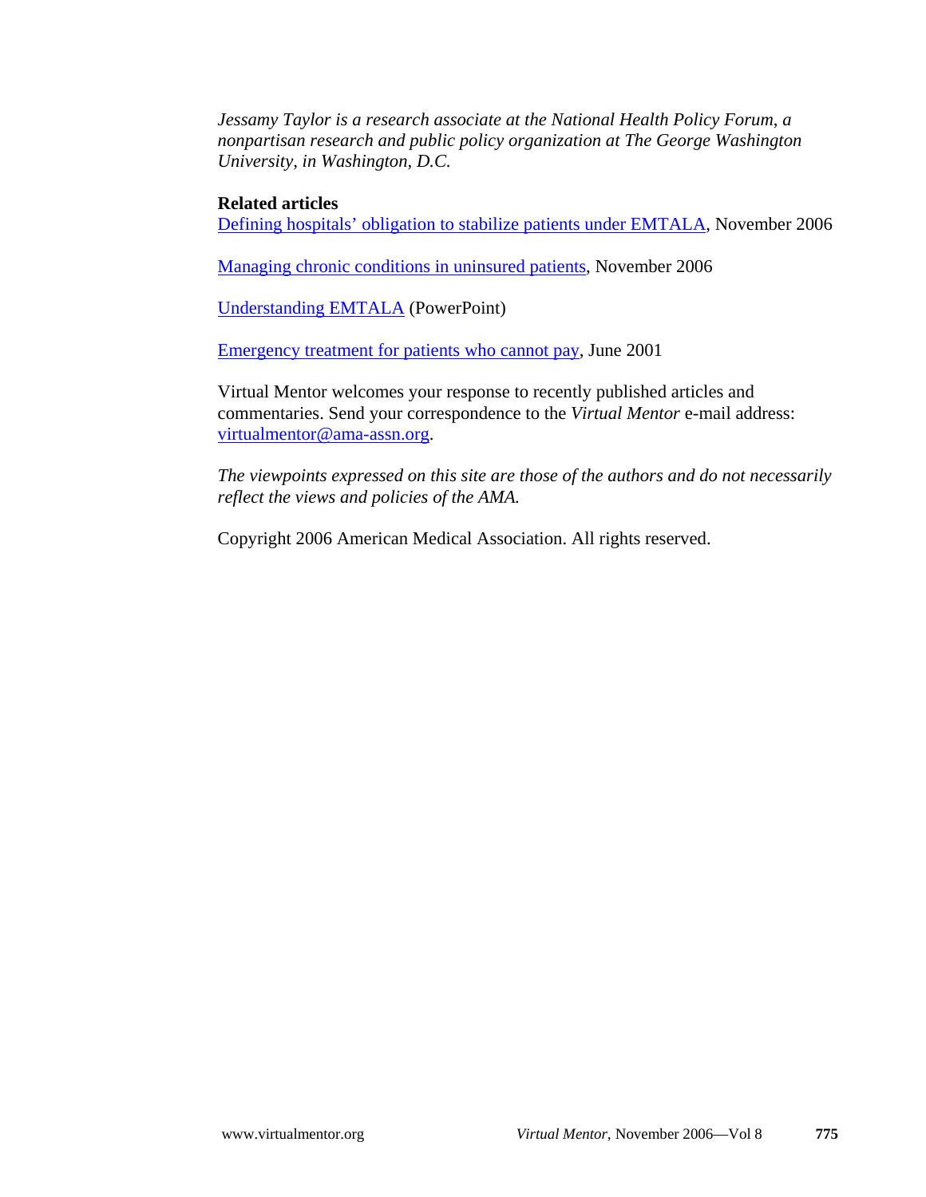*Jessamy Taylor is a research associate at the National Health Policy Forum, a nonpartisan research and public policy organization at The George Washington University, in Washington, D.C.*

**Related articles**

Defining hospitals' obligation to stabilize patients under EMTALA, November 2006

Managing chronic conditions in uninsured patients, November 2006

Understanding EMTALA (PowerPoint)

Emergency treatment for patients who cannot pay, June 2001

Virtual Mentor welcomes your response to recently published articles and commentaries. Send your correspondence to the *Virtual Mentor* e-mail address: virtualmentor@ama-assn.org.

*The viewpoints expressed on this site are those of the authors and do not necessarily reflect the views and policies of the AMA.*

Copyright 2006 American Medical Association. All rights reserved.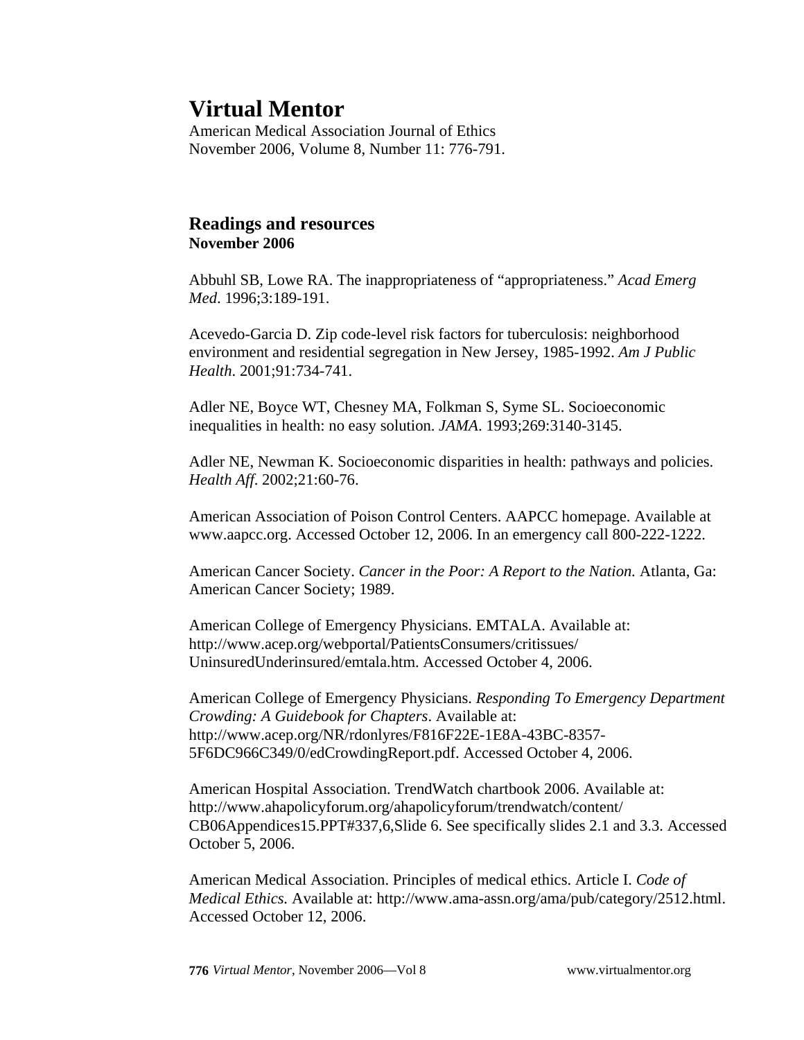# Virtual Mentor

American Medical Association Journal of Ethics
November 2006, Volume 8, Number 11: 776-791.

## Readings and resources

**November 2006**

Abbuhl SB, Lowe RA. The inappropriateness of "appropriateness." *Acad Emerg Med*. 1996;3:189-191.

Acevedo-Garcia D. Zip code-level risk factors for tuberculosis: neighborhood environment and residential segregation in New Jersey, 1985-1992. *Am J Public Health*. 2001;91:734-741.

Adler NE, Boyce WT, Chesney MA, Folkman S, Syme SL. Socioeconomic inequalities in health: no easy solution. *JAMA*. 1993;269:3140-3145.

Adler NE, Newman K. Socioeconomic disparities in health: pathways and policies. *Health Aff*. 2002;21:60-76.

American Association of Poison Control Centers. AAPCC homepage. Available at www.aapcc.org. Accessed October 12, 2006. In an emergency call 800-222-1222.

American Cancer Society. *Cancer in the Poor: A Report to the Nation.* Atlanta, Ga: American Cancer Society; 1989.

American College of Emergency Physicians. EMTALA. Available at: http://www.acep.org/webportal/PatientsConsumers/critissues/UninsuredUnderinsured/emtala.htm. Accessed October 4, 2006.

American College of Emergency Physicians. *Responding To Emergency Department Crowding: A Guidebook for Chapters*. Available at: http://www.acep.org/NR/rdonlyres/F816F22E-1E8A-43BC-8357-5F6DC966C349/0/edCrowdingReport.pdf. Accessed October 4, 2006.

American Hospital Association. TrendWatch chartbook 2006. Available at: http://www.ahapolicyforum.org/ahapolicyforum/trendwatch/content/CB06Appendices15.PPT#337,6,Slide 6. See specifically slides 2.1 and 3.3. Accessed October 5, 2006.

American Medical Association. Principles of medical ethics. Article I. *Code of Medical Ethics.* Available at: http://www.ama-assn.org/ama/pub/category/2512.html. Accessed October 12, 2006.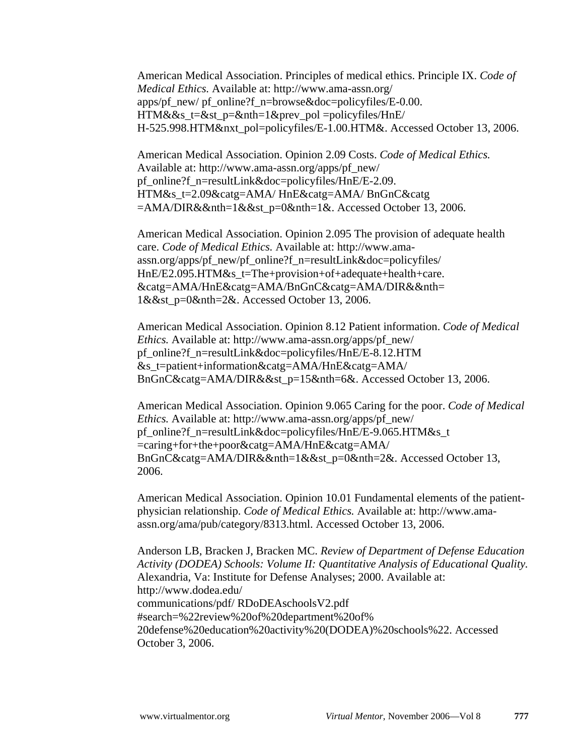American Medical Association. Principles of medical ethics. Principle IX. *Code of Medical Ethics.* Available at: http://www.ama-assn.org/ apps/pf_new/ pf_online?f_n=browse&doc=policyfiles/E-0.00. HTM&&s_t=&st_p=&nth=1&prev_pol =policyfiles/HnE/ H-525.998.HTM&nxt_pol=policyfiles/E-1.00.HTM&. Accessed October 13, 2006.

American Medical Association. Opinion 2.09 Costs. *Code of Medical Ethics.* Available at: http://www.ama-assn.org/apps/pf_new/ pf_online?f_n=resultLink&doc=policyfiles/HnE/E-2.09. HTM&s_t=2.09&catg=AMA/ HnE&catg=AMA/ BnGnC&catg =AMA/DIR&&nth=1&&st_p=0&nth=1&. Accessed October 13, 2006.

American Medical Association. Opinion 2.095 The provision of adequate health care. *Code of Medical Ethics.* Available at: http://www.ama-assn.org/apps/pf_new/pf_online?f_n=resultLink&doc=policyfiles/ HnE/E2.095.HTM&s_t=The+provision+of+adequate+health+care. &catg=AMA/HnE&catg=AMA/BnGnC&catg=AMA/DIR&&nth= 1&&st_p=0&nth=2&. Accessed October 13, 2006.

American Medical Association. Opinion 8.12 Patient information. *Code of Medical Ethics.* Available at: http://www.ama-assn.org/apps/pf_new/ pf_online?f_n=resultLink&doc=policyfiles/HnE/E-8.12.HTM &s_t=patient+information&catg=AMA/HnE&catg=AMA/ BnGnC&catg=AMA/DIR&&st_p=15&nth=6&. Accessed October 13, 2006.

American Medical Association. Opinion 9.065 Caring for the poor. *Code of Medical Ethics.* Available at: http://www.ama-assn.org/apps/pf_new/ pf_online?f_n=resultLink&doc=policyfiles/HnE/E-9.065.HTM&s_t =caring+for+the+poor&catg=AMA/HnE&catg=AMA/ BnGnC&catg=AMA/DIR&&nth=1&&st_p=0&nth=2&. Accessed October 13, 2006.

American Medical Association. Opinion 10.01 Fundamental elements of the patient-physician relationship. *Code of Medical Ethics.* Available at: http://www.ama-assn.org/ama/pub/category/8313.html. Accessed October 13, 2006.

Anderson LB, Bracken J, Bracken MC. *Review of Department of Defense Education Activity (DODEA) Schools: Volume II: Quantitative Analysis of Educational Quality.* Alexandria, Va: Institute for Defense Analyses; 2000. Available at: http://www.dodea.edu/ communications/pdf/ RDoDEAschoolsV2.pdf #search=%22review%20of%20department%20of% 20defense%20education%20activity%20(DODEA)%20schools%22. Accessed October 3, 2006.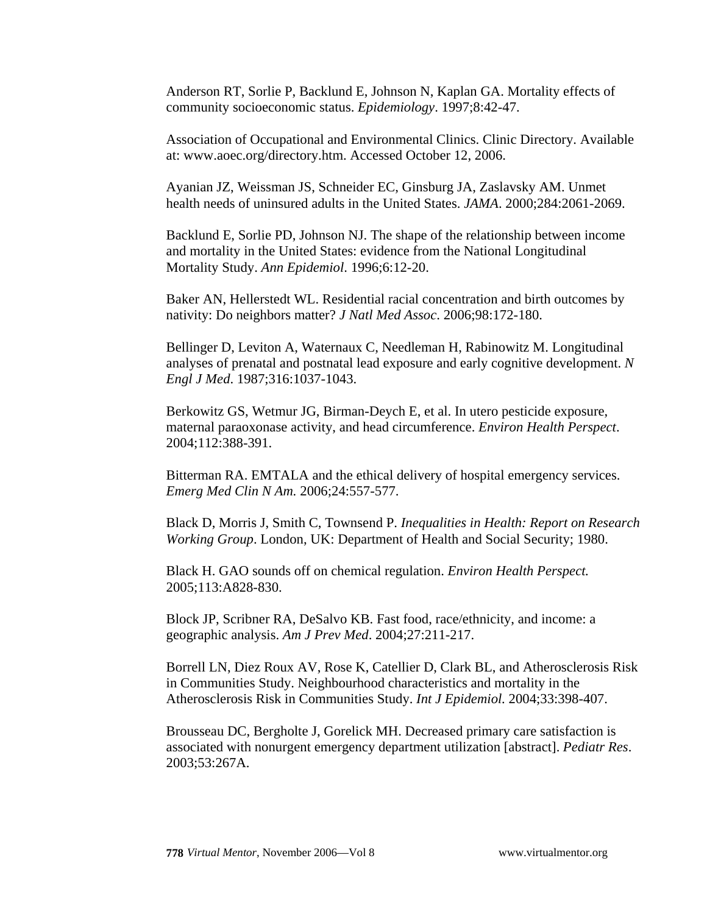Anderson RT, Sorlie P, Backlund E, Johnson N, Kaplan GA. Mortality effects of community socioeconomic status. *Epidemiology*. 1997;8:42-47.

Association of Occupational and Environmental Clinics. Clinic Directory. Available at: www.aoec.org/directory.htm. Accessed October 12, 2006.

Ayanian JZ, Weissman JS, Schneider EC, Ginsburg JA, Zaslavsky AM. Unmet health needs of uninsured adults in the United States. *JAMA*. 2000;284:2061-2069.

Backlund E, Sorlie PD, Johnson NJ. The shape of the relationship between income and mortality in the United States: evidence from the National Longitudinal Mortality Study. *Ann Epidemiol*. 1996;6:12-20.

Baker AN, Hellerstedt WL. Residential racial concentration and birth outcomes by nativity: Do neighbors matter? *J Natl Med Assoc*. 2006;98:172-180.

Bellinger D, Leviton A, Waternaux C, Needleman H, Rabinowitz M. Longitudinal analyses of prenatal and postnatal lead exposure and early cognitive development. *N Engl J Med*. 1987;316:1037-1043.

Berkowitz GS, Wetmur JG, Birman-Deych E, et al. In utero pesticide exposure, maternal paraoxonase activity, and head circumference. *Environ Health Perspect*. 2004;112:388-391.

Bitterman RA. EMTALA and the ethical delivery of hospital emergency services. *Emerg Med Clin N Am.* 2006;24:557-577.

Black D, Morris J, Smith C, Townsend P. *Inequalities in Health: Report on Research Working Group*. London, UK: Department of Health and Social Security; 1980.

Black H. GAO sounds off on chemical regulation. *Environ Health Perspect.* 2005;113:A828-830.

Block JP, Scribner RA, DeSalvo KB. Fast food, race/ethnicity, and income: a geographic analysis. *Am J Prev Med*. 2004;27:211-217.

Borrell LN, Diez Roux AV, Rose K, Catellier D, Clark BL, and Atherosclerosis Risk in Communities Study. Neighbourhood characteristics and mortality in the Atherosclerosis Risk in Communities Study. *Int J Epidemiol.* 2004;33:398-407.

Brousseau DC, Bergholte J, Gorelick MH. Decreased primary care satisfaction is associated with nonurgent emergency department utilization [abstract]. *Pediatr Res*. 2003;53:267A.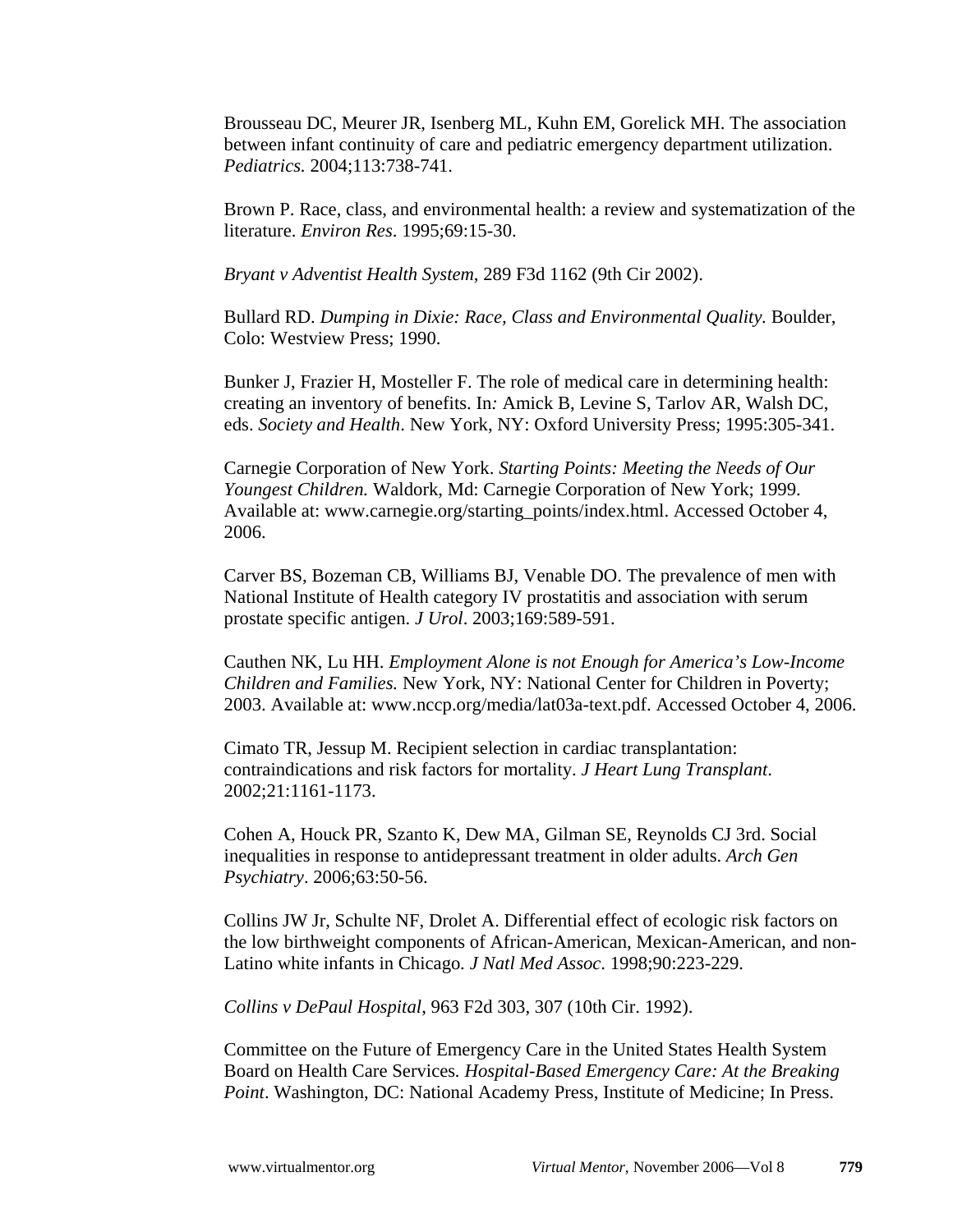Brousseau DC, Meurer JR, Isenberg ML, Kuhn EM, Gorelick MH. The association between infant continuity of care and pediatric emergency department utilization. *Pediatrics.* 2004;113:738-741.

Brown P. Race, class, and environmental health: a review and systematization of the literature. *Environ Res*. 1995;69:15-30.

*Bryant v Adventist Health System*, 289 F3d 1162 (9th Cir 2002).

Bullard RD. *Dumping in Dixie: Race, Class and Environmental Quality.* Boulder, Colo: Westview Press; 1990.

Bunker J, Frazier H, Mosteller F. The role of medical care in determining health: creating an inventory of benefits. In*:* Amick B, Levine S, Tarlov AR, Walsh DC, eds. *Society and Health*. New York, NY: Oxford University Press; 1995:305-341.

Carnegie Corporation of New York. *Starting Points: Meeting the Needs of Our Youngest Children.* Waldork, Md: Carnegie Corporation of New York; 1999. Available at: www.carnegie.org/starting_points/index.html. Accessed October 4, 2006.

Carver BS, Bozeman CB, Williams BJ, Venable DO. The prevalence of men with National Institute of Health category IV prostatitis and association with serum prostate specific antigen. *J Urol*. 2003;169:589-591.

Cauthen NK, Lu HH. *Employment Alone is not Enough for America's Low-Income Children and Families.* New York, NY: National Center for Children in Poverty; 2003. Available at: www.nccp.org/media/lat03a-text.pdf. Accessed October 4, 2006.

Cimato TR, Jessup M. Recipient selection in cardiac transplantation: contraindications and risk factors for mortality. *J Heart Lung Transplant*. 2002;21:1161-1173.

Cohen A, Houck PR, Szanto K, Dew MA, Gilman SE, Reynolds CJ 3rd. Social inequalities in response to antidepressant treatment in older adults. *Arch Gen Psychiatry*. 2006;63:50-56.

Collins JW Jr, Schulte NF, Drolet A. Differential effect of ecologic risk factors on the low birthweight components of African-American, Mexican-American, and non-Latino white infants in Chicago. *J Natl Med Assoc*. 1998;90:223-229.

*Collins v DePaul Hospital*, 963 F2d 303, 307 (10th Cir. 1992).

Committee on the Future of Emergency Care in the United States Health System Board on Health Care Services. *Hospital-Based Emergency Care: At the Breaking Point*. Washington, DC: National Academy Press, Institute of Medicine; In Press.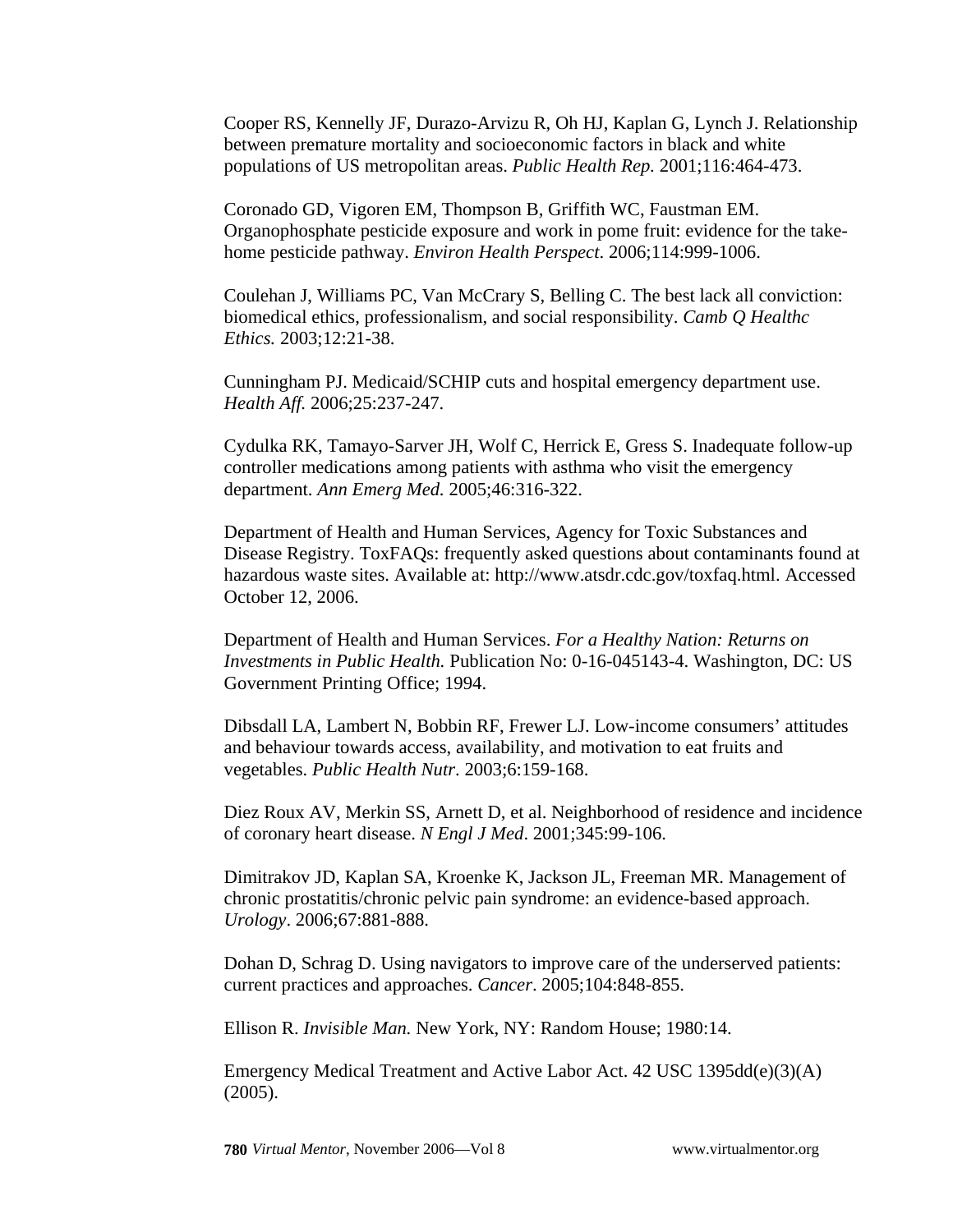Cooper RS, Kennelly JF, Durazo-Arvizu R, Oh HJ, Kaplan G, Lynch J. Relationship between premature mortality and socioeconomic factors in black and white populations of US metropolitan areas. *Public Health Rep.* 2001;116:464-473.

Coronado GD, Vigoren EM, Thompson B, Griffith WC, Faustman EM. Organophosphate pesticide exposure and work in pome fruit: evidence for the take-home pesticide pathway. *Environ Health Perspect*. 2006;114:999-1006.

Coulehan J, Williams PC, Van McCrary S, Belling C. The best lack all conviction: biomedical ethics, professionalism, and social responsibility. *Camb Q Healthc Ethics.* 2003;12:21-38.

Cunningham PJ. Medicaid/SCHIP cuts and hospital emergency department use. *Health Aff.* 2006;25:237-247.

Cydulka RK, Tamayo-Sarver JH, Wolf C, Herrick E, Gress S. Inadequate follow-up controller medications among patients with asthma who visit the emergency department. *Ann Emerg Med.* 2005;46:316-322.

Department of Health and Human Services, Agency for Toxic Substances and Disease Registry. ToxFAQs: frequently asked questions about contaminants found at hazardous waste sites. Available at: http://www.atsdr.cdc.gov/toxfaq.html. Accessed October 12, 2006.

Department of Health and Human Services. *For a Healthy Nation: Returns on Investments in Public Health.* Publication No: 0-16-045143-4. Washington, DC: US Government Printing Office; 1994.

Dibsdall LA, Lambert N, Bobbin RF, Frewer LJ. Low-income consumers' attitudes and behaviour towards access, availability, and motivation to eat fruits and vegetables. *Public Health Nutr*. 2003;6:159-168.

Diez Roux AV, Merkin SS, Arnett D, et al. Neighborhood of residence and incidence of coronary heart disease. *N Engl J Med*. 2001;345:99-106.

Dimitrakov JD, Kaplan SA, Kroenke K, Jackson JL, Freeman MR. Management of chronic prostatitis/chronic pelvic pain syndrome: an evidence-based approach. *Urology*. 2006;67:881-888.

Dohan D, Schrag D. Using navigators to improve care of the underserved patients: current practices and approaches. *Cancer*. 2005;104:848-855.

Ellison R. *Invisible Man.* New York, NY: Random House; 1980:14.

Emergency Medical Treatment and Active Labor Act. 42 USC 1395dd(e)(3)(A) (2005).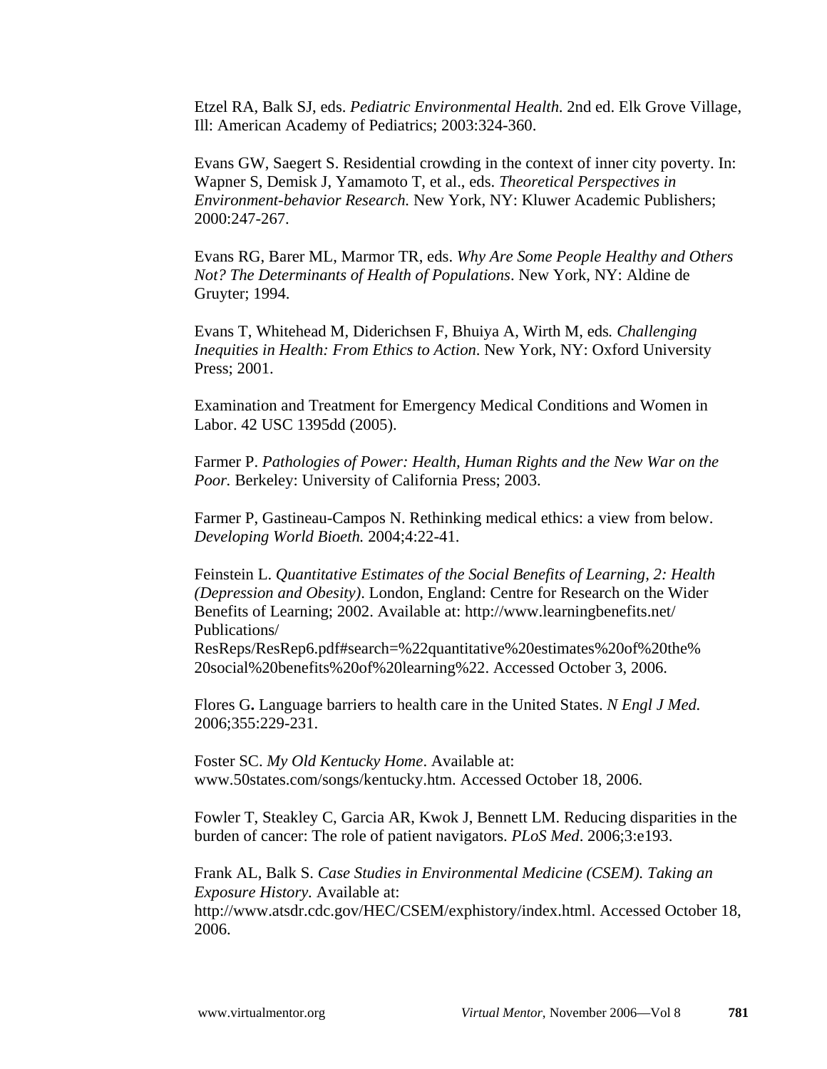Etzel RA, Balk SJ, eds. *Pediatric Environmental Health.* 2nd ed. Elk Grove Village, Ill: American Academy of Pediatrics; 2003:324-360.

Evans GW, Saegert S. Residential crowding in the context of inner city poverty. In: Wapner S, Demisk J, Yamamoto T, et al., eds. *Theoretical Perspectives in Environment-behavior Research.* New York, NY: Kluwer Academic Publishers; 2000:247-267.

Evans RG, Barer ML, Marmor TR, eds. *Why Are Some People Healthy and Others Not? The Determinants of Health of Populations*. New York, NY: Aldine de Gruyter; 1994.

Evans T, Whitehead M, Diderichsen F, Bhuiya A, Wirth M, eds*. Challenging Inequities in Health: From Ethics to Action*. New York, NY: Oxford University Press; 2001.

Examination and Treatment for Emergency Medical Conditions and Women in Labor. 42 USC 1395dd (2005).

Farmer P. *Pathologies of Power: Health, Human Rights and the New War on the Poor.* Berkeley: University of California Press; 2003.

Farmer P, Gastineau-Campos N. Rethinking medical ethics: a view from below. *Developing World Bioeth.* 2004;4:22-41.

Feinstein L. *Quantitative Estimates of the Social Benefits of Learning, 2: Health (Depression and Obesity)*. London, England: Centre for Research on the Wider Benefits of Learning; 2002. Available at: http://www.learningbenefits.net/Publications/ResReps/ResRep6.pdf#search=%22quantitative%20estimates%20of%20the%20social%20benefits%20of%20learning%22. Accessed October 3, 2006.

Flores G**.** Language barriers to health care in the United States. *N Engl J Med.* 2006;355:229-231.

Foster SC. *My Old Kentucky Home*. Available at: www.50states.com/songs/kentucky.htm. Accessed October 18, 2006.

Fowler T, Steakley C, Garcia AR, Kwok J, Bennett LM. Reducing disparities in the burden of cancer: The role of patient navigators. *PLoS Med*. 2006;3:e193.

Frank AL, Balk S. *Case Studies in Environmental Medicine (CSEM). Taking an Exposure History.* Available at: http://www.atsdr.cdc.gov/HEC/CSEM/exphistory/index.html. Accessed October 18, 2006.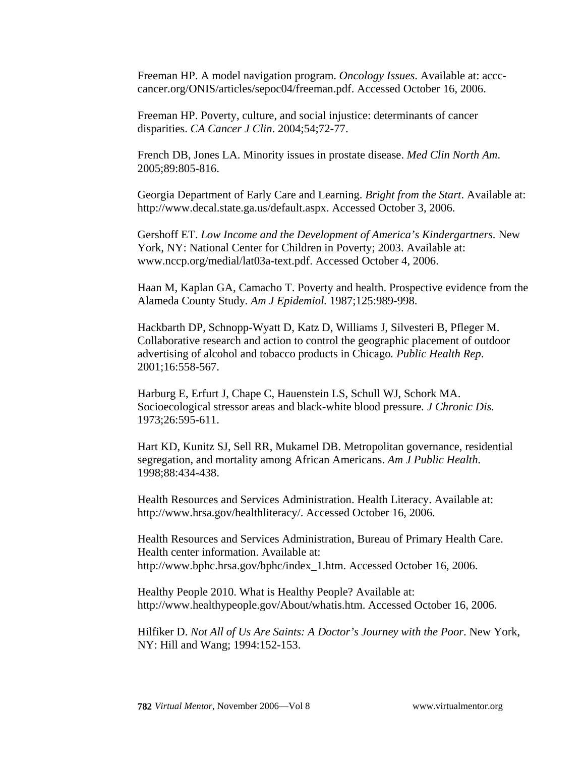Freeman HP. A model navigation program. *Oncology Issues*. Available at: accc-cancer.org/ONIS/articles/sepoc04/freeman.pdf. Accessed October 16, 2006.

Freeman HP. Poverty, culture, and social injustice: determinants of cancer disparities. *CA Cancer J Clin*. 2004;54;72-77.

French DB, Jones LA. Minority issues in prostate disease. *Med Clin North Am*. 2005;89:805-816.

Georgia Department of Early Care and Learning. *Bright from the Start*. Available at: http://www.decal.state.ga.us/default.aspx. Accessed October 3, 2006.

Gershoff ET. *Low Income and the Development of America's Kindergartners.* New York, NY: National Center for Children in Poverty; 2003. Available at: www.nccp.org/medial/lat03a-text.pdf. Accessed October 4, 2006.

Haan M, Kaplan GA, Camacho T. Poverty and health. Prospective evidence from the Alameda County Study. *Am J Epidemiol.* 1987;125:989-998.

Hackbarth DP, Schnopp-Wyatt D, Katz D, Williams J, Silvesteri B, Pfleger M. Collaborative research and action to control the geographic placement of outdoor advertising of alcohol and tobacco products in Chicago*. Public Health Rep*. 2001;16:558-567.

Harburg E, Erfurt J, Chape C, Hauenstein LS, Schull WJ, Schork MA. Socioecological stressor areas and black-white blood pressure*. J Chronic Dis.* 1973;26:595-611.

Hart KD, Kunitz SJ, Sell RR, Mukamel DB. Metropolitan governance, residential segregation, and mortality among African Americans. *Am J Public Health.* 1998;88:434-438.

Health Resources and Services Administration. Health Literacy. Available at: http://www.hrsa.gov/healthliteracy/. Accessed October 16, 2006.

Health Resources and Services Administration, Bureau of Primary Health Care. Health center information. Available at: http://www.bphc.hrsa.gov/bphc/index_1.htm. Accessed October 16, 2006.

Healthy People 2010. What is Healthy People? Available at: http://www.healthypeople.gov/About/whatis.htm. Accessed October 16, 2006.

Hilfiker D. *Not All of Us Are Saints: A Doctor's Journey with the Poor*. New York, NY: Hill and Wang; 1994:152-153.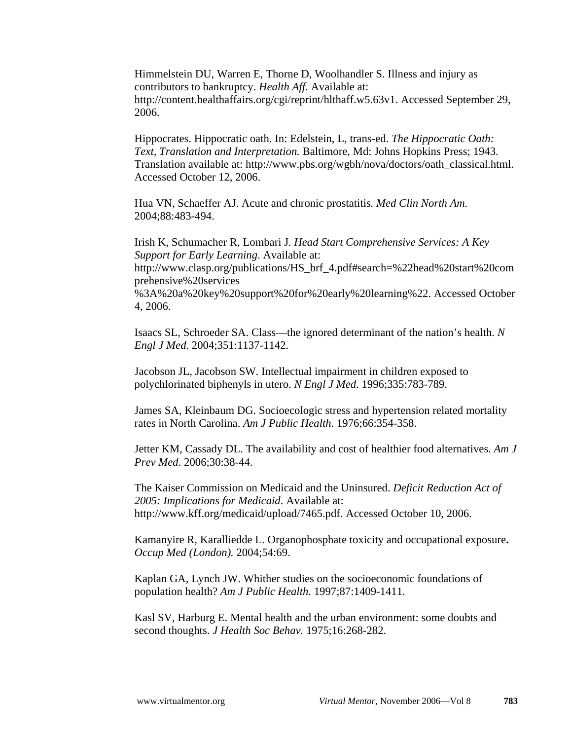Himmelstein DU, Warren E, Thorne D, Woolhandler S. Illness and injury as contributors to bankruptcy. *Health Aff.* Available at: http://content.healthaffairs.org/cgi/reprint/hlthaff.w5.63v1. Accessed September 29, 2006.

Hippocrates. Hippocratic oath. In: Edelstein, L, trans-ed. *The Hippocratic Oath: Text, Translation and Interpretation.* Baltimore, Md: Johns Hopkins Press; 1943. Translation available at: http://www.pbs.org/wgbh/nova/doctors/oath_classical.html. Accessed October 12, 2006.

Hua VN, Schaeffer AJ. Acute and chronic prostatitis*. Med Clin North Am.* 2004;88:483-494.

Irish K, Schumacher R, Lombari J. *Head Start Comprehensive Services: A Key Support for Early Learning*. Available at: http://www.clasp.org/publications/HS_brf_4.pdf#search=%22head%20start%20comprehensive%20services %3A%20a%20key%20support%20for%20early%20learning%22. Accessed October 4, 2006.

Isaacs SL, Schroeder SA. Class—the ignored determinant of the nation's health. *N Engl J Med*. 2004;351:1137-1142.

Jacobson JL, Jacobson SW. Intellectual impairment in children exposed to polychlorinated biphenyls in utero. *N Engl J Med*. 1996;335:783-789.

James SA, Kleinbaum DG. Socioecologic stress and hypertension related mortality rates in North Carolina. *Am J Public Health*. 1976;66:354-358.

Jetter KM, Cassady DL. The availability and cost of healthier food alternatives. *Am J Prev Med*. 2006;30:38-44.

The Kaiser Commission on Medicaid and the Uninsured. *Deficit Reduction Act of 2005: Implications for Medicaid*. Available at: http://www.kff.org/medicaid/upload/7465.pdf. Accessed October 10, 2006.

Kamanyire R, Karalliedde L. Organophosphate toxicity and occupational exposure**.** *Occup Med (London).* 2004;54:69.

Kaplan GA, Lynch JW. Whither studies on the socioeconomic foundations of population health? *Am J Public Health*. 1997;87:1409-1411.

Kasl SV, Harburg E. Mental health and the urban environment: some doubts and second thoughts. *J Health Soc Behav.* 1975;16:268-282.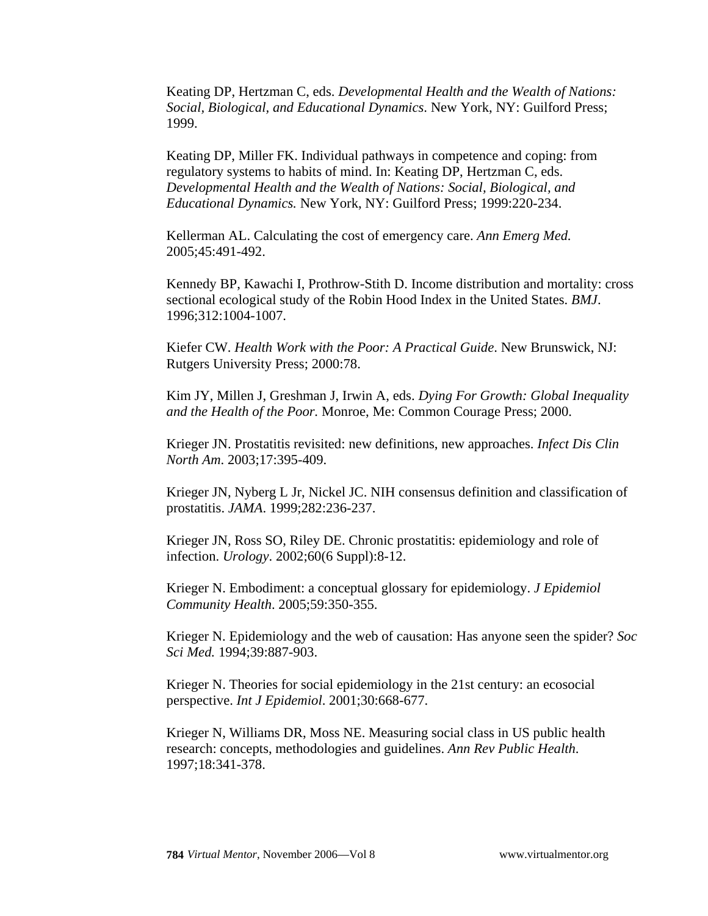Keating DP, Hertzman C, eds. *Developmental Health and the Wealth of Nations: Social, Biological, and Educational Dynamics*. New York, NY: Guilford Press; 1999.

Keating DP, Miller FK. Individual pathways in competence and coping: from regulatory systems to habits of mind. In: Keating DP, Hertzman C, eds. *Developmental Health and the Wealth of Nations: Social, Biological, and Educational Dynamics.* New York, NY: Guilford Press; 1999:220-234.

Kellerman AL. Calculating the cost of emergency care. *Ann Emerg Med.* 2005;45:491-492.

Kennedy BP, Kawachi I, Prothrow-Stith D. Income distribution and mortality: cross sectional ecological study of the Robin Hood Index in the United States. *BMJ*. 1996;312:1004-1007.

Kiefer CW. *Health Work with the Poor: A Practical Guide*. New Brunswick, NJ: Rutgers University Press; 2000:78.

Kim JY, Millen J, Greshman J, Irwin A, eds. *Dying For Growth: Global Inequality and the Health of the Poor.* Monroe, Me: Common Courage Press; 2000.

Krieger JN. Prostatitis revisited: new definitions, new approaches. *Infect Dis Clin North Am*. 2003;17:395-409.

Krieger JN, Nyberg L Jr, Nickel JC. NIH consensus definition and classification of prostatitis. *JAMA*. 1999;282:236-237.

Krieger JN, Ross SO, Riley DE. Chronic prostatitis: epidemiology and role of infection. *Urology*. 2002;60(6 Suppl):8-12.

Krieger N. Embodiment: a conceptual glossary for epidemiology. *J Epidemiol Community Health*. 2005;59:350-355.

Krieger N. Epidemiology and the web of causation: Has anyone seen the spider? *Soc Sci Med.* 1994;39:887-903.

Krieger N. Theories for social epidemiology in the 21st century: an ecosocial perspective. *Int J Epidemiol*. 2001;30:668-677.

Krieger N, Williams DR, Moss NE. Measuring social class in US public health research: concepts, methodologies and guidelines. *Ann Rev Public Health*. 1997;18:341-378.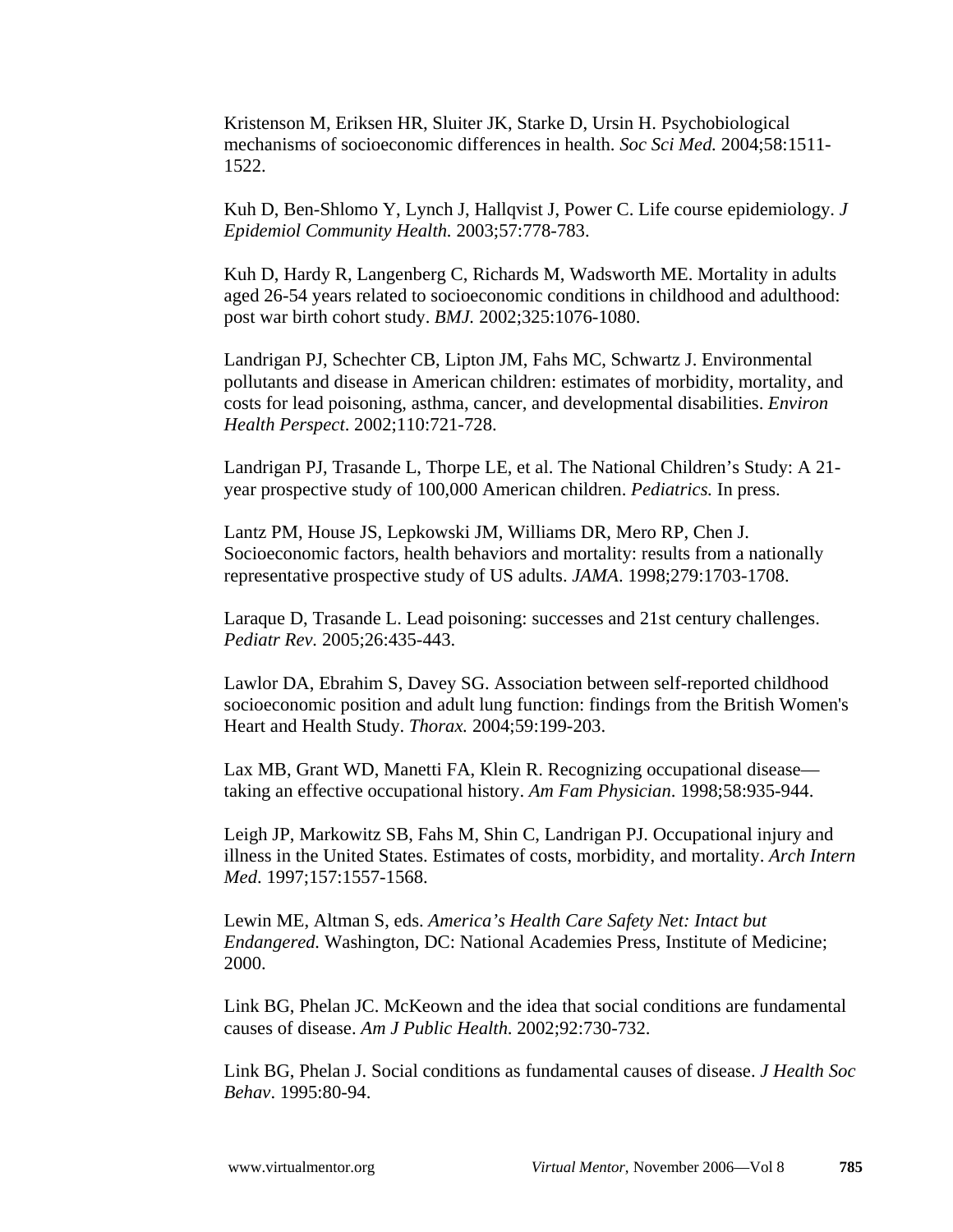Kristenson M, Eriksen HR, Sluiter JK, Starke D, Ursin H. Psychobiological mechanisms of socioeconomic differences in health. *Soc Sci Med.* 2004;58:1511-1522.

Kuh D, Ben-Shlomo Y, Lynch J, Hallqvist J, Power C. Life course epidemiology. *J Epidemiol Community Health.* 2003;57:778-783.

Kuh D, Hardy R, Langenberg C, Richards M, Wadsworth ME. Mortality in adults aged 26-54 years related to socioeconomic conditions in childhood and adulthood: post war birth cohort study. *BMJ.* 2002;325:1076-1080.

Landrigan PJ, Schechter CB, Lipton JM, Fahs MC, Schwartz J. Environmental pollutants and disease in American children: estimates of morbidity, mortality, and costs for lead poisoning, asthma, cancer, and developmental disabilities. *Environ Health Perspect*. 2002;110:721-728.

Landrigan PJ, Trasande L, Thorpe LE, et al. The National Children's Study: A 21-year prospective study of 100,000 American children. *Pediatrics.* In press.

Lantz PM, House JS, Lepkowski JM, Williams DR, Mero RP, Chen J. Socioeconomic factors, health behaviors and mortality: results from a nationally representative prospective study of US adults. *JAMA*. 1998;279:1703-1708.

Laraque D, Trasande L. Lead poisoning: successes and 21st century challenges. *Pediatr Rev.* 2005;26:435-443.

Lawlor DA, Ebrahim S, Davey SG. Association between self-reported childhood socioeconomic position and adult lung function: findings from the British Women's Heart and Health Study. *Thorax.* 2004;59:199-203.

Lax MB, Grant WD, Manetti FA, Klein R. Recognizing occupational disease—taking an effective occupational history. *Am Fam Physician*. 1998;58:935-944.

Leigh JP, Markowitz SB, Fahs M, Shin C, Landrigan PJ. Occupational injury and illness in the United States. Estimates of costs, morbidity, and mortality. *Arch Intern Med*. 1997;157:1557-1568.

Lewin ME, Altman S, eds. *America's Health Care Safety Net: Intact but Endangered.* Washington, DC: National Academies Press, Institute of Medicine; 2000.

Link BG, Phelan JC. McKeown and the idea that social conditions are fundamental causes of disease. *Am J Public Health.* 2002;92:730-732.

Link BG, Phelan J. Social conditions as fundamental causes of disease. *J Health Soc Behav*. 1995:80-94.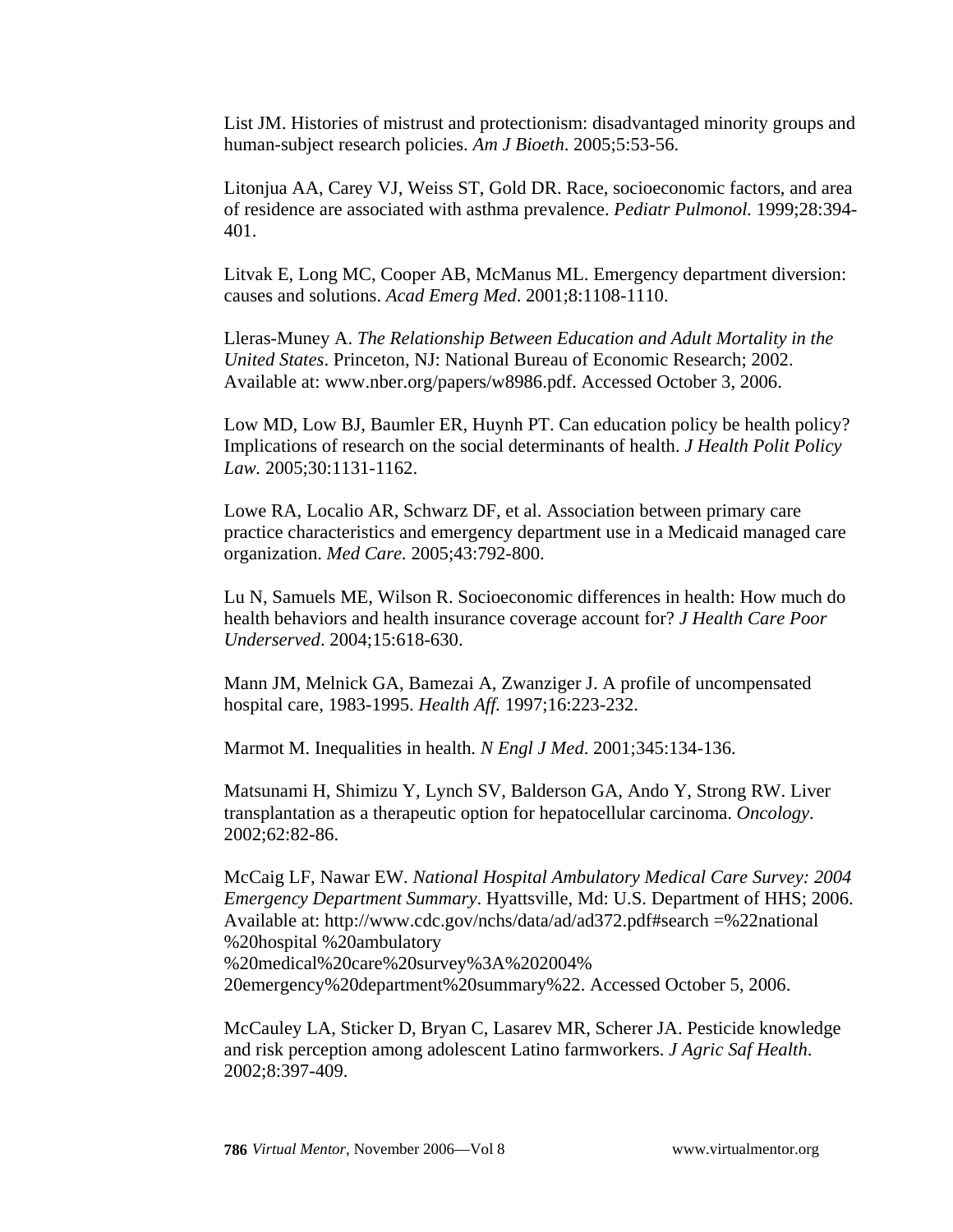List JM. Histories of mistrust and protectionism: disadvantaged minority groups and human-subject research policies. *Am J Bioeth*. 2005;5:53-56.

Litonjua AA, Carey VJ, Weiss ST, Gold DR. Race, socioeconomic factors, and area of residence are associated with asthma prevalence. *Pediatr Pulmonol.* 1999;28:394-401.

Litvak E, Long MC, Cooper AB, McManus ML. Emergency department diversion: causes and solutions. *Acad Emerg Med*. 2001;8:1108-1110.

Lleras-Muney A. *The Relationship Between Education and Adult Mortality in the United States*. Princeton, NJ: National Bureau of Economic Research; 2002. Available at: www.nber.org/papers/w8986.pdf. Accessed October 3, 2006.

Low MD, Low BJ, Baumler ER, Huynh PT. Can education policy be health policy? Implications of research on the social determinants of health. *J Health Polit Policy Law.* 2005;30:1131-1162.

Lowe RA, Localio AR, Schwarz DF, et al. Association between primary care practice characteristics and emergency department use in a Medicaid managed care organization. *Med Care.* 2005;43:792-800.

Lu N, Samuels ME, Wilson R. Socioeconomic differences in health: How much do health behaviors and health insurance coverage account for? *J Health Care Poor Underserved*. 2004;15:618-630.

Mann JM, Melnick GA, Bamezai A, Zwanziger J. A profile of uncompensated hospital care, 1983-1995. *Health Aff.* 1997;16:223-232.

Marmot M. Inequalities in health*. N Engl J Med*. 2001;345:134-136.

Matsunami H, Shimizu Y, Lynch SV, Balderson GA, Ando Y, Strong RW. Liver transplantation as a therapeutic option for hepatocellular carcinoma. *Oncology*. 2002;62:82-86.

McCaig LF, Nawar EW. *National Hospital Ambulatory Medical Care Survey: 2004 Emergency Department Summary*. Hyattsville, Md: U.S. Department of HHS; 2006. Available at: http://www.cdc.gov/nchs/data/ad/ad372.pdf#search =%22national %20hospital %20ambulatory %20medical%20care%20survey%3A%202004% 20emergency%20department%20summary%22. Accessed October 5, 2006.

McCauley LA, Sticker D, Bryan C, Lasarev MR, Scherer JA. Pesticide knowledge and risk perception among adolescent Latino farmworkers. *J Agric Saf Health*. 2002;8:397-409.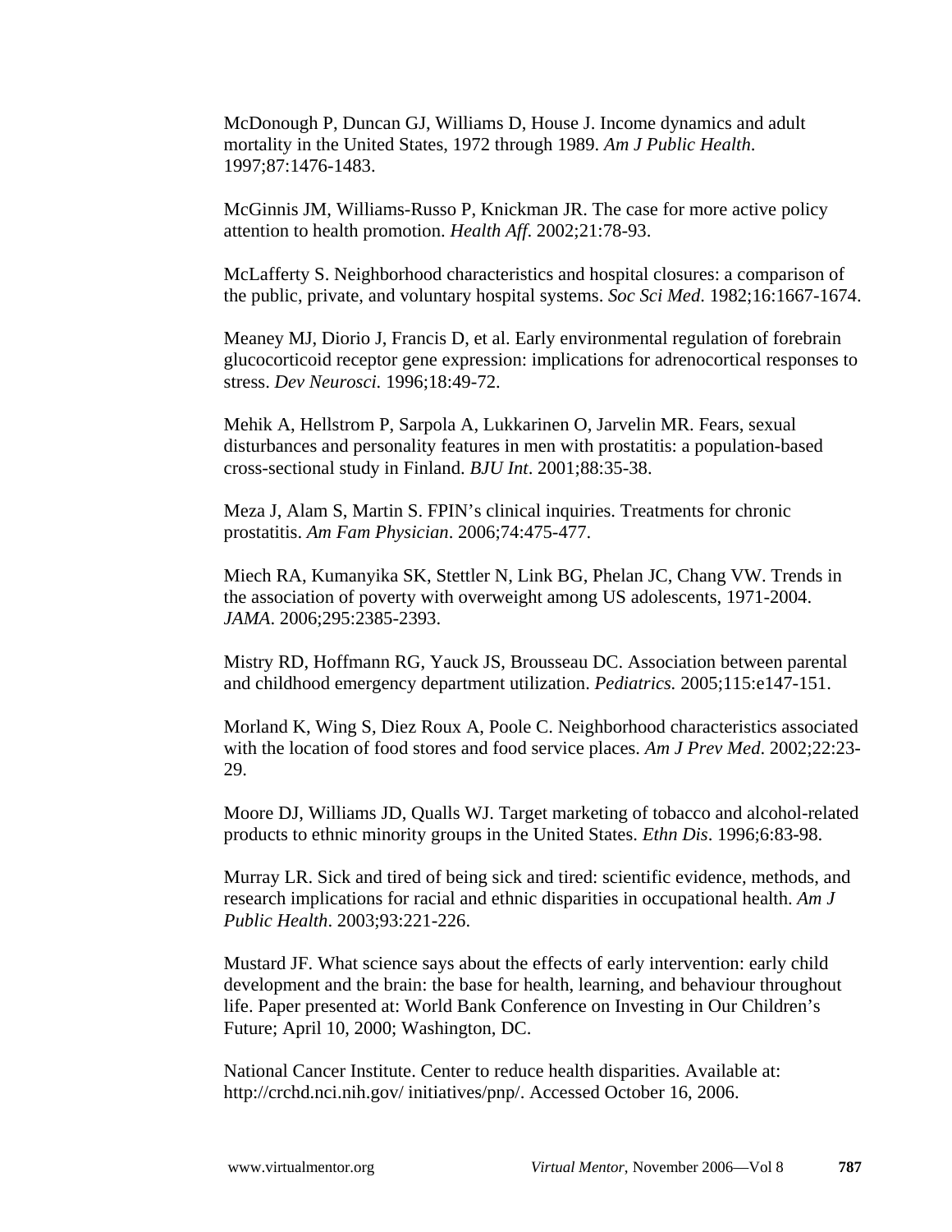McDonough P, Duncan GJ, Williams D, House J. Income dynamics and adult mortality in the United States, 1972 through 1989. *Am J Public Health*. 1997;87:1476-1483.

McGinnis JM, Williams-Russo P, Knickman JR. The case for more active policy attention to health promotion. *Health Aff*. 2002;21:78-93.

McLafferty S. Neighborhood characteristics and hospital closures: a comparison of the public, private, and voluntary hospital systems. *Soc Sci Med*. 1982;16:1667-1674.

Meaney MJ, Diorio J, Francis D, et al. Early environmental regulation of forebrain glucocorticoid receptor gene expression: implications for adrenocortical responses to stress. *Dev Neurosci.* 1996;18:49-72.

Mehik A, Hellstrom P, Sarpola A, Lukkarinen O, Jarvelin MR. Fears, sexual disturbances and personality features in men with prostatitis: a population-based cross-sectional study in Finland. *BJU Int*. 2001;88:35-38.

Meza J, Alam S, Martin S. FPIN's clinical inquiries. Treatments for chronic prostatitis. *Am Fam Physician*. 2006;74:475-477.

Miech RA, Kumanyika SK, Stettler N, Link BG, Phelan JC, Chang VW. Trends in the association of poverty with overweight among US adolescents, 1971-2004. *JAMA*. 2006;295:2385-2393.

Mistry RD, Hoffmann RG, Yauck JS, Brousseau DC. Association between parental and childhood emergency department utilization. *Pediatrics.* 2005;115:e147-151.

Morland K, Wing S, Diez Roux A, Poole C. Neighborhood characteristics associated with the location of food stores and food service places. *Am J Prev Med*. 2002;22:23-29.

Moore DJ, Williams JD, Qualls WJ. Target marketing of tobacco and alcohol-related products to ethnic minority groups in the United States. *Ethn Dis*. 1996;6:83-98.

Murray LR. Sick and tired of being sick and tired: scientific evidence, methods, and research implications for racial and ethnic disparities in occupational health. *Am J Public Health*. 2003;93:221-226.

Mustard JF. What science says about the effects of early intervention: early child development and the brain: the base for health, learning, and behaviour throughout life. Paper presented at: World Bank Conference on Investing in Our Children's Future; April 10, 2000; Washington, DC.

National Cancer Institute. Center to reduce health disparities. Available at: http://crchd.nci.nih.gov/ initiatives/pnp/. Accessed October 16, 2006.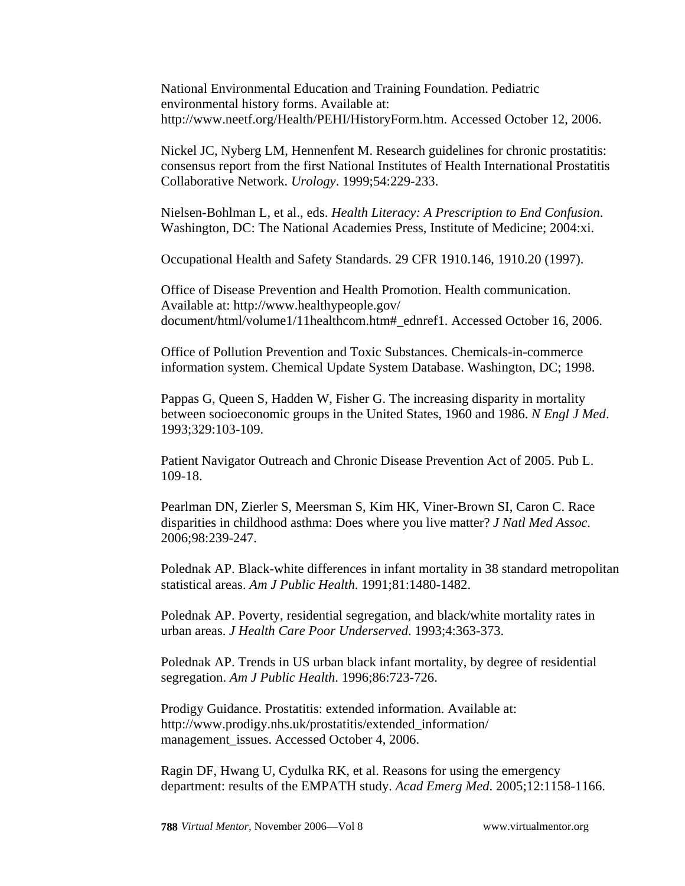National Environmental Education and Training Foundation. Pediatric environmental history forms. Available at: http://www.neetf.org/Health/PEHI/HistoryForm.htm. Accessed October 12, 2006.

Nickel JC, Nyberg LM, Hennenfent M. Research guidelines for chronic prostatitis: consensus report from the first National Institutes of Health International Prostatitis Collaborative Network. *Urology*. 1999;54:229-233.

Nielsen-Bohlman L, et al., eds. *Health Literacy: A Prescription to End Confusion*. Washington, DC: The National Academies Press, Institute of Medicine; 2004:xi.

Occupational Health and Safety Standards. 29 CFR 1910.146, 1910.20 (1997).

Office of Disease Prevention and Health Promotion. Health communication. Available at: http://www.healthypeople.gov/document/html/volume1/11healthcom.htm#_ednref1. Accessed October 16, 2006.

Office of Pollution Prevention and Toxic Substances. Chemicals-in-commerce information system. Chemical Update System Database. Washington, DC; 1998.

Pappas G, Queen S, Hadden W, Fisher G. The increasing disparity in mortality between socioeconomic groups in the United States, 1960 and 1986. *N Engl J Med*. 1993;329:103-109.

Patient Navigator Outreach and Chronic Disease Prevention Act of 2005. Pub L. 109-18.

Pearlman DN, Zierler S, Meersman S, Kim HK, Viner-Brown SI, Caron C. Race disparities in childhood asthma: Does where you live matter? *J Natl Med Assoc.* 2006;98:239-247.

Polednak AP. Black-white differences in infant mortality in 38 standard metropolitan statistical areas. *Am J Public Health.* 1991;81:1480-1482.

Polednak AP. Poverty, residential segregation, and black/white mortality rates in urban areas. *J Health Care Poor Underserved*. 1993;4:363-373.

Polednak AP. Trends in US urban black infant mortality, by degree of residential segregation. *Am J Public Health*. 1996;86:723-726.

Prodigy Guidance. Prostatitis: extended information. Available at: http://www.prodigy.nhs.uk/prostatitis/extended_information/management_issues. Accessed October 4, 2006.

Ragin DF, Hwang U, Cydulka RK, et al. Reasons for using the emergency department: results of the EMPATH study. *Acad Emerg Med*. 2005;12:1158-1166.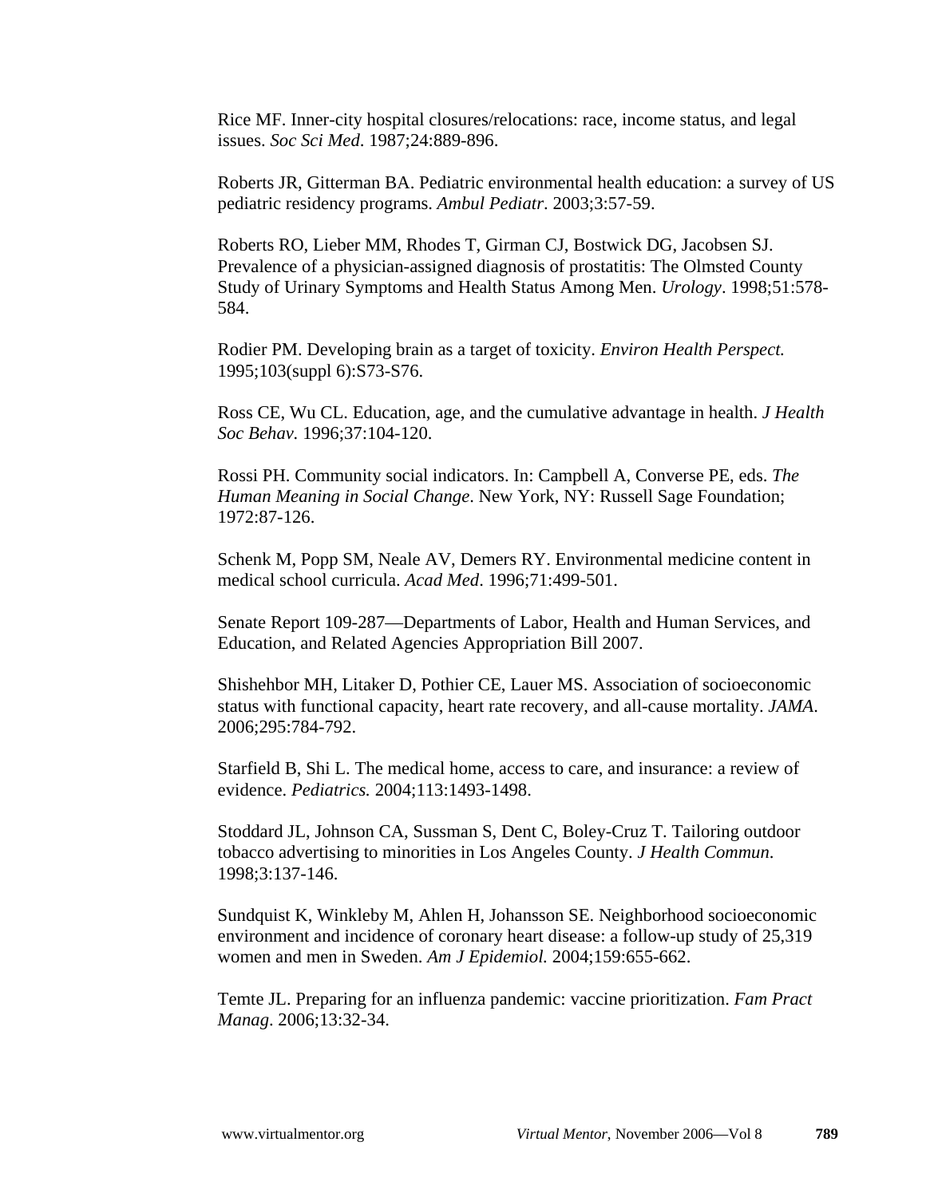Rice MF. Inner-city hospital closures/relocations: race, income status, and legal issues. *Soc Sci Med*. 1987;24:889-896.

Roberts JR, Gitterman BA. Pediatric environmental health education: a survey of US pediatric residency programs. *Ambul Pediatr*. 2003;3:57-59.

Roberts RO, Lieber MM, Rhodes T, Girman CJ, Bostwick DG, Jacobsen SJ. Prevalence of a physician-assigned diagnosis of prostatitis: The Olmsted County Study of Urinary Symptoms and Health Status Among Men. *Urology*. 1998;51:578-584.

Rodier PM. Developing brain as a target of toxicity. *Environ Health Perspect.* 1995;103(suppl 6):S73-S76.

Ross CE, Wu CL. Education, age, and the cumulative advantage in health. *J Health Soc Behav.* 1996;37:104-120.

Rossi PH. Community social indicators. In: Campbell A, Converse PE, eds. *The Human Meaning in Social Change*. New York, NY: Russell Sage Foundation; 1972:87-126.

Schenk M, Popp SM, Neale AV, Demers RY. Environmental medicine content in medical school curricula. *Acad Med*. 1996;71:499-501.

Senate Report 109-287—Departments of Labor, Health and Human Services, and Education, and Related Agencies Appropriation Bill 2007.

Shishehbor MH, Litaker D, Pothier CE, Lauer MS. Association of socioeconomic status with functional capacity, heart rate recovery, and all-cause mortality. *JAMA*. 2006;295:784-792.

Starfield B, Shi L. The medical home, access to care, and insurance: a review of evidence. *Pediatrics.* 2004;113:1493-1498.

Stoddard JL, Johnson CA, Sussman S, Dent C, Boley-Cruz T. Tailoring outdoor tobacco advertising to minorities in Los Angeles County. *J Health Commun*. 1998;3:137-146.

Sundquist K, Winkleby M, Ahlen H, Johansson SE. Neighborhood socioeconomic environment and incidence of coronary heart disease: a follow-up study of 25,319 women and men in Sweden. *Am J Epidemiol.* 2004;159:655-662.

Temte JL. Preparing for an influenza pandemic: vaccine prioritization. *Fam Pract Manag*. 2006;13:32-34.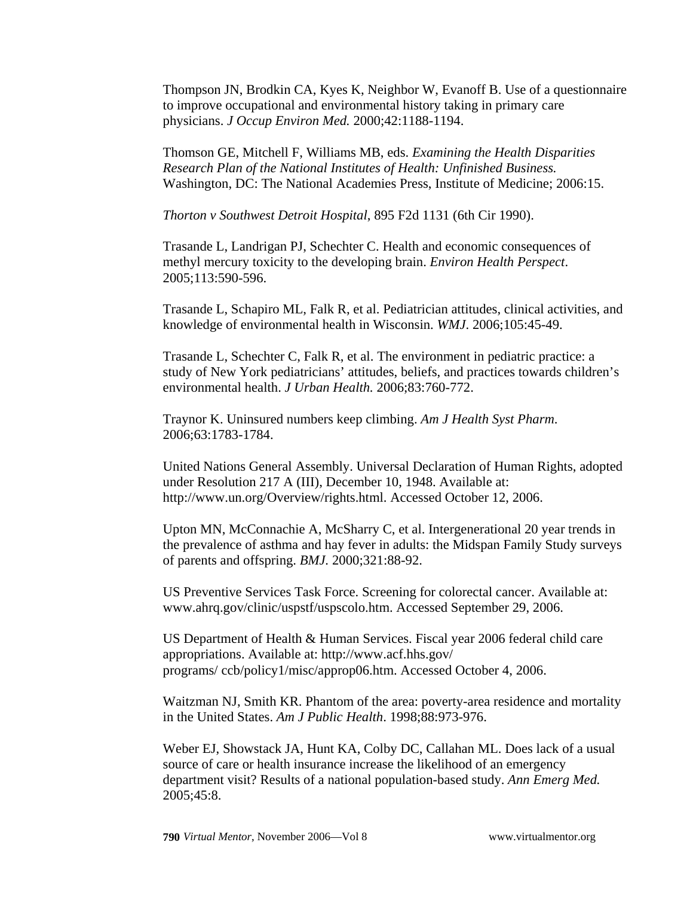Thompson JN, Brodkin CA, Kyes K, Neighbor W, Evanoff B. Use of a questionnaire to improve occupational and environmental history taking in primary care physicians. *J Occup Environ Med.* 2000;42:1188-1194.

Thomson GE, Mitchell F, Williams MB, eds. *Examining the Health Disparities Research Plan of the National Institutes of Health: Unfinished Business.* Washington, DC: The National Academies Press, Institute of Medicine; 2006:15.

*Thorton v Southwest Detroit Hospital*, 895 F2d 1131 (6th Cir 1990).

Trasande L, Landrigan PJ, Schechter C. Health and economic consequences of methyl mercury toxicity to the developing brain. *Environ Health Perspect*. 2005;113:590-596.

Trasande L, Schapiro ML, Falk R, et al. Pediatrician attitudes, clinical activities, and knowledge of environmental health in Wisconsin. *WMJ*. 2006;105:45-49.

Trasande L, Schechter C, Falk R, et al. The environment in pediatric practice: a study of New York pediatricians' attitudes, beliefs, and practices towards children's environmental health. *J Urban Health.* 2006;83:760-772.

Traynor K. Uninsured numbers keep climbing. *Am J Health Syst Pharm*. 2006;63:1783-1784.

United Nations General Assembly. Universal Declaration of Human Rights, adopted under Resolution 217 A (III), December 10, 1948. Available at: http://www.un.org/Overview/rights.html. Accessed October 12, 2006.

Upton MN, McConnachie A, McSharry C, et al. Intergenerational 20 year trends in the prevalence of asthma and hay fever in adults: the Midspan Family Study surveys of parents and offspring. *BMJ.* 2000;321:88-92.

US Preventive Services Task Force. Screening for colorectal cancer. Available at: www.ahrq.gov/clinic/uspstf/uspscolo.htm. Accessed September 29, 2006.

US Department of Health & Human Services. Fiscal year 2006 federal child care appropriations. Available at: http://www.acf.hhs.gov/programs/ ccb/policy1/misc/approp06.htm. Accessed October 4, 2006.

Waitzman NJ, Smith KR. Phantom of the area: poverty-area residence and mortality in the United States. *Am J Public Health*. 1998;88:973-976.

Weber EJ, Showstack JA, Hunt KA, Colby DC, Callahan ML. Does lack of a usual source of care or health insurance increase the likelihood of an emergency department visit? Results of a national population-based study. *Ann Emerg Med.* 2005;45:8.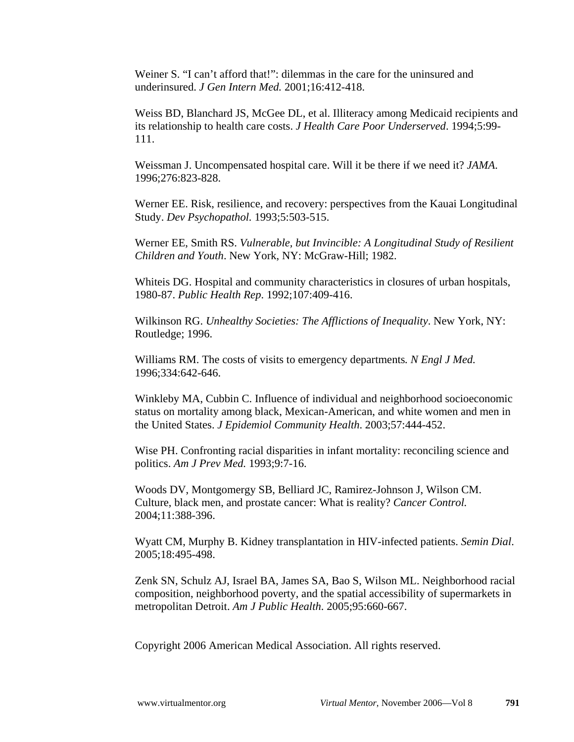Weiner S. "I can't afford that!": dilemmas in the care for the uninsured and underinsured. *J Gen Intern Med.* 2001;16:412-418.

Weiss BD, Blanchard JS, McGee DL, et al. Illiteracy among Medicaid recipients and its relationship to health care costs. *J Health Care Poor Underserved*. 1994;5:99-111.

Weissman J. Uncompensated hospital care. Will it be there if we need it? *JAMA.* 1996;276:823-828.

Werner EE. Risk, resilience, and recovery: perspectives from the Kauai Longitudinal Study. *Dev Psychopathol.* 1993;5:503-515.

Werner EE, Smith RS. *Vulnerable, but Invincible: A Longitudinal Study of Resilient Children and Youth*. New York, NY: McGraw-Hill; 1982.

Whiteis DG. Hospital and community characteristics in closures of urban hospitals, 1980-87. *Public Health Rep.* 1992;107:409-416.

Wilkinson RG. *Unhealthy Societies: The Afflictions of Inequality*. New York, NY: Routledge; 1996.

Williams RM. The costs of visits to emergency departments*. N Engl J Med.* 1996;334:642-646.

Winkleby MA, Cubbin C. Influence of individual and neighborhood socioeconomic status on mortality among black, Mexican-American, and white women and men in the United States. *J Epidemiol Community Health.* 2003;57:444-452.

Wise PH. Confronting racial disparities in infant mortality: reconciling science and politics. *Am J Prev Med.* 1993;9:7-16.

Woods DV, Montgomergy SB, Belliard JC, Ramirez-Johnson J, Wilson CM. Culture, black men, and prostate cancer: What is reality? *Cancer Control.* 2004;11:388-396.

Wyatt CM, Murphy B. Kidney transplantation in HIV-infected patients. *Semin Dial*. 2005;18:495-498.

Zenk SN, Schulz AJ, Israel BA, James SA, Bao S, Wilson ML. Neighborhood racial composition, neighborhood poverty, and the spatial accessibility of supermarkets in metropolitan Detroit. *Am J Public Health*. 2005;95:660-667.

Copyright 2006 American Medical Association. All rights reserved.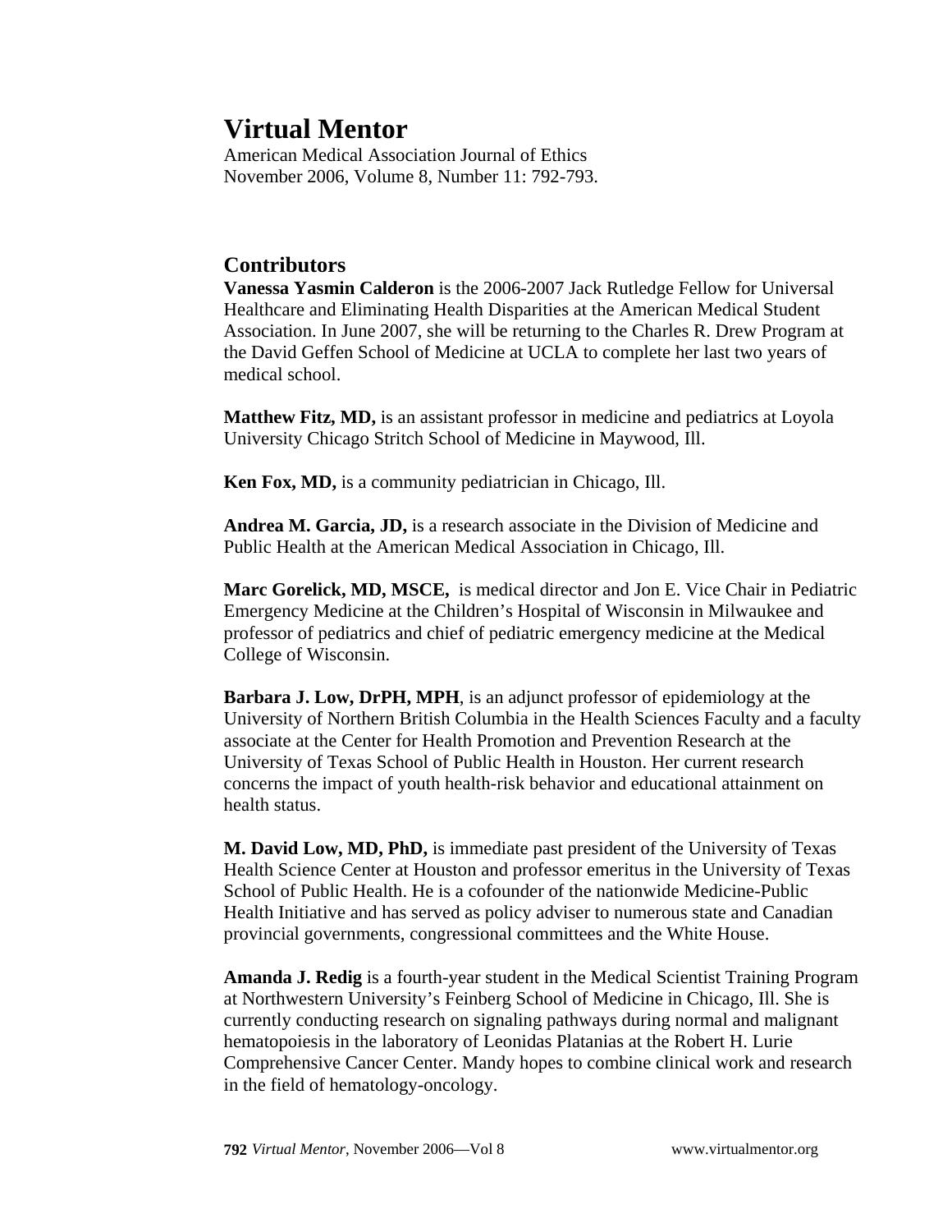# Virtual Mentor

American Medical Association Journal of Ethics
November 2006, Volume 8, Number 11: 792-793.

## Contributors

**Vanessa Yasmin Calderon** is the 2006-2007 Jack Rutledge Fellow for Universal Healthcare and Eliminating Health Disparities at the American Medical Student Association. In June 2007, she will be returning to the Charles R. Drew Program at the David Geffen School of Medicine at UCLA to complete her last two years of medical school.

**Matthew Fitz, MD,** is an assistant professor in medicine and pediatrics at Loyola University Chicago Stritch School of Medicine in Maywood, Ill.

**Ken Fox, MD,** is a community pediatrician in Chicago, Ill.

**Andrea M. Garcia, JD,** is a research associate in the Division of Medicine and Public Health at the American Medical Association in Chicago, Ill.

**Marc Gorelick, MD, MSCE,** is medical director and Jon E. Vice Chair in Pediatric Emergency Medicine at the Children's Hospital of Wisconsin in Milwaukee and professor of pediatrics and chief of pediatric emergency medicine at the Medical College of Wisconsin.

**Barbara J. Low, DrPH, MPH**, is an adjunct professor of epidemiology at the University of Northern British Columbia in the Health Sciences Faculty and a faculty associate at the Center for Health Promotion and Prevention Research at the University of Texas School of Public Health in Houston. Her current research concerns the impact of youth health-risk behavior and educational attainment on health status.

**M. David Low, MD, PhD,** is immediate past president of the University of Texas Health Science Center at Houston and professor emeritus in the University of Texas School of Public Health. He is a cofounder of the nationwide Medicine-Public Health Initiative and has served as policy adviser to numerous state and Canadian provincial governments, congressional committees and the White House.

**Amanda J. Redig** is a fourth-year student in the Medical Scientist Training Program at Northwestern University's Feinberg School of Medicine in Chicago, Ill. She is currently conducting research on signaling pathways during normal and malignant hematopoiesis in the laboratory of Leonidas Platanias at the Robert H. Lurie Comprehensive Cancer Center. Mandy hopes to combine clinical work and research in the field of hematology-oncology.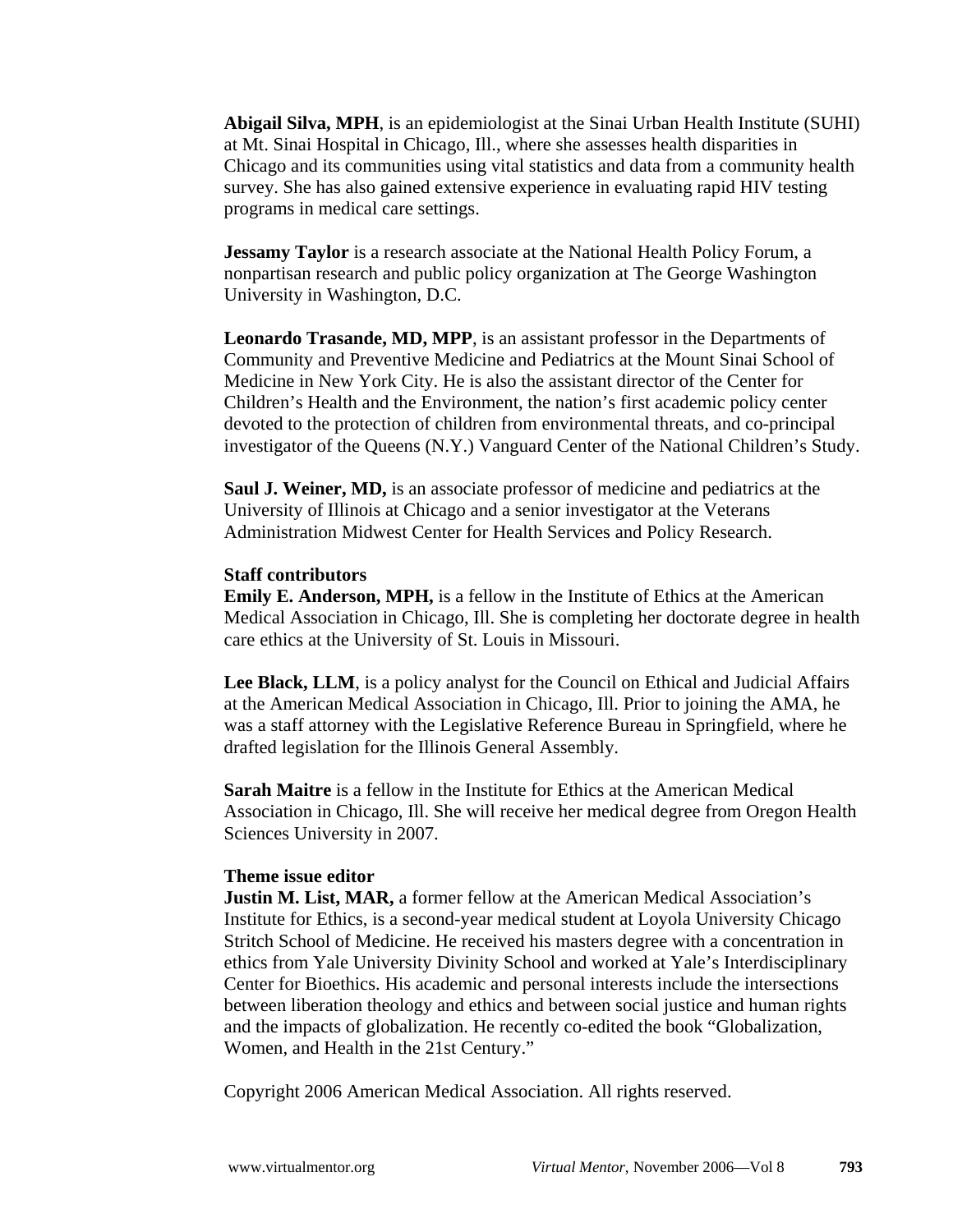**Abigail Silva, MPH**, is an epidemiologist at the Sinai Urban Health Institute (SUHI) at Mt. Sinai Hospital in Chicago, Ill., where she assesses health disparities in Chicago and its communities using vital statistics and data from a community health survey. She has also gained extensive experience in evaluating rapid HIV testing programs in medical care settings.

**Jessamy Taylor** is a research associate at the National Health Policy Forum, a nonpartisan research and public policy organization at The George Washington University in Washington, D.C.

**Leonardo Trasande, MD, MPP**, is an assistant professor in the Departments of Community and Preventive Medicine and Pediatrics at the Mount Sinai School of Medicine in New York City. He is also the assistant director of the Center for Children's Health and the Environment, the nation's first academic policy center devoted to the protection of children from environmental threats, and co-principal investigator of the Queens (N.Y.) Vanguard Center of the National Children's Study.

**Saul J. Weiner, MD,** is an associate professor of medicine and pediatrics at the University of Illinois at Chicago and a senior investigator at the Veterans Administration Midwest Center for Health Services and Policy Research.

**Staff contributors**

**Emily E. Anderson, MPH,** is a fellow in the Institute of Ethics at the American Medical Association in Chicago, Ill. She is completing her doctorate degree in health care ethics at the University of St. Louis in Missouri.

**Lee Black, LLM**, is a policy analyst for the Council on Ethical and Judicial Affairs at the American Medical Association in Chicago, Ill. Prior to joining the AMA, he was a staff attorney with the Legislative Reference Bureau in Springfield, where he drafted legislation for the Illinois General Assembly.

**Sarah Maitre** is a fellow in the Institute for Ethics at the American Medical Association in Chicago, Ill. She will receive her medical degree from Oregon Health Sciences University in 2007.

**Theme issue editor**

**Justin M. List, MAR,** a former fellow at the American Medical Association's Institute for Ethics, is a second-year medical student at Loyola University Chicago Stritch School of Medicine. He received his masters degree with a concentration in ethics from Yale University Divinity School and worked at Yale's Interdisciplinary Center for Bioethics. His academic and personal interests include the intersections between liberation theology and ethics and between social justice and human rights and the impacts of globalization. He recently co-edited the book "Globalization, Women, and Health in the 21st Century."

Copyright 2006 American Medical Association. All rights reserved.